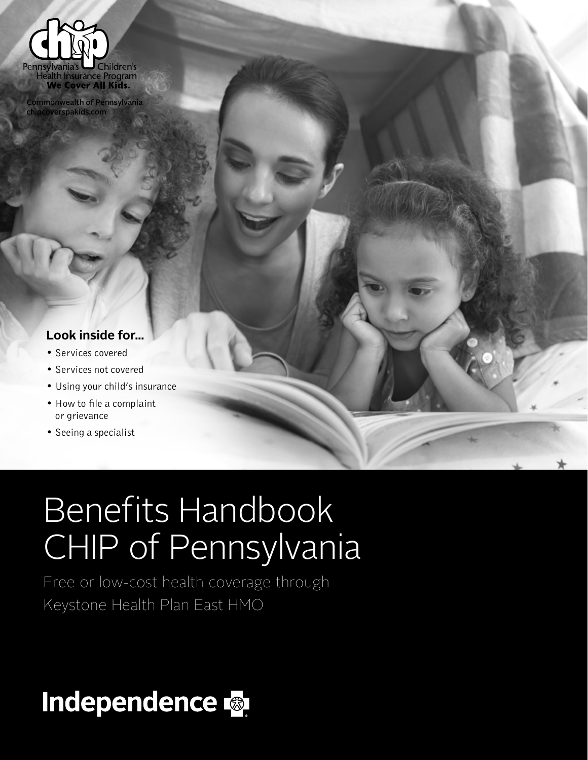chip

Pennsylvania's Children's Health Insurance Program

**We Cover All Kids.**

**Commonwealth of Pennsylvania**
**chipcoverspakids.com**

**Look inside for...**

- Services covered
- Services not covered
- Using your child's insurance
- How to file a complaint or grievance
- Seeing a specialist

# Benefits Handbook CHIP of Pennsylvania

Free or low-cost health coverage through Keystone Health Plan East HMO

**Independence**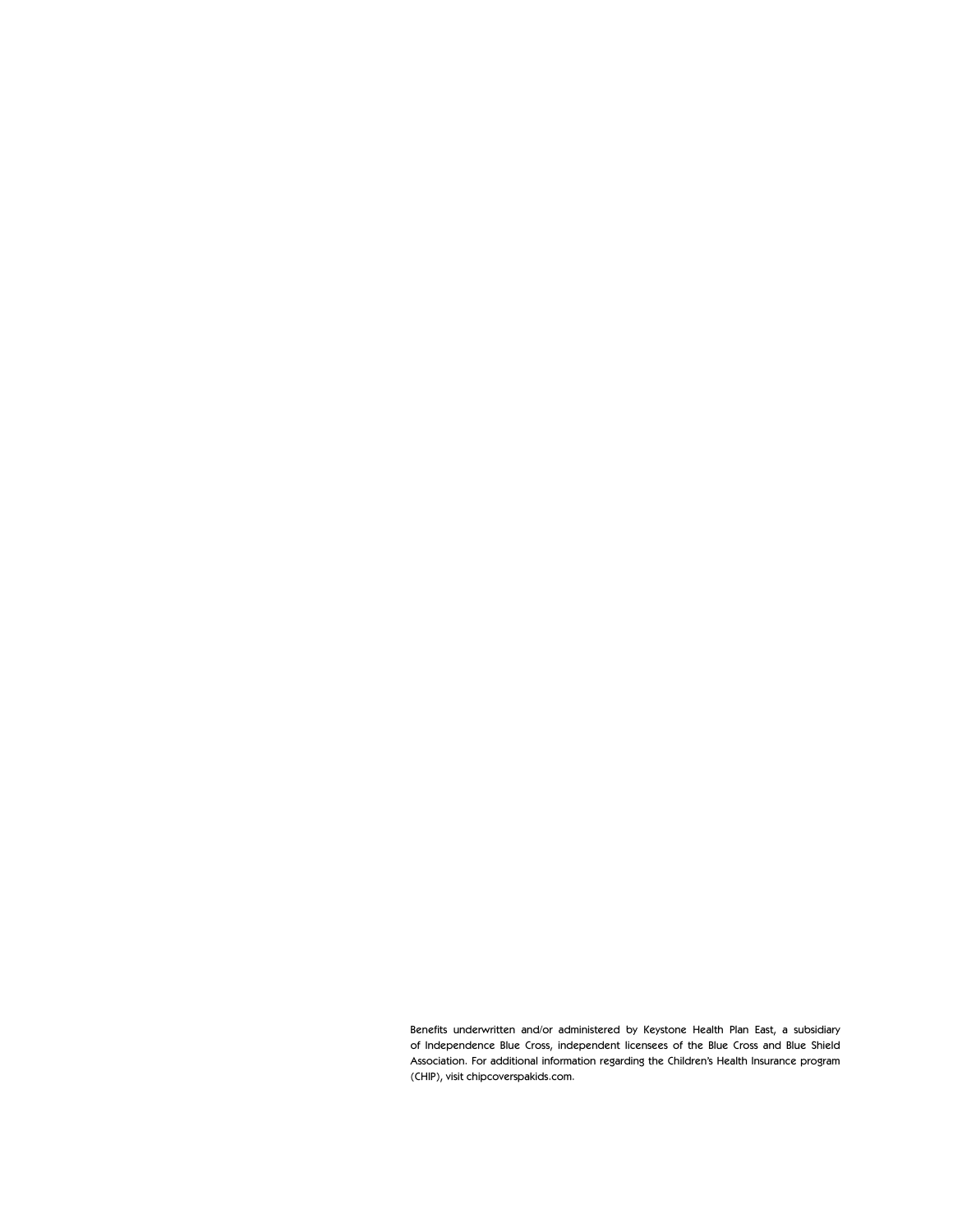Benefits underwritten and/or administered by Keystone Health Plan East, a subsidiary of Independence Blue Cross, independent licensees of the Blue Cross and Blue Shield Association. For additional information regarding the Children's Health Insurance program (CHIP), visit chipcoverspakids.com.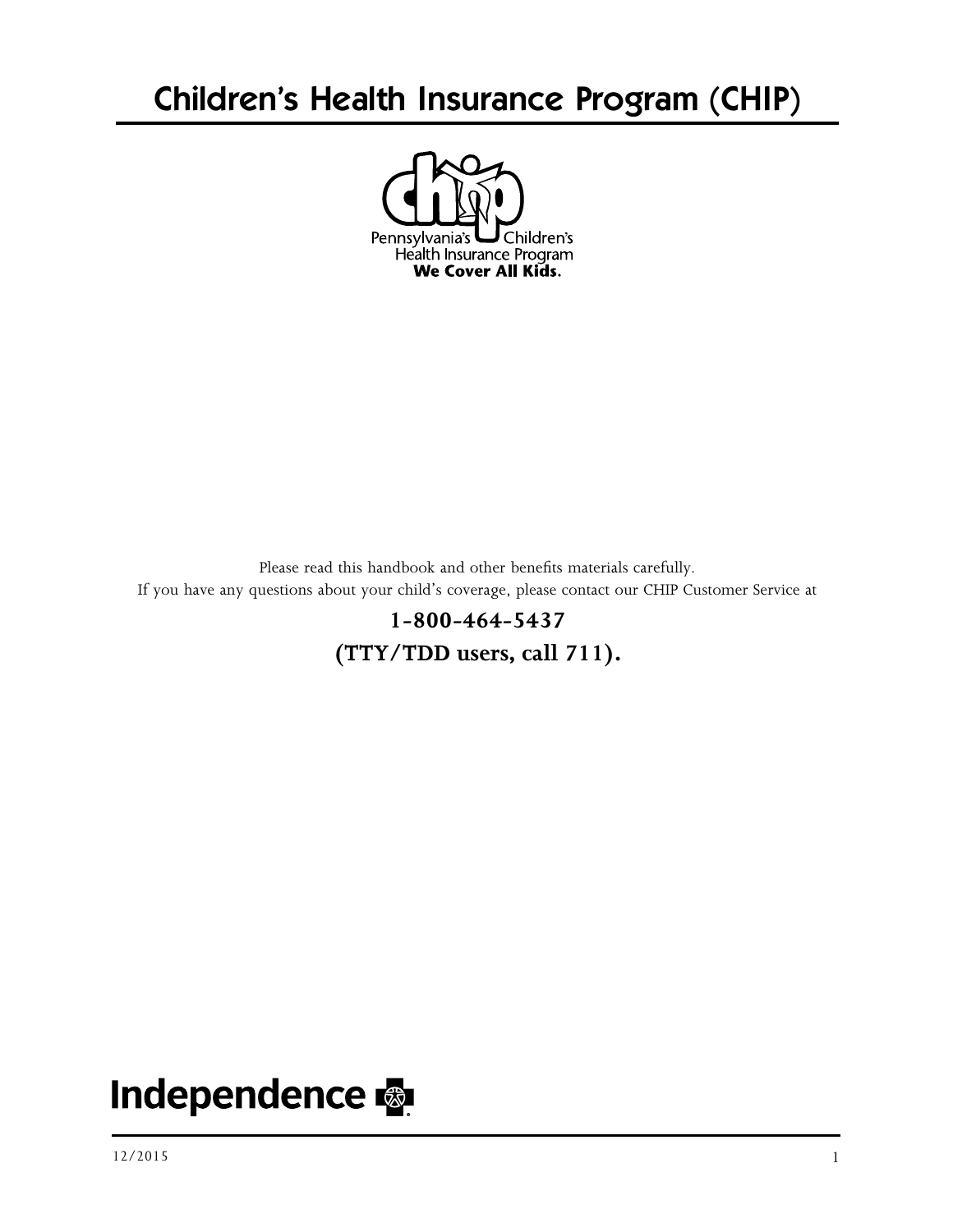# Children's Health Insurance Program (CHIP)

Pennsylvania's Children's Health Insurance Program

**We Cover All Kids.**

Please read this handbook and other benefits materials carefully.
If you have any questions about your child's coverage, please contact our CHIP Customer Service at

**1-800-464-5437**

**(TTY/TDD users, call 711).**

Independence

12/2015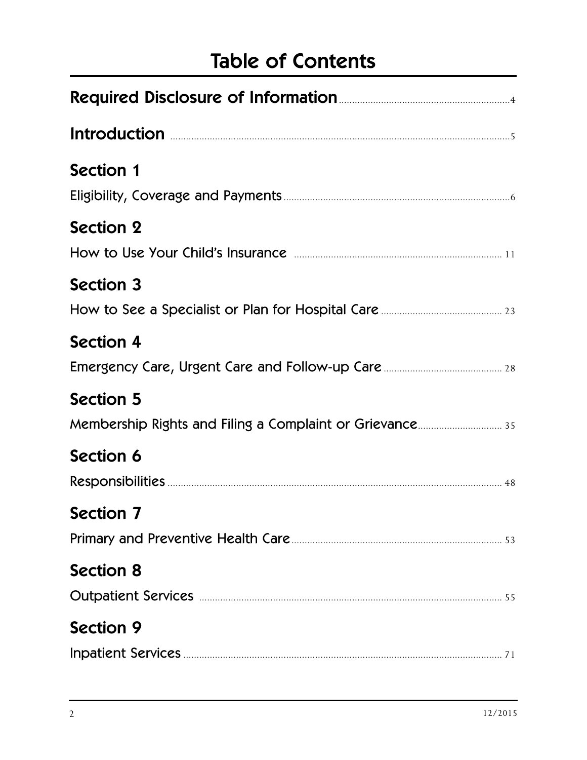# Table of Contents

**Required Disclosure of Information** .................................................. 4

**Introduction** .................................................. 5

## Section 1

Eligibility, Coverage and Payments .................................................. 6

## Section 2

How to Use Your Child's Insurance .................................................. 11

## Section 3

How to See a Specialist or Plan for Hospital Care .................................................. 23

## Section 4

Emergency Care, Urgent Care and Follow-up Care .................................................. 28

## Section 5

Membership Rights and Filing a Complaint or Grievance .................................................. 35

## Section 6

Responsibilities .................................................. 48

## Section 7

Primary and Preventive Health Care .................................................. 53

## Section 8

Outpatient Services .................................................. 55

## Section 9

Inpatient Services .................................................. 71

12/2015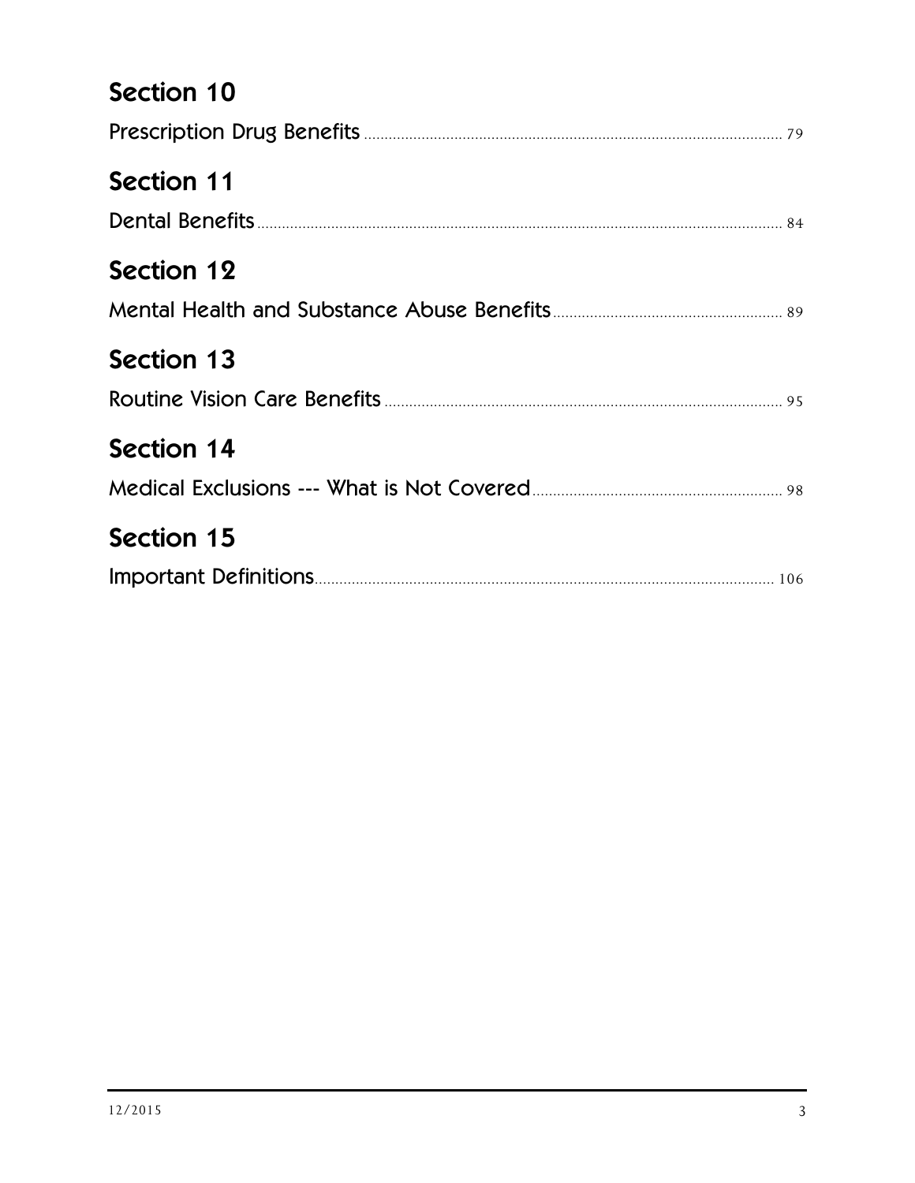## Section 10

Prescription Drug Benefits ........................................................................................... 79

## Section 11

Dental Benefits ........................................................................................................... 84

## Section 12

Mental Health and Substance Abuse Benefits ............................................................ 89

## Section 13

Routine Vision Care Benefits ..................................................................................... 95

## Section 14

Medical Exclusions --- What is Not Covered ............................................................. 98

## Section 15

Important Definitions ............................................................................................... 106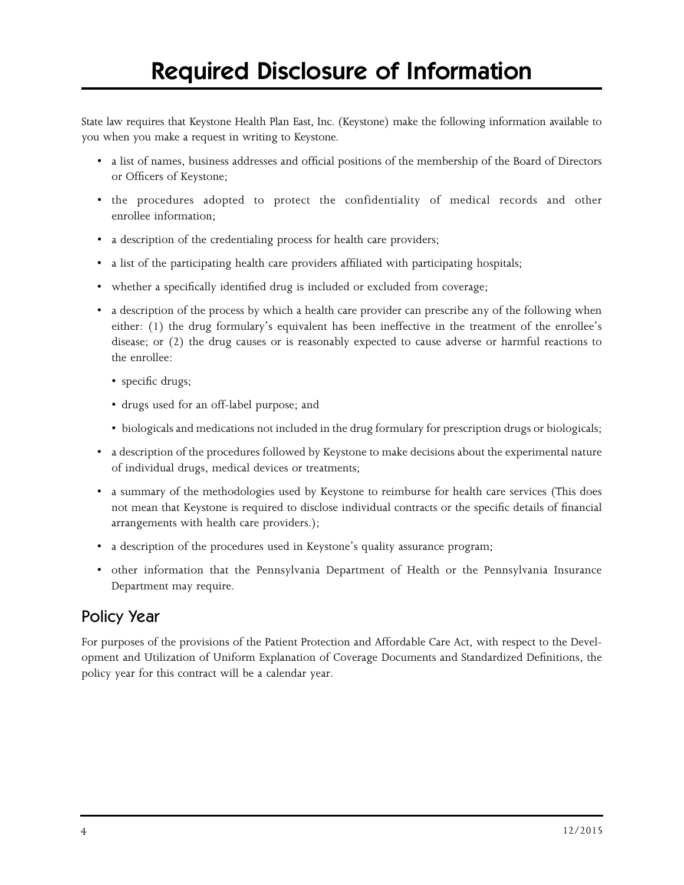# Required Disclosure of Information

State law requires that Keystone Health Plan East, Inc. (Keystone) make the following information available to you when you make a request in writing to Keystone.

- a list of names, business addresses and official positions of the membership of the Board of Directors or Officers of Keystone;
- the procedures adopted to protect the confidentiality of medical records and other enrollee information;
- a description of the credentialing process for health care providers;
- a list of the participating health care providers affiliated with participating hospitals;
- whether a specifically identified drug is included or excluded from coverage;
- a description of the process by which a health care provider can prescribe any of the following when either: (1) the drug formulary's equivalent has been ineffective in the treatment of the enrollee's disease; or (2) the drug causes or is reasonably expected to cause adverse or harmful reactions to the enrollee:
  - specific drugs;
  - drugs used for an off-label purpose; and
  - biologicals and medications not included in the drug formulary for prescription drugs or biologicals;
- a description of the procedures followed by Keystone to make decisions about the experimental nature of individual drugs, medical devices or treatments;
- a summary of the methodologies used by Keystone to reimburse for health care services (This does not mean that Keystone is required to disclose individual contracts or the specific details of financial arrangements with health care providers.);
- a description of the procedures used in Keystone's quality assurance program;
- other information that the Pennsylvania Department of Health or the Pennsylvania Insurance Department may require.

## Policy Year

For purposes of the provisions of the Patient Protection and Affordable Care Act, with respect to the Development and Utilization of Uniform Explanation of Coverage Documents and Standardized Definitions, the policy year for this contract will be a calendar year.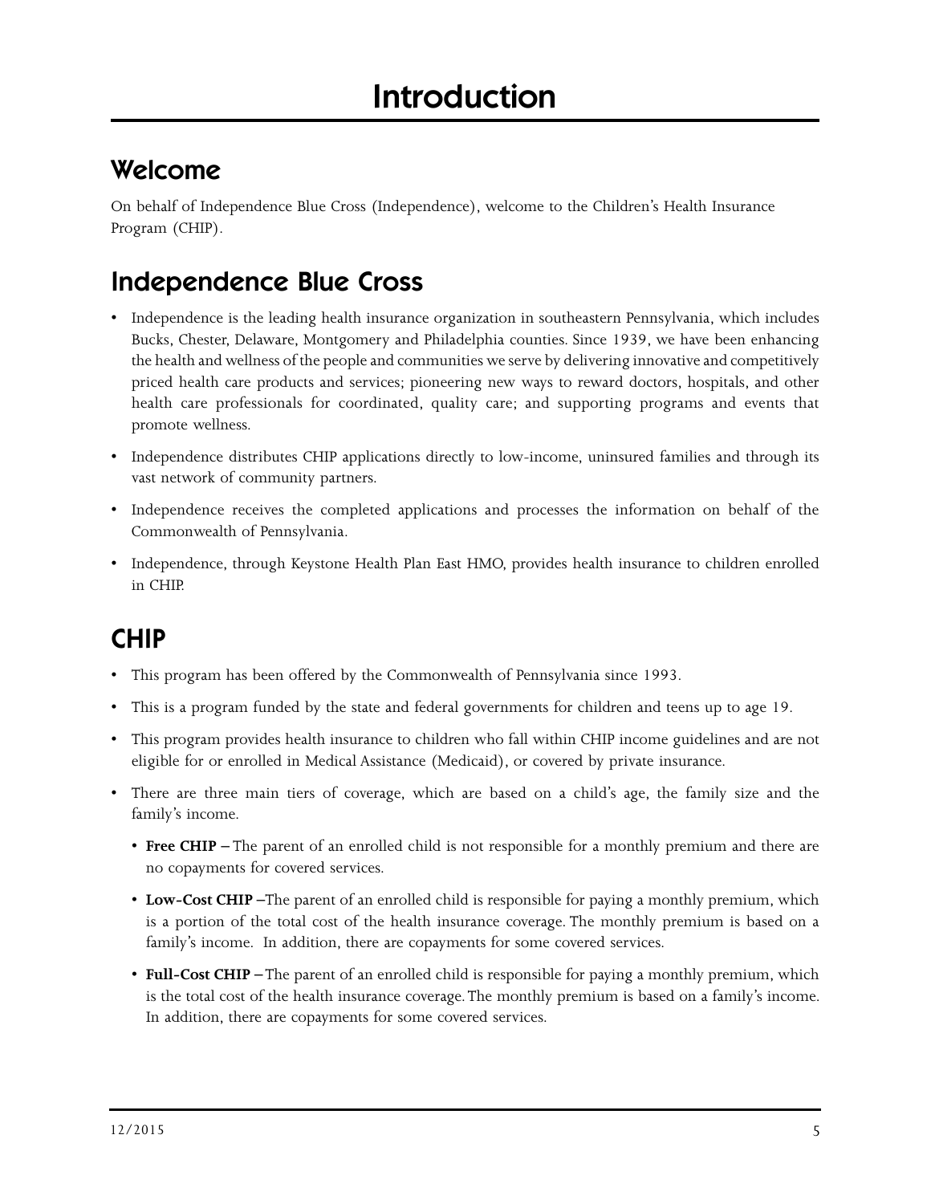# Introduction

## Welcome

On behalf of Independence Blue Cross (Independence), welcome to the Children's Health Insurance Program (CHIP).

## Independence Blue Cross

- Independence is the leading health insurance organization in southeastern Pennsylvania, which includes Bucks, Chester, Delaware, Montgomery and Philadelphia counties. Since 1939, we have been enhancing the health and wellness of the people and communities we serve by delivering innovative and competitively priced health care products and services; pioneering new ways to reward doctors, hospitals, and other health care professionals for coordinated, quality care; and supporting programs and events that promote wellness.
- Independence distributes CHIP applications directly to low-income, uninsured families and through its vast network of community partners.
- Independence receives the completed applications and processes the information on behalf of the Commonwealth of Pennsylvania.
- Independence, through Keystone Health Plan East HMO, provides health insurance to children enrolled in CHIP.

## CHIP

- This program has been offered by the Commonwealth of Pennsylvania since 1993.
- This is a program funded by the state and federal governments for children and teens up to age 19.
- This program provides health insurance to children who fall within CHIP income guidelines and are not eligible for or enrolled in Medical Assistance (Medicaid), or covered by private insurance.
- There are three main tiers of coverage, which are based on a child's age, the family size and the family's income.
  - **Free CHIP** – The parent of an enrolled child is not responsible for a monthly premium and there are no copayments for covered services.
  - **Low-Cost CHIP** –The parent of an enrolled child is responsible for paying a monthly premium, which is a portion of the total cost of the health insurance coverage. The monthly premium is based on a family's income. In addition, there are copayments for some covered services.
  - **Full-Cost CHIP** – The parent of an enrolled child is responsible for paying a monthly premium, which is the total cost of the health insurance coverage. The monthly premium is based on a family's income. In addition, there are copayments for some covered services.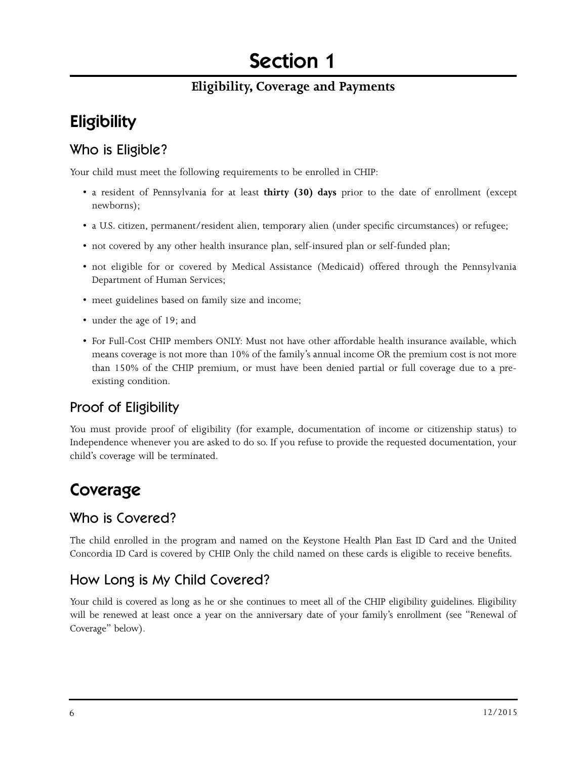# Section 1

**Eligibility, Coverage and Payments**

## Eligibility

### Who is Eligible?

Your child must meet the following requirements to be enrolled in CHIP:

- a resident of Pennsylvania for at least **thirty (30) days** prior to the date of enrollment (except newborns);
- a U.S. citizen, permanent/resident alien, temporary alien (under specific circumstances) or refugee;
- not covered by any other health insurance plan, self-insured plan or self-funded plan;
- not eligible for or covered by Medical Assistance (Medicaid) offered through the Pennsylvania Department of Human Services;
- meet guidelines based on family size and income;
- under the age of 19; and
- For Full-Cost CHIP members ONLY: Must not have other affordable health insurance available, which means coverage is not more than 10% of the family's annual income OR the premium cost is not more than 150% of the CHIP premium, or must have been denied partial or full coverage due to a pre-existing condition.

### Proof of Eligibility

You must provide proof of eligibility (for example, documentation of income or citizenship status) to Independence whenever you are asked to do so. If you refuse to provide the requested documentation, your child's coverage will be terminated.

## Coverage

### Who is Covered?

The child enrolled in the program and named on the Keystone Health Plan East ID Card and the United Concordia ID Card is covered by CHIP. Only the child named on these cards is eligible to receive benefits.

### How Long is My Child Covered?

Your child is covered as long as he or she continues to meet all of the CHIP eligibility guidelines. Eligibility will be renewed at least once a year on the anniversary date of your family's enrollment (see "Renewal of Coverage" below).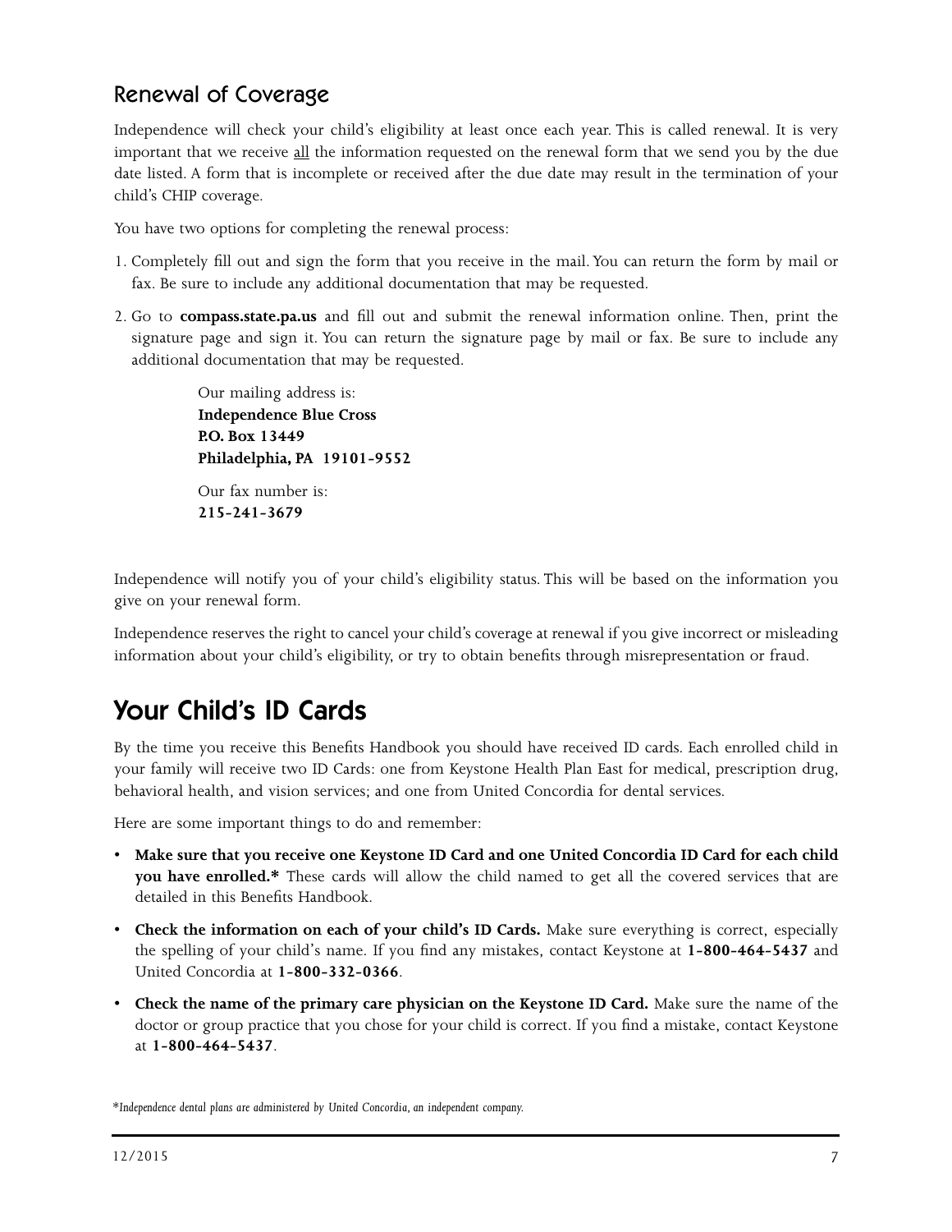## Renewal of Coverage

Independence will check your child's eligibility at least once each year. This is called renewal. It is very important that we receive <u>all</u> the information requested on the renewal form that we send you by the due date listed. A form that is incomplete or received after the due date may result in the termination of your child's CHIP coverage.

You have two options for completing the renewal process:

1. Completely fill out and sign the form that you receive in the mail. You can return the form by mail or fax. Be sure to include any additional documentation that may be requested.
2. Go to **compass.state.pa.us** and fill out and submit the renewal information online. Then, print the signature page and sign it. You can return the signature page by mail or fax. Be sure to include any additional documentation that may be requested.

   Our mailing address is:
   **Independence Blue Cross**
   **P.O. Box 13449**
   **Philadelphia, PA 19101-9552**

   Our fax number is:
   **215-241-3679**

Independence will notify you of your child's eligibility status. This will be based on the information you give on your renewal form.

Independence reserves the right to cancel your child's coverage at renewal if you give incorrect or misleading information about your child's eligibility, or try to obtain benefits through misrepresentation or fraud.

# Your Child's ID Cards

By the time you receive this Benefits Handbook you should have received ID cards. Each enrolled child in your family will receive two ID Cards: one from Keystone Health Plan East for medical, prescription drug, behavioral health, and vision services; and one from United Concordia for dental services.

Here are some important things to do and remember:

- **Make sure that you receive one Keystone ID Card and one United Concordia ID Card for each child you have enrolled.*** These cards will allow the child named to get all the covered services that are detailed in this Benefits Handbook.
- **Check the information on each of your child's ID Cards.** Make sure everything is correct, especially the spelling of your child's name. If you find any mistakes, contact Keystone at **1-800-464-5437** and United Concordia at **1-800-332-0366**.
- **Check the name of the primary care physician on the Keystone ID Card.** Make sure the name of the doctor or group practice that you chose for your child is correct. If you find a mistake, contact Keystone at **1-800-464-5437**.

*\*Independence dental plans are administered by United Concordia, an independent company.*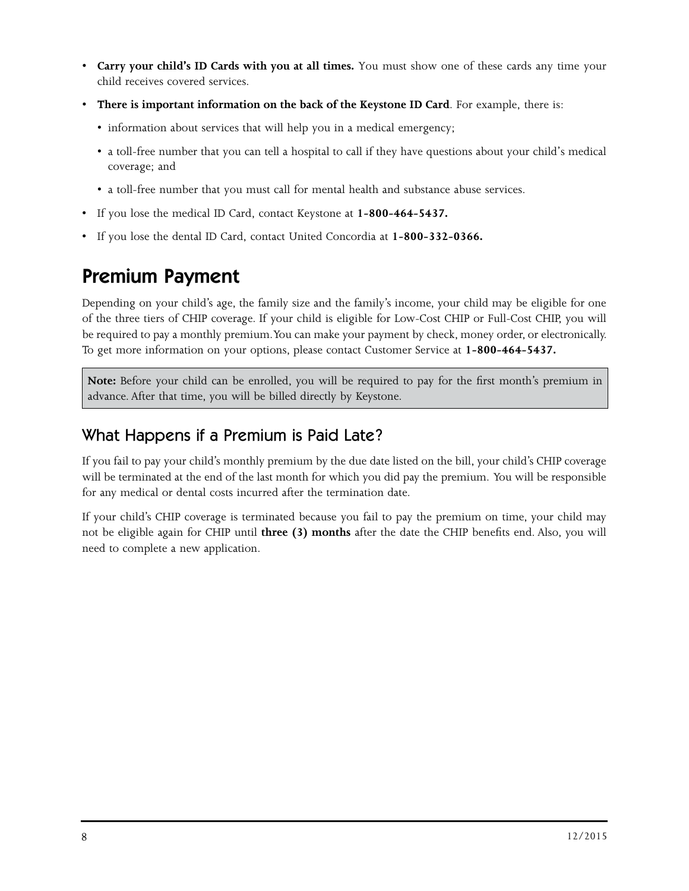- **Carry your child's ID Cards with you at all times.** You must show one of these cards any time your child receives covered services.
- **There is important information on the back of the Keystone ID Card**. For example, there is:
  - information about services that will help you in a medical emergency;
  - a toll-free number that you can tell a hospital to call if they have questions about your child's medical coverage; and
  - a toll-free number that you must call for mental health and substance abuse services.
- If you lose the medical ID Card, contact Keystone at **1-800-464-5437.**
- If you lose the dental ID Card, contact United Concordia at **1-800-332-0366.**

# Premium Payment

Depending on your child's age, the family size and the family's income, your child may be eligible for one of the three tiers of CHIP coverage. If your child is eligible for Low-Cost CHIP or Full-Cost CHIP, you will be required to pay a monthly premium. You can make your payment by check, money order, or electronically. To get more information on your options, please contact Customer Service at **1-800-464-5437.**

**Note:** Before your child can be enrolled, you will be required to pay for the first month's premium in advance. After that time, you will be billed directly by Keystone.

## What Happens if a Premium is Paid Late?

If you fail to pay your child's monthly premium by the due date listed on the bill, your child's CHIP coverage will be terminated at the end of the last month for which you did pay the premium. You will be responsible for any medical or dental costs incurred after the termination date.

If your child's CHIP coverage is terminated because you fail to pay the premium on time, your child may not be eligible again for CHIP until **three (3) months** after the date the CHIP benefits end. Also, you will need to complete a new application.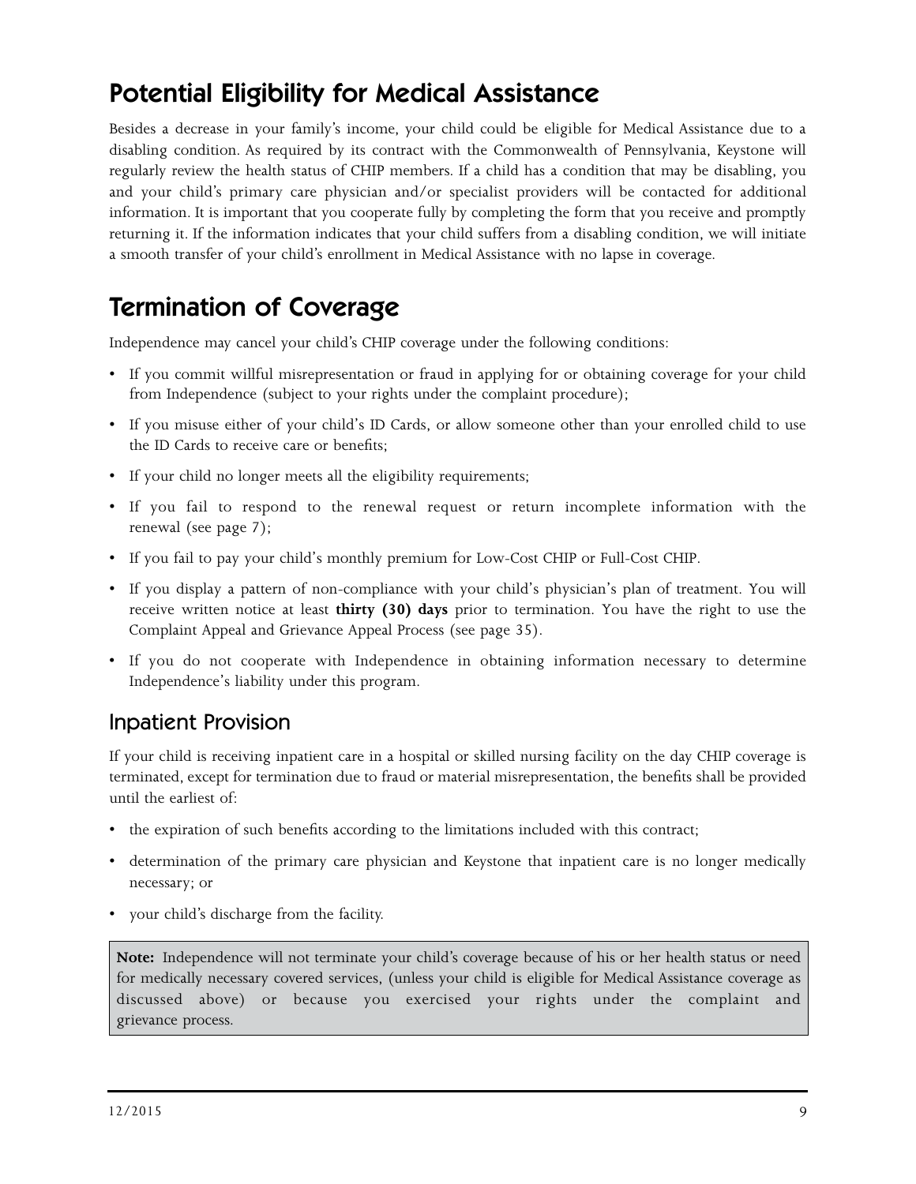## Potential Eligibility for Medical Assistance

Besides a decrease in your family's income, your child could be eligible for Medical Assistance due to a disabling condition. As required by its contract with the Commonwealth of Pennsylvania, Keystone will regularly review the health status of CHIP members. If a child has a condition that may be disabling, you and your child's primary care physician and/or specialist providers will be contacted for additional information. It is important that you cooperate fully by completing the form that you receive and promptly returning it. If the information indicates that your child suffers from a disabling condition, we will initiate a smooth transfer of your child's enrollment in Medical Assistance with no lapse in coverage.

## Termination of Coverage

Independence may cancel your child's CHIP coverage under the following conditions:

- If you commit willful misrepresentation or fraud in applying for or obtaining coverage for your child from Independence (subject to your rights under the complaint procedure);
- If you misuse either of your child's ID Cards, or allow someone other than your enrolled child to use the ID Cards to receive care or benefits;
- If your child no longer meets all the eligibility requirements;
- If you fail to respond to the renewal request or return incomplete information with the renewal (see page 7);
- If you fail to pay your child's monthly premium for Low-Cost CHIP or Full-Cost CHIP.
- If you display a pattern of non-compliance with your child's physician's plan of treatment. You will receive written notice at least **thirty (30) days** prior to termination. You have the right to use the Complaint Appeal and Grievance Appeal Process (see page 35).
- If you do not cooperate with Independence in obtaining information necessary to determine Independence's liability under this program.

### Inpatient Provision

If your child is receiving inpatient care in a hospital or skilled nursing facility on the day CHIP coverage is terminated, except for termination due to fraud or material misrepresentation, the benefits shall be provided until the earliest of:

- the expiration of such benefits according to the limitations included with this contract;
- determination of the primary care physician and Keystone that inpatient care is no longer medically necessary; or
- your child's discharge from the facility.

**Note:** Independence will not terminate your child's coverage because of his or her health status or need for medically necessary covered services, (unless your child is eligible for Medical Assistance coverage as discussed above) or because you exercised your rights under the complaint and grievance process.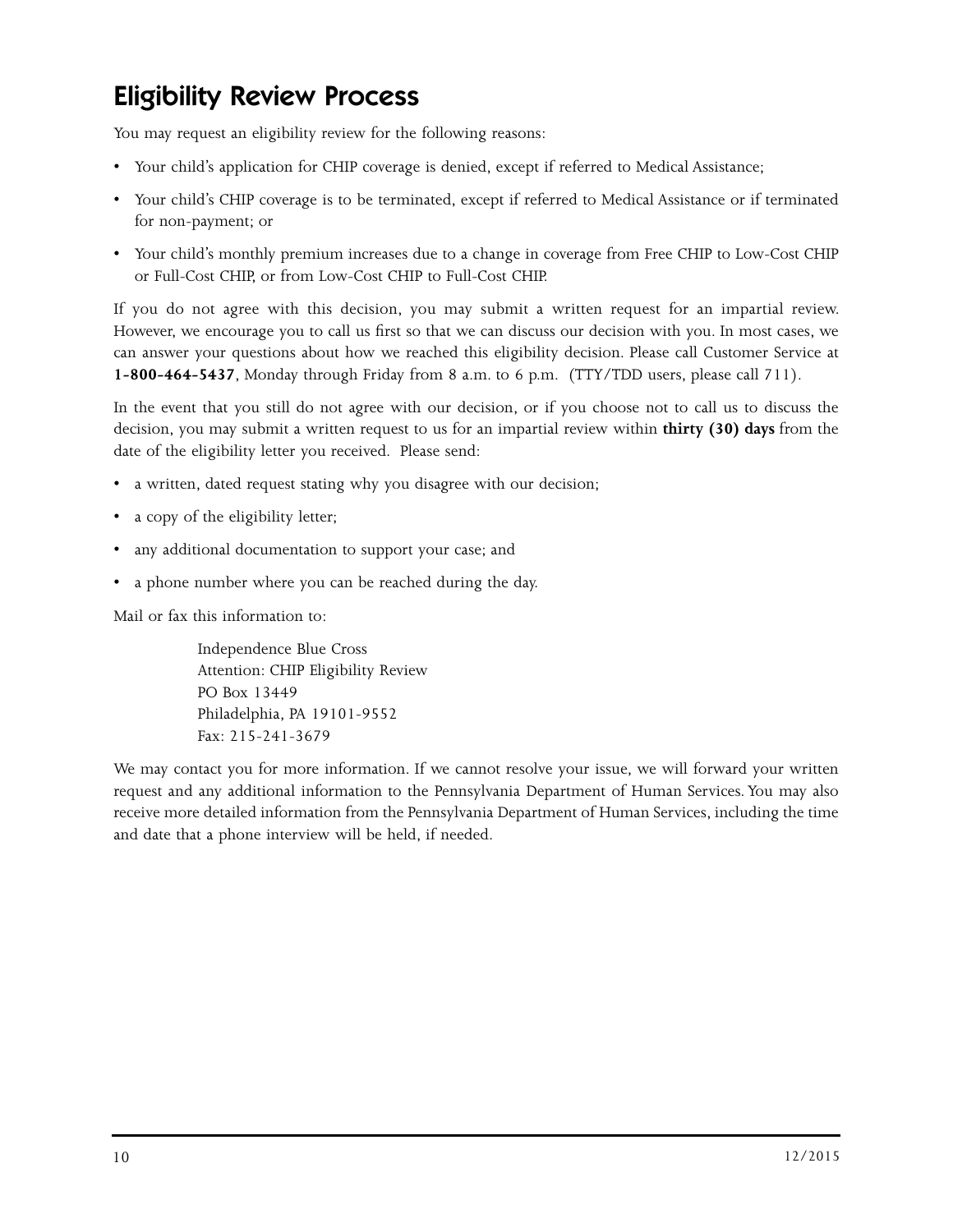# Eligibility Review Process

You may request an eligibility review for the following reasons:

- Your child's application for CHIP coverage is denied, except if referred to Medical Assistance;
- Your child's CHIP coverage is to be terminated, except if referred to Medical Assistance or if terminated for non-payment; or
- Your child's monthly premium increases due to a change in coverage from Free CHIP to Low-Cost CHIP or Full-Cost CHIP, or from Low-Cost CHIP to Full-Cost CHIP.

If you do not agree with this decision, you may submit a written request for an impartial review. However, we encourage you to call us first so that we can discuss our decision with you. In most cases, we can answer your questions about how we reached this eligibility decision. Please call Customer Service at **1-800-464-5437**, Monday through Friday from 8 a.m. to 6 p.m. (TTY/TDD users, please call 711).

In the event that you still do not agree with our decision, or if you choose not to call us to discuss the decision, you may submit a written request to us for an impartial review within **thirty (30) days** from the date of the eligibility letter you received. Please send:

- a written, dated request stating why you disagree with our decision;
- a copy of the eligibility letter;
- any additional documentation to support your case; and
- a phone number where you can be reached during the day.

Mail or fax this information to:

> Independence Blue Cross
> Attention: CHIP Eligibility Review
> PO Box 13449
> Philadelphia, PA 19101-9552
> Fax: 215-241-3679

We may contact you for more information. If we cannot resolve your issue, we will forward your written request and any additional information to the Pennsylvania Department of Human Services. You may also receive more detailed information from the Pennsylvania Department of Human Services, including the time and date that a phone interview will be held, if needed.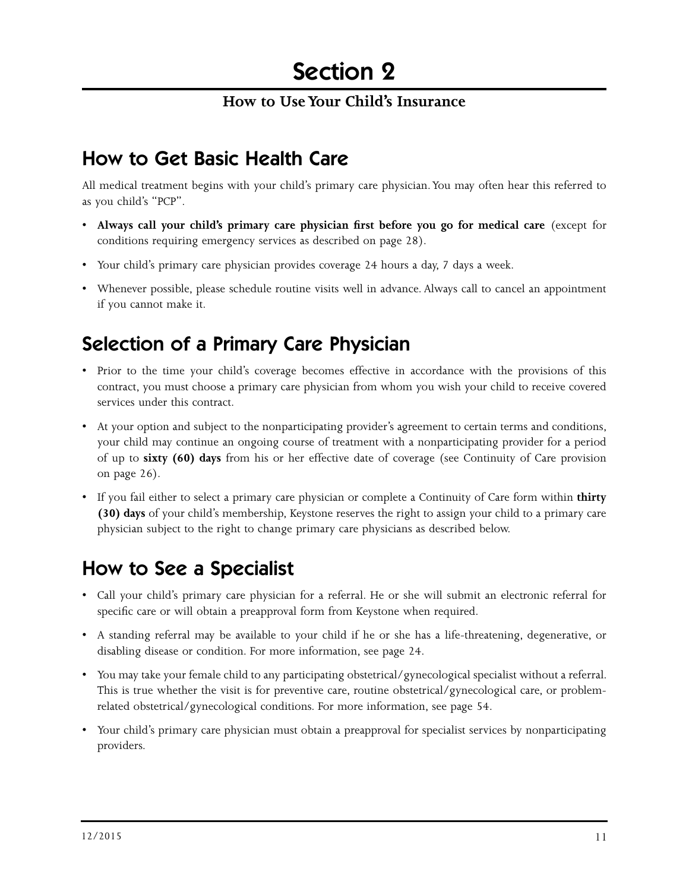# Section 2

**How to Use Your Child's Insurance**

## How to Get Basic Health Care

All medical treatment begins with your child's primary care physician. You may often hear this referred to as you child's "PCP".

- **Always call your child's primary care physician first before you go for medical care** (except for conditions requiring emergency services as described on page 28).
- Your child's primary care physician provides coverage 24 hours a day, 7 days a week.
- Whenever possible, please schedule routine visits well in advance. Always call to cancel an appointment if you cannot make it.

## Selection of a Primary Care Physician

- Prior to the time your child's coverage becomes effective in accordance with the provisions of this contract, you must choose a primary care physician from whom you wish your child to receive covered services under this contract.
- At your option and subject to the nonparticipating provider's agreement to certain terms and conditions, your child may continue an ongoing course of treatment with a nonparticipating provider for a period of up to **sixty (60) days** from his or her effective date of coverage (see Continuity of Care provision on page 26).
- If you fail either to select a primary care physician or complete a Continuity of Care form within **thirty (30) days** of your child's membership, Keystone reserves the right to assign your child to a primary care physician subject to the right to change primary care physicians as described below.

## How to See a Specialist

- Call your child's primary care physician for a referral. He or she will submit an electronic referral for specific care or will obtain a preapproval form from Keystone when required.
- A standing referral may be available to your child if he or she has a life-threatening, degenerative, or disabling disease or condition. For more information, see page 24.
- You may take your female child to any participating obstetrical/gynecological specialist without a referral. This is true whether the visit is for preventive care, routine obstetrical/gynecological care, or problem-related obstetrical/gynecological conditions. For more information, see page 54.
- Your child's primary care physician must obtain a preapproval for specialist services by nonparticipating providers.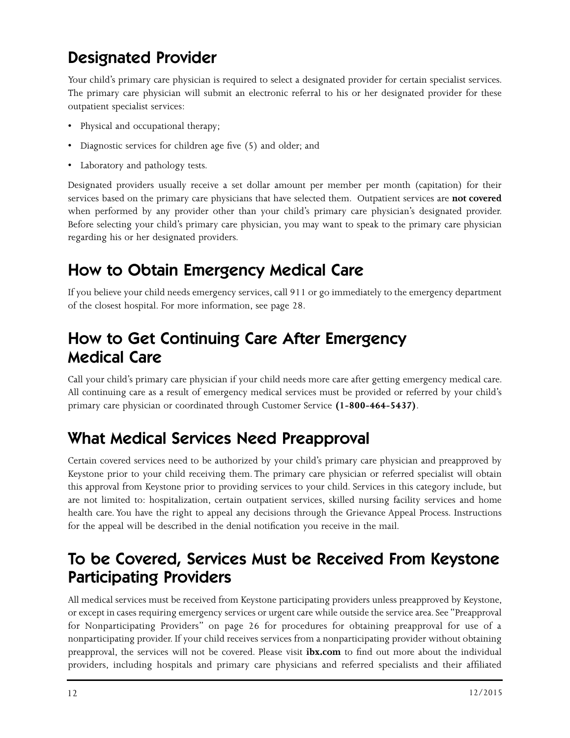## Designated Provider

Your child's primary care physician is required to select a designated provider for certain specialist services. The primary care physician will submit an electronic referral to his or her designated provider for these outpatient specialist services:

- Physical and occupational therapy;
- Diagnostic services for children age five (5) and older; and
- Laboratory and pathology tests.

Designated providers usually receive a set dollar amount per member per month (capitation) for their services based on the primary care physicians that have selected them. Outpatient services are **not covered** when performed by any provider other than your child's primary care physician's designated provider. Before selecting your child's primary care physician, you may want to speak to the primary care physician regarding his or her designated providers.

## How to Obtain Emergency Medical Care

If you believe your child needs emergency services, call 911 or go immediately to the emergency department of the closest hospital. For more information, see page 28.

## How to Get Continuing Care After Emergency Medical Care

Call your child's primary care physician if your child needs more care after getting emergency medical care. All continuing care as a result of emergency medical services must be provided or referred by your child's primary care physician or coordinated through Customer Service **(1-800-464-5437)**.

## What Medical Services Need Preapproval

Certain covered services need to be authorized by your child's primary care physician and preapproved by Keystone prior to your child receiving them. The primary care physician or referred specialist will obtain this approval from Keystone prior to providing services to your child. Services in this category include, but are not limited to: hospitalization, certain outpatient services, skilled nursing facility services and home health care. You have the right to appeal any decisions through the Grievance Appeal Process. Instructions for the appeal will be described in the denial notification you receive in the mail.

## To be Covered, Services Must be Received From Keystone Participating Providers

All medical services must be received from Keystone participating providers unless preapproved by Keystone, or except in cases requiring emergency services or urgent care while outside the service area. See "Preapproval for Nonparticipating Providers" on page 26 for procedures for obtaining preapproval for use of a nonparticipating provider. If your child receives services from a nonparticipating provider without obtaining preapproval, the services will not be covered. Please visit **ibx.com** to find out more about the individual providers, including hospitals and primary care physicians and referred specialists and their affiliated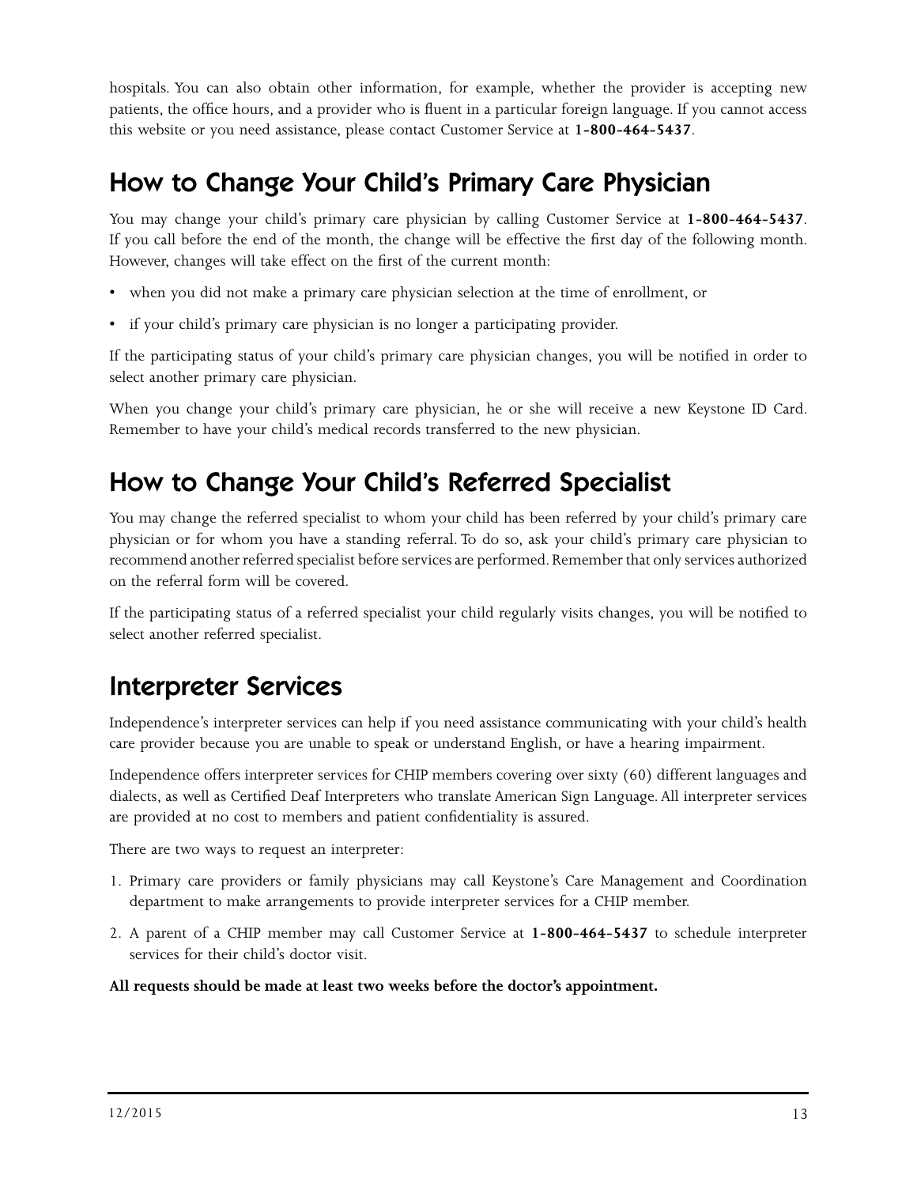hospitals. You can also obtain other information, for example, whether the provider is accepting new patients, the office hours, and a provider who is fluent in a particular foreign language. If you cannot access this website or you need assistance, please contact Customer Service at **1-800-464-5437**.

## How to Change Your Child's Primary Care Physician

You may change your child's primary care physician by calling Customer Service at **1-800-464-5437**. If you call before the end of the month, the change will be effective the first day of the following month. However, changes will take effect on the first of the current month:

- when you did not make a primary care physician selection at the time of enrollment, or
- if your child's primary care physician is no longer a participating provider.

If the participating status of your child's primary care physician changes, you will be notified in order to select another primary care physician.

When you change your child's primary care physician, he or she will receive a new Keystone ID Card. Remember to have your child's medical records transferred to the new physician.

## How to Change Your Child's Referred Specialist

You may change the referred specialist to whom your child has been referred by your child's primary care physician or for whom you have a standing referral. To do so, ask your child's primary care physician to recommend another referred specialist before services are performed. Remember that only services authorized on the referral form will be covered.

If the participating status of a referred specialist your child regularly visits changes, you will be notified to select another referred specialist.

## Interpreter Services

Independence's interpreter services can help if you need assistance communicating with your child's health care provider because you are unable to speak or understand English, or have a hearing impairment.

Independence offers interpreter services for CHIP members covering over sixty (60) different languages and dialects, as well as Certified Deaf Interpreters who translate American Sign Language. All interpreter services are provided at no cost to members and patient confidentiality is assured.

There are two ways to request an interpreter:

1. Primary care providers or family physicians may call Keystone's Care Management and Coordination department to make arrangements to provide interpreter services for a CHIP member.
2. A parent of a CHIP member may call Customer Service at **1-800-464-5437** to schedule interpreter services for their child's doctor visit.

**All requests should be made at least two weeks before the doctor's appointment.**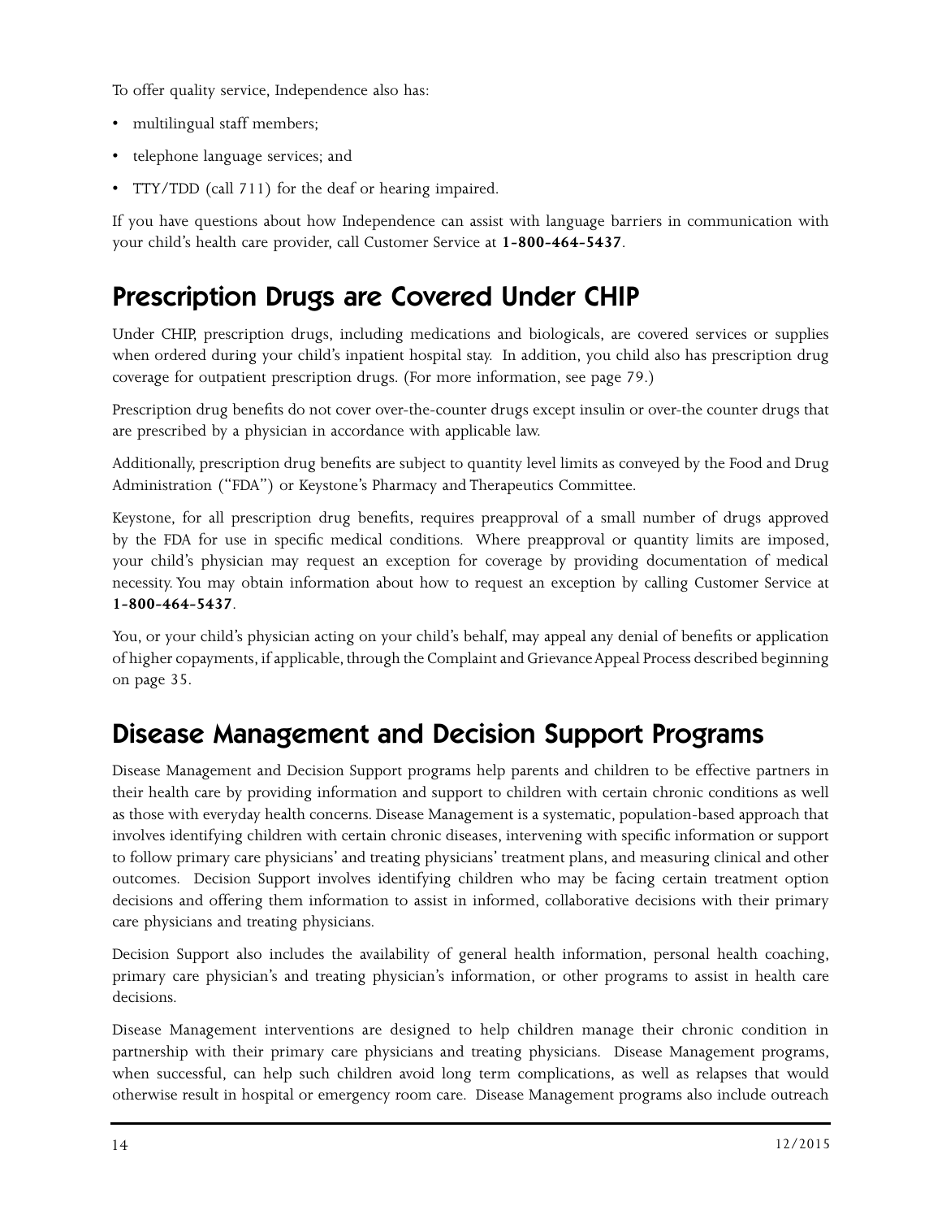To offer quality service, Independence also has:

- multilingual staff members;
- telephone language services; and
- TTY/TDD (call 711) for the deaf or hearing impaired.

If you have questions about how Independence can assist with language barriers in communication with your child's health care provider, call Customer Service at **1-800-464-5437**.

## Prescription Drugs are Covered Under CHIP

Under CHIP, prescription drugs, including medications and biologicals, are covered services or supplies when ordered during your child's inpatient hospital stay. In addition, you child also has prescription drug coverage for outpatient prescription drugs. (For more information, see page 79.)

Prescription drug benefits do not cover over-the-counter drugs except insulin or over-the counter drugs that are prescribed by a physician in accordance with applicable law.

Additionally, prescription drug benefits are subject to quantity level limits as conveyed by the Food and Drug Administration ("FDA") or Keystone's Pharmacy and Therapeutics Committee.

Keystone, for all prescription drug benefits, requires preapproval of a small number of drugs approved by the FDA for use in specific medical conditions. Where preapproval or quantity limits are imposed, your child's physician may request an exception for coverage by providing documentation of medical necessity. You may obtain information about how to request an exception by calling Customer Service at **1-800-464-5437**.

You, or your child's physician acting on your child's behalf, may appeal any denial of benefits or application of higher copayments, if applicable, through the Complaint and Grievance Appeal Process described beginning on page 35.

## Disease Management and Decision Support Programs

Disease Management and Decision Support programs help parents and children to be effective partners in their health care by providing information and support to children with certain chronic conditions as well as those with everyday health concerns. Disease Management is a systematic, population-based approach that involves identifying children with certain chronic diseases, intervening with specific information or support to follow primary care physicians' and treating physicians' treatment plans, and measuring clinical and other outcomes. Decision Support involves identifying children who may be facing certain treatment option decisions and offering them information to assist in informed, collaborative decisions with their primary care physicians and treating physicians.

Decision Support also includes the availability of general health information, personal health coaching, primary care physician's and treating physician's information, or other programs to assist in health care decisions.

Disease Management interventions are designed to help children manage their chronic condition in partnership with their primary care physicians and treating physicians. Disease Management programs, when successful, can help such children avoid long term complications, as well as relapses that would otherwise result in hospital or emergency room care. Disease Management programs also include outreach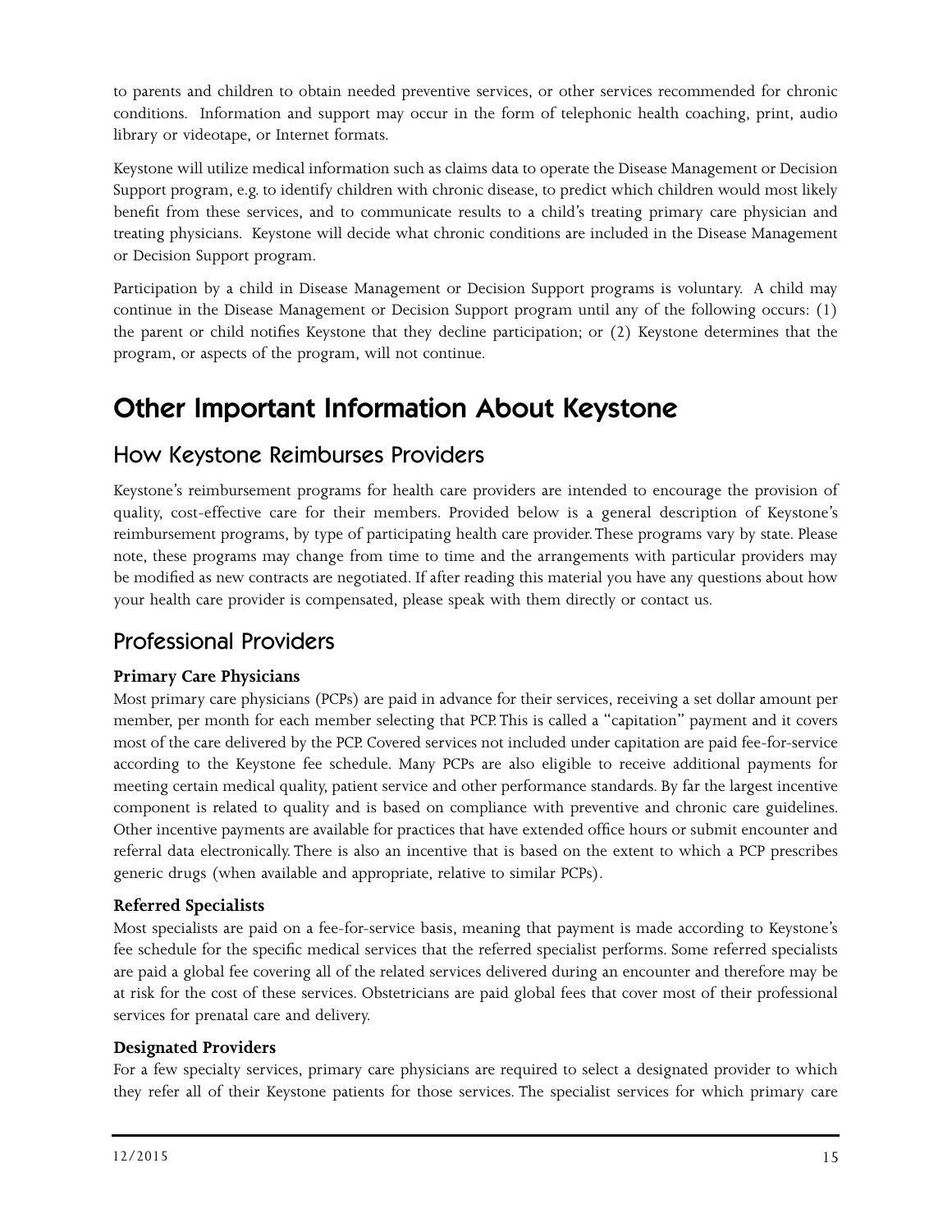to parents and children to obtain needed preventive services, or other services recommended for chronic conditions. Information and support may occur in the form of telephonic health coaching, print, audio library or videotape, or Internet formats.

Keystone will utilize medical information such as claims data to operate the Disease Management or Decision Support program, e.g. to identify children with chronic disease, to predict which children would most likely benefit from these services, and to communicate results to a child's treating primary care physician and treating physicians. Keystone will decide what chronic conditions are included in the Disease Management or Decision Support program.

Participation by a child in Disease Management or Decision Support programs is voluntary. A child may continue in the Disease Management or Decision Support program until any of the following occurs: (1) the parent or child notifies Keystone that they decline participation; or (2) Keystone determines that the program, or aspects of the program, will not continue.

# Other Important Information About Keystone

## How Keystone Reimburses Providers

Keystone's reimbursement programs for health care providers are intended to encourage the provision of quality, cost-effective care for their members. Provided below is a general description of Keystone's reimbursement programs, by type of participating health care provider. These programs vary by state. Please note, these programs may change from time to time and the arrangements with particular providers may be modified as new contracts are negotiated. If after reading this material you have any questions about how your health care provider is compensated, please speak with them directly or contact us.

## Professional Providers

**Primary Care Physicians**
Most primary care physicians (PCPs) are paid in advance for their services, receiving a set dollar amount per member, per month for each member selecting that PCP. This is called a "capitation" payment and it covers most of the care delivered by the PCP. Covered services not included under capitation are paid fee-for-service according to the Keystone fee schedule. Many PCPs are also eligible to receive additional payments for meeting certain medical quality, patient service and other performance standards. By far the largest incentive component is related to quality and is based on compliance with preventive and chronic care guidelines. Other incentive payments are available for practices that have extended office hours or submit encounter and referral data electronically. There is also an incentive that is based on the extent to which a PCP prescribes generic drugs (when available and appropriate, relative to similar PCPs).

**Referred Specialists**
Most specialists are paid on a fee-for-service basis, meaning that payment is made according to Keystone's fee schedule for the specific medical services that the referred specialist performs. Some referred specialists are paid a global fee covering all of the related services delivered during an encounter and therefore may be at risk for the cost of these services. Obstetricians are paid global fees that cover most of their professional services for prenatal care and delivery.

**Designated Providers**
For a few specialty services, primary care physicians are required to select a designated provider to which they refer all of their Keystone patients for those services. The specialist services for which primary care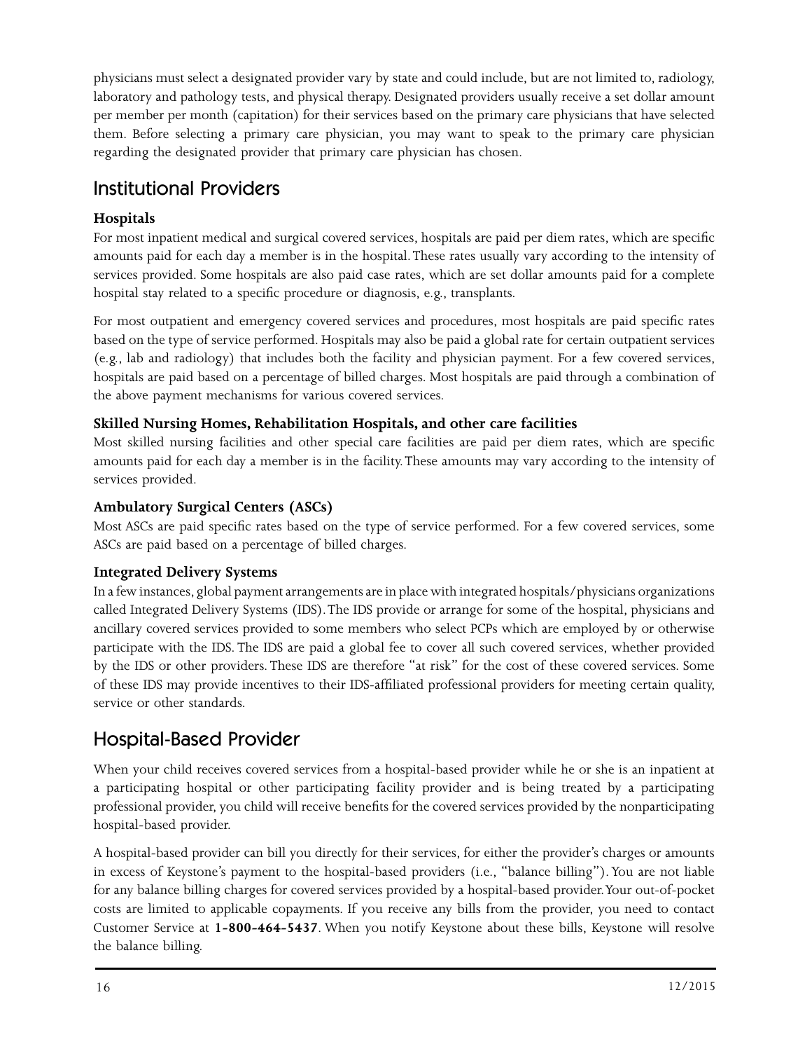physicians must select a designated provider vary by state and could include, but are not limited to, radiology, laboratory and pathology tests, and physical therapy. Designated providers usually receive a set dollar amount per member per month (capitation) for their services based on the primary care physicians that have selected them. Before selecting a primary care physician, you may want to speak to the primary care physician regarding the designated provider that primary care physician has chosen.

## Institutional Providers

### Hospitals

For most inpatient medical and surgical covered services, hospitals are paid per diem rates, which are specific amounts paid for each day a member is in the hospital. These rates usually vary according to the intensity of services provided. Some hospitals are also paid case rates, which are set dollar amounts paid for a complete hospital stay related to a specific procedure or diagnosis, e.g., transplants.

For most outpatient and emergency covered services and procedures, most hospitals are paid specific rates based on the type of service performed. Hospitals may also be paid a global rate for certain outpatient services (e.g., lab and radiology) that includes both the facility and physician payment. For a few covered services, hospitals are paid based on a percentage of billed charges. Most hospitals are paid through a combination of the above payment mechanisms for various covered services.

### Skilled Nursing Homes, Rehabilitation Hospitals, and other care facilities

Most skilled nursing facilities and other special care facilities are paid per diem rates, which are specific amounts paid for each day a member is in the facility. These amounts may vary according to the intensity of services provided.

### Ambulatory Surgical Centers (ASCs)

Most ASCs are paid specific rates based on the type of service performed. For a few covered services, some ASCs are paid based on a percentage of billed charges.

### Integrated Delivery Systems

In a few instances, global payment arrangements are in place with integrated hospitals/physicians organizations called Integrated Delivery Systems (IDS). The IDS provide or arrange for some of the hospital, physicians and ancillary covered services provided to some members who select PCPs which are employed by or otherwise participate with the IDS. The IDS are paid a global fee to cover all such covered services, whether provided by the IDS or other providers. These IDS are therefore "at risk" for the cost of these covered services. Some of these IDS may provide incentives to their IDS-affiliated professional providers for meeting certain quality, service or other standards.

## Hospital-Based Provider

When your child receives covered services from a hospital-based provider while he or she is an inpatient at a participating hospital or other participating facility provider and is being treated by a participating professional provider, you child will receive benefits for the covered services provided by the nonparticipating hospital-based provider.

A hospital-based provider can bill you directly for their services, for either the provider's charges or amounts in excess of Keystone's payment to the hospital-based providers (i.e., "balance billing"). You are not liable for any balance billing charges for covered services provided by a hospital-based provider. Your out-of-pocket costs are limited to applicable copayments. If you receive any bills from the provider, you need to contact Customer Service at **1-800-464-5437**. When you notify Keystone about these bills, Keystone will resolve the balance billing.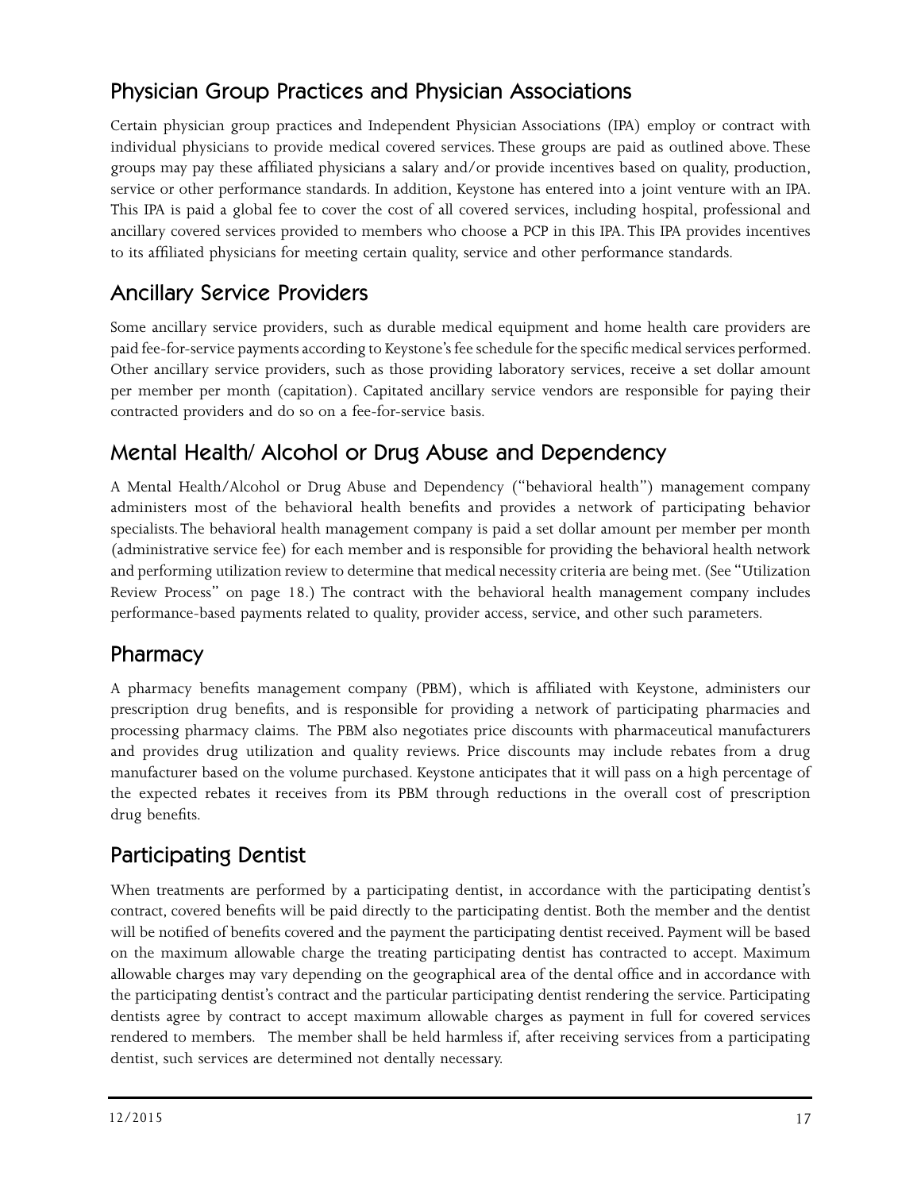## Physician Group Practices and Physician Associations

Certain physician group practices and Independent Physician Associations (IPA) employ or contract with individual physicians to provide medical covered services. These groups are paid as outlined above. These groups may pay these affiliated physicians a salary and/or provide incentives based on quality, production, service or other performance standards. In addition, Keystone has entered into a joint venture with an IPA. This IPA is paid a global fee to cover the cost of all covered services, including hospital, professional and ancillary covered services provided to members who choose a PCP in this IPA. This IPA provides incentives to its affiliated physicians for meeting certain quality, service and other performance standards.

## Ancillary Service Providers

Some ancillary service providers, such as durable medical equipment and home health care providers are paid fee-for-service payments according to Keystone's fee schedule for the specific medical services performed. Other ancillary service providers, such as those providing laboratory services, receive a set dollar amount per member per month (capitation). Capitated ancillary service vendors are responsible for paying their contracted providers and do so on a fee-for-service basis.

## Mental Health/ Alcohol or Drug Abuse and Dependency

A Mental Health/Alcohol or Drug Abuse and Dependency ("behavioral health") management company administers most of the behavioral health benefits and provides a network of participating behavior specialists. The behavioral health management company is paid a set dollar amount per member per month (administrative service fee) for each member and is responsible for providing the behavioral health network and performing utilization review to determine that medical necessity criteria are being met. (See "Utilization Review Process" on page 18.) The contract with the behavioral health management company includes performance-based payments related to quality, provider access, service, and other such parameters.

## Pharmacy

A pharmacy benefits management company (PBM), which is affiliated with Keystone, administers our prescription drug benefits, and is responsible for providing a network of participating pharmacies and processing pharmacy claims. The PBM also negotiates price discounts with pharmaceutical manufacturers and provides drug utilization and quality reviews. Price discounts may include rebates from a drug manufacturer based on the volume purchased. Keystone anticipates that it will pass on a high percentage of the expected rebates it receives from its PBM through reductions in the overall cost of prescription drug benefits.

## Participating Dentist

When treatments are performed by a participating dentist, in accordance with the participating dentist's contract, covered benefits will be paid directly to the participating dentist. Both the member and the dentist will be notified of benefits covered and the payment the participating dentist received. Payment will be based on the maximum allowable charge the treating participating dentist has contracted to accept. Maximum allowable charges may vary depending on the geographical area of the dental office and in accordance with the participating dentist's contract and the particular participating dentist rendering the service. Participating dentists agree by contract to accept maximum allowable charges as payment in full for covered services rendered to members. The member shall be held harmless if, after receiving services from a participating dentist, such services are determined not dentally necessary.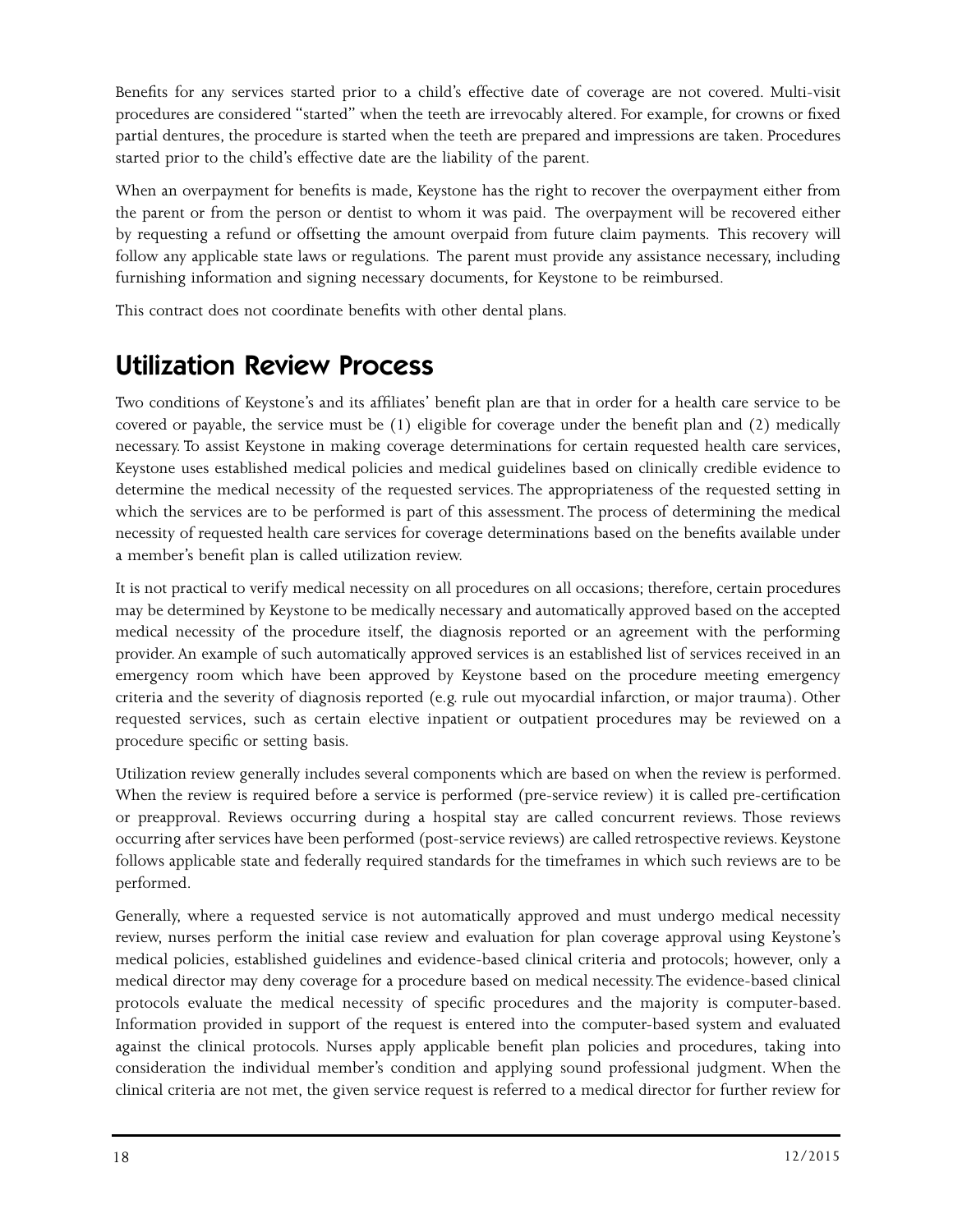Benefits for any services started prior to a child's effective date of coverage are not covered. Multi-visit procedures are considered "started" when the teeth are irrevocably altered. For example, for crowns or fixed partial dentures, the procedure is started when the teeth are prepared and impressions are taken. Procedures started prior to the child's effective date are the liability of the parent.

When an overpayment for benefits is made, Keystone has the right to recover the overpayment either from the parent or from the person or dentist to whom it was paid. The overpayment will be recovered either by requesting a refund or offsetting the amount overpaid from future claim payments. This recovery will follow any applicable state laws or regulations. The parent must provide any assistance necessary, including furnishing information and signing necessary documents, for Keystone to be reimbursed.

This contract does not coordinate benefits with other dental plans.

# Utilization Review Process

Two conditions of Keystone's and its affiliates' benefit plan are that in order for a health care service to be covered or payable, the service must be (1) eligible for coverage under the benefit plan and (2) medically necessary. To assist Keystone in making coverage determinations for certain requested health care services, Keystone uses established medical policies and medical guidelines based on clinically credible evidence to determine the medical necessity of the requested services. The appropriateness of the requested setting in which the services are to be performed is part of this assessment. The process of determining the medical necessity of requested health care services for coverage determinations based on the benefits available under a member's benefit plan is called utilization review.

It is not practical to verify medical necessity on all procedures on all occasions; therefore, certain procedures may be determined by Keystone to be medically necessary and automatically approved based on the accepted medical necessity of the procedure itself, the diagnosis reported or an agreement with the performing provider. An example of such automatically approved services is an established list of services received in an emergency room which have been approved by Keystone based on the procedure meeting emergency criteria and the severity of diagnosis reported (e.g. rule out myocardial infarction, or major trauma). Other requested services, such as certain elective inpatient or outpatient procedures may be reviewed on a procedure specific or setting basis.

Utilization review generally includes several components which are based on when the review is performed. When the review is required before a service is performed (pre-service review) it is called pre-certification or preapproval. Reviews occurring during a hospital stay are called concurrent reviews. Those reviews occurring after services have been performed (post-service reviews) are called retrospective reviews. Keystone follows applicable state and federally required standards for the timeframes in which such reviews are to be performed.

Generally, where a requested service is not automatically approved and must undergo medical necessity review, nurses perform the initial case review and evaluation for plan coverage approval using Keystone's medical policies, established guidelines and evidence-based clinical criteria and protocols; however, only a medical director may deny coverage for a procedure based on medical necessity. The evidence-based clinical protocols evaluate the medical necessity of specific procedures and the majority is computer-based. Information provided in support of the request is entered into the computer-based system and evaluated against the clinical protocols. Nurses apply applicable benefit plan policies and procedures, taking into consideration the individual member's condition and applying sound professional judgment. When the clinical criteria are not met, the given service request is referred to a medical director for further review for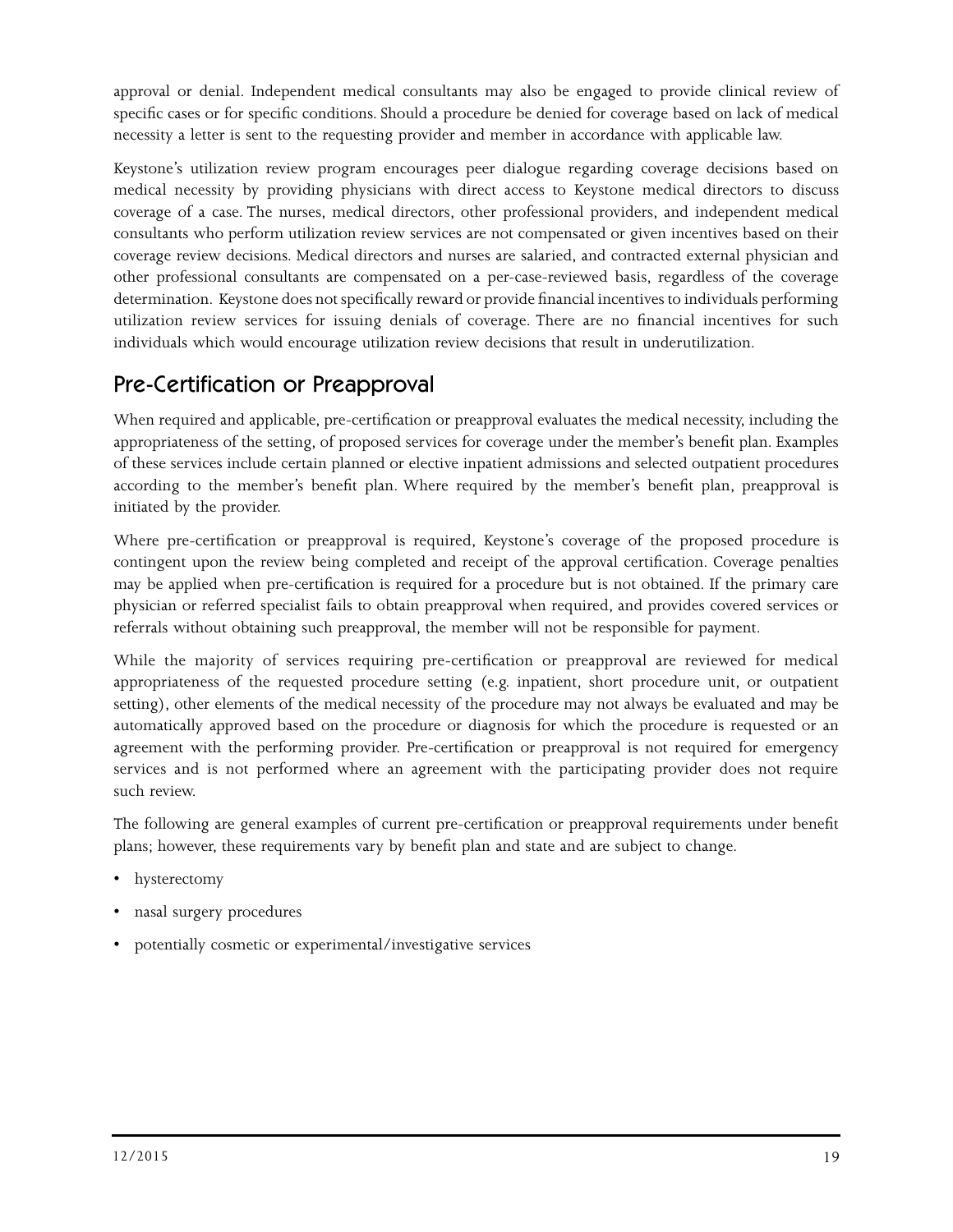approval or denial. Independent medical consultants may also be engaged to provide clinical review of specific cases or for specific conditions. Should a procedure be denied for coverage based on lack of medical necessity a letter is sent to the requesting provider and member in accordance with applicable law.

Keystone's utilization review program encourages peer dialogue regarding coverage decisions based on medical necessity by providing physicians with direct access to Keystone medical directors to discuss coverage of a case. The nurses, medical directors, other professional providers, and independent medical consultants who perform utilization review services are not compensated or given incentives based on their coverage review decisions. Medical directors and nurses are salaried, and contracted external physician and other professional consultants are compensated on a per-case-reviewed basis, regardless of the coverage determination. Keystone does not specifically reward or provide financial incentives to individuals performing utilization review services for issuing denials of coverage. There are no financial incentives for such individuals which would encourage utilization review decisions that result in underutilization.

## Pre-Certification or Preapproval

When required and applicable, pre-certification or preapproval evaluates the medical necessity, including the appropriateness of the setting, of proposed services for coverage under the member's benefit plan. Examples of these services include certain planned or elective inpatient admissions and selected outpatient procedures according to the member's benefit plan. Where required by the member's benefit plan, preapproval is initiated by the provider.

Where pre-certification or preapproval is required, Keystone's coverage of the proposed procedure is contingent upon the review being completed and receipt of the approval certification. Coverage penalties may be applied when pre-certification is required for a procedure but is not obtained. If the primary care physician or referred specialist fails to obtain preapproval when required, and provides covered services or referrals without obtaining such preapproval, the member will not be responsible for payment.

While the majority of services requiring pre-certification or preapproval are reviewed for medical appropriateness of the requested procedure setting (e.g. inpatient, short procedure unit, or outpatient setting), other elements of the medical necessity of the procedure may not always be evaluated and may be automatically approved based on the procedure or diagnosis for which the procedure is requested or an agreement with the performing provider. Pre-certification or preapproval is not required for emergency services and is not performed where an agreement with the participating provider does not require such review.

The following are general examples of current pre-certification or preapproval requirements under benefit plans; however, these requirements vary by benefit plan and state and are subject to change.

- hysterectomy
- nasal surgery procedures
- potentially cosmetic or experimental/investigative services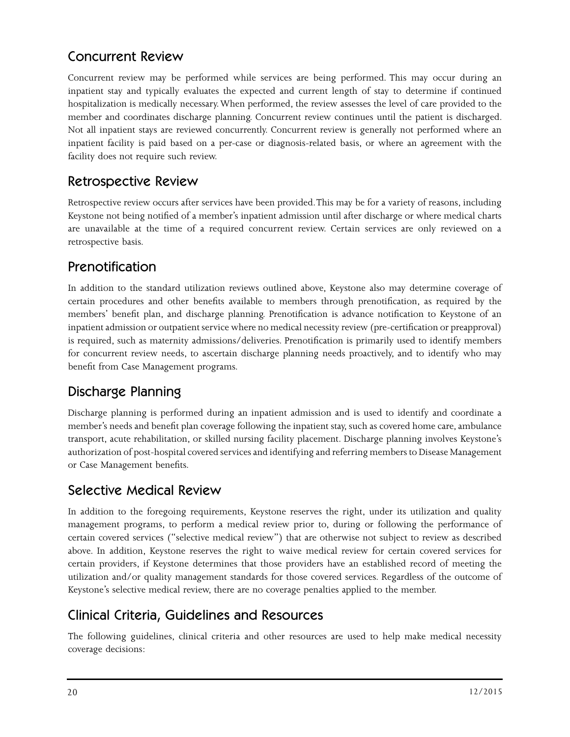## Concurrent Review

Concurrent review may be performed while services are being performed. This may occur during an inpatient stay and typically evaluates the expected and current length of stay to determine if continued hospitalization is medically necessary. When performed, the review assesses the level of care provided to the member and coordinates discharge planning. Concurrent review continues until the patient is discharged. Not all inpatient stays are reviewed concurrently. Concurrent review is generally not performed where an inpatient facility is paid based on a per-case or diagnosis-related basis, or where an agreement with the facility does not require such review.

## Retrospective Review

Retrospective review occurs after services have been provided. This may be for a variety of reasons, including Keystone not being notified of a member's inpatient admission until after discharge or where medical charts are unavailable at the time of a required concurrent review. Certain services are only reviewed on a retrospective basis.

## Prenotification

In addition to the standard utilization reviews outlined above, Keystone also may determine coverage of certain procedures and other benefits available to members through prenotification, as required by the members' benefit plan, and discharge planning. Prenotification is advance notification to Keystone of an inpatient admission or outpatient service where no medical necessity review (pre-certification or preapproval) is required, such as maternity admissions/deliveries. Prenotification is primarily used to identify members for concurrent review needs, to ascertain discharge planning needs proactively, and to identify who may benefit from Case Management programs.

## Discharge Planning

Discharge planning is performed during an inpatient admission and is used to identify and coordinate a member's needs and benefit plan coverage following the inpatient stay, such as covered home care, ambulance transport, acute rehabilitation, or skilled nursing facility placement. Discharge planning involves Keystone's authorization of post-hospital covered services and identifying and referring members to Disease Management or Case Management benefits.

## Selective Medical Review

In addition to the foregoing requirements, Keystone reserves the right, under its utilization and quality management programs, to perform a medical review prior to, during or following the performance of certain covered services ("selective medical review") that are otherwise not subject to review as described above. In addition, Keystone reserves the right to waive medical review for certain covered services for certain providers, if Keystone determines that those providers have an established record of meeting the utilization and/or quality management standards for those covered services. Regardless of the outcome of Keystone's selective medical review, there are no coverage penalties applied to the member.

## Clinical Criteria, Guidelines and Resources

The following guidelines, clinical criteria and other resources are used to help make medical necessity coverage decisions: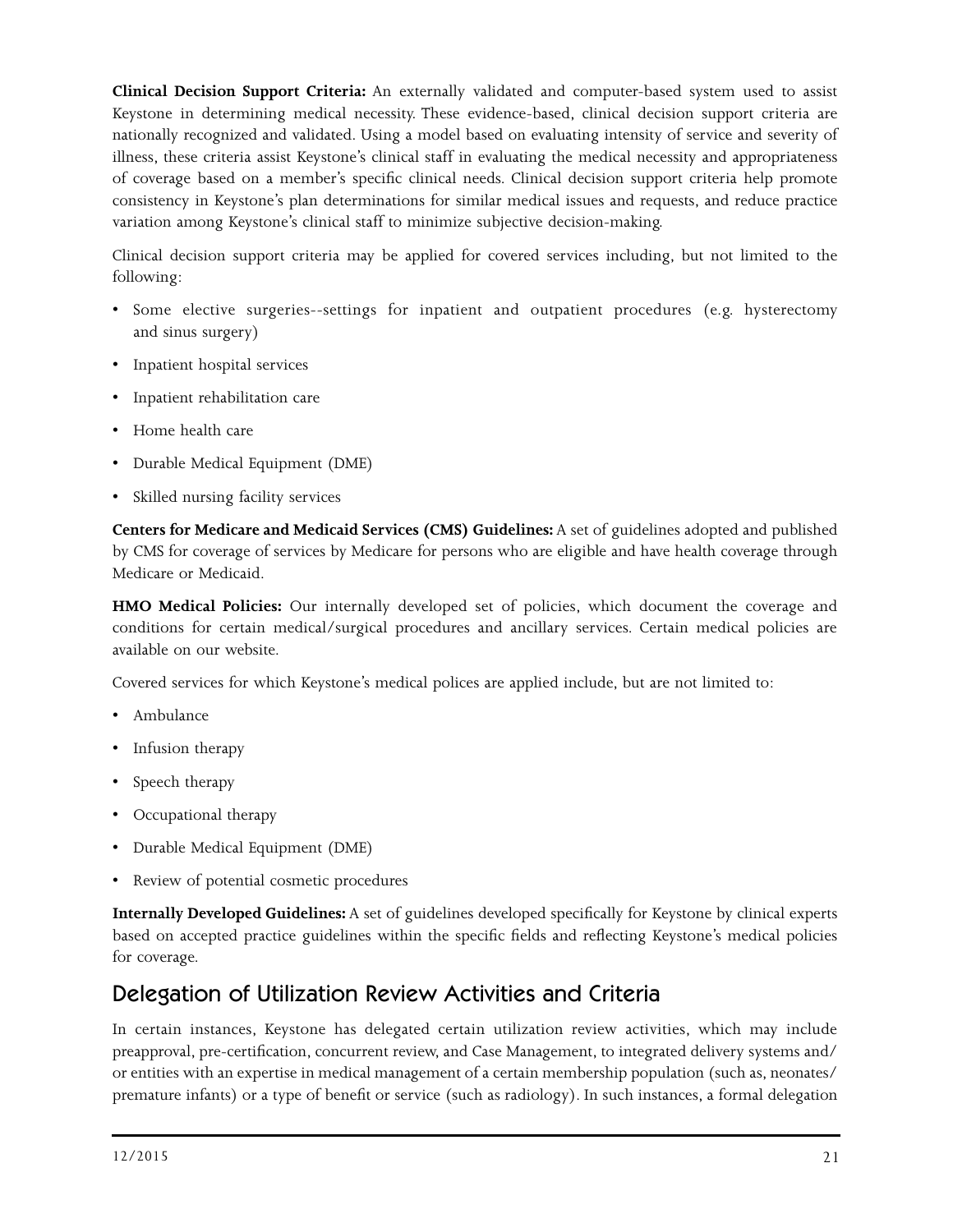**Clinical Decision Support Criteria:** An externally validated and computer-based system used to assist Keystone in determining medical necessity. These evidence-based, clinical decision support criteria are nationally recognized and validated. Using a model based on evaluating intensity of service and severity of illness, these criteria assist Keystone's clinical staff in evaluating the medical necessity and appropriateness of coverage based on a member's specific clinical needs. Clinical decision support criteria help promote consistency in Keystone's plan determinations for similar medical issues and requests, and reduce practice variation among Keystone's clinical staff to minimize subjective decision-making.

Clinical decision support criteria may be applied for covered services including, but not limited to the following:

- Some elective surgeries--settings for inpatient and outpatient procedures (e.g. hysterectomy and sinus surgery)
- Inpatient hospital services
- Inpatient rehabilitation care
- Home health care
- Durable Medical Equipment (DME)
- Skilled nursing facility services

**Centers for Medicare and Medicaid Services (CMS) Guidelines:** A set of guidelines adopted and published by CMS for coverage of services by Medicare for persons who are eligible and have health coverage through Medicare or Medicaid.

**HMO Medical Policies:** Our internally developed set of policies, which document the coverage and conditions for certain medical/surgical procedures and ancillary services. Certain medical policies are available on our website.

Covered services for which Keystone's medical polices are applied include, but are not limited to:

- Ambulance
- Infusion therapy
- Speech therapy
- Occupational therapy
- Durable Medical Equipment (DME)
- Review of potential cosmetic procedures

**Internally Developed Guidelines:** A set of guidelines developed specifically for Keystone by clinical experts based on accepted practice guidelines within the specific fields and reflecting Keystone's medical policies for coverage.

## Delegation of Utilization Review Activities and Criteria

In certain instances, Keystone has delegated certain utilization review activities, which may include preapproval, pre-certification, concurrent review, and Case Management, to integrated delivery systems and/or entities with an expertise in medical management of a certain membership population (such as, neonates/premature infants) or a type of benefit or service (such as radiology). In such instances, a formal delegation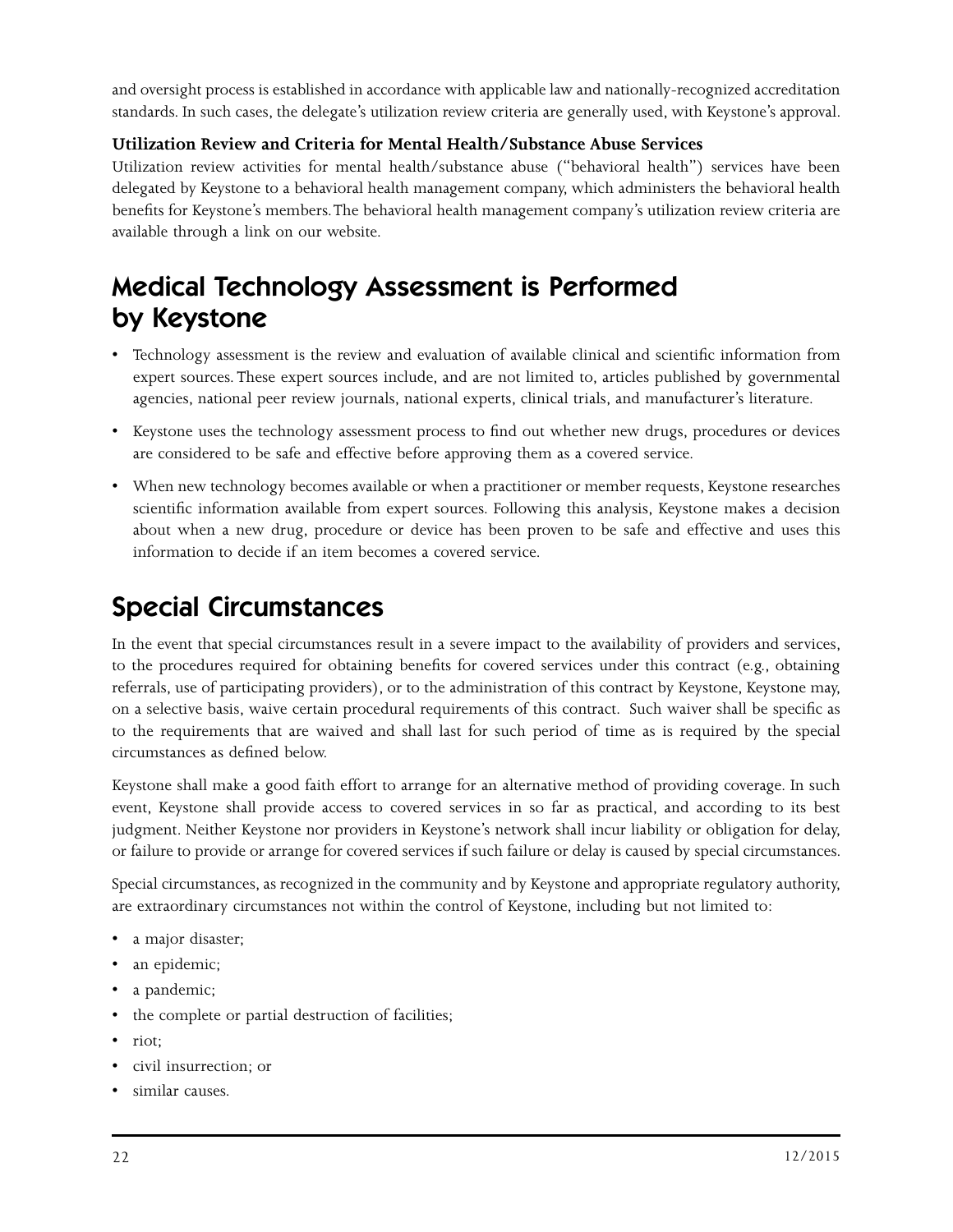and oversight process is established in accordance with applicable law and nationally-recognized accreditation standards. In such cases, the delegate's utilization review criteria are generally used, with Keystone's approval.

**Utilization Review and Criteria for Mental Health/Substance Abuse Services**

Utilization review activities for mental health/substance abuse ("behavioral health") services have been delegated by Keystone to a behavioral health management company, which administers the behavioral health benefits for Keystone's members. The behavioral health management company's utilization review criteria are available through a link on our website.

## Medical Technology Assessment is Performed by Keystone

- Technology assessment is the review and evaluation of available clinical and scientific information from expert sources. These expert sources include, and are not limited to, articles published by governmental agencies, national peer review journals, national experts, clinical trials, and manufacturer's literature.
- Keystone uses the technology assessment process to find out whether new drugs, procedures or devices are considered to be safe and effective before approving them as a covered service.
- When new technology becomes available or when a practitioner or member requests, Keystone researches scientific information available from expert sources. Following this analysis, Keystone makes a decision about when a new drug, procedure or device has been proven to be safe and effective and uses this information to decide if an item becomes a covered service.

## Special Circumstances

In the event that special circumstances result in a severe impact to the availability of providers and services, to the procedures required for obtaining benefits for covered services under this contract (e.g., obtaining referrals, use of participating providers), or to the administration of this contract by Keystone, Keystone may, on a selective basis, waive certain procedural requirements of this contract. Such waiver shall be specific as to the requirements that are waived and shall last for such period of time as is required by the special circumstances as defined below.

Keystone shall make a good faith effort to arrange for an alternative method of providing coverage. In such event, Keystone shall provide access to covered services in so far as practical, and according to its best judgment. Neither Keystone nor providers in Keystone's network shall incur liability or obligation for delay, or failure to provide or arrange for covered services if such failure or delay is caused by special circumstances.

Special circumstances, as recognized in the community and by Keystone and appropriate regulatory authority, are extraordinary circumstances not within the control of Keystone, including but not limited to:

- a major disaster;
- an epidemic;
- a pandemic;
- the complete or partial destruction of facilities;
- riot;
- civil insurrection; or
- similar causes.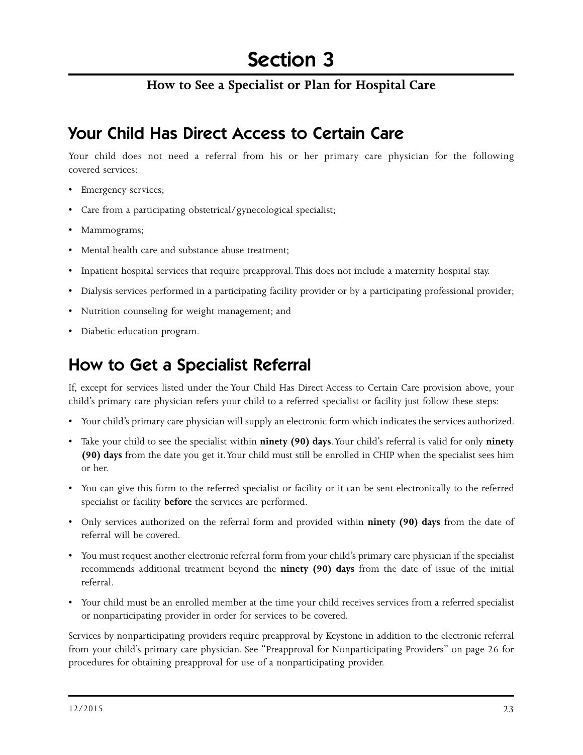# Section 3

**How to See a Specialist or Plan for Hospital Care**

## Your Child Has Direct Access to Certain Care

Your child does not need a referral from his or her primary care physician for the following covered services:

- Emergency services;
- Care from a participating obstetrical/gynecological specialist;
- Mammograms;
- Mental health care and substance abuse treatment;
- Inpatient hospital services that require preapproval. This does not include a maternity hospital stay.
- Dialysis services performed in a participating facility provider or by a participating professional provider;
- Nutrition counseling for weight management; and
- Diabetic education program.

## How to Get a Specialist Referral

If, except for services listed under the Your Child Has Direct Access to Certain Care provision above, your child's primary care physician refers your child to a referred specialist or facility just follow these steps:

- Your child's primary care physician will supply an electronic form which indicates the services authorized.
- Take your child to see the specialist within **ninety (90) days**. Your child's referral is valid for only **ninety (90) days** from the date you get it. Your child must still be enrolled in CHIP when the specialist sees him or her.
- You can give this form to the referred specialist or facility or it can be sent electronically to the referred specialist or facility **before** the services are performed.
- Only services authorized on the referral form and provided within **ninety (90) days** from the date of referral will be covered.
- You must request another electronic referral form from your child's primary care physician if the specialist recommends additional treatment beyond the **ninety (90) days** from the date of issue of the initial referral.
- Your child must be an enrolled member at the time your child receives services from a referred specialist or nonparticipating provider in order for services to be covered.

Services by nonparticipating providers require preapproval by Keystone in addition to the electronic referral from your child's primary care physician. See "Preapproval for Nonparticipating Providers" on page 26 for procedures for obtaining preapproval for use of a nonparticipating provider.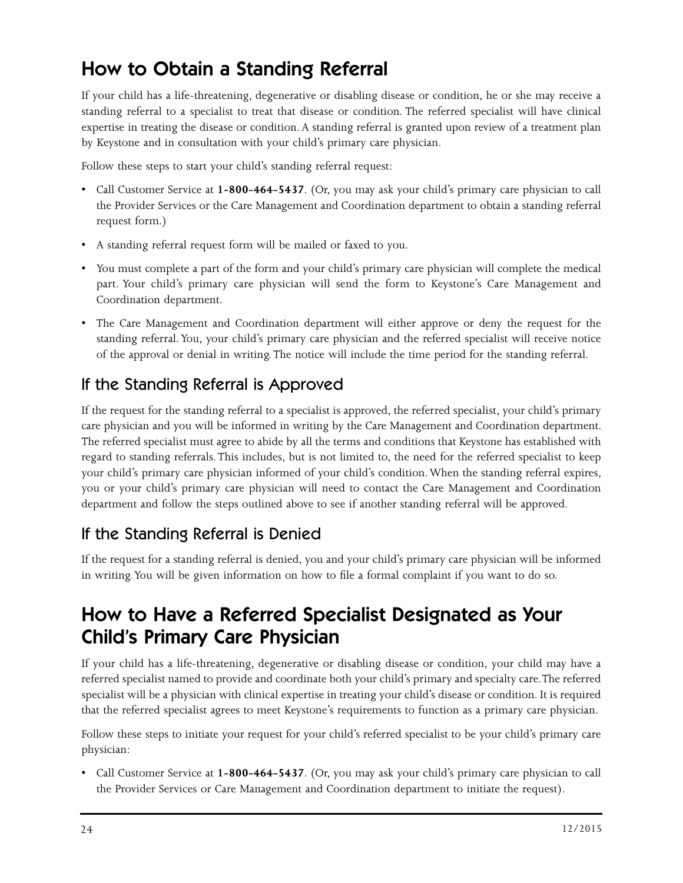# How to Obtain a Standing Referral

If your child has a life-threatening, degenerative or disabling disease or condition, he or she may receive a standing referral to a specialist to treat that disease or condition. The referred specialist will have clinical expertise in treating the disease or condition. A standing referral is granted upon review of a treatment plan by Keystone and in consultation with your child's primary care physician.

Follow these steps to start your child's standing referral request:

- Call Customer Service at **1-800-464-5437**. (Or, you may ask your child's primary care physician to call the Provider Services or the Care Management and Coordination department to obtain a standing referral request form.)
- A standing referral request form will be mailed or faxed to you.
- You must complete a part of the form and your child's primary care physician will complete the medical part. Your child's primary care physician will send the form to Keystone's Care Management and Coordination department.
- The Care Management and Coordination department will either approve or deny the request for the standing referral. You, your child's primary care physician and the referred specialist will receive notice of the approval or denial in writing. The notice will include the time period for the standing referral.

## If the Standing Referral is Approved

If the request for the standing referral to a specialist is approved, the referred specialist, your child's primary care physician and you will be informed in writing by the Care Management and Coordination department. The referred specialist must agree to abide by all the terms and conditions that Keystone has established with regard to standing referrals. This includes, but is not limited to, the need for the referred specialist to keep your child's primary care physician informed of your child's condition. When the standing referral expires, you or your child's primary care physician will need to contact the Care Management and Coordination department and follow the steps outlined above to see if another standing referral will be approved.

## If the Standing Referral is Denied

If the request for a standing referral is denied, you and your child's primary care physician will be informed in writing. You will be given information on how to file a formal complaint if you want to do so.

# How to Have a Referred Specialist Designated as Your Child's Primary Care Physician

If your child has a life-threatening, degenerative or disabling disease or condition, your child may have a referred specialist named to provide and coordinate both your child's primary and specialty care. The referred specialist will be a physician with clinical expertise in treating your child's disease or condition. It is required that the referred specialist agrees to meet Keystone's requirements to function as a primary care physician.

Follow these steps to initiate your request for your child's referred specialist to be your child's primary care physician:

- Call Customer Service at **1-800-464-5437**. (Or, you may ask your child's primary care physician to call the Provider Services or Care Management and Coordination department to initiate the request).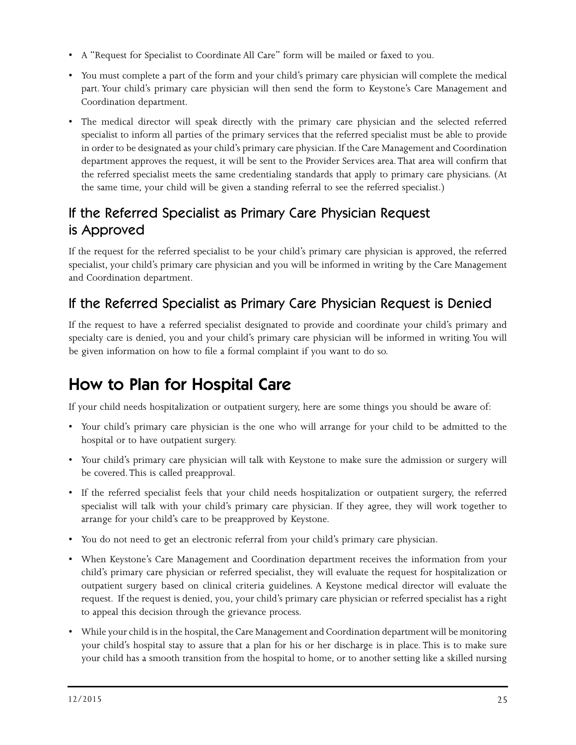- A "Request for Specialist to Coordinate All Care" form will be mailed or faxed to you.
- You must complete a part of the form and your child's primary care physician will complete the medical part. Your child's primary care physician will then send the form to Keystone's Care Management and Coordination department.
- The medical director will speak directly with the primary care physician and the selected referred specialist to inform all parties of the primary services that the referred specialist must be able to provide in order to be designated as your child's primary care physician. If the Care Management and Coordination department approves the request, it will be sent to the Provider Services area. That area will confirm that the referred specialist meets the same credentialing standards that apply to primary care physicians. (At the same time, your child will be given a standing referral to see the referred specialist.)

## If the Referred Specialist as Primary Care Physician Request is Approved

If the request for the referred specialist to be your child's primary care physician is approved, the referred specialist, your child's primary care physician and you will be informed in writing by the Care Management and Coordination department.

## If the Referred Specialist as Primary Care Physician Request is Denied

If the request to have a referred specialist designated to provide and coordinate your child's primary and specialty care is denied, you and your child's primary care physician will be informed in writing. You will be given information on how to file a formal complaint if you want to do so.

# How to Plan for Hospital Care

If your child needs hospitalization or outpatient surgery, here are some things you should be aware of:

- Your child's primary care physician is the one who will arrange for your child to be admitted to the hospital or to have outpatient surgery.
- Your child's primary care physician will talk with Keystone to make sure the admission or surgery will be covered. This is called preapproval.
- If the referred specialist feels that your child needs hospitalization or outpatient surgery, the referred specialist will talk with your child's primary care physician. If they agree, they will work together to arrange for your child's care to be preapproved by Keystone.
- You do not need to get an electronic referral from your child's primary care physician.
- When Keystone's Care Management and Coordination department receives the information from your child's primary care physician or referred specialist, they will evaluate the request for hospitalization or outpatient surgery based on clinical criteria guidelines. A Keystone medical director will evaluate the request. If the request is denied, you, your child's primary care physician or referred specialist has a right to appeal this decision through the grievance process.
- While your child is in the hospital, the Care Management and Coordination department will be monitoring your child's hospital stay to assure that a plan for his or her discharge is in place. This is to make sure your child has a smooth transition from the hospital to home, or to another setting like a skilled nursing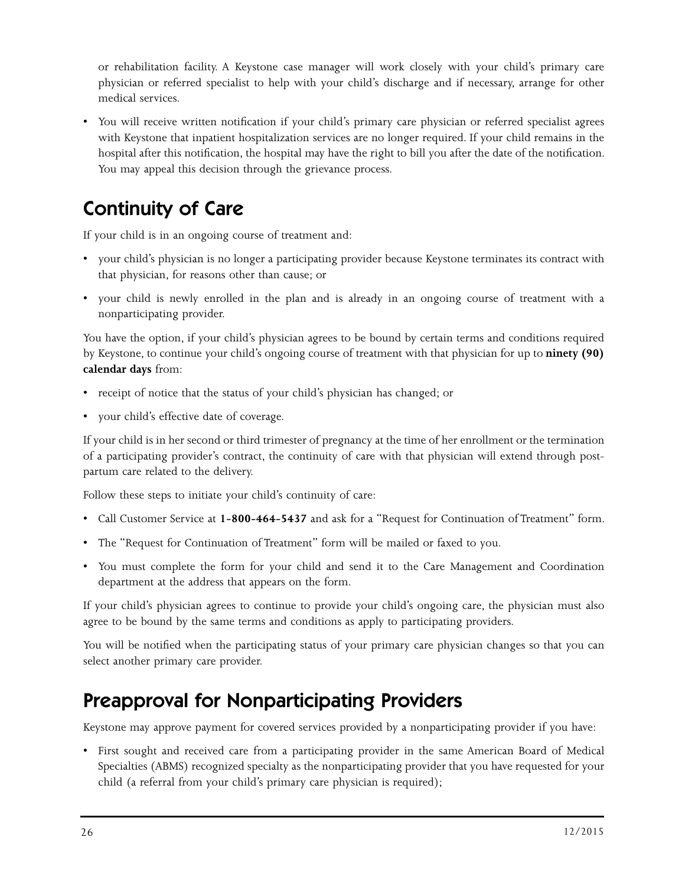or rehabilitation facility. A Keystone case manager will work closely with your child's primary care physician or referred specialist to help with your child's discharge and if necessary, arrange for other medical services.

- You will receive written notification if your child's primary care physician or referred specialist agrees with Keystone that inpatient hospitalization services are no longer required. If your child remains in the hospital after this notification, the hospital may have the right to bill you after the date of the notification. You may appeal this decision through the grievance process.

## Continuity of Care

If your child is in an ongoing course of treatment and:

- your child's physician is no longer a participating provider because Keystone terminates its contract with that physician, for reasons other than cause; or
- your child is newly enrolled in the plan and is already in an ongoing course of treatment with a nonparticipating provider.

You have the option, if your child's physician agrees to be bound by certain terms and conditions required by Keystone, to continue your child's ongoing course of treatment with that physician for up to **ninety (90) calendar days** from:

- receipt of notice that the status of your child's physician has changed; or
- your child's effective date of coverage.

If your child is in her second or third trimester of pregnancy at the time of her enrollment or the termination of a participating provider's contract, the continuity of care with that physician will extend through post-partum care related to the delivery.

Follow these steps to initiate your child's continuity of care:

- Call Customer Service at **1-800-464-5437** and ask for a "Request for Continuation of Treatment" form.
- The "Request for Continuation of Treatment" form will be mailed or faxed to you.
- You must complete the form for your child and send it to the Care Management and Coordination department at the address that appears on the form.

If your child's physician agrees to continue to provide your child's ongoing care, the physician must also agree to be bound by the same terms and conditions as apply to participating providers.

You will be notified when the participating status of your primary care physician changes so that you can select another primary care provider.

## Preapproval for Nonparticipating Providers

Keystone may approve payment for covered services provided by a nonparticipating provider if you have:

- First sought and received care from a participating provider in the same American Board of Medical Specialties (ABMS) recognized specialty as the nonparticipating provider that you have requested for your child (a referral from your child's primary care physician is required);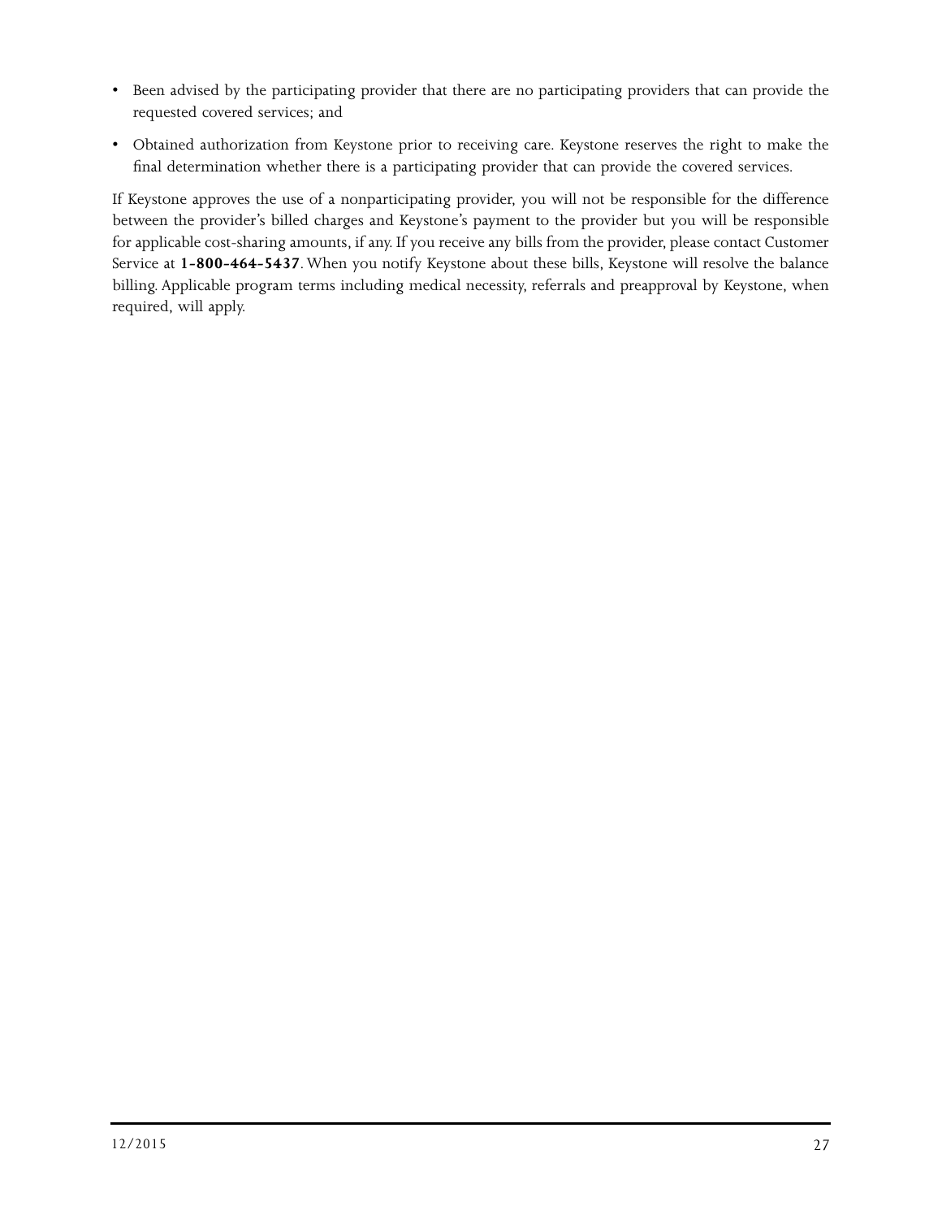- Been advised by the participating provider that there are no participating providers that can provide the requested covered services; and
- Obtained authorization from Keystone prior to receiving care. Keystone reserves the right to make the final determination whether there is a participating provider that can provide the covered services.

If Keystone approves the use of a nonparticipating provider, you will not be responsible for the difference between the provider's billed charges and Keystone's payment to the provider but you will be responsible for applicable cost-sharing amounts, if any. If you receive any bills from the provider, please contact Customer Service at **1-800-464-5437**. When you notify Keystone about these bills, Keystone will resolve the balance billing. Applicable program terms including medical necessity, referrals and preapproval by Keystone, when required, will apply.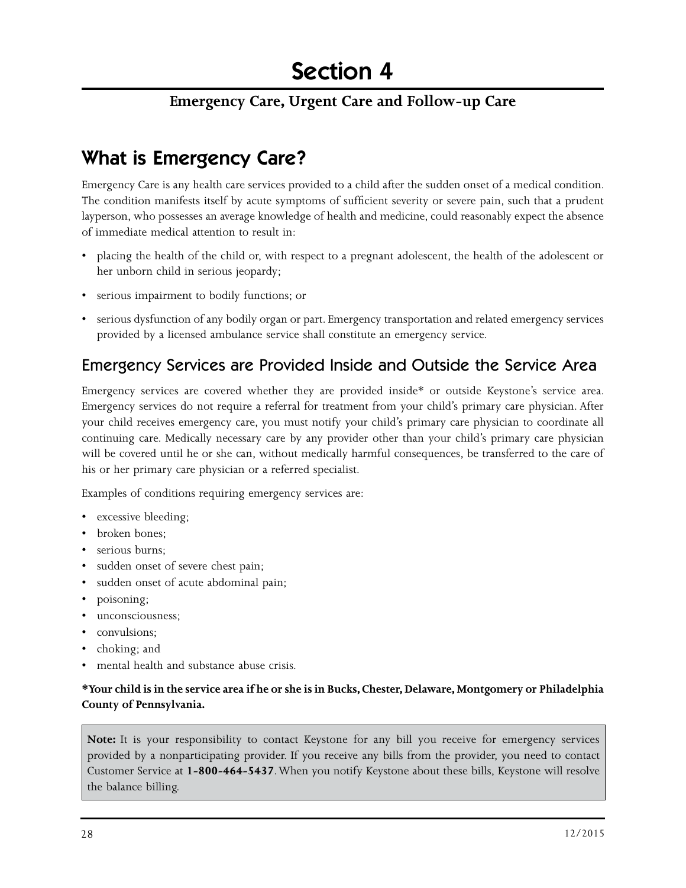# Section 4

**Emergency Care, Urgent Care and Follow-up Care**

## What is Emergency Care?

Emergency Care is any health care services provided to a child after the sudden onset of a medical condition. The condition manifests itself by acute symptoms of sufficient severity or severe pain, such that a prudent layperson, who possesses an average knowledge of health and medicine, could reasonably expect the absence of immediate medical attention to result in:

- placing the health of the child or, with respect to a pregnant adolescent, the health of the adolescent or her unborn child in serious jeopardy;
- serious impairment to bodily functions; or
- serious dysfunction of any bodily organ or part. Emergency transportation and related emergency services provided by a licensed ambulance service shall constitute an emergency service.

### Emergency Services are Provided Inside and Outside the Service Area

Emergency services are covered whether they are provided inside* or outside Keystone's service area. Emergency services do not require a referral for treatment from your child's primary care physician. After your child receives emergency care, you must notify your child's primary care physician to coordinate all continuing care. Medically necessary care by any provider other than your child's primary care physician will be covered until he or she can, without medically harmful consequences, be transferred to the care of his or her primary care physician or a referred specialist.

Examples of conditions requiring emergency services are:

- excessive bleeding;
- broken bones;
- serious burns;
- sudden onset of severe chest pain;
- sudden onset of acute abdominal pain;
- poisoning;
- unconsciousness;
- convulsions;
- choking; and
- mental health and substance abuse crisis.

**\*Your child is in the service area if he or she is in Bucks, Chester, Delaware, Montgomery or Philadelphia County of Pennsylvania.**

**Note:** It is your responsibility to contact Keystone for any bill you receive for emergency services provided by a nonparticipating provider. If you receive any bills from the provider, you need to contact Customer Service at **1-800-464-5437**. When you notify Keystone about these bills, Keystone will resolve the balance billing.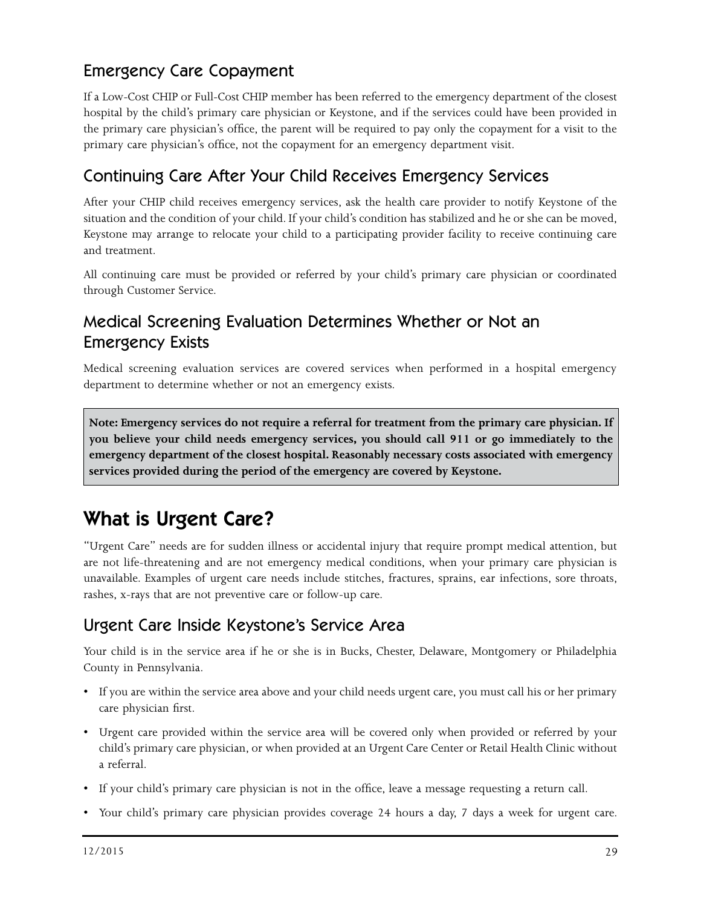## Emergency Care Copayment

If a Low-Cost CHIP or Full-Cost CHIP member has been referred to the emergency department of the closest hospital by the child's primary care physician or Keystone, and if the services could have been provided in the primary care physician's office, the parent will be required to pay only the copayment for a visit to the primary care physician's office, not the copayment for an emergency department visit.

## Continuing Care After Your Child Receives Emergency Services

After your CHIP child receives emergency services, ask the health care provider to notify Keystone of the situation and the condition of your child. If your child's condition has stabilized and he or she can be moved, Keystone may arrange to relocate your child to a participating provider facility to receive continuing care and treatment.

All continuing care must be provided or referred by your child's primary care physician or coordinated through Customer Service.

## Medical Screening Evaluation Determines Whether or Not an Emergency Exists

Medical screening evaluation services are covered services when performed in a hospital emergency department to determine whether or not an emergency exists.

> **Note: Emergency services do not require a referral for treatment from the primary care physician. If you believe your child needs emergency services, you should call 911 or go immediately to the emergency department of the closest hospital. Reasonably necessary costs associated with emergency services provided during the period of the emergency are covered by Keystone.**

# What is Urgent Care?

"Urgent Care" needs are for sudden illness or accidental injury that require prompt medical attention, but are not life-threatening and are not emergency medical conditions, when your primary care physician is unavailable. Examples of urgent care needs include stitches, fractures, sprains, ear infections, sore throats, rashes, x-rays that are not preventive care or follow-up care.

## Urgent Care Inside Keystone's Service Area

Your child is in the service area if he or she is in Bucks, Chester, Delaware, Montgomery or Philadelphia County in Pennsylvania.

- If you are within the service area above and your child needs urgent care, you must call his or her primary care physician first.
- Urgent care provided within the service area will be covered only when provided or referred by your child's primary care physician, or when provided at an Urgent Care Center or Retail Health Clinic without a referral.
- If your child's primary care physician is not in the office, leave a message requesting a return call.
- Your child's primary care physician provides coverage 24 hours a day, 7 days a week for urgent care.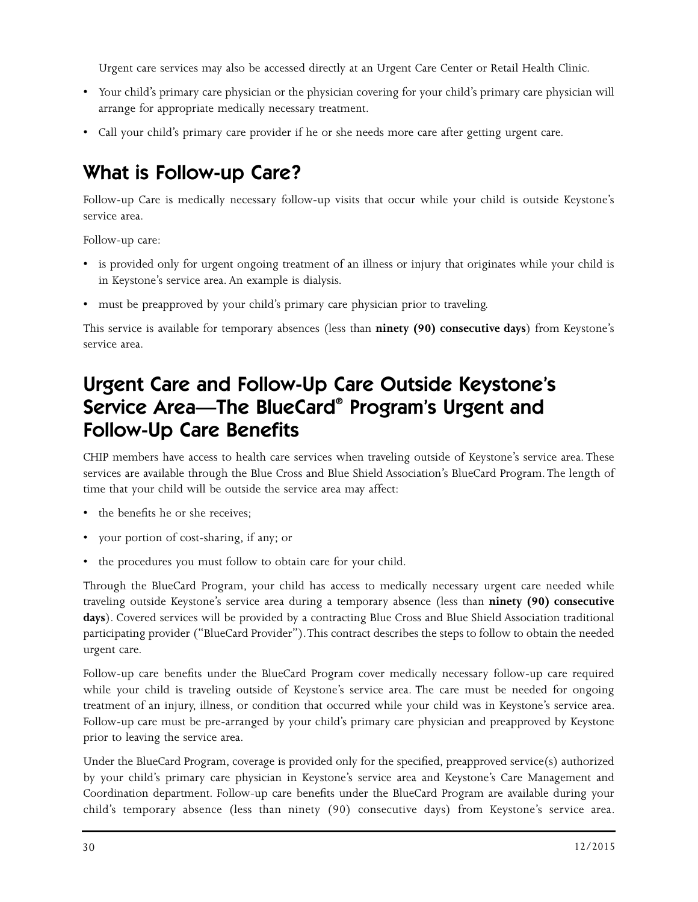Urgent care services may also be accessed directly at an Urgent Care Center or Retail Health Clinic.

- Your child's primary care physician or the physician covering for your child's primary care physician will arrange for appropriate medically necessary treatment.
- Call your child's primary care provider if he or she needs more care after getting urgent care.

## What is Follow-up Care?

Follow-up Care is medically necessary follow-up visits that occur while your child is outside Keystone's service area.

Follow-up care:

- is provided only for urgent ongoing treatment of an illness or injury that originates while your child is in Keystone's service area. An example is dialysis.
- must be preapproved by your child's primary care physician prior to traveling.

This service is available for temporary absences (less than **ninety (90) consecutive days**) from Keystone's service area.

## Urgent Care and Follow-Up Care Outside Keystone's Service Area—The BlueCard® Program's Urgent and Follow-Up Care Benefits

CHIP members have access to health care services when traveling outside of Keystone's service area. These services are available through the Blue Cross and Blue Shield Association's BlueCard Program. The length of time that your child will be outside the service area may affect:

- the benefits he or she receives;
- your portion of cost-sharing, if any; or
- the procedures you must follow to obtain care for your child.

Through the BlueCard Program, your child has access to medically necessary urgent care needed while traveling outside Keystone's service area during a temporary absence (less than **ninety (90) consecutive days**). Covered services will be provided by a contracting Blue Cross and Blue Shield Association traditional participating provider ("BlueCard Provider"). This contract describes the steps to follow to obtain the needed urgent care.

Follow-up care benefits under the BlueCard Program cover medically necessary follow-up care required while your child is traveling outside of Keystone's service area. The care must be needed for ongoing treatment of an injury, illness, or condition that occurred while your child was in Keystone's service area. Follow-up care must be pre-arranged by your child's primary care physician and preapproved by Keystone prior to leaving the service area.

Under the BlueCard Program, coverage is provided only for the specified, preapproved service(s) authorized by your child's primary care physician in Keystone's service area and Keystone's Care Management and Coordination department. Follow-up care benefits under the BlueCard Program are available during your child's temporary absence (less than ninety (90) consecutive days) from Keystone's service area.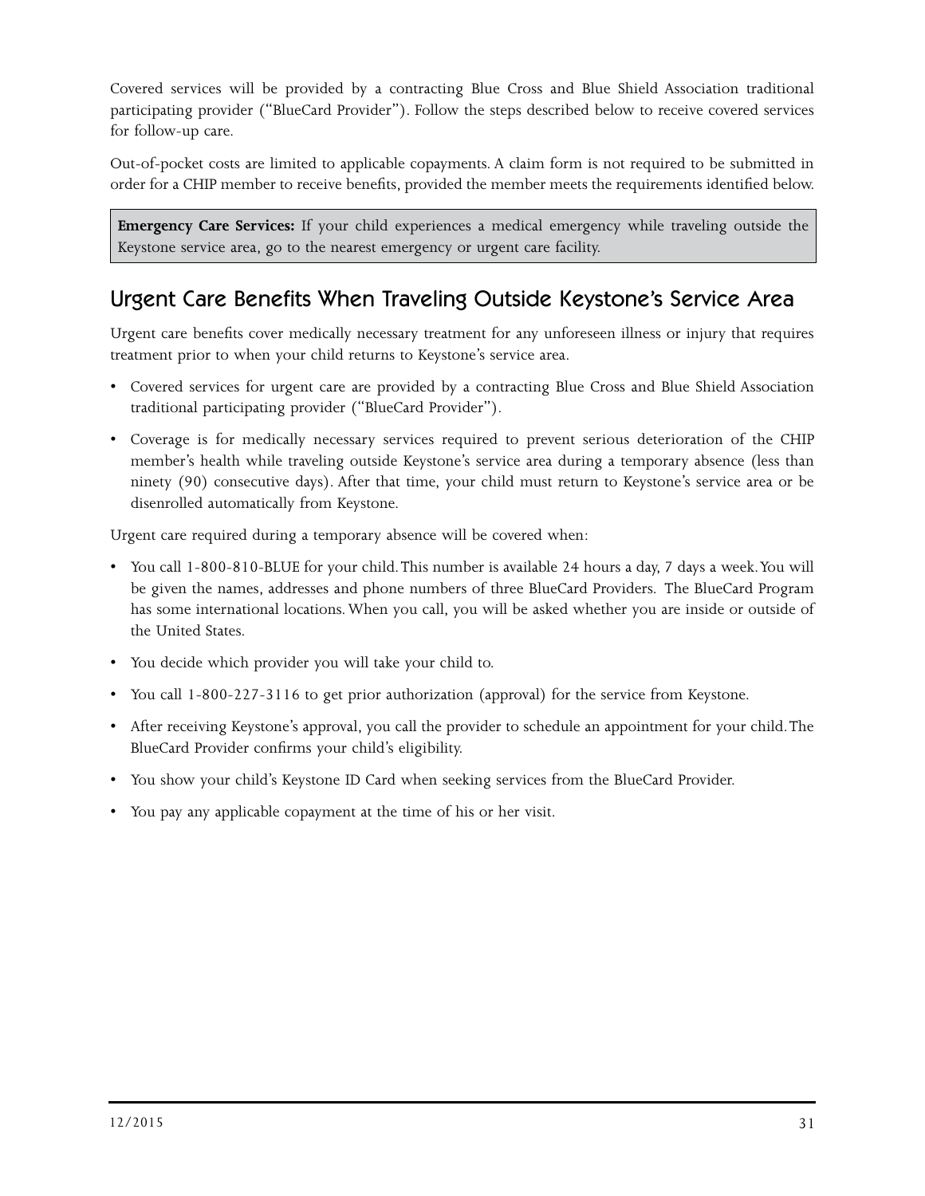Covered services will be provided by a contracting Blue Cross and Blue Shield Association traditional participating provider ("BlueCard Provider"). Follow the steps described below to receive covered services for follow-up care.

Out-of-pocket costs are limited to applicable copayments. A claim form is not required to be submitted in order for a CHIP member to receive benefits, provided the member meets the requirements identified below.

> **Emergency Care Services:** If your child experiences a medical emergency while traveling outside the Keystone service area, go to the nearest emergency or urgent care facility.

## Urgent Care Benefits When Traveling Outside Keystone's Service Area

Urgent care benefits cover medically necessary treatment for any unforeseen illness or injury that requires treatment prior to when your child returns to Keystone's service area.

- Covered services for urgent care are provided by a contracting Blue Cross and Blue Shield Association traditional participating provider ("BlueCard Provider").
- Coverage is for medically necessary services required to prevent serious deterioration of the CHIP member's health while traveling outside Keystone's service area during a temporary absence (less than ninety (90) consecutive days). After that time, your child must return to Keystone's service area or be disenrolled automatically from Keystone.

Urgent care required during a temporary absence will be covered when:

- You call 1-800-810-BLUE for your child. This number is available 24 hours a day, 7 days a week. You will be given the names, addresses and phone numbers of three BlueCard Providers. The BlueCard Program has some international locations. When you call, you will be asked whether you are inside or outside of the United States.
- You decide which provider you will take your child to.
- You call 1-800-227-3116 to get prior authorization (approval) for the service from Keystone.
- After receiving Keystone's approval, you call the provider to schedule an appointment for your child. The BlueCard Provider confirms your child's eligibility.
- You show your child's Keystone ID Card when seeking services from the BlueCard Provider.
- You pay any applicable copayment at the time of his or her visit.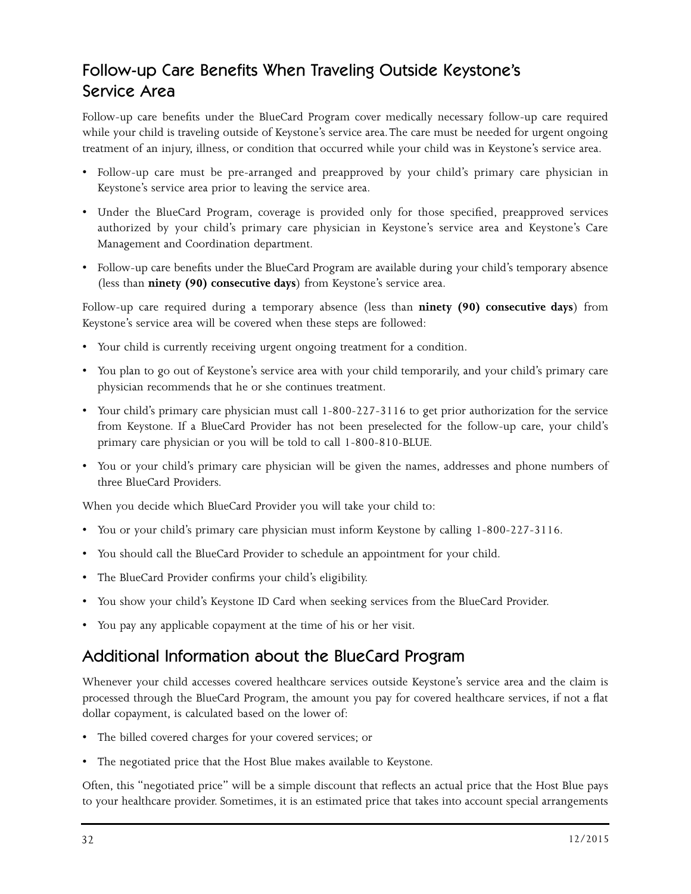## Follow-up Care Benefits When Traveling Outside Keystone's Service Area

Follow-up care benefits under the BlueCard Program cover medically necessary follow-up care required while your child is traveling outside of Keystone's service area. The care must be needed for urgent ongoing treatment of an injury, illness, or condition that occurred while your child was in Keystone's service area.

- Follow-up care must be pre-arranged and preapproved by your child's primary care physician in Keystone's service area prior to leaving the service area.
- Under the BlueCard Program, coverage is provided only for those specified, preapproved services authorized by your child's primary care physician in Keystone's service area and Keystone's Care Management and Coordination department.
- Follow-up care benefits under the BlueCard Program are available during your child's temporary absence (less than **ninety (90) consecutive days**) from Keystone's service area.

Follow-up care required during a temporary absence (less than **ninety (90) consecutive days**) from Keystone's service area will be covered when these steps are followed:

- Your child is currently receiving urgent ongoing treatment for a condition.
- You plan to go out of Keystone's service area with your child temporarily, and your child's primary care physician recommends that he or she continues treatment.
- Your child's primary care physician must call 1-800-227-3116 to get prior authorization for the service from Keystone. If a BlueCard Provider has not been preselected for the follow-up care, your child's primary care physician or you will be told to call 1-800-810-BLUE.
- You or your child's primary care physician will be given the names, addresses and phone numbers of three BlueCard Providers.

When you decide which BlueCard Provider you will take your child to:

- You or your child's primary care physician must inform Keystone by calling 1-800-227-3116.
- You should call the BlueCard Provider to schedule an appointment for your child.
- The BlueCard Provider confirms your child's eligibility.
- You show your child's Keystone ID Card when seeking services from the BlueCard Provider.
- You pay any applicable copayment at the time of his or her visit.

## Additional Information about the BlueCard Program

Whenever your child accesses covered healthcare services outside Keystone's service area and the claim is processed through the BlueCard Program, the amount you pay for covered healthcare services, if not a flat dollar copayment, is calculated based on the lower of:

- The billed covered charges for your covered services; or
- The negotiated price that the Host Blue makes available to Keystone.

Often, this "negotiated price" will be a simple discount that reflects an actual price that the Host Blue pays to your healthcare provider. Sometimes, it is an estimated price that takes into account special arrangements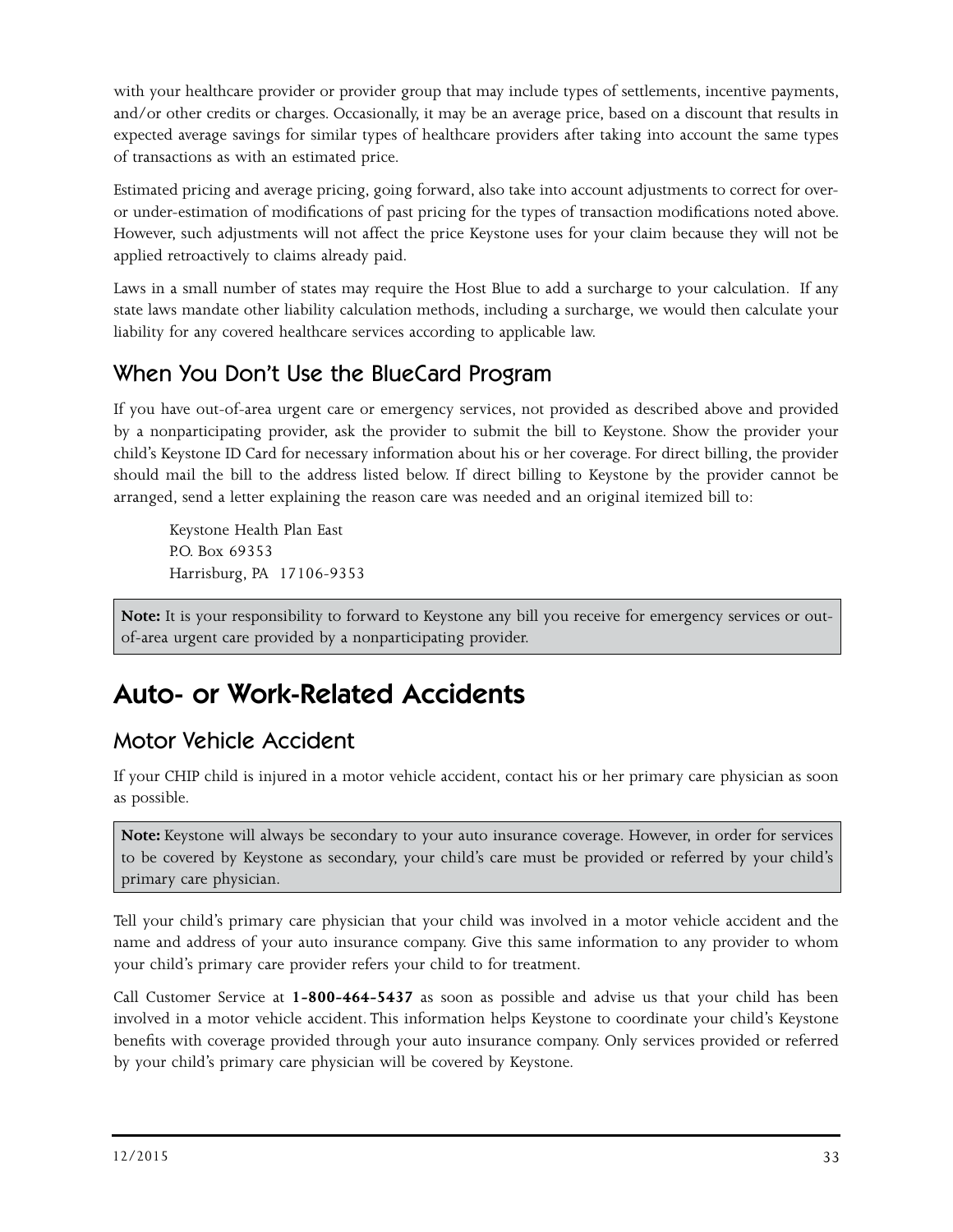with your healthcare provider or provider group that may include types of settlements, incentive payments, and/or other credits or charges. Occasionally, it may be an average price, based on a discount that results in expected average savings for similar types of healthcare providers after taking into account the same types of transactions as with an estimated price.

Estimated pricing and average pricing, going forward, also take into account adjustments to correct for over- or under-estimation of modifications of past pricing for the types of transaction modifications noted above. However, such adjustments will not affect the price Keystone uses for your claim because they will not be applied retroactively to claims already paid.

Laws in a small number of states may require the Host Blue to add a surcharge to your calculation. If any state laws mandate other liability calculation methods, including a surcharge, we would then calculate your liability for any covered healthcare services according to applicable law.

## When You Don't Use the BlueCard Program

If you have out-of-area urgent care or emergency services, not provided as described above and provided by a nonparticipating provider, ask the provider to submit the bill to Keystone. Show the provider your child's Keystone ID Card for necessary information about his or her coverage. For direct billing, the provider should mail the bill to the address listed below. If direct billing to Keystone by the provider cannot be arranged, send a letter explaining the reason care was needed and an original itemized bill to:

Keystone Health Plan East
P.O. Box 69353
Harrisburg, PA 17106-9353

**Note:** It is your responsibility to forward to Keystone any bill you receive for emergency services or out-of-area urgent care provided by a nonparticipating provider.

# Auto- or Work-Related Accidents

## Motor Vehicle Accident

If your CHIP child is injured in a motor vehicle accident, contact his or her primary care physician as soon as possible.

**Note:** Keystone will always be secondary to your auto insurance coverage. However, in order for services to be covered by Keystone as secondary, your child's care must be provided or referred by your child's primary care physician.

Tell your child's primary care physician that your child was involved in a motor vehicle accident and the name and address of your auto insurance company. Give this same information to any provider to whom your child's primary care provider refers your child to for treatment.

Call Customer Service at **1-800-464-5437** as soon as possible and advise us that your child has been involved in a motor vehicle accident. This information helps Keystone to coordinate your child's Keystone benefits with coverage provided through your auto insurance company. Only services provided or referred by your child's primary care physician will be covered by Keystone.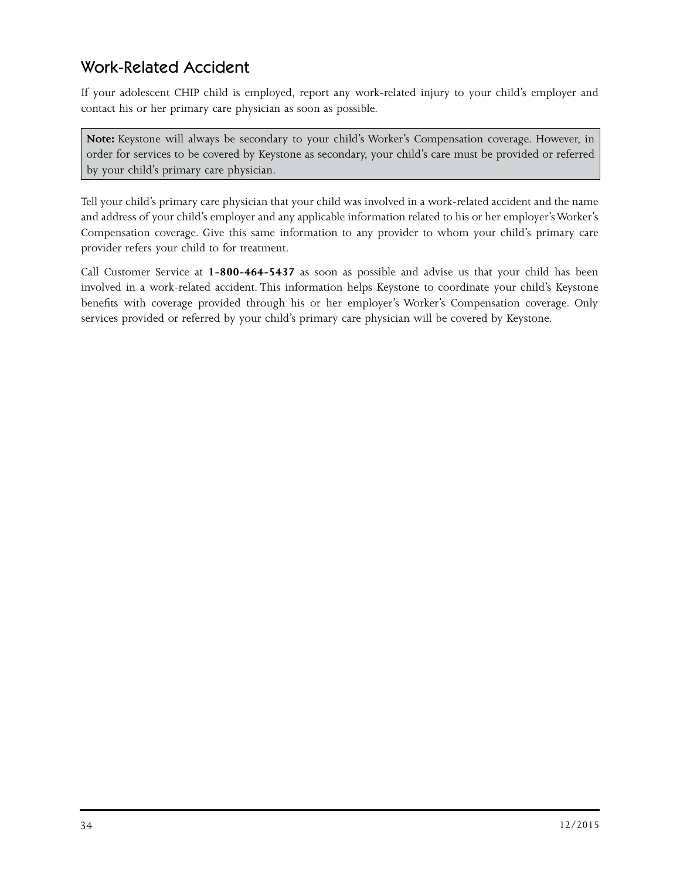## Work-Related Accident

If your adolescent CHIP child is employed, report any work-related injury to your child's employer and contact his or her primary care physician as soon as possible.

**Note:** Keystone will always be secondary to your child's Worker's Compensation coverage. However, in order for services to be covered by Keystone as secondary, your child's care must be provided or referred by your child's primary care physician.

Tell your child's primary care physician that your child was involved in a work-related accident and the name and address of your child's employer and any applicable information related to his or her employer's Worker's Compensation coverage. Give this same information to any provider to whom your child's primary care provider refers your child to for treatment.

Call Customer Service at **1-800-464-5437** as soon as possible and advise us that your child has been involved in a work-related accident. This information helps Keystone to coordinate your child's Keystone benefits with coverage provided through his or her employer's Worker's Compensation coverage. Only services provided or referred by your child's primary care physician will be covered by Keystone.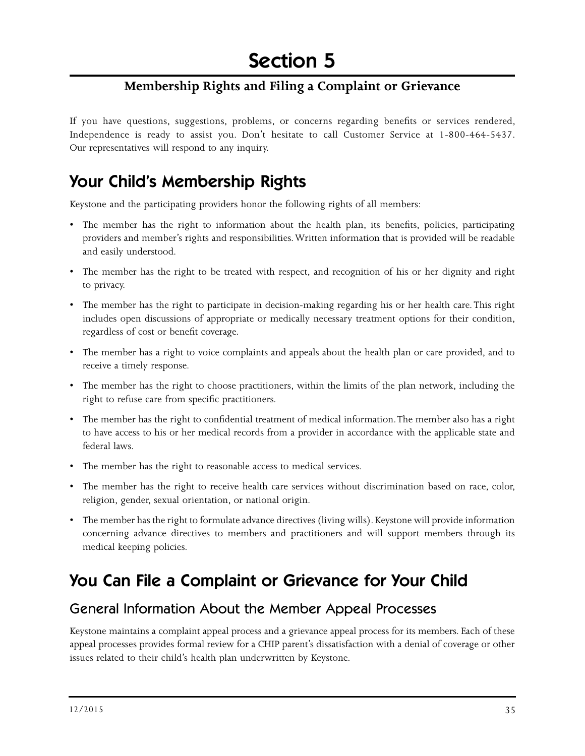# Section 5

## Membership Rights and Filing a Complaint or Grievance

If you have questions, suggestions, problems, or concerns regarding benefits or services rendered, Independence is ready to assist you. Don't hesitate to call Customer Service at 1-800-464-5437. Our representatives will respond to any inquiry.

## Your Child's Membership Rights

Keystone and the participating providers honor the following rights of all members:

- The member has the right to information about the health plan, its benefits, policies, participating providers and member's rights and responsibilities. Written information that is provided will be readable and easily understood.
- The member has the right to be treated with respect, and recognition of his or her dignity and right to privacy.
- The member has the right to participate in decision-making regarding his or her health care. This right includes open discussions of appropriate or medically necessary treatment options for their condition, regardless of cost or benefit coverage.
- The member has a right to voice complaints and appeals about the health plan or care provided, and to receive a timely response.
- The member has the right to choose practitioners, within the limits of the plan network, including the right to refuse care from specific practitioners.
- The member has the right to confidential treatment of medical information. The member also has a right to have access to his or her medical records from a provider in accordance with the applicable state and federal laws.
- The member has the right to reasonable access to medical services.
- The member has the right to receive health care services without discrimination based on race, color, religion, gender, sexual orientation, or national origin.
- The member has the right to formulate advance directives (living wills). Keystone will provide information concerning advance directives to members and practitioners and will support members through its medical keeping policies.

## You Can File a Complaint or Grievance for Your Child

### General Information About the Member Appeal Processes

Keystone maintains a complaint appeal process and a grievance appeal process for its members. Each of these appeal processes provides formal review for a CHIP parent's dissatisfaction with a denial of coverage or other issues related to their child's health plan underwritten by Keystone.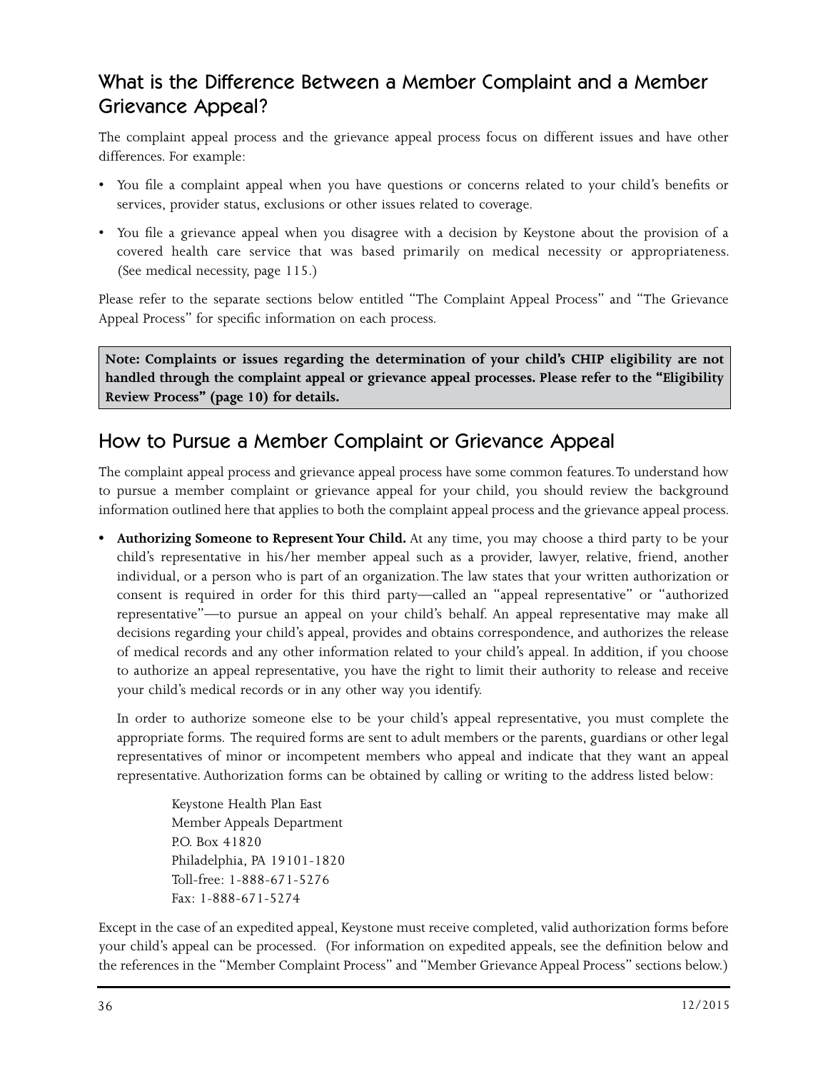## What is the Difference Between a Member Complaint and a Member Grievance Appeal?

The complaint appeal process and the grievance appeal process focus on different issues and have other differences. For example:

- You file a complaint appeal when you have questions or concerns related to your child's benefits or services, provider status, exclusions or other issues related to coverage.
- You file a grievance appeal when you disagree with a decision by Keystone about the provision of a covered health care service that was based primarily on medical necessity or appropriateness. (See medical necessity, page 115.)

Please refer to the separate sections below entitled "The Complaint Appeal Process" and "The Grievance Appeal Process" for specific information on each process.

**Note: Complaints or issues regarding the determination of your child's CHIP eligibility are not handled through the complaint appeal or grievance appeal processes. Please refer to the "Eligibility Review Process" (page 10) for details.**

## How to Pursue a Member Complaint or Grievance Appeal

The complaint appeal process and grievance appeal process have some common features. To understand how to pursue a member complaint or grievance appeal for your child, you should review the background information outlined here that applies to both the complaint appeal process and the grievance appeal process.

- **Authorizing Someone to Represent Your Child.** At any time, you may choose a third party to be your child's representative in his/her member appeal such as a provider, lawyer, relative, friend, another individual, or a person who is part of an organization. The law states that your written authorization or consent is required in order for this third party—called an "appeal representative" or "authorized representative"—to pursue an appeal on your child's behalf. An appeal representative may make all decisions regarding your child's appeal, provides and obtains correspondence, and authorizes the release of medical records and any other information related to your child's appeal. In addition, if you choose to authorize an appeal representative, you have the right to limit their authority to release and receive your child's medical records or in any other way you identify.

  In order to authorize someone else to be your child's appeal representative, you must complete the appropriate forms. The required forms are sent to adult members or the parents, guardians or other legal representatives of minor or incompetent members who appeal and indicate that they want an appeal representative. Authorization forms can be obtained by calling or writing to the address listed below:

  Keystone Health Plan East
  Member Appeals Department
  P.O. Box 41820
  Philadelphia, PA 19101-1820
  Toll-free: 1-888-671-5276
  Fax: 1-888-671-5274

Except in the case of an expedited appeal, Keystone must receive completed, valid authorization forms before your child's appeal can be processed. (For information on expedited appeals, see the definition below and the references in the "Member Complaint Process" and "Member Grievance Appeal Process" sections below.)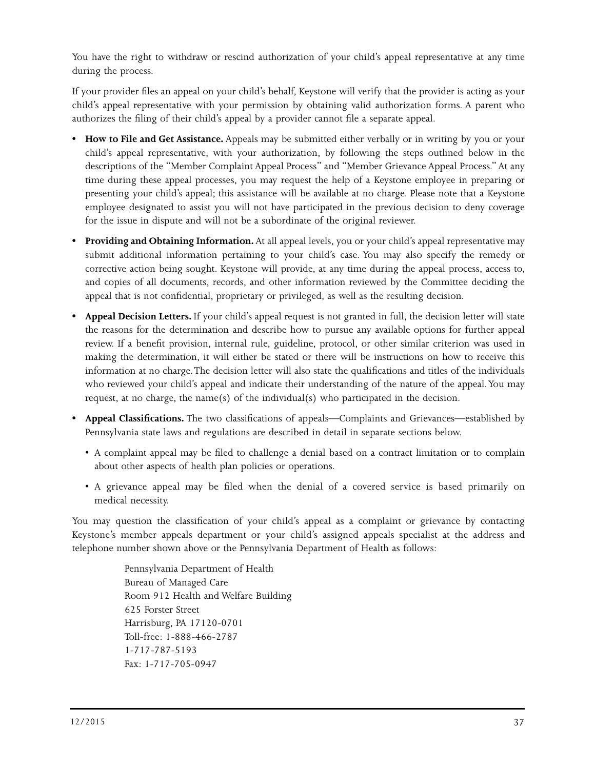You have the right to withdraw or rescind authorization of your child's appeal representative at any time during the process.

If your provider files an appeal on your child's behalf, Keystone will verify that the provider is acting as your child's appeal representative with your permission by obtaining valid authorization forms. A parent who authorizes the filing of their child's appeal by a provider cannot file a separate appeal.

- **How to File and Get Assistance.** Appeals may be submitted either verbally or in writing by you or your child's appeal representative, with your authorization, by following the steps outlined below in the descriptions of the "Member Complaint Appeal Process" and "Member Grievance Appeal Process." At any time during these appeal processes, you may request the help of a Keystone employee in preparing or presenting your child's appeal; this assistance will be available at no charge. Please note that a Keystone employee designated to assist you will not have participated in the previous decision to deny coverage for the issue in dispute and will not be a subordinate of the original reviewer.
- **Providing and Obtaining Information.** At all appeal levels, you or your child's appeal representative may submit additional information pertaining to your child's case. You may also specify the remedy or corrective action being sought. Keystone will provide, at any time during the appeal process, access to, and copies of all documents, records, and other information reviewed by the Committee deciding the appeal that is not confidential, proprietary or privileged, as well as the resulting decision.
- **Appeal Decision Letters.** If your child's appeal request is not granted in full, the decision letter will state the reasons for the determination and describe how to pursue any available options for further appeal review. If a benefit provision, internal rule, guideline, protocol, or other similar criterion was used in making the determination, it will either be stated or there will be instructions on how to receive this information at no charge. The decision letter will also state the qualifications and titles of the individuals who reviewed your child's appeal and indicate their understanding of the nature of the appeal. You may request, at no charge, the name(s) of the individual(s) who participated in the decision.
- **Appeal Classifications.** The two classifications of appeals—Complaints and Grievances—established by Pennsylvania state laws and regulations are described in detail in separate sections below.
  - A complaint appeal may be filed to challenge a denial based on a contract limitation or to complain about other aspects of health plan policies or operations.
  - A grievance appeal may be filed when the denial of a covered service is based primarily on medical necessity.

You may question the classification of your child's appeal as a complaint or grievance by contacting Keystone's member appeals department or your child's assigned appeals specialist at the address and telephone number shown above or the Pennsylvania Department of Health as follows:

Pennsylvania Department of Health
Bureau of Managed Care
Room 912 Health and Welfare Building
625 Forster Street
Harrisburg, PA 17120-0701
Toll-free: 1-888-466-2787
1-717-787-5193
Fax: 1-717-705-0947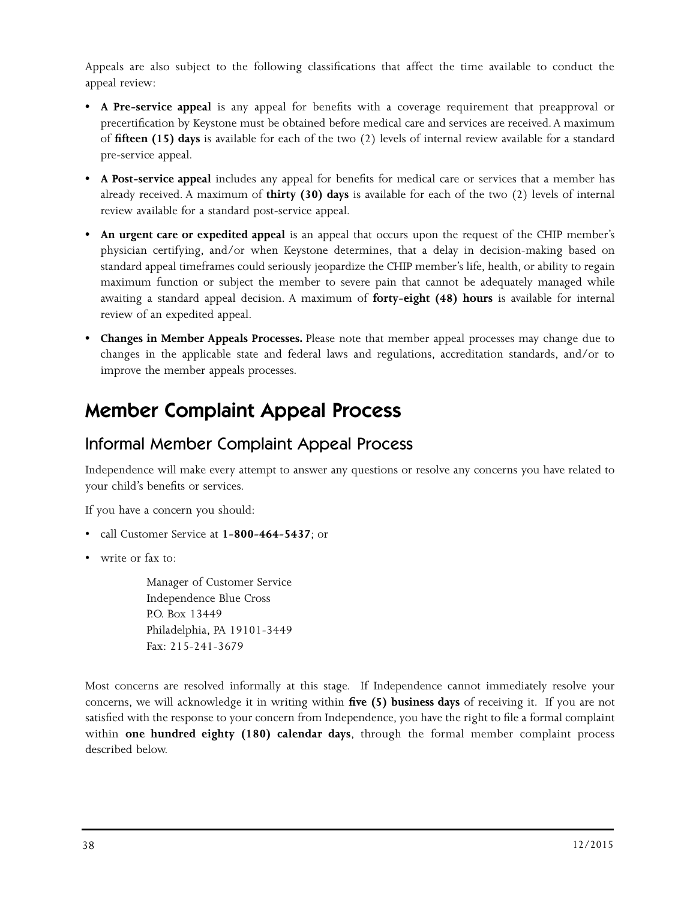Appeals are also subject to the following classifications that affect the time available to conduct the appeal review:

- **A Pre-service appeal** is any appeal for benefits with a coverage requirement that preapproval or precertification by Keystone must be obtained before medical care and services are received. A maximum of **fifteen (15) days** is available for each of the two (2) levels of internal review available for a standard pre-service appeal.
- **A Post-service appeal** includes any appeal for benefits for medical care or services that a member has already received. A maximum of **thirty (30) days** is available for each of the two (2) levels of internal review available for a standard post-service appeal.
- **An urgent care or expedited appeal** is an appeal that occurs upon the request of the CHIP member's physician certifying, and/or when Keystone determines, that a delay in decision-making based on standard appeal timeframes could seriously jeopardize the CHIP member's life, health, or ability to regain maximum function or subject the member to severe pain that cannot be adequately managed while awaiting a standard appeal decision. A maximum of **forty-eight (48) hours** is available for internal review of an expedited appeal.
- **Changes in Member Appeals Processes.** Please note that member appeal processes may change due to changes in the applicable state and federal laws and regulations, accreditation standards, and/or to improve the member appeals processes.

# Member Complaint Appeal Process

## Informal Member Complaint Appeal Process

Independence will make every attempt to answer any questions or resolve any concerns you have related to your child's benefits or services.

If you have a concern you should:

- call Customer Service at **1-800-464-5437**; or
- write or fax to:

  Manager of Customer Service
  Independence Blue Cross
  P.O. Box 13449
  Philadelphia, PA 19101-3449
  Fax: 215-241-3679

Most concerns are resolved informally at this stage. If Independence cannot immediately resolve your concerns, we will acknowledge it in writing within **five (5) business days** of receiving it. If you are not satisfied with the response to your concern from Independence, you have the right to file a formal complaint within **one hundred eighty (180) calendar days**, through the formal member complaint process described below.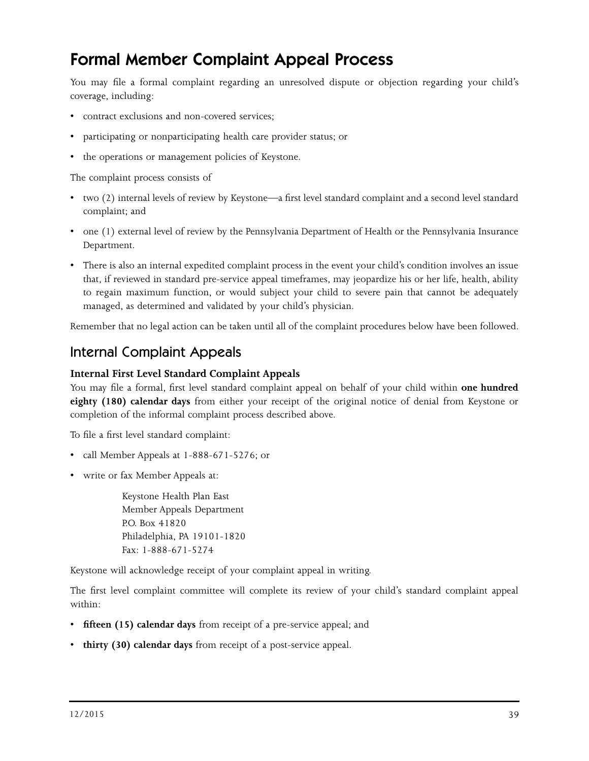# Formal Member Complaint Appeal Process

You may file a formal complaint regarding an unresolved dispute or objection regarding your child's coverage, including:

- contract exclusions and non-covered services;
- participating or nonparticipating health care provider status; or
- the operations or management policies of Keystone.

The complaint process consists of

- two (2) internal levels of review by Keystone—a first level standard complaint and a second level standard complaint; and
- one (1) external level of review by the Pennsylvania Department of Health or the Pennsylvania Insurance Department.
- There is also an internal expedited complaint process in the event your child's condition involves an issue that, if reviewed in standard pre-service appeal timeframes, may jeopardize his or her life, health, ability to regain maximum function, or would subject your child to severe pain that cannot be adequately managed, as determined and validated by your child's physician.

Remember that no legal action can be taken until all of the complaint procedures below have been followed.

## Internal Complaint Appeals

### Internal First Level Standard Complaint Appeals

You may file a formal, first level standard complaint appeal on behalf of your child within **one hundred eighty (180) calendar days** from either your receipt of the original notice of denial from Keystone or completion of the informal complaint process described above.

To file a first level standard complaint:

- call Member Appeals at 1-888-671-5276; or
- write or fax Member Appeals at:

  Keystone Health Plan East
  Member Appeals Department
  P.O. Box 41820
  Philadelphia, PA 19101-1820
  Fax: 1-888-671-5274

Keystone will acknowledge receipt of your complaint appeal in writing.

The first level complaint committee will complete its review of your child's standard complaint appeal within:

- **fifteen (15) calendar days** from receipt of a pre-service appeal; and
- **thirty (30) calendar days** from receipt of a post-service appeal.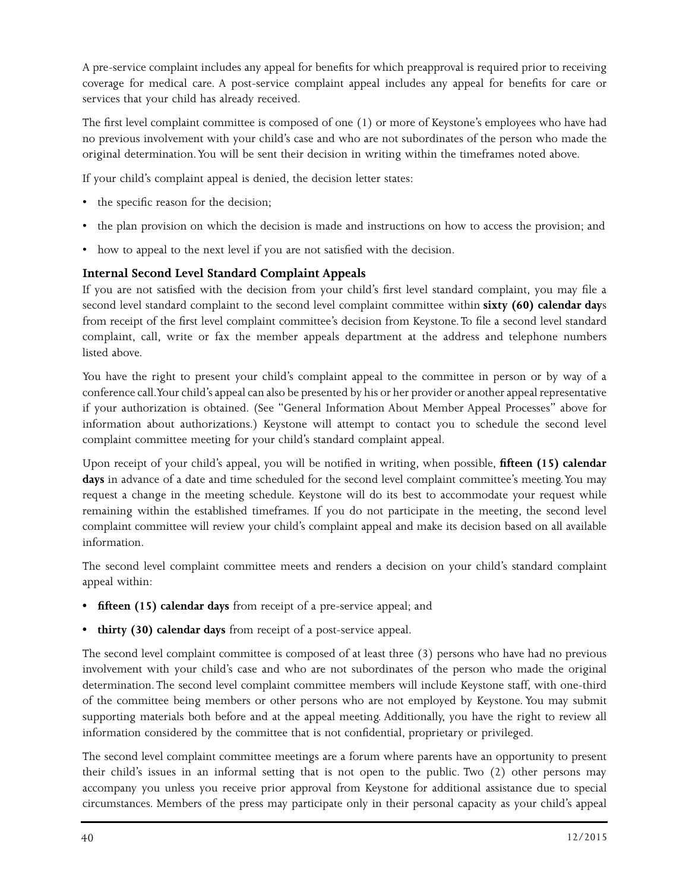A pre-service complaint includes any appeal for benefits for which preapproval is required prior to receiving coverage for medical care. A post-service complaint appeal includes any appeal for benefits for care or services that your child has already received.

The first level complaint committee is composed of one (1) or more of Keystone's employees who have had no previous involvement with your child's case and who are not subordinates of the person who made the original determination. You will be sent their decision in writing within the timeframes noted above.

If your child's complaint appeal is denied, the decision letter states:

- the specific reason for the decision;
- the plan provision on which the decision is made and instructions on how to access the provision; and
- how to appeal to the next level if you are not satisfied with the decision.

### Internal Second Level Standard Complaint Appeals

If you are not satisfied with the decision from your child's first level standard complaint, you may file a second level standard complaint to the second level complaint committee within **sixty (60) calendar day**s from receipt of the first level complaint committee's decision from Keystone. To file a second level standard complaint, call, write or fax the member appeals department at the address and telephone numbers listed above.

You have the right to present your child's complaint appeal to the committee in person or by way of a conference call. Your child's appeal can also be presented by his or her provider or another appeal representative if your authorization is obtained. (See "General Information About Member Appeal Processes" above for information about authorizations.) Keystone will attempt to contact you to schedule the second level complaint committee meeting for your child's standard complaint appeal.

Upon receipt of your child's appeal, you will be notified in writing, when possible, **fifteen (15) calendar days** in advance of a date and time scheduled for the second level complaint committee's meeting. You may request a change in the meeting schedule. Keystone will do its best to accommodate your request while remaining within the established timeframes. If you do not participate in the meeting, the second level complaint committee will review your child's complaint appeal and make its decision based on all available information.

The second level complaint committee meets and renders a decision on your child's standard complaint appeal within:

- **fifteen (15) calendar days** from receipt of a pre-service appeal; and
- **thirty (30) calendar days** from receipt of a post-service appeal.

The second level complaint committee is composed of at least three (3) persons who have had no previous involvement with your child's case and who are not subordinates of the person who made the original determination. The second level complaint committee members will include Keystone staff, with one-third of the committee being members or other persons who are not employed by Keystone. You may submit supporting materials both before and at the appeal meeting. Additionally, you have the right to review all information considered by the committee that is not confidential, proprietary or privileged.

The second level complaint committee meetings are a forum where parents have an opportunity to present their child's issues in an informal setting that is not open to the public. Two (2) other persons may accompany you unless you receive prior approval from Keystone for additional assistance due to special circumstances. Members of the press may participate only in their personal capacity as your child's appeal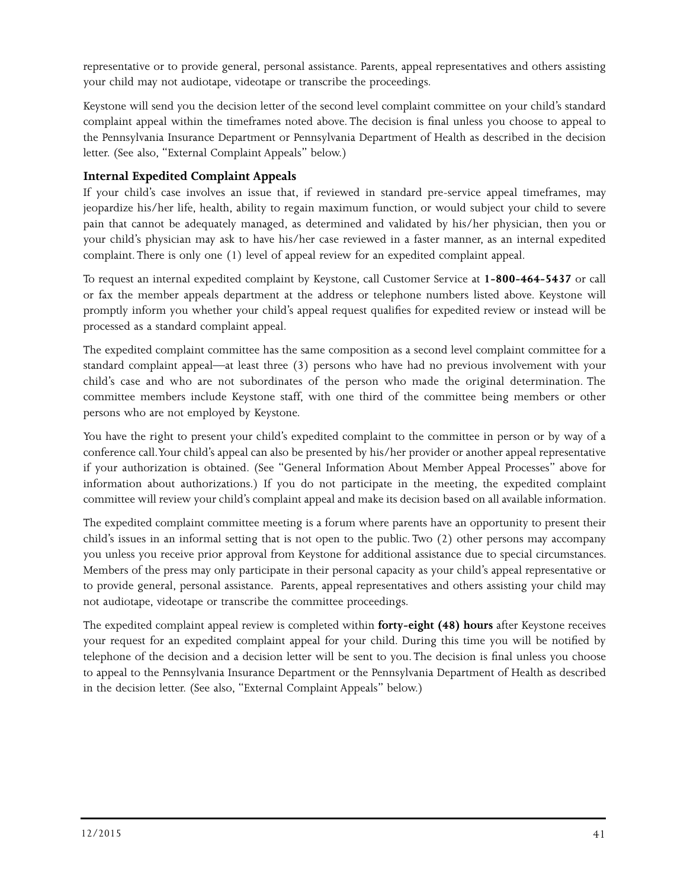representative or to provide general, personal assistance. Parents, appeal representatives and others assisting your child may not audiotape, videotape or transcribe the proceedings.

Keystone will send you the decision letter of the second level complaint committee on your child's standard complaint appeal within the timeframes noted above. The decision is final unless you choose to appeal to the Pennsylvania Insurance Department or Pennsylvania Department of Health as described in the decision letter. (See also, "External Complaint Appeals" below.)

### Internal Expedited Complaint Appeals

If your child's case involves an issue that, if reviewed in standard pre-service appeal timeframes, may jeopardize his/her life, health, ability to regain maximum function, or would subject your child to severe pain that cannot be adequately managed, as determined and validated by his/her physician, then you or your child's physician may ask to have his/her case reviewed in a faster manner, as an internal expedited complaint. There is only one (1) level of appeal review for an expedited complaint appeal.

To request an internal expedited complaint by Keystone, call Customer Service at **1-800-464-5437** or call or fax the member appeals department at the address or telephone numbers listed above. Keystone will promptly inform you whether your child's appeal request qualifies for expedited review or instead will be processed as a standard complaint appeal.

The expedited complaint committee has the same composition as a second level complaint committee for a standard complaint appeal—at least three (3) persons who have had no previous involvement with your child's case and who are not subordinates of the person who made the original determination. The committee members include Keystone staff, with one third of the committee being members or other persons who are not employed by Keystone.

You have the right to present your child's expedited complaint to the committee in person or by way of a conference call. Your child's appeal can also be presented by his/her provider or another appeal representative if your authorization is obtained. (See "General Information About Member Appeal Processes" above for information about authorizations.) If you do not participate in the meeting, the expedited complaint committee will review your child's complaint appeal and make its decision based on all available information.

The expedited complaint committee meeting is a forum where parents have an opportunity to present their child's issues in an informal setting that is not open to the public. Two (2) other persons may accompany you unless you receive prior approval from Keystone for additional assistance due to special circumstances. Members of the press may only participate in their personal capacity as your child's appeal representative or to provide general, personal assistance. Parents, appeal representatives and others assisting your child may not audiotape, videotape or transcribe the committee proceedings.

The expedited complaint appeal review is completed within **forty-eight (48) hours** after Keystone receives your request for an expedited complaint appeal for your child. During this time you will be notified by telephone of the decision and a decision letter will be sent to you. The decision is final unless you choose to appeal to the Pennsylvania Insurance Department or the Pennsylvania Department of Health as described in the decision letter. (See also, "External Complaint Appeals" below.)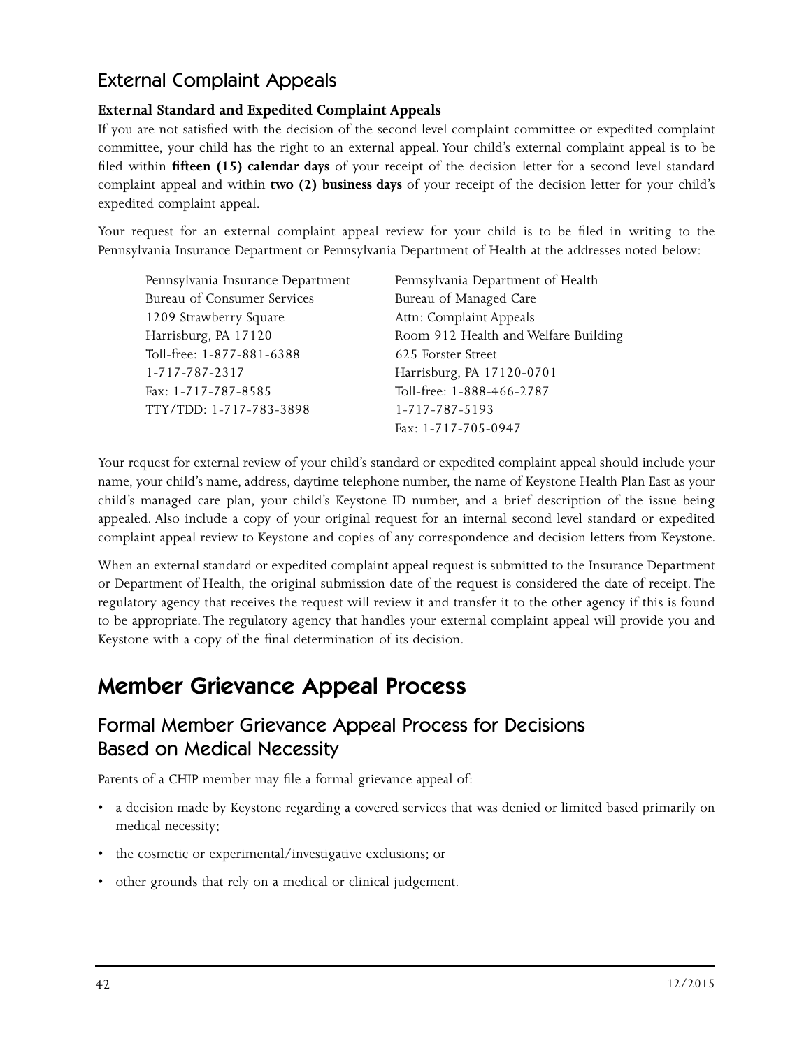## External Complaint Appeals

### External Standard and Expedited Complaint Appeals

If you are not satisfied with the decision of the second level complaint committee or expedited complaint committee, your child has the right to an external appeal. Your child's external complaint appeal is to be filed within **fifteen (15) calendar days** of your receipt of the decision letter for a second level standard complaint appeal and within **two (2) business days** of your receipt of the decision letter for your child's expedited complaint appeal.

Your request for an external complaint appeal review for your child is to be filed in writing to the Pennsylvania Insurance Department or Pennsylvania Department of Health at the addresses noted below:

Pennsylvania Insurance Department
Bureau of Consumer Services
1209 Strawberry Square
Harrisburg, PA 17120
Toll-free: 1-877-881-6388
1-717-787-2317
Fax: 1-717-787-8585
TTY/TDD: 1-717-783-3898

Pennsylvania Department of Health
Bureau of Managed Care
Attn: Complaint Appeals
Room 912 Health and Welfare Building
625 Forster Street
Harrisburg, PA 17120-0701
Toll-free: 1-888-466-2787
1-717-787-5193
Fax: 1-717-705-0947

Your request for external review of your child's standard or expedited complaint appeal should include your name, your child's name, address, daytime telephone number, the name of Keystone Health Plan East as your child's managed care plan, your child's Keystone ID number, and a brief description of the issue being appealed. Also include a copy of your original request for an internal second level standard or expedited complaint appeal review to Keystone and copies of any correspondence and decision letters from Keystone.

When an external standard or expedited complaint appeal request is submitted to the Insurance Department or Department of Health, the original submission date of the request is considered the date of receipt. The regulatory agency that receives the request will review it and transfer it to the other agency if this is found to be appropriate. The regulatory agency that handles your external complaint appeal will provide you and Keystone with a copy of the final determination of its decision.

# Member Grievance Appeal Process

## Formal Member Grievance Appeal Process for Decisions Based on Medical Necessity

Parents of a CHIP member may file a formal grievance appeal of:

- a decision made by Keystone regarding a covered services that was denied or limited based primarily on medical necessity;
- the cosmetic or experimental/investigative exclusions; or
- other grounds that rely on a medical or clinical judgement.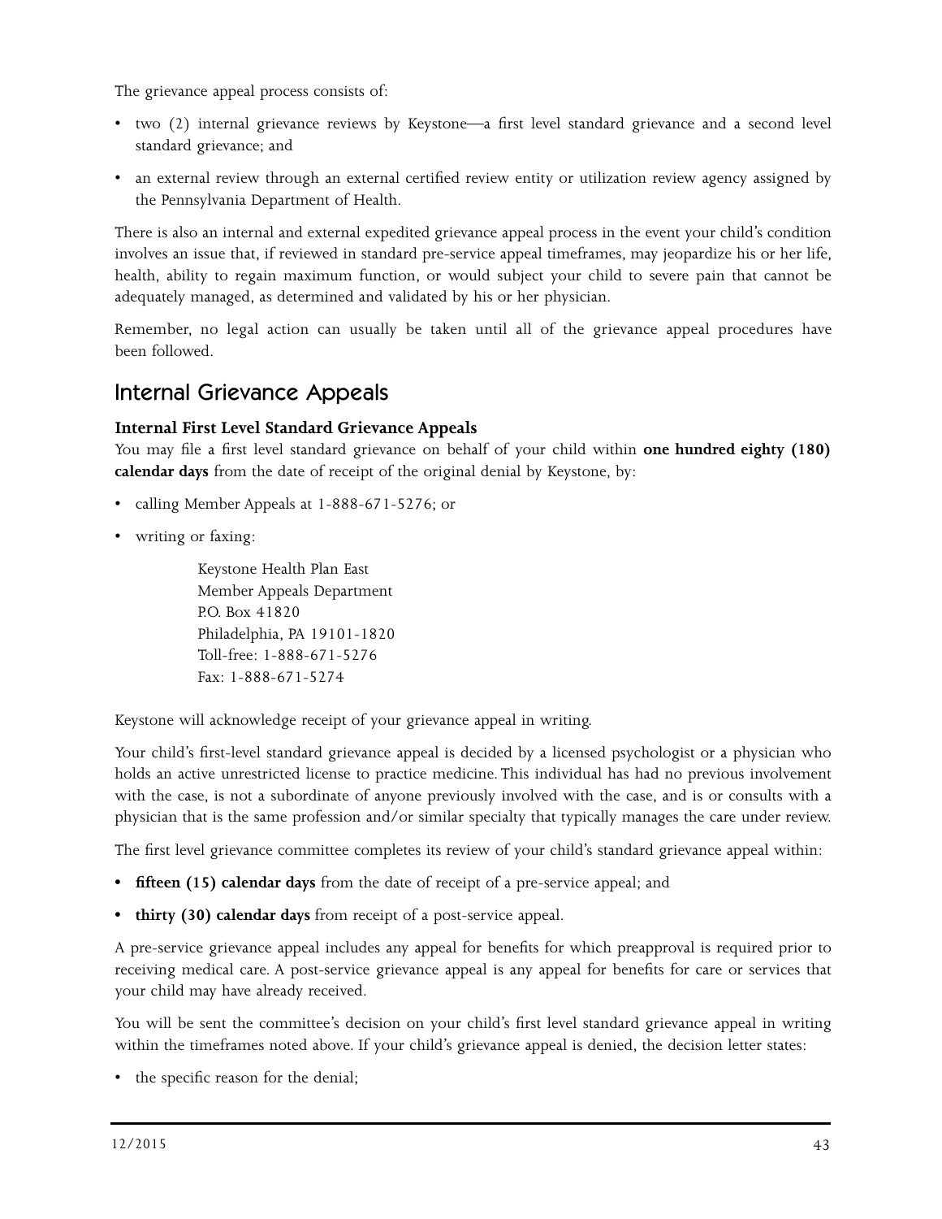The grievance appeal process consists of:

- two (2) internal grievance reviews by Keystone—a first level standard grievance and a second level standard grievance; and
- an external review through an external certified review entity or utilization review agency assigned by the Pennsylvania Department of Health.

There is also an internal and external expedited grievance appeal process in the event your child's condition involves an issue that, if reviewed in standard pre-service appeal timeframes, may jeopardize his or her life, health, ability to regain maximum function, or would subject your child to severe pain that cannot be adequately managed, as determined and validated by his or her physician.

Remember, no legal action can usually be taken until all of the grievance appeal procedures have been followed.

## Internal Grievance Appeals

### Internal First Level Standard Grievance Appeals

You may file a first level standard grievance on behalf of your child within **one hundred eighty (180) calendar days** from the date of receipt of the original denial by Keystone, by:

- calling Member Appeals at 1-888-671-5276; or
- writing or faxing:

  Keystone Health Plan East
  Member Appeals Department
  P.O. Box 41820
  Philadelphia, PA 19101-1820
  Toll-free: 1-888-671-5276
  Fax: 1-888-671-5274

Keystone will acknowledge receipt of your grievance appeal in writing.

Your child's first-level standard grievance appeal is decided by a licensed psychologist or a physician who holds an active unrestricted license to practice medicine. This individual has had no previous involvement with the case, is not a subordinate of anyone previously involved with the case, and is or consults with a physician that is the same profession and/or similar specialty that typically manages the care under review.

The first level grievance committee completes its review of your child's standard grievance appeal within:

- **fifteen (15) calendar days** from the date of receipt of a pre-service appeal; and
- **thirty (30) calendar days** from receipt of a post-service appeal.

A pre-service grievance appeal includes any appeal for benefits for which preapproval is required prior to receiving medical care. A post-service grievance appeal is any appeal for benefits for care or services that your child may have already received.

You will be sent the committee's decision on your child's first level standard grievance appeal in writing within the timeframes noted above. If your child's grievance appeal is denied, the decision letter states:

- the specific reason for the denial;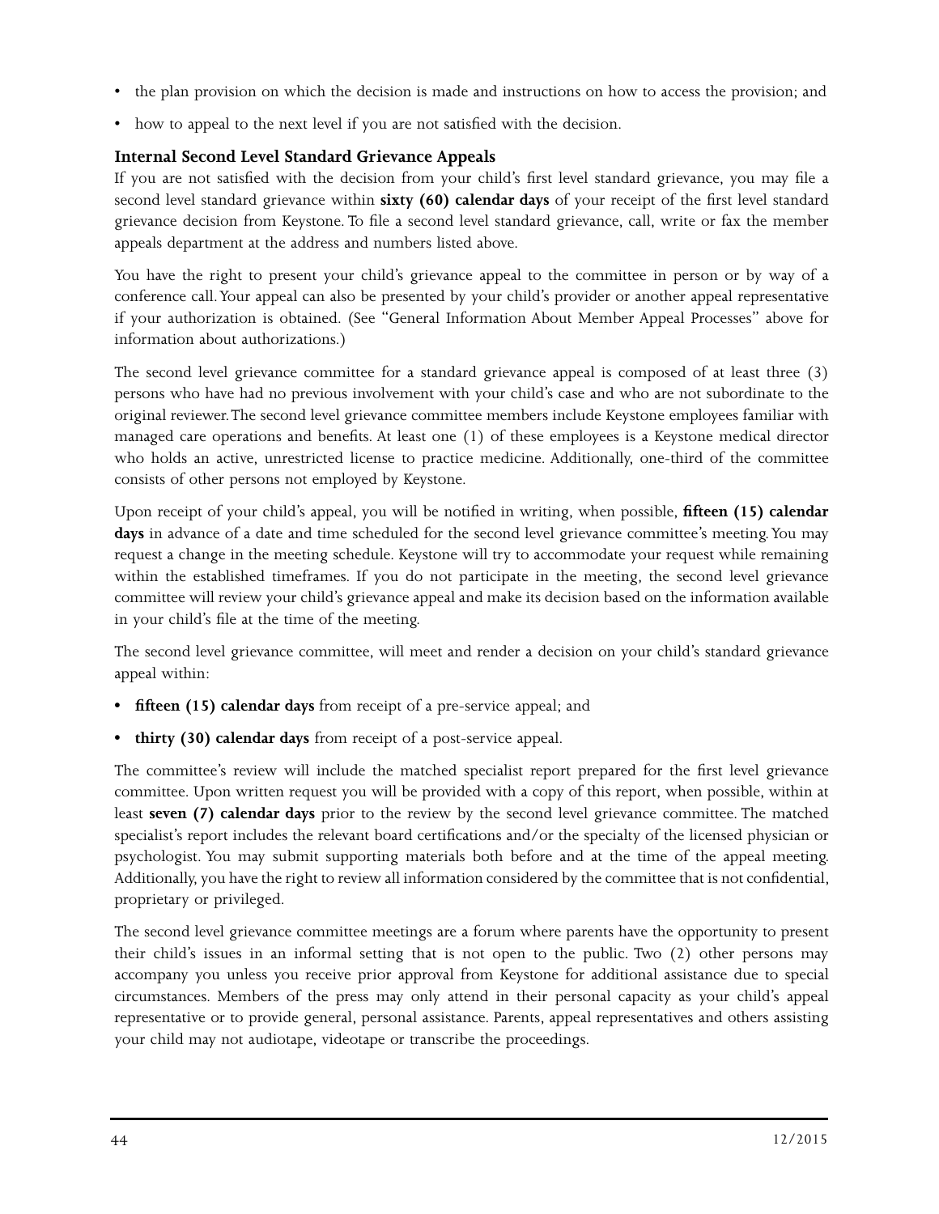- the plan provision on which the decision is made and instructions on how to access the provision; and
- how to appeal to the next level if you are not satisfied with the decision.

### Internal Second Level Standard Grievance Appeals

If you are not satisfied with the decision from your child's first level standard grievance, you may file a second level standard grievance within **sixty (60) calendar days** of your receipt of the first level standard grievance decision from Keystone. To file a second level standard grievance, call, write or fax the member appeals department at the address and numbers listed above.

You have the right to present your child's grievance appeal to the committee in person or by way of a conference call. Your appeal can also be presented by your child's provider or another appeal representative if your authorization is obtained. (See "General Information About Member Appeal Processes" above for information about authorizations.)

The second level grievance committee for a standard grievance appeal is composed of at least three (3) persons who have had no previous involvement with your child's case and who are not subordinate to the original reviewer. The second level grievance committee members include Keystone employees familiar with managed care operations and benefits. At least one (1) of these employees is a Keystone medical director who holds an active, unrestricted license to practice medicine. Additionally, one-third of the committee consists of other persons not employed by Keystone.

Upon receipt of your child's appeal, you will be notified in writing, when possible, **fifteen (15) calendar days** in advance of a date and time scheduled for the second level grievance committee's meeting. You may request a change in the meeting schedule. Keystone will try to accommodate your request while remaining within the established timeframes. If you do not participate in the meeting, the second level grievance committee will review your child's grievance appeal and make its decision based on the information available in your child's file at the time of the meeting.

The second level grievance committee, will meet and render a decision on your child's standard grievance appeal within:

- **fifteen (15) calendar days** from receipt of a pre-service appeal; and
- **thirty (30) calendar days** from receipt of a post-service appeal.

The committee's review will include the matched specialist report prepared for the first level grievance committee. Upon written request you will be provided with a copy of this report, when possible, within at least **seven (7) calendar days** prior to the review by the second level grievance committee. The matched specialist's report includes the relevant board certifications and/or the specialty of the licensed physician or psychologist. You may submit supporting materials both before and at the time of the appeal meeting. Additionally, you have the right to review all information considered by the committee that is not confidential, proprietary or privileged.

The second level grievance committee meetings are a forum where parents have the opportunity to present their child's issues in an informal setting that is not open to the public. Two (2) other persons may accompany you unless you receive prior approval from Keystone for additional assistance due to special circumstances. Members of the press may only attend in their personal capacity as your child's appeal representative or to provide general, personal assistance. Parents, appeal representatives and others assisting your child may not audiotape, videotape or transcribe the proceedings.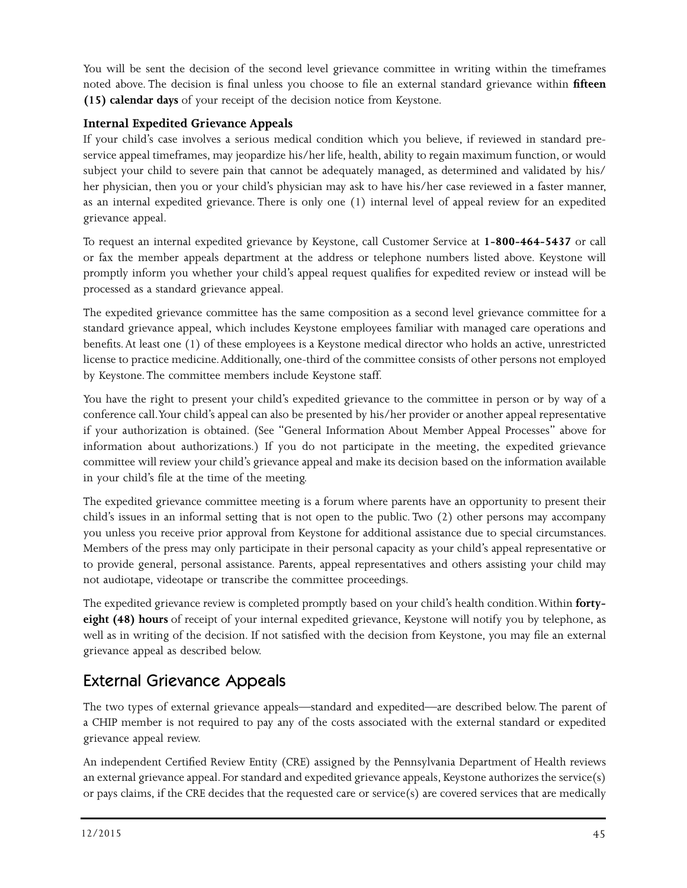You will be sent the decision of the second level grievance committee in writing within the timeframes noted above. The decision is final unless you choose to file an external standard grievance within **fifteen (15) calendar days** of your receipt of the decision notice from Keystone.

### Internal Expedited Grievance Appeals

If your child's case involves a serious medical condition which you believe, if reviewed in standard pre-service appeal timeframes, may jeopardize his/her life, health, ability to regain maximum function, or would subject your child to severe pain that cannot be adequately managed, as determined and validated by his/her physician, then you or your child's physician may ask to have his/her case reviewed in a faster manner, as an internal expedited grievance. There is only one (1) internal level of appeal review for an expedited grievance appeal.

To request an internal expedited grievance by Keystone, call Customer Service at **1-800-464-5437** or call or fax the member appeals department at the address or telephone numbers listed above. Keystone will promptly inform you whether your child's appeal request qualifies for expedited review or instead will be processed as a standard grievance appeal.

The expedited grievance committee has the same composition as a second level grievance committee for a standard grievance appeal, which includes Keystone employees familiar with managed care operations and benefits. At least one (1) of these employees is a Keystone medical director who holds an active, unrestricted license to practice medicine. Additionally, one-third of the committee consists of other persons not employed by Keystone. The committee members include Keystone staff.

You have the right to present your child's expedited grievance to the committee in person or by way of a conference call. Your child's appeal can also be presented by his/her provider or another appeal representative if your authorization is obtained. (See "General Information About Member Appeal Processes" above for information about authorizations.) If you do not participate in the meeting, the expedited grievance committee will review your child's grievance appeal and make its decision based on the information available in your child's file at the time of the meeting.

The expedited grievance committee meeting is a forum where parents have an opportunity to present their child's issues in an informal setting that is not open to the public. Two (2) other persons may accompany you unless you receive prior approval from Keystone for additional assistance due to special circumstances. Members of the press may only participate in their personal capacity as your child's appeal representative or to provide general, personal assistance. Parents, appeal representatives and others assisting your child may not audiotape, videotape or transcribe the committee proceedings.

The expedited grievance review is completed promptly based on your child's health condition. Within **forty-eight (48) hours** of receipt of your internal expedited grievance, Keystone will notify you by telephone, as well as in writing of the decision. If not satisfied with the decision from Keystone, you may file an external grievance appeal as described below.

## External Grievance Appeals

The two types of external grievance appeals—standard and expedited—are described below. The parent of a CHIP member is not required to pay any of the costs associated with the external standard or expedited grievance appeal review.

An independent Certified Review Entity (CRE) assigned by the Pennsylvania Department of Health reviews an external grievance appeal. For standard and expedited grievance appeals, Keystone authorizes the service(s) or pays claims, if the CRE decides that the requested care or service(s) are covered services that are medically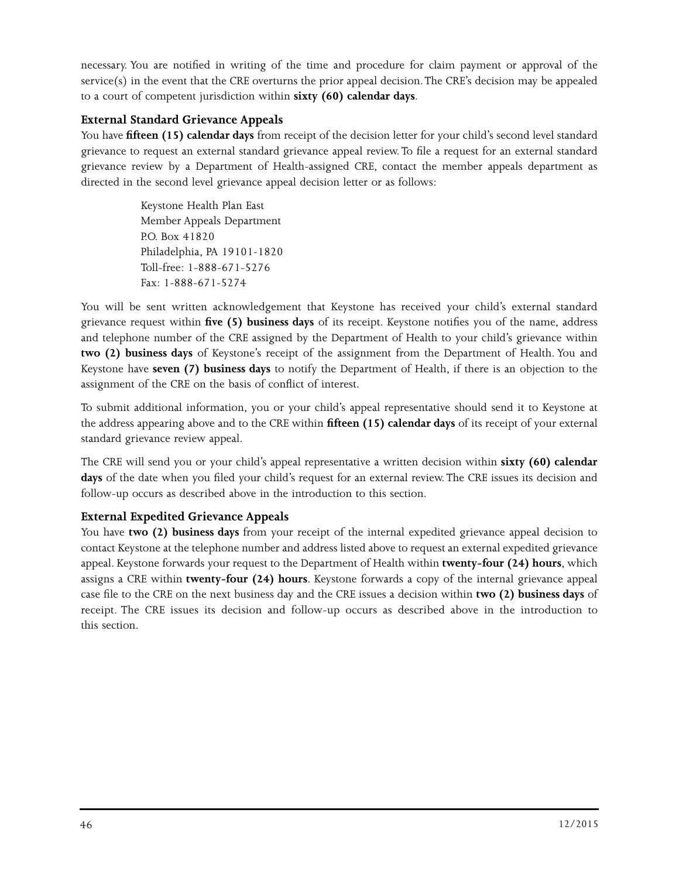necessary. You are notified in writing of the time and procedure for claim payment or approval of the service(s) in the event that the CRE overturns the prior appeal decision. The CRE's decision may be appealed to a court of competent jurisdiction within **sixty (60) calendar days**.

### External Standard Grievance Appeals

You have **fifteen (15) calendar days** from receipt of the decision letter for your child's second level standard grievance to request an external standard grievance appeal review. To file a request for an external standard grievance review by a Department of Health-assigned CRE, contact the member appeals department as directed in the second level grievance appeal decision letter or as follows:

Keystone Health Plan East
Member Appeals Department
P.O. Box 41820
Philadelphia, PA 19101-1820
Toll-free: 1-888-671-5276
Fax: 1-888-671-5274

You will be sent written acknowledgement that Keystone has received your child's external standard grievance request within **five (5) business days** of its receipt. Keystone notifies you of the name, address and telephone number of the CRE assigned by the Department of Health to your child's grievance within **two (2) business days** of Keystone's receipt of the assignment from the Department of Health. You and Keystone have **seven (7) business days** to notify the Department of Health, if there is an objection to the assignment of the CRE on the basis of conflict of interest.

To submit additional information, you or your child's appeal representative should send it to Keystone at the address appearing above and to the CRE within **fifteen (15) calendar days** of its receipt of your external standard grievance review appeal.

The CRE will send you or your child's appeal representative a written decision within **sixty (60) calendar days** of the date when you filed your child's request for an external review. The CRE issues its decision and follow-up occurs as described above in the introduction to this section.

### External Expedited Grievance Appeals

You have **two (2) business days** from your receipt of the internal expedited grievance appeal decision to contact Keystone at the telephone number and address listed above to request an external expedited grievance appeal. Keystone forwards your request to the Department of Health within **twenty-four (24) hours**, which assigns a CRE within **twenty-four (24) hours**. Keystone forwards a copy of the internal grievance appeal case file to the CRE on the next business day and the CRE issues a decision within **two (2) business days** of receipt. The CRE issues its decision and follow-up occurs as described above in the introduction to this section.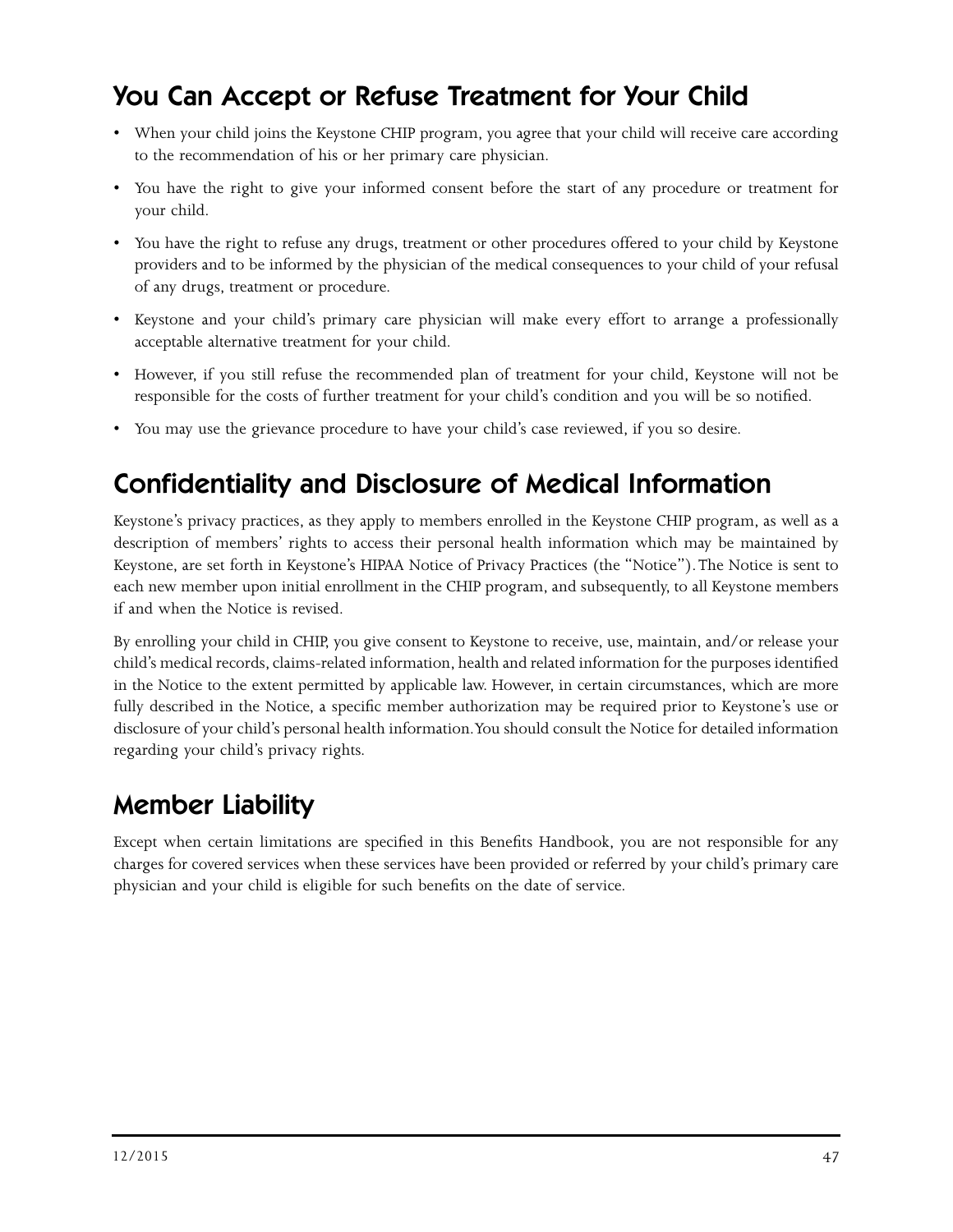## You Can Accept or Refuse Treatment for Your Child

- When your child joins the Keystone CHIP program, you agree that your child will receive care according to the recommendation of his or her primary care physician.
- You have the right to give your informed consent before the start of any procedure or treatment for your child.
- You have the right to refuse any drugs, treatment or other procedures offered to your child by Keystone providers and to be informed by the physician of the medical consequences to your child of your refusal of any drugs, treatment or procedure.
- Keystone and your child's primary care physician will make every effort to arrange a professionally acceptable alternative treatment for your child.
- However, if you still refuse the recommended plan of treatment for your child, Keystone will not be responsible for the costs of further treatment for your child's condition and you will be so notified.
- You may use the grievance procedure to have your child's case reviewed, if you so desire.

## Confidentiality and Disclosure of Medical Information

Keystone's privacy practices, as they apply to members enrolled in the Keystone CHIP program, as well as a description of members' rights to access their personal health information which may be maintained by Keystone, are set forth in Keystone's HIPAA Notice of Privacy Practices (the "Notice"). The Notice is sent to each new member upon initial enrollment in the CHIP program, and subsequently, to all Keystone members if and when the Notice is revised.

By enrolling your child in CHIP, you give consent to Keystone to receive, use, maintain, and/or release your child's medical records, claims-related information, health and related information for the purposes identified in the Notice to the extent permitted by applicable law. However, in certain circumstances, which are more fully described in the Notice, a specific member authorization may be required prior to Keystone's use or disclosure of your child's personal health information. You should consult the Notice for detailed information regarding your child's privacy rights.

## Member Liability

Except when certain limitations are specified in this Benefits Handbook, you are not responsible for any charges for covered services when these services have been provided or referred by your child's primary care physician and your child is eligible for such benefits on the date of service.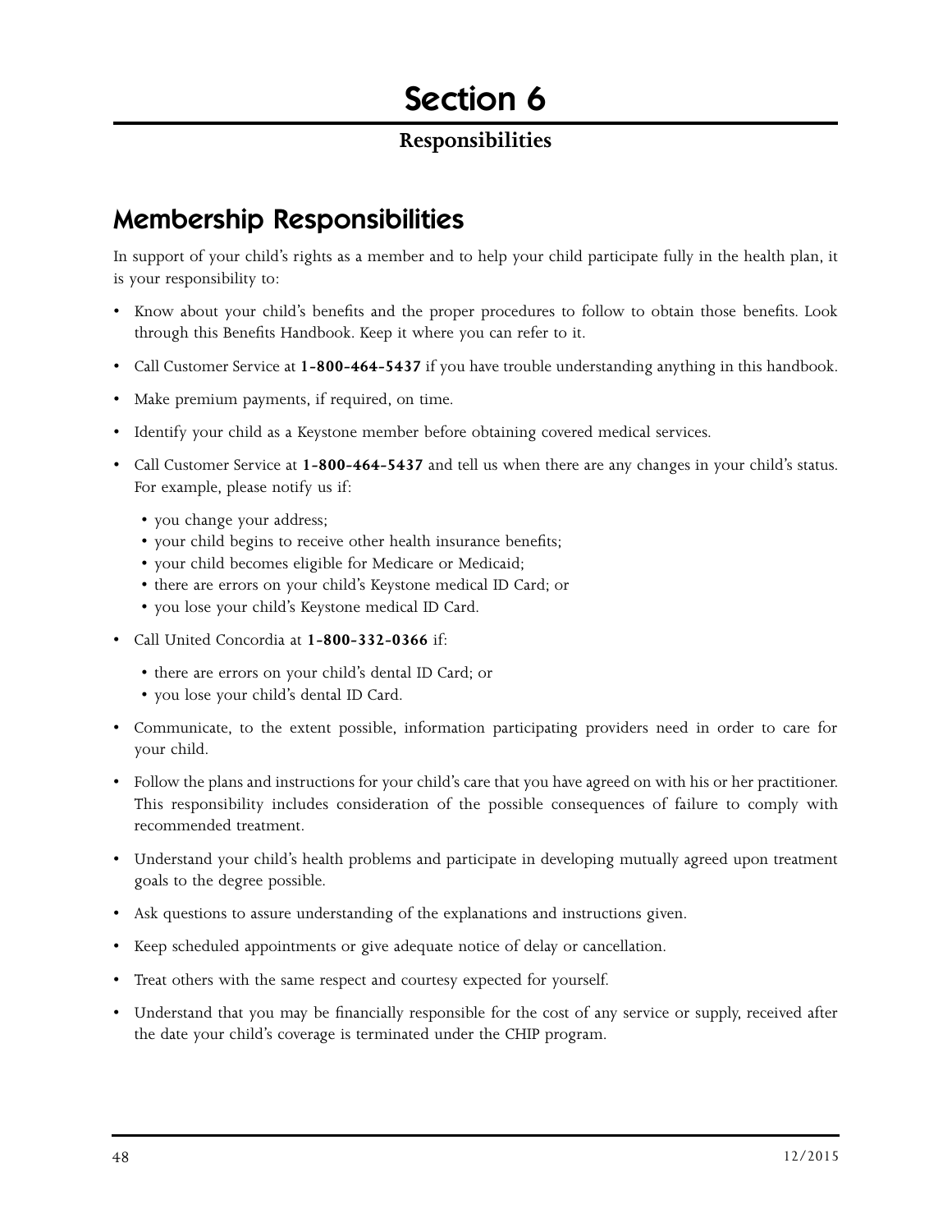# Section 6

## Responsibilities

## Membership Responsibilities

In support of your child's rights as a member and to help your child participate fully in the health plan, it is your responsibility to:

- Know about your child's benefits and the proper procedures to follow to obtain those benefits. Look through this Benefits Handbook. Keep it where you can refer to it.
- Call Customer Service at **1-800-464-5437** if you have trouble understanding anything in this handbook.
- Make premium payments, if required, on time.
- Identify your child as a Keystone member before obtaining covered medical services.
- Call Customer Service at **1-800-464-5437** and tell us when there are any changes in your child's status. For example, please notify us if:
  - you change your address;
  - your child begins to receive other health insurance benefits;
  - your child becomes eligible for Medicare or Medicaid;
  - there are errors on your child's Keystone medical ID Card; or
  - you lose your child's Keystone medical ID Card.
- Call United Concordia at **1-800-332-0366** if:
  - there are errors on your child's dental ID Card; or
  - you lose your child's dental ID Card.
- Communicate, to the extent possible, information participating providers need in order to care for your child.
- Follow the plans and instructions for your child's care that you have agreed on with his or her practitioner. This responsibility includes consideration of the possible consequences of failure to comply with recommended treatment.
- Understand your child's health problems and participate in developing mutually agreed upon treatment goals to the degree possible.
- Ask questions to assure understanding of the explanations and instructions given.
- Keep scheduled appointments or give adequate notice of delay or cancellation.
- Treat others with the same respect and courtesy expected for yourself.
- Understand that you may be financially responsible for the cost of any service or supply, received after the date your child's coverage is terminated under the CHIP program.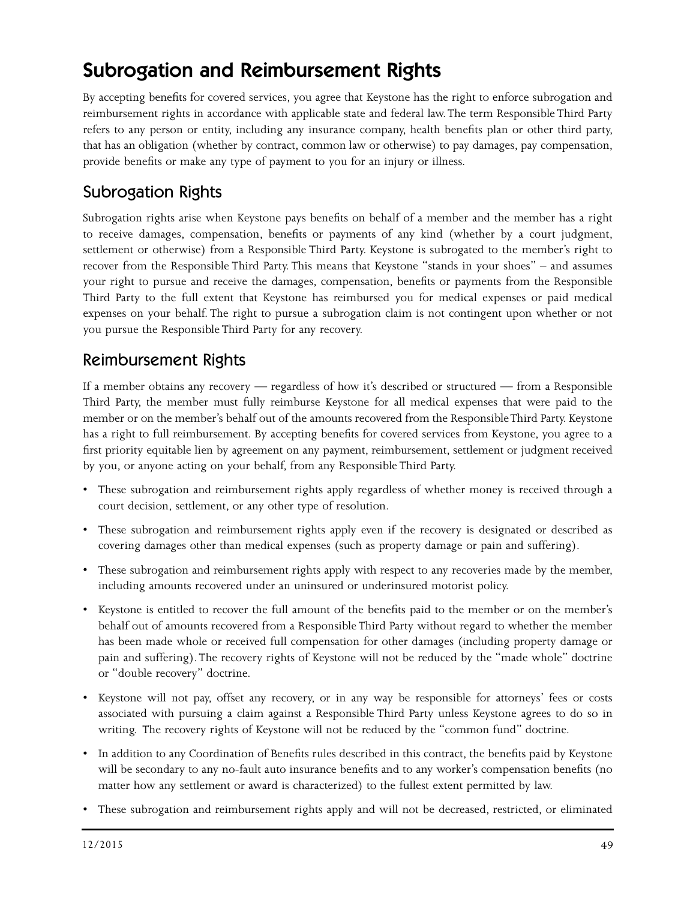# Subrogation and Reimbursement Rights

By accepting benefits for covered services, you agree that Keystone has the right to enforce subrogation and reimbursement rights in accordance with applicable state and federal law. The term Responsible Third Party refers to any person or entity, including any insurance company, health benefits plan or other third party, that has an obligation (whether by contract, common law or otherwise) to pay damages, pay compensation, provide benefits or make any type of payment to you for an injury or illness.

## Subrogation Rights

Subrogation rights arise when Keystone pays benefits on behalf of a member and the member has a right to receive damages, compensation, benefits or payments of any kind (whether by a court judgment, settlement or otherwise) from a Responsible Third Party. Keystone is subrogated to the member's right to recover from the Responsible Third Party. This means that Keystone "stands in your shoes" – and assumes your right to pursue and receive the damages, compensation, benefits or payments from the Responsible Third Party to the full extent that Keystone has reimbursed you for medical expenses or paid medical expenses on your behalf. The right to pursue a subrogation claim is not contingent upon whether or not you pursue the Responsible Third Party for any recovery.

## Reimbursement Rights

If a member obtains any recovery — regardless of how it's described or structured — from a Responsible Third Party, the member must fully reimburse Keystone for all medical expenses that were paid to the member or on the member's behalf out of the amounts recovered from the Responsible Third Party. Keystone has a right to full reimbursement. By accepting benefits for covered services from Keystone, you agree to a first priority equitable lien by agreement on any payment, reimbursement, settlement or judgment received by you, or anyone acting on your behalf, from any Responsible Third Party.

- These subrogation and reimbursement rights apply regardless of whether money is received through a court decision, settlement, or any other type of resolution.
- These subrogation and reimbursement rights apply even if the recovery is designated or described as covering damages other than medical expenses (such as property damage or pain and suffering).
- These subrogation and reimbursement rights apply with respect to any recoveries made by the member, including amounts recovered under an uninsured or underinsured motorist policy.
- Keystone is entitled to recover the full amount of the benefits paid to the member or on the member's behalf out of amounts recovered from a Responsible Third Party without regard to whether the member has been made whole or received full compensation for other damages (including property damage or pain and suffering). The recovery rights of Keystone will not be reduced by the "made whole" doctrine or "double recovery" doctrine.
- Keystone will not pay, offset any recovery, or in any way be responsible for attorneys' fees or costs associated with pursuing a claim against a Responsible Third Party unless Keystone agrees to do so in writing. The recovery rights of Keystone will not be reduced by the "common fund" doctrine.
- In addition to any Coordination of Benefits rules described in this contract, the benefits paid by Keystone will be secondary to any no-fault auto insurance benefits and to any worker's compensation benefits (no matter how any settlement or award is characterized) to the fullest extent permitted by law.
- These subrogation and reimbursement rights apply and will not be decreased, restricted, or eliminated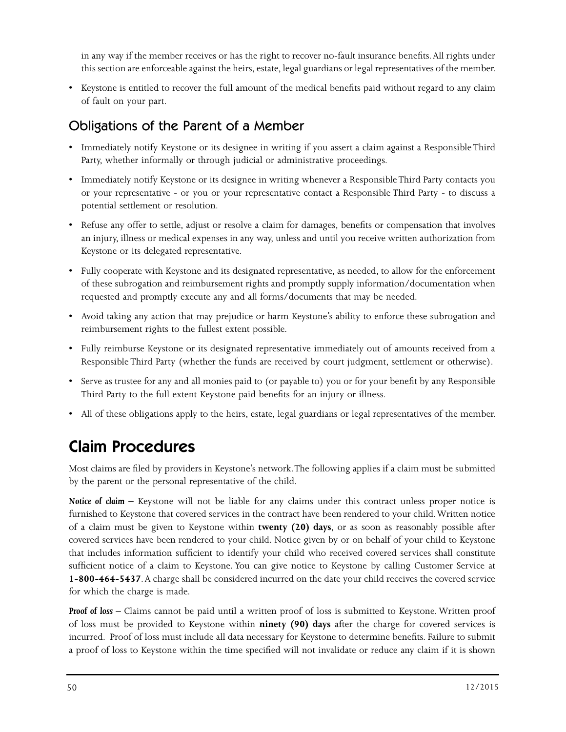in any way if the member receives or has the right to recover no-fault insurance benefits. All rights under this section are enforceable against the heirs, estate, legal guardians or legal representatives of the member.

- Keystone is entitled to recover the full amount of the medical benefits paid without regard to any claim of fault on your part.

## Obligations of the Parent of a Member

- Immediately notify Keystone or its designee in writing if you assert a claim against a Responsible Third Party, whether informally or through judicial or administrative proceedings.
- Immediately notify Keystone or its designee in writing whenever a Responsible Third Party contacts you or your representative - or you or your representative contact a Responsible Third Party - to discuss a potential settlement or resolution.
- Refuse any offer to settle, adjust or resolve a claim for damages, benefits or compensation that involves an injury, illness or medical expenses in any way, unless and until you receive written authorization from Keystone or its delegated representative.
- Fully cooperate with Keystone and its designated representative, as needed, to allow for the enforcement of these subrogation and reimbursement rights and promptly supply information/documentation when requested and promptly execute any and all forms/documents that may be needed.
- Avoid taking any action that may prejudice or harm Keystone's ability to enforce these subrogation and reimbursement rights to the fullest extent possible.
- Fully reimburse Keystone or its designated representative immediately out of amounts received from a Responsible Third Party (whether the funds are received by court judgment, settlement or otherwise).
- Serve as trustee for any and all monies paid to (or payable to) you or for your benefit by any Responsible Third Party to the full extent Keystone paid benefits for an injury or illness.
- All of these obligations apply to the heirs, estate, legal guardians or legal representatives of the member.

# Claim Procedures

Most claims are filed by providers in Keystone's network. The following applies if a claim must be submitted by the parent or the personal representative of the child.

***Notice of claim*** – Keystone will not be liable for any claims under this contract unless proper notice is furnished to Keystone that covered services in the contract have been rendered to your child. Written notice of a claim must be given to Keystone within **twenty (20) days**, or as soon as reasonably possible after covered services have been rendered to your child. Notice given by or on behalf of your child to Keystone that includes information sufficient to identify your child who received covered services shall constitute sufficient notice of a claim to Keystone. You can give notice to Keystone by calling Customer Service at **1-800-464-5437**. A charge shall be considered incurred on the date your child receives the covered service for which the charge is made.

***Proof of loss*** – Claims cannot be paid until a written proof of loss is submitted to Keystone. Written proof of loss must be provided to Keystone within **ninety (90) days** after the charge for covered services is incurred. Proof of loss must include all data necessary for Keystone to determine benefits. Failure to submit a proof of loss to Keystone within the time specified will not invalidate or reduce any claim if it is shown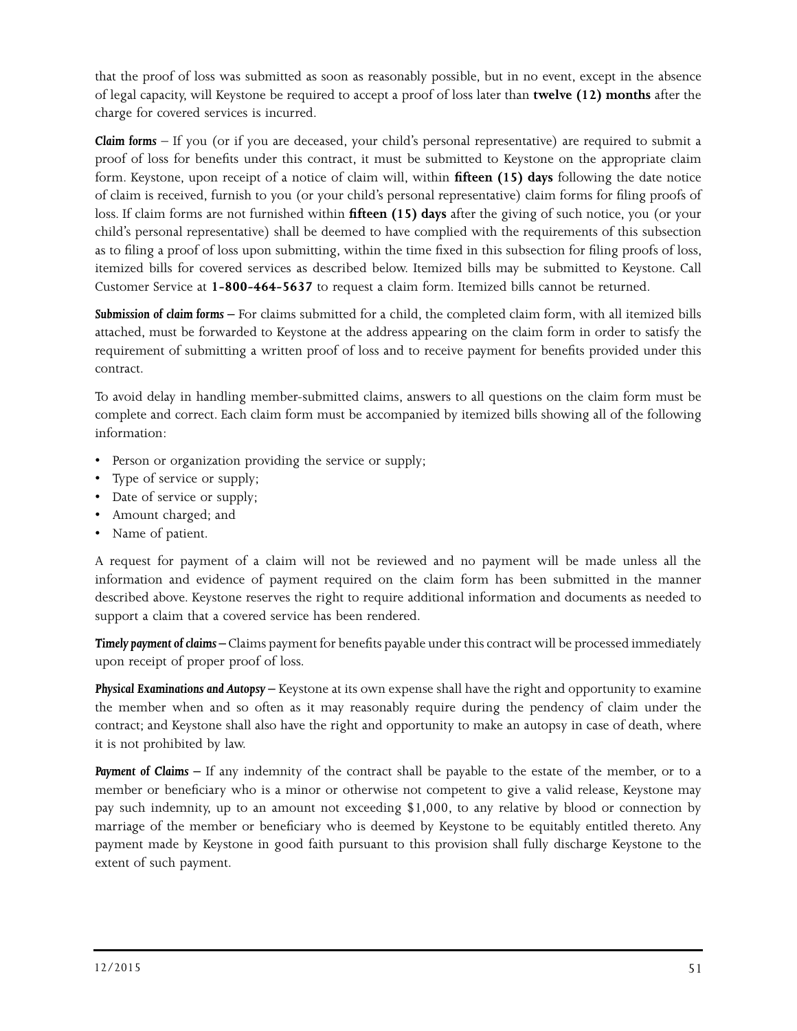that the proof of loss was submitted as soon as reasonably possible, but in no event, except in the absence of legal capacity, will Keystone be required to accept a proof of loss later than **twelve (12) months** after the charge for covered services is incurred.

***Claim forms*** – If you (or if you are deceased, your child's personal representative) are required to submit a proof of loss for benefits under this contract, it must be submitted to Keystone on the appropriate claim form. Keystone, upon receipt of a notice of claim will, within **fifteen (15) days** following the date notice of claim is received, furnish to you (or your child's personal representative) claim forms for filing proofs of loss. If claim forms are not furnished within **fifteen (15) days** after the giving of such notice, you (or your child's personal representative) shall be deemed to have complied with the requirements of this subsection as to filing a proof of loss upon submitting, within the time fixed in this subsection for filing proofs of loss, itemized bills for covered services as described below. Itemized bills may be submitted to Keystone. Call Customer Service at **1-800-464-5637** to request a claim form. Itemized bills cannot be returned.

***Submission of claim forms*** – For claims submitted for a child, the completed claim form, with all itemized bills attached, must be forwarded to Keystone at the address appearing on the claim form in order to satisfy the requirement of submitting a written proof of loss and to receive payment for benefits provided under this contract.

To avoid delay in handling member-submitted claims, answers to all questions on the claim form must be complete and correct. Each claim form must be accompanied by itemized bills showing all of the following information:

- Person or organization providing the service or supply;
- Type of service or supply;
- Date of service or supply;
- Amount charged; and
- Name of patient.

A request for payment of a claim will not be reviewed and no payment will be made unless all the information and evidence of payment required on the claim form has been submitted in the manner described above. Keystone reserves the right to require additional information and documents as needed to support a claim that a covered service has been rendered.

***Timely payment of claims*** – Claims payment for benefits payable under this contract will be processed immediately upon receipt of proper proof of loss.

***Physical Examinations and Autopsy*** – Keystone at its own expense shall have the right and opportunity to examine the member when and so often as it may reasonably require during the pendency of claim under the contract; and Keystone shall also have the right and opportunity to make an autopsy in case of death, where it is not prohibited by law.

***Payment of Claims*** – If any indemnity of the contract shall be payable to the estate of the member, or to a member or beneficiary who is a minor or otherwise not competent to give a valid release, Keystone may pay such indemnity, up to an amount not exceeding $1,000, to any relative by blood or connection by marriage of the member or beneficiary who is deemed by Keystone to be equitably entitled thereto. Any payment made by Keystone in good faith pursuant to this provision shall fully discharge Keystone to the extent of such payment.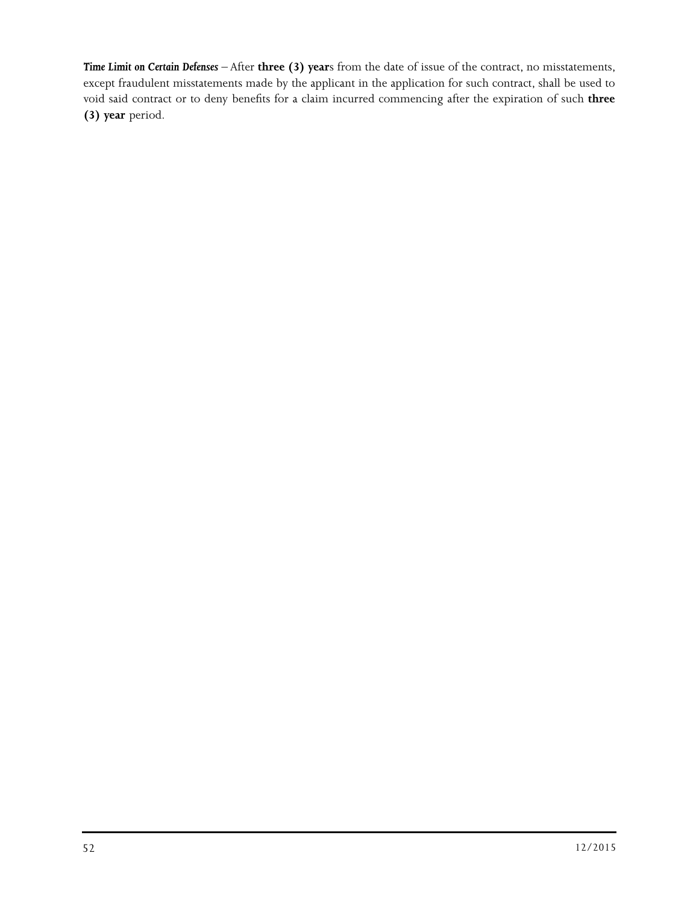***Time Limit on Certain Defenses*** – After **three (3) year**s from the date of issue of the contract, no misstatements, except fraudulent misstatements made by the applicant in the application for such contract, shall be used to void said contract or to deny benefits for a claim incurred commencing after the expiration of such **three (3) year** period.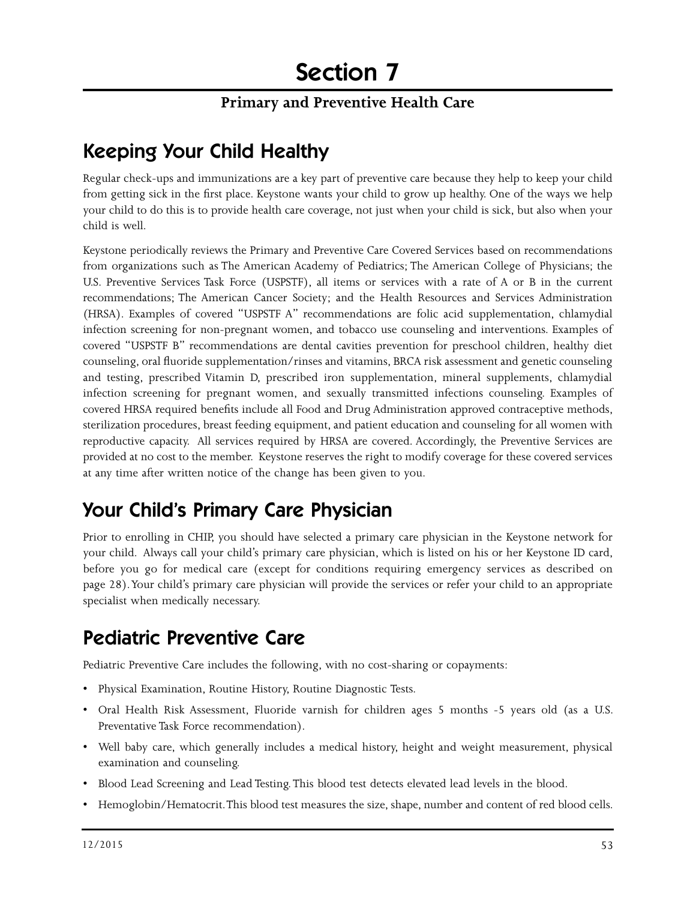# Section 7

**Primary and Preventive Health Care**

## Keeping Your Child Healthy

Regular check-ups and immunizations are a key part of preventive care because they help to keep your child from getting sick in the first place. Keystone wants your child to grow up healthy. One of the ways we help your child to do this is to provide health care coverage, not just when your child is sick, but also when your child is well.

Keystone periodically reviews the Primary and Preventive Care Covered Services based on recommendations from organizations such as The American Academy of Pediatrics; The American College of Physicians; the U.S. Preventive Services Task Force (USPSTF), all items or services with a rate of A or B in the current recommendations; The American Cancer Society; and the Health Resources and Services Administration (HRSA). Examples of covered "USPSTF A" recommendations are folic acid supplementation, chlamydial infection screening for non-pregnant women, and tobacco use counseling and interventions. Examples of covered "USPSTF B" recommendations are dental cavities prevention for preschool children, healthy diet counseling, oral fluoride supplementation/rinses and vitamins, BRCA risk assessment and genetic counseling and testing, prescribed Vitamin D, prescribed iron supplementation, mineral supplements, chlamydial infection screening for pregnant women, and sexually transmitted infections counseling. Examples of covered HRSA required benefits include all Food and Drug Administration approved contraceptive methods, sterilization procedures, breast feeding equipment, and patient education and counseling for all women with reproductive capacity. All services required by HRSA are covered. Accordingly, the Preventive Services are provided at no cost to the member. Keystone reserves the right to modify coverage for these covered services at any time after written notice of the change has been given to you.

## Your Child's Primary Care Physician

Prior to enrolling in CHIP, you should have selected a primary care physician in the Keystone network for your child. Always call your child's primary care physician, which is listed on his or her Keystone ID card, before you go for medical care (except for conditions requiring emergency services as described on page 28). Your child's primary care physician will provide the services or refer your child to an appropriate specialist when medically necessary.

## Pediatric Preventive Care

Pediatric Preventive Care includes the following, with no cost-sharing or copayments:

- Physical Examination, Routine History, Routine Diagnostic Tests.
- Oral Health Risk Assessment, Fluoride varnish for children ages 5 months -5 years old (as a U.S. Preventative Task Force recommendation).
- Well baby care, which generally includes a medical history, height and weight measurement, physical examination and counseling.
- Blood Lead Screening and Lead Testing. This blood test detects elevated lead levels in the blood.
- Hemoglobin/Hematocrit. This blood test measures the size, shape, number and content of red blood cells.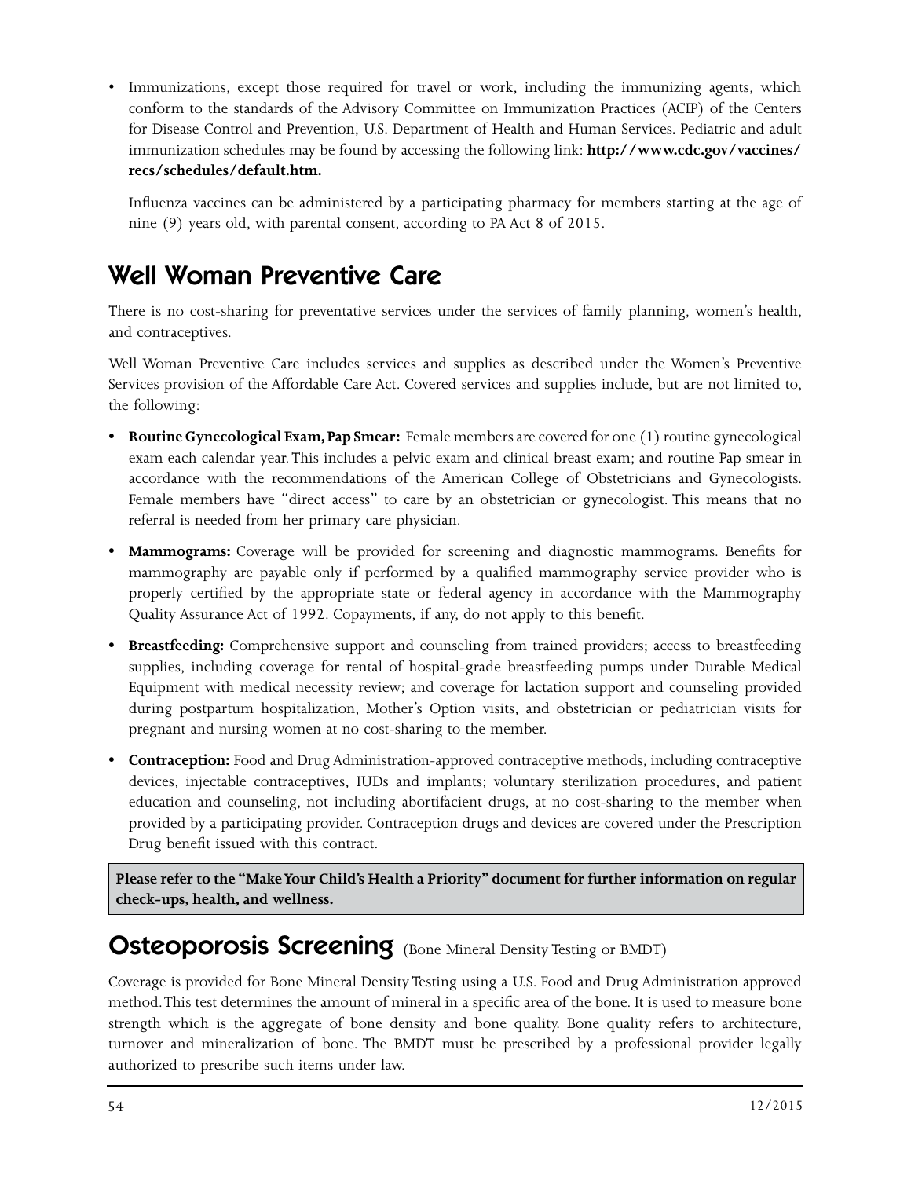- Immunizations, except those required for travel or work, including the immunizing agents, which conform to the standards of the Advisory Committee on Immunization Practices (ACIP) of the Centers for Disease Control and Prevention, U.S. Department of Health and Human Services. Pediatric and adult immunization schedules may be found by accessing the following link: **http://www.cdc.gov/vaccines/recs/schedules/default.htm.**

  Influenza vaccines can be administered by a participating pharmacy for members starting at the age of nine (9) years old, with parental consent, according to PA Act 8 of 2015.

## Well Woman Preventive Care

There is no cost-sharing for preventative services under the services of family planning, women's health, and contraceptives.

Well Woman Preventive Care includes services and supplies as described under the Women's Preventive Services provision of the Affordable Care Act. Covered services and supplies include, but are not limited to, the following:

- **Routine Gynecological Exam, Pap Smear:** Female members are covered for one (1) routine gynecological exam each calendar year. This includes a pelvic exam and clinical breast exam; and routine Pap smear in accordance with the recommendations of the American College of Obstetricians and Gynecologists. Female members have "direct access" to care by an obstetrician or gynecologist. This means that no referral is needed from her primary care physician.
- **Mammograms:** Coverage will be provided for screening and diagnostic mammograms. Benefits for mammography are payable only if performed by a qualified mammography service provider who is properly certified by the appropriate state or federal agency in accordance with the Mammography Quality Assurance Act of 1992. Copayments, if any, do not apply to this benefit.
- **Breastfeeding:** Comprehensive support and counseling from trained providers; access to breastfeeding supplies, including coverage for rental of hospital-grade breastfeeding pumps under Durable Medical Equipment with medical necessity review; and coverage for lactation support and counseling provided during postpartum hospitalization, Mother's Option visits, and obstetrician or pediatrician visits for pregnant and nursing women at no cost-sharing to the member.
- **Contraception:** Food and Drug Administration-approved contraceptive methods, including contraceptive devices, injectable contraceptives, IUDs and implants; voluntary sterilization procedures, and patient education and counseling, not including abortifacient drugs, at no cost-sharing to the member when provided by a participating provider. Contraception drugs and devices are covered under the Prescription Drug benefit issued with this contract.

**Please refer to the "Make Your Child's Health a Priority" document for further information on regular check-ups, health, and wellness.**

## Osteoporosis Screening (Bone Mineral Density Testing or BMDT)

Coverage is provided for Bone Mineral Density Testing using a U.S. Food and Drug Administration approved method. This test determines the amount of mineral in a specific area of the bone. It is used to measure bone strength which is the aggregate of bone density and bone quality. Bone quality refers to architecture, turnover and mineralization of bone. The BMDT must be prescribed by a professional provider legally authorized to prescribe such items under law.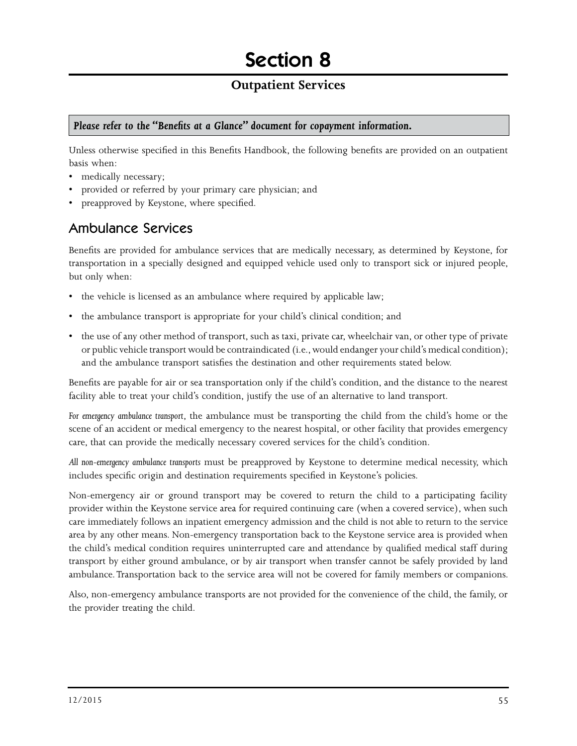# Section 8

## Outpatient Services

***Please refer to the "Benefits at a Glance" document for copayment information.***

Unless otherwise specified in this Benefits Handbook, the following benefits are provided on an outpatient basis when:

- medically necessary;
- provided or referred by your primary care physician; and
- preapproved by Keystone, where specified.

## Ambulance Services

Benefits are provided for ambulance services that are medically necessary, as determined by Keystone, for transportation in a specially designed and equipped vehicle used only to transport sick or injured people, but only when:

- the vehicle is licensed as an ambulance where required by applicable law;
- the ambulance transport is appropriate for your child's clinical condition; and
- the use of any other method of transport, such as taxi, private car, wheelchair van, or other type of private or public vehicle transport would be contraindicated (i.e., would endanger your child's medical condition); and the ambulance transport satisfies the destination and other requirements stated below.

Benefits are payable for air or sea transportation only if the child's condition, and the distance to the nearest facility able to treat your child's condition, justify the use of an alternative to land transport.

*For emergency ambulance transport*, the ambulance must be transporting the child from the child's home or the scene of an accident or medical emergency to the nearest hospital, or other facility that provides emergency care, that can provide the medically necessary covered services for the child's condition.

*All non-emergency ambulance transports* must be preapproved by Keystone to determine medical necessity, which includes specific origin and destination requirements specified in Keystone's policies.

Non-emergency air or ground transport may be covered to return the child to a participating facility provider within the Keystone service area for required continuing care (when a covered service), when such care immediately follows an inpatient emergency admission and the child is not able to return to the service area by any other means. Non-emergency transportation back to the Keystone service area is provided when the child's medical condition requires uninterrupted care and attendance by qualified medical staff during transport by either ground ambulance, or by air transport when transfer cannot be safely provided by land ambulance. Transportation back to the service area will not be covered for family members or companions.

Also, non-emergency ambulance transports are not provided for the convenience of the child, the family, or the provider treating the child.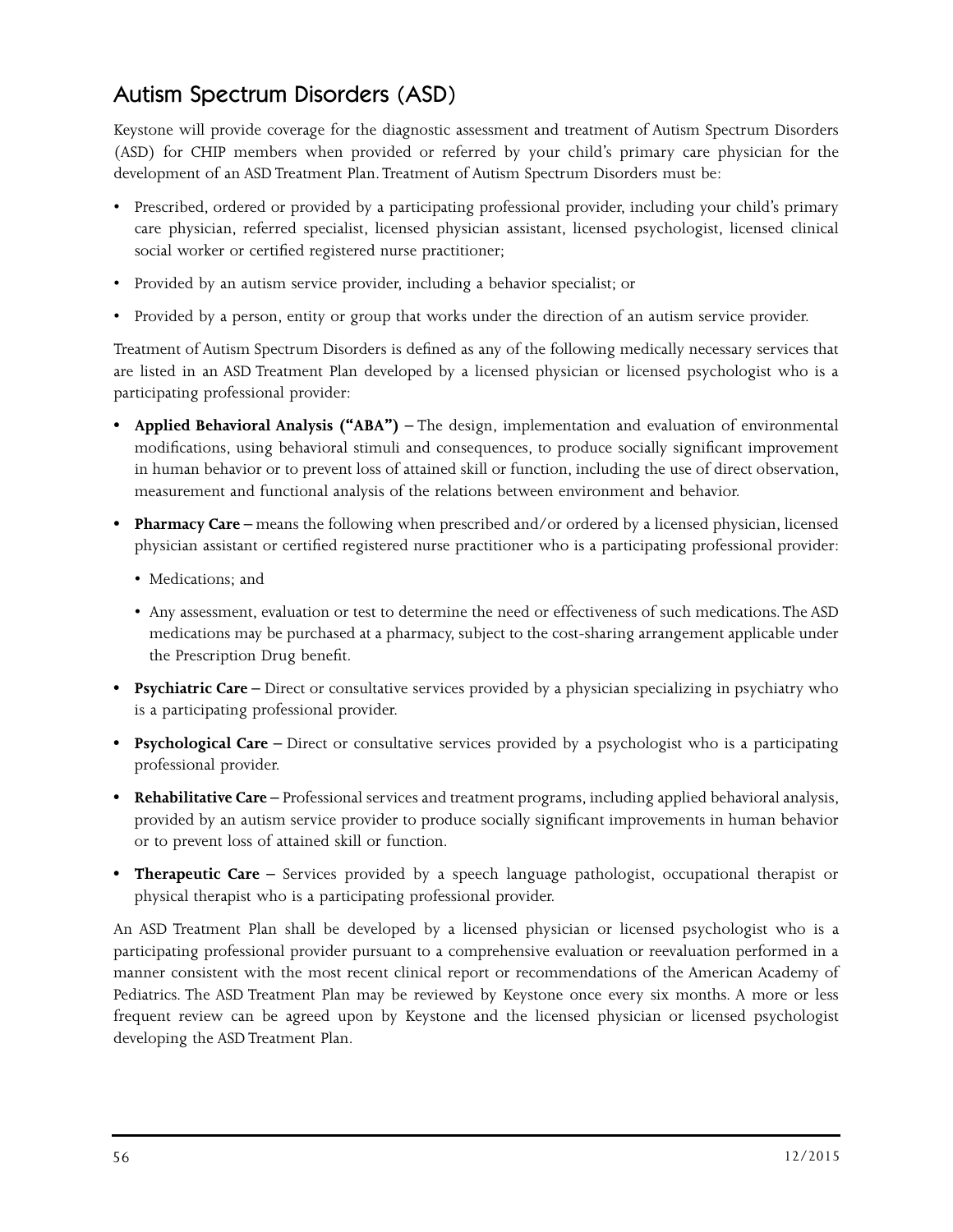## Autism Spectrum Disorders (ASD)

Keystone will provide coverage for the diagnostic assessment and treatment of Autism Spectrum Disorders (ASD) for CHIP members when provided or referred by your child's primary care physician for the development of an ASD Treatment Plan. Treatment of Autism Spectrum Disorders must be:

- Prescribed, ordered or provided by a participating professional provider, including your child's primary care physician, referred specialist, licensed physician assistant, licensed psychologist, licensed clinical social worker or certified registered nurse practitioner;
- Provided by an autism service provider, including a behavior specialist; or
- Provided by a person, entity or group that works under the direction of an autism service provider.

Treatment of Autism Spectrum Disorders is defined as any of the following medically necessary services that are listed in an ASD Treatment Plan developed by a licensed physician or licensed psychologist who is a participating professional provider:

- **Applied Behavioral Analysis ("ABA")** – The design, implementation and evaluation of environmental modifications, using behavioral stimuli and consequences, to produce socially significant improvement in human behavior or to prevent loss of attained skill or function, including the use of direct observation, measurement and functional analysis of the relations between environment and behavior.
- **Pharmacy Care** – means the following when prescribed and/or ordered by a licensed physician, licensed physician assistant or certified registered nurse practitioner who is a participating professional provider:
  - Medications; and
  - Any assessment, evaluation or test to determine the need or effectiveness of such medications. The ASD medications may be purchased at a pharmacy, subject to the cost-sharing arrangement applicable under the Prescription Drug benefit.
- **Psychiatric Care** – Direct or consultative services provided by a physician specializing in psychiatry who is a participating professional provider.
- **Psychological Care** – Direct or consultative services provided by a psychologist who is a participating professional provider.
- **Rehabilitative Care** – Professional services and treatment programs, including applied behavioral analysis, provided by an autism service provider to produce socially significant improvements in human behavior or to prevent loss of attained skill or function.
- **Therapeutic Care** – Services provided by a speech language pathologist, occupational therapist or physical therapist who is a participating professional provider.

An ASD Treatment Plan shall be developed by a licensed physician or licensed psychologist who is a participating professional provider pursuant to a comprehensive evaluation or reevaluation performed in a manner consistent with the most recent clinical report or recommendations of the American Academy of Pediatrics. The ASD Treatment Plan may be reviewed by Keystone once every six months. A more or less frequent review can be agreed upon by Keystone and the licensed physician or licensed psychologist developing the ASD Treatment Plan.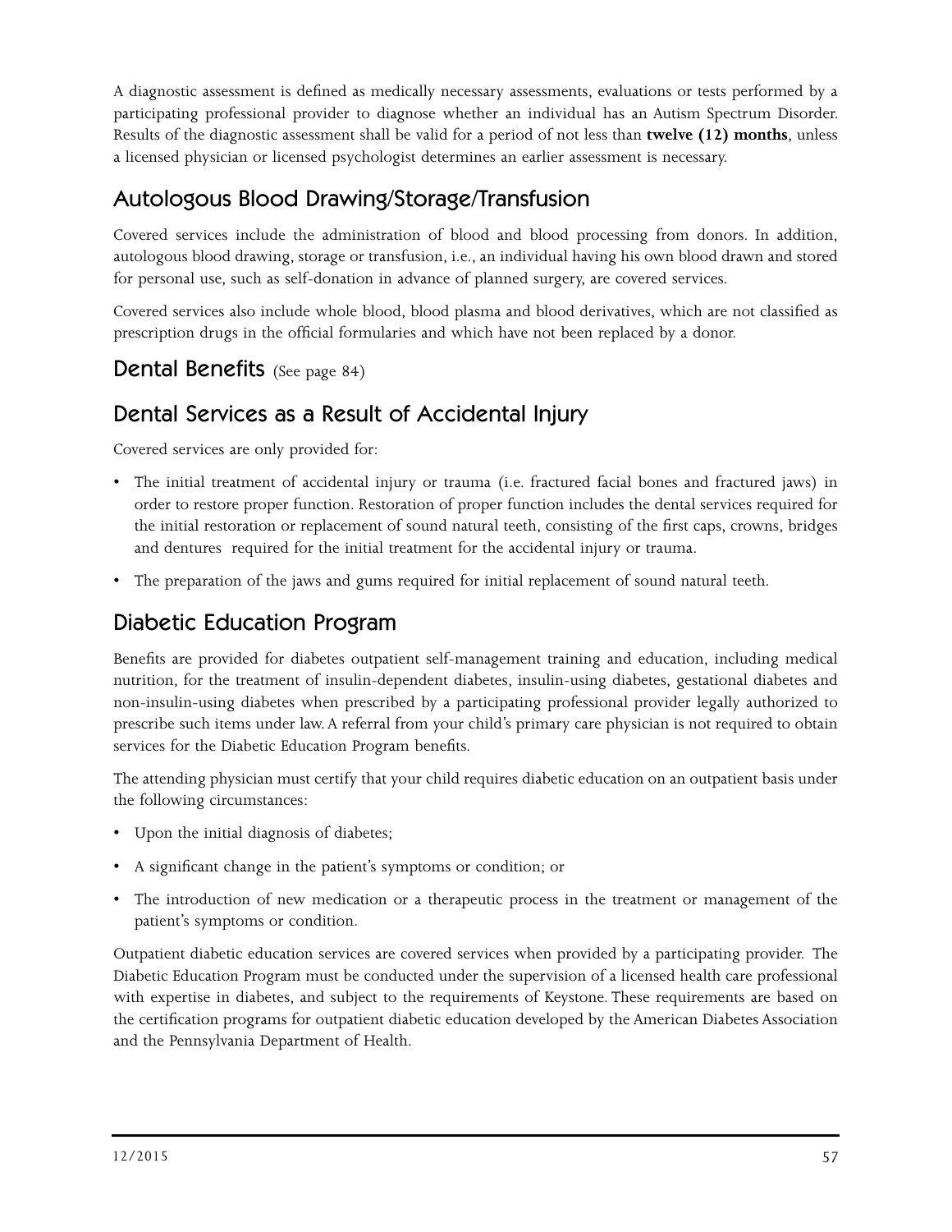A diagnostic assessment is defined as medically necessary assessments, evaluations or tests performed by a participating professional provider to diagnose whether an individual has an Autism Spectrum Disorder. Results of the diagnostic assessment shall be valid for a period of not less than **twelve (12) months**, unless a licensed physician or licensed psychologist determines an earlier assessment is necessary.

## Autologous Blood Drawing/Storage/Transfusion

Covered services include the administration of blood and blood processing from donors. In addition, autologous blood drawing, storage or transfusion, i.e., an individual having his own blood drawn and stored for personal use, such as self-donation in advance of planned surgery, are covered services.

Covered services also include whole blood, blood plasma and blood derivatives, which are not classified as prescription drugs in the official formularies and which have not been replaced by a donor.

## Dental Benefits (See page 84)

## Dental Services as a Result of Accidental Injury

Covered services are only provided for:

- The initial treatment of accidental injury or trauma (i.e. fractured facial bones and fractured jaws) in order to restore proper function. Restoration of proper function includes the dental services required for the initial restoration or replacement of sound natural teeth, consisting of the first caps, crowns, bridges and dentures required for the initial treatment for the accidental injury or trauma.
- The preparation of the jaws and gums required for initial replacement of sound natural teeth.

## Diabetic Education Program

Benefits are provided for diabetes outpatient self-management training and education, including medical nutrition, for the treatment of insulin-dependent diabetes, insulin-using diabetes, gestational diabetes and non-insulin-using diabetes when prescribed by a participating professional provider legally authorized to prescribe such items under law. A referral from your child's primary care physician is not required to obtain services for the Diabetic Education Program benefits.

The attending physician must certify that your child requires diabetic education on an outpatient basis under the following circumstances:

- Upon the initial diagnosis of diabetes;
- A significant change in the patient's symptoms or condition; or
- The introduction of new medication or a therapeutic process in the treatment or management of the patient's symptoms or condition.

Outpatient diabetic education services are covered services when provided by a participating provider. The Diabetic Education Program must be conducted under the supervision of a licensed health care professional with expertise in diabetes, and subject to the requirements of Keystone. These requirements are based on the certification programs for outpatient diabetic education developed by the American Diabetes Association and the Pennsylvania Department of Health.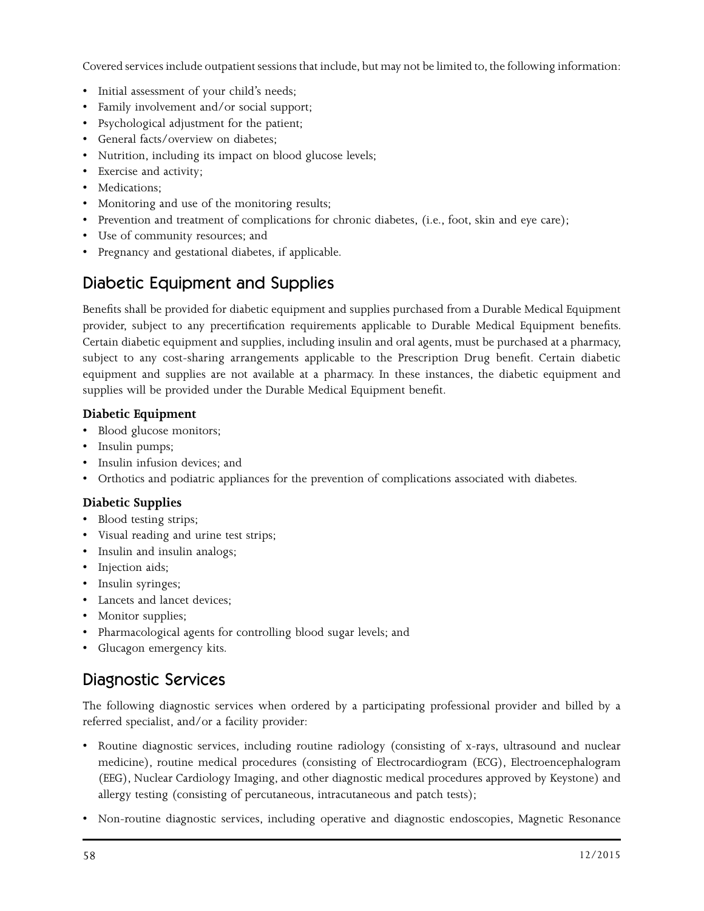Covered services include outpatient sessions that include, but may not be limited to, the following information:

- Initial assessment of your child's needs;
- Family involvement and/or social support;
- Psychological adjustment for the patient;
- General facts/overview on diabetes;
- Nutrition, including its impact on blood glucose levels;
- Exercise and activity;
- Medications;
- Monitoring and use of the monitoring results;
- Prevention and treatment of complications for chronic diabetes, (i.e., foot, skin and eye care);
- Use of community resources; and
- Pregnancy and gestational diabetes, if applicable.

## Diabetic Equipment and Supplies

Benefits shall be provided for diabetic equipment and supplies purchased from a Durable Medical Equipment provider, subject to any precertification requirements applicable to Durable Medical Equipment benefits. Certain diabetic equipment and supplies, including insulin and oral agents, must be purchased at a pharmacy, subject to any cost-sharing arrangements applicable to the Prescription Drug benefit. Certain diabetic equipment and supplies are not available at a pharmacy. In these instances, the diabetic equipment and supplies will be provided under the Durable Medical Equipment benefit.

**Diabetic Equipment**

- Blood glucose monitors;
- Insulin pumps;
- Insulin infusion devices; and
- Orthotics and podiatric appliances for the prevention of complications associated with diabetes.

**Diabetic Supplies**

- Blood testing strips;
- Visual reading and urine test strips;
- Insulin and insulin analogs;
- Injection aids;
- Insulin syringes;
- Lancets and lancet devices;
- Monitor supplies;
- Pharmacological agents for controlling blood sugar levels; and
- Glucagon emergency kits.

## Diagnostic Services

The following diagnostic services when ordered by a participating professional provider and billed by a referred specialist, and/or a facility provider:

- Routine diagnostic services, including routine radiology (consisting of x-rays, ultrasound and nuclear medicine), routine medical procedures (consisting of Electrocardiogram (ECG), Electroencephalogram (EEG), Nuclear Cardiology Imaging, and other diagnostic medical procedures approved by Keystone) and allergy testing (consisting of percutaneous, intracutaneous and patch tests);
- Non-routine diagnostic services, including operative and diagnostic endoscopies, Magnetic Resonance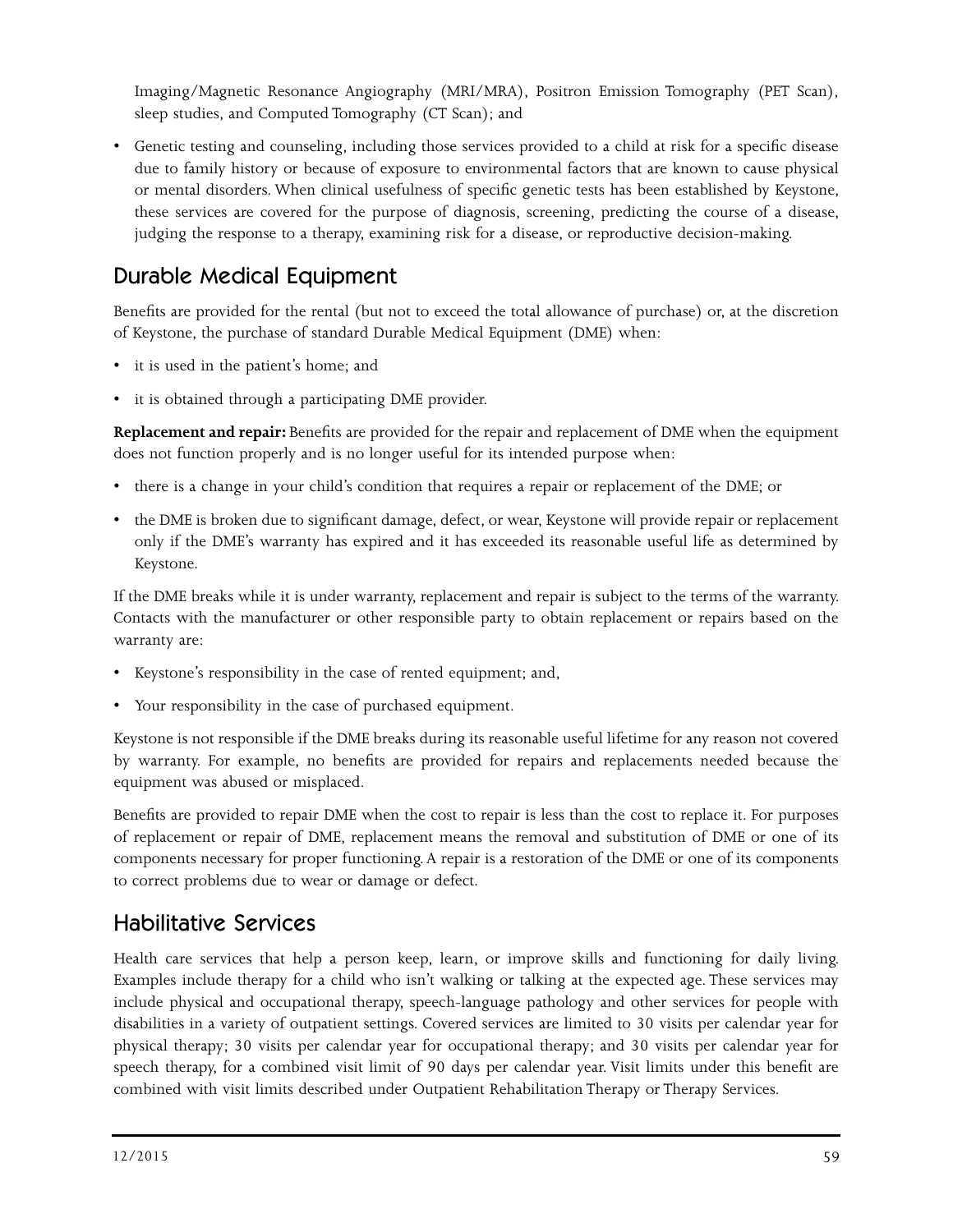Imaging/Magnetic Resonance Angiography (MRI/MRA), Positron Emission Tomography (PET Scan), sleep studies, and Computed Tomography (CT Scan); and

- Genetic testing and counseling, including those services provided to a child at risk for a specific disease due to family history or because of exposure to environmental factors that are known to cause physical or mental disorders. When clinical usefulness of specific genetic tests has been established by Keystone, these services are covered for the purpose of diagnosis, screening, predicting the course of a disease, judging the response to a therapy, examining risk for a disease, or reproductive decision-making.

## Durable Medical Equipment

Benefits are provided for the rental (but not to exceed the total allowance of purchase) or, at the discretion of Keystone, the purchase of standard Durable Medical Equipment (DME) when:

- it is used in the patient's home; and
- it is obtained through a participating DME provider.

**Replacement and repair:** Benefits are provided for the repair and replacement of DME when the equipment does not function properly and is no longer useful for its intended purpose when:

- there is a change in your child's condition that requires a repair or replacement of the DME; or
- the DME is broken due to significant damage, defect, or wear, Keystone will provide repair or replacement only if the DME's warranty has expired and it has exceeded its reasonable useful life as determined by Keystone.

If the DME breaks while it is under warranty, replacement and repair is subject to the terms of the warranty. Contacts with the manufacturer or other responsible party to obtain replacement or repairs based on the warranty are:

- Keystone's responsibility in the case of rented equipment; and,
- Your responsibility in the case of purchased equipment.

Keystone is not responsible if the DME breaks during its reasonable useful lifetime for any reason not covered by warranty. For example, no benefits are provided for repairs and replacements needed because the equipment was abused or misplaced.

Benefits are provided to repair DME when the cost to repair is less than the cost to replace it. For purposes of replacement or repair of DME, replacement means the removal and substitution of DME or one of its components necessary for proper functioning. A repair is a restoration of the DME or one of its components to correct problems due to wear or damage or defect.

## Habilitative Services

Health care services that help a person keep, learn, or improve skills and functioning for daily living. Examples include therapy for a child who isn't walking or talking at the expected age. These services may include physical and occupational therapy, speech-language pathology and other services for people with disabilities in a variety of outpatient settings. Covered services are limited to 30 visits per calendar year for physical therapy; 30 visits per calendar year for occupational therapy; and 30 visits per calendar year for speech therapy, for a combined visit limit of 90 days per calendar year. Visit limits under this benefit are combined with visit limits described under Outpatient Rehabilitation Therapy or Therapy Services.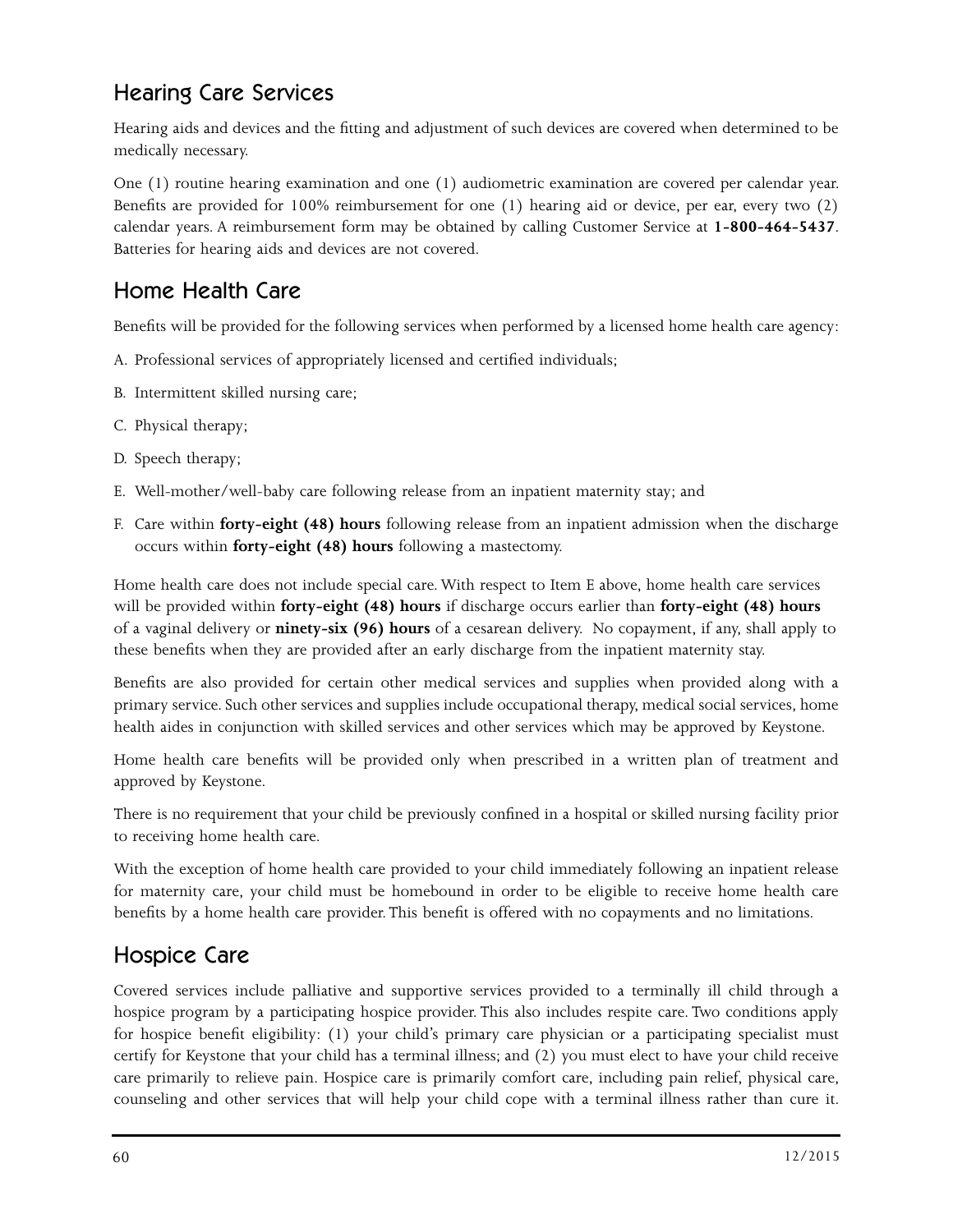## Hearing Care Services

Hearing aids and devices and the fitting and adjustment of such devices are covered when determined to be medically necessary.

One (1) routine hearing examination and one (1) audiometric examination are covered per calendar year. Benefits are provided for 100% reimbursement for one (1) hearing aid or device, per ear, every two (2) calendar years. A reimbursement form may be obtained by calling Customer Service at **1-800-464-5437**. Batteries for hearing aids and devices are not covered.

## Home Health Care

Benefits will be provided for the following services when performed by a licensed home health care agency:

A. Professional services of appropriately licensed and certified individuals;

B. Intermittent skilled nursing care;

C. Physical therapy;

D. Speech therapy;

E. Well-mother/well-baby care following release from an inpatient maternity stay; and

F. Care within **forty-eight (48) hours** following release from an inpatient admission when the discharge occurs within **forty-eight (48) hours** following a mastectomy.

Home health care does not include special care. With respect to Item E above, home health care services will be provided within **forty-eight (48) hours** if discharge occurs earlier than **forty-eight (48) hours** of a vaginal delivery or **ninety-six (96) hours** of a cesarean delivery. No copayment, if any, shall apply to these benefits when they are provided after an early discharge from the inpatient maternity stay.

Benefits are also provided for certain other medical services and supplies when provided along with a primary service. Such other services and supplies include occupational therapy, medical social services, home health aides in conjunction with skilled services and other services which may be approved by Keystone.

Home health care benefits will be provided only when prescribed in a written plan of treatment and approved by Keystone.

There is no requirement that your child be previously confined in a hospital or skilled nursing facility prior to receiving home health care.

With the exception of home health care provided to your child immediately following an inpatient release for maternity care, your child must be homebound in order to be eligible to receive home health care benefits by a home health care provider. This benefit is offered with no copayments and no limitations.

## Hospice Care

Covered services include palliative and supportive services provided to a terminally ill child through a hospice program by a participating hospice provider. This also includes respite care. Two conditions apply for hospice benefit eligibility: (1) your child's primary care physician or a participating specialist must certify for Keystone that your child has a terminal illness; and (2) you must elect to have your child receive care primarily to relieve pain. Hospice care is primarily comfort care, including pain relief, physical care, counseling and other services that will help your child cope with a terminal illness rather than cure it.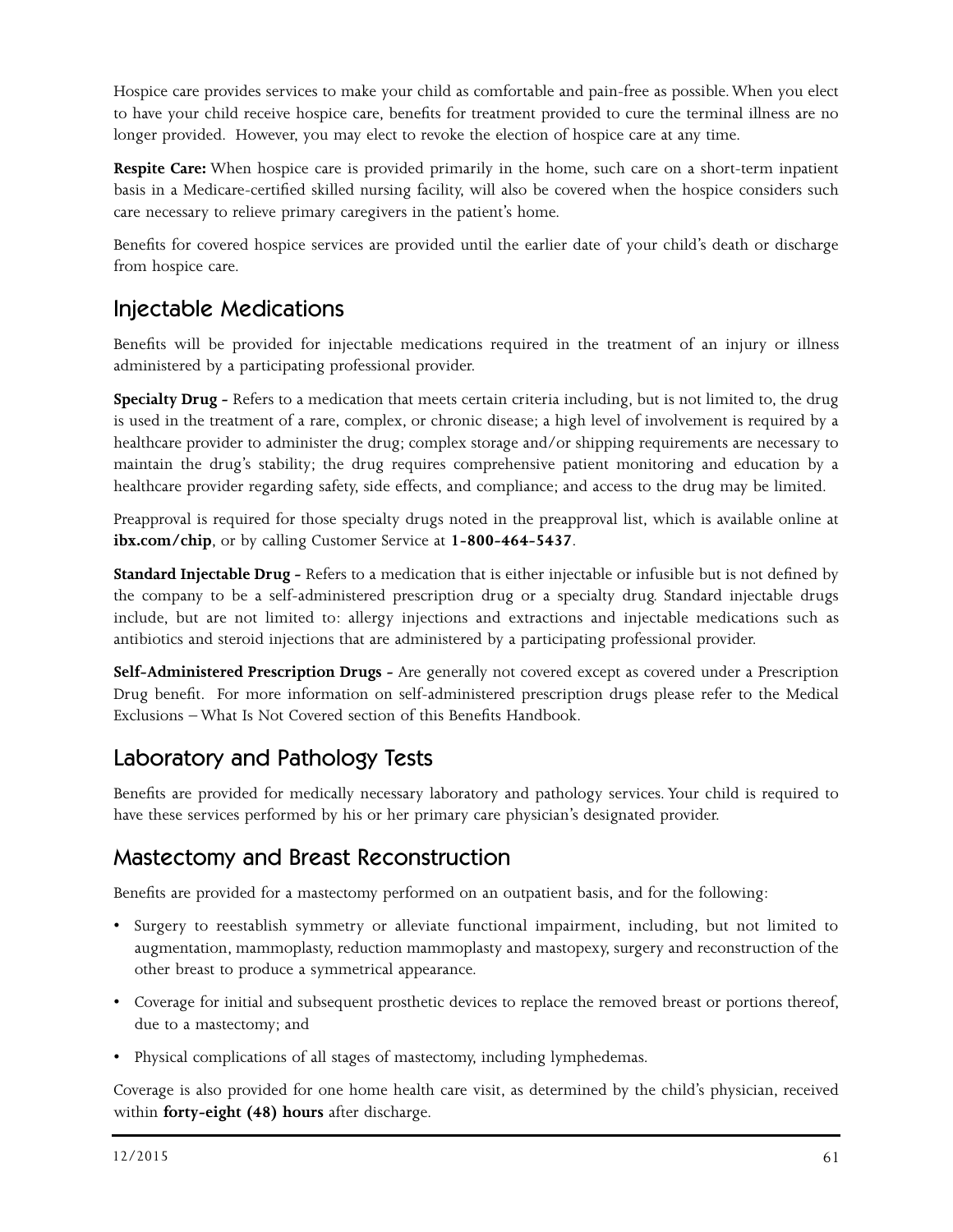Hospice care provides services to make your child as comfortable and pain-free as possible. When you elect to have your child receive hospice care, benefits for treatment provided to cure the terminal illness are no longer provided. However, you may elect to revoke the election of hospice care at any time.

**Respite Care:** When hospice care is provided primarily in the home, such care on a short-term inpatient basis in a Medicare-certified skilled nursing facility, will also be covered when the hospice considers such care necessary to relieve primary caregivers in the patient's home.

Benefits for covered hospice services are provided until the earlier date of your child's death or discharge from hospice care.

## Injectable Medications

Benefits will be provided for injectable medications required in the treatment of an injury or illness administered by a participating professional provider.

**Specialty Drug -** Refers to a medication that meets certain criteria including, but is not limited to, the drug is used in the treatment of a rare, complex, or chronic disease; a high level of involvement is required by a healthcare provider to administer the drug; complex storage and/or shipping requirements are necessary to maintain the drug's stability; the drug requires comprehensive patient monitoring and education by a healthcare provider regarding safety, side effects, and compliance; and access to the drug may be limited.

Preapproval is required for those specialty drugs noted in the preapproval list, which is available online at **ibx.com/chip**, or by calling Customer Service at **1-800-464-5437**.

**Standard Injectable Drug -** Refers to a medication that is either injectable or infusible but is not defined by the company to be a self-administered prescription drug or a specialty drug. Standard injectable drugs include, but are not limited to: allergy injections and extractions and injectable medications such as antibiotics and steroid injections that are administered by a participating professional provider.

**Self-Administered Prescription Drugs -** Are generally not covered except as covered under a Prescription Drug benefit. For more information on self-administered prescription drugs please refer to the Medical Exclusions – What Is Not Covered section of this Benefits Handbook.

## Laboratory and Pathology Tests

Benefits are provided for medically necessary laboratory and pathology services. Your child is required to have these services performed by his or her primary care physician's designated provider.

## Mastectomy and Breast Reconstruction

Benefits are provided for a mastectomy performed on an outpatient basis, and for the following:

- Surgery to reestablish symmetry or alleviate functional impairment, including, but not limited to augmentation, mammoplasty, reduction mammoplasty and mastopexy, surgery and reconstruction of the other breast to produce a symmetrical appearance.
- Coverage for initial and subsequent prosthetic devices to replace the removed breast or portions thereof, due to a mastectomy; and
- Physical complications of all stages of mastectomy, including lymphedemas.

Coverage is also provided for one home health care visit, as determined by the child's physician, received within **forty-eight (48) hours** after discharge.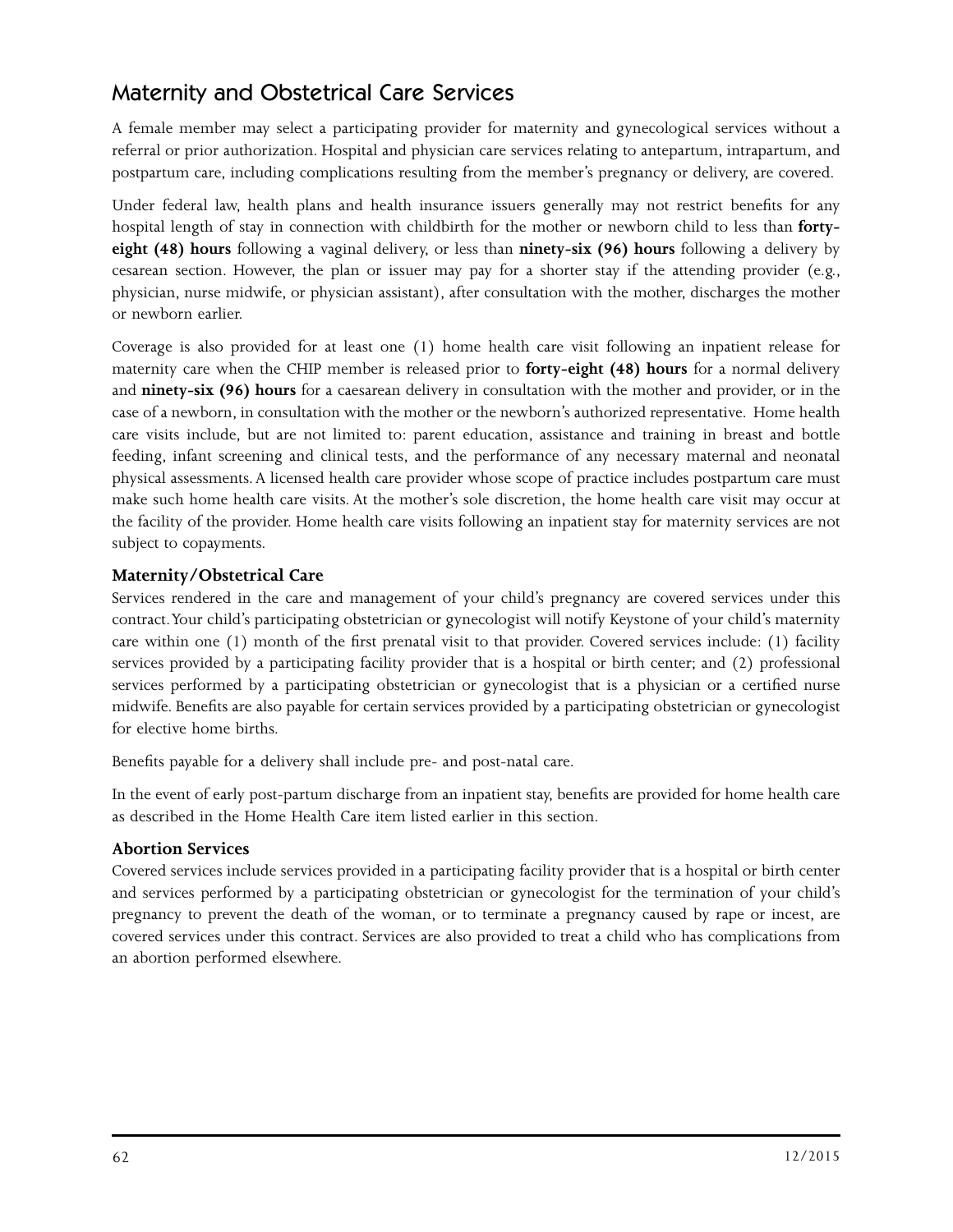## Maternity and Obstetrical Care Services

A female member may select a participating provider for maternity and gynecological services without a referral or prior authorization. Hospital and physician care services relating to antepartum, intrapartum, and postpartum care, including complications resulting from the member's pregnancy or delivery, are covered.

Under federal law, health plans and health insurance issuers generally may not restrict benefits for any hospital length of stay in connection with childbirth for the mother or newborn child to less than **forty-eight (48) hours** following a vaginal delivery, or less than **ninety-six (96) hours** following a delivery by cesarean section. However, the plan or issuer may pay for a shorter stay if the attending provider (e.g., physician, nurse midwife, or physician assistant), after consultation with the mother, discharges the mother or newborn earlier.

Coverage is also provided for at least one (1) home health care visit following an inpatient release for maternity care when the CHIP member is released prior to **forty-eight (48) hours** for a normal delivery and **ninety-six (96) hours** for a caesarean delivery in consultation with the mother and provider, or in the case of a newborn, in consultation with the mother or the newborn's authorized representative. Home health care visits include, but are not limited to: parent education, assistance and training in breast and bottle feeding, infant screening and clinical tests, and the performance of any necessary maternal and neonatal physical assessments. A licensed health care provider whose scope of practice includes postpartum care must make such home health care visits. At the mother's sole discretion, the home health care visit may occur at the facility of the provider. Home health care visits following an inpatient stay for maternity services are not subject to copayments.

### Maternity/Obstetrical Care

Services rendered in the care and management of your child's pregnancy are covered services under this contract. Your child's participating obstetrician or gynecologist will notify Keystone of your child's maternity care within one (1) month of the first prenatal visit to that provider. Covered services include: (1) facility services provided by a participating facility provider that is a hospital or birth center; and (2) professional services performed by a participating obstetrician or gynecologist that is a physician or a certified nurse midwife. Benefits are also payable for certain services provided by a participating obstetrician or gynecologist for elective home births.

Benefits payable for a delivery shall include pre- and post-natal care.

In the event of early post-partum discharge from an inpatient stay, benefits are provided for home health care as described in the Home Health Care item listed earlier in this section.

### Abortion Services

Covered services include services provided in a participating facility provider that is a hospital or birth center and services performed by a participating obstetrician or gynecologist for the termination of your child's pregnancy to prevent the death of the woman, or to terminate a pregnancy caused by rape or incest, are covered services under this contract. Services are also provided to treat a child who has complications from an abortion performed elsewhere.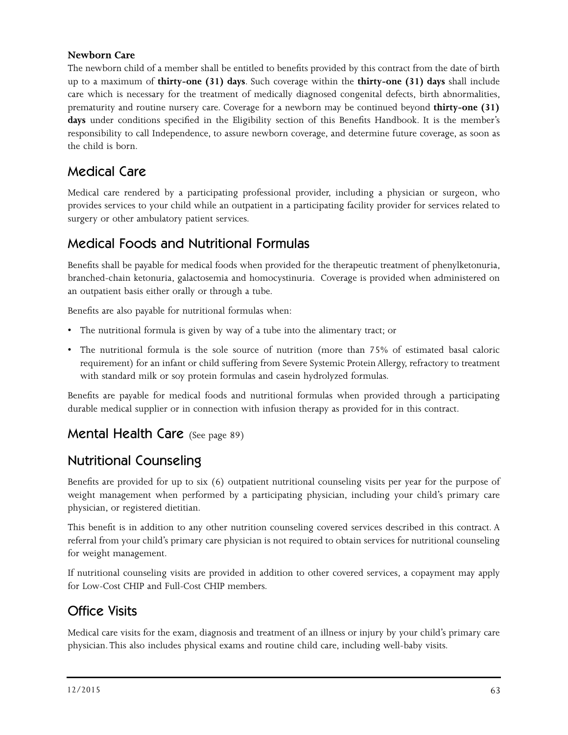**Newborn Care**

The newborn child of a member shall be entitled to benefits provided by this contract from the date of birth up to a maximum of **thirty-one (31) days**. Such coverage within the **thirty-one (31) days** shall include care which is necessary for the treatment of medically diagnosed congenital defects, birth abnormalities, prematurity and routine nursery care. Coverage for a newborn may be continued beyond **thirty-one (31) days** under conditions specified in the Eligibility section of this Benefits Handbook. It is the member's responsibility to call Independence, to assure newborn coverage, and determine future coverage, as soon as the child is born.

## Medical Care

Medical care rendered by a participating professional provider, including a physician or surgeon, who provides services to your child while an outpatient in a participating facility provider for services related to surgery or other ambulatory patient services.

## Medical Foods and Nutritional Formulas

Benefits shall be payable for medical foods when provided for the therapeutic treatment of phenylketonuria, branched-chain ketonuria, galactosemia and homocystinuria. Coverage is provided when administered on an outpatient basis either orally or through a tube.

Benefits are also payable for nutritional formulas when:

- The nutritional formula is given by way of a tube into the alimentary tract; or
- The nutritional formula is the sole source of nutrition (more than 75% of estimated basal caloric requirement) for an infant or child suffering from Severe Systemic Protein Allergy, refractory to treatment with standard milk or soy protein formulas and casein hydrolyzed formulas.

Benefits are payable for medical foods and nutritional formulas when provided through a participating durable medical supplier or in connection with infusion therapy as provided for in this contract.

## Mental Health Care (See page 89)

## Nutritional Counseling

Benefits are provided for up to six (6) outpatient nutritional counseling visits per year for the purpose of weight management when performed by a participating physician, including your child's primary care physician, or registered dietitian.

This benefit is in addition to any other nutrition counseling covered services described in this contract. A referral from your child's primary care physician is not required to obtain services for nutritional counseling for weight management.

If nutritional counseling visits are provided in addition to other covered services, a copayment may apply for Low-Cost CHIP and Full-Cost CHIP members.

## Office Visits

Medical care visits for the exam, diagnosis and treatment of an illness or injury by your child's primary care physician. This also includes physical exams and routine child care, including well-baby visits.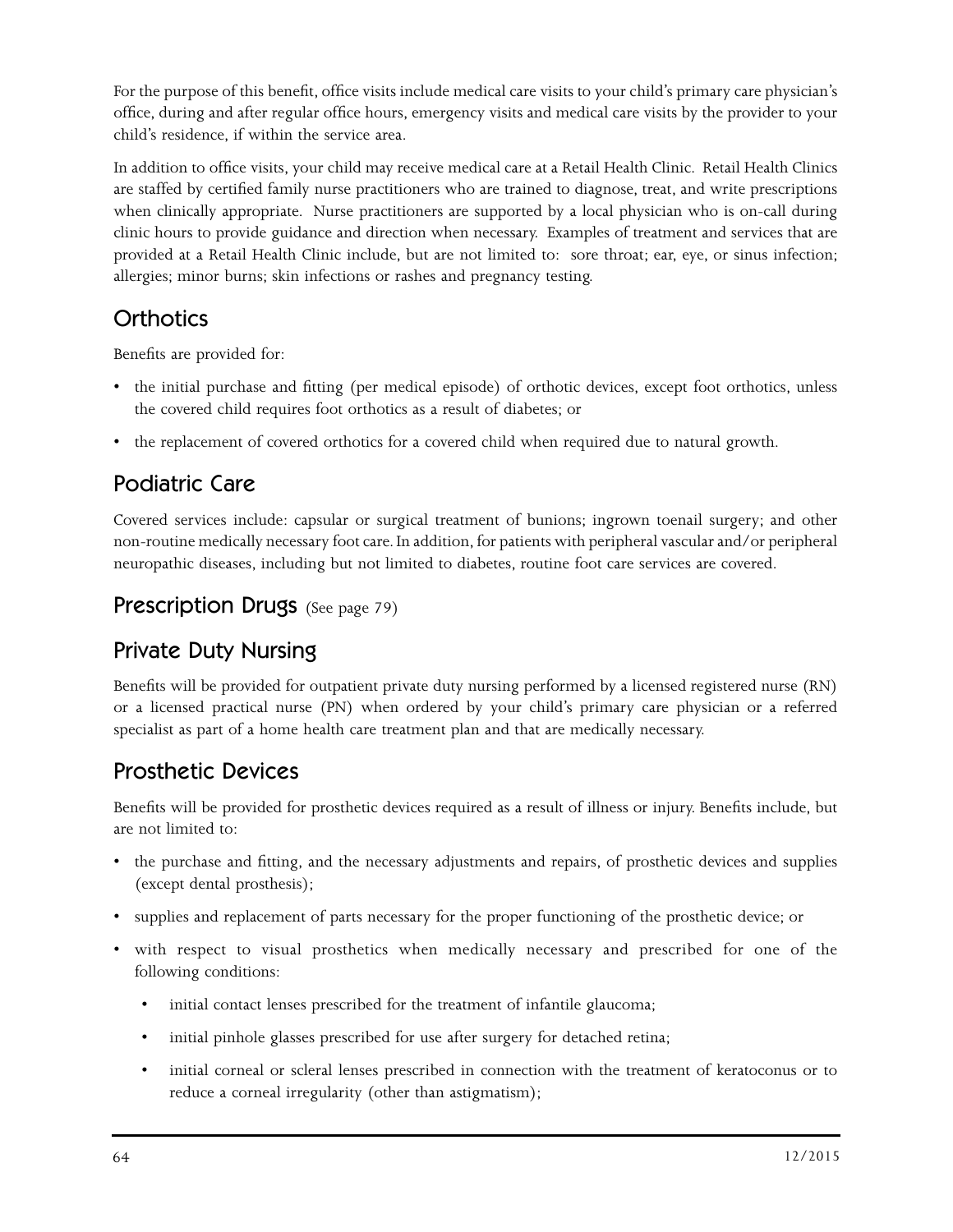For the purpose of this benefit, office visits include medical care visits to your child's primary care physician's office, during and after regular office hours, emergency visits and medical care visits by the provider to your child's residence, if within the service area.

In addition to office visits, your child may receive medical care at a Retail Health Clinic. Retail Health Clinics are staffed by certified family nurse practitioners who are trained to diagnose, treat, and write prescriptions when clinically appropriate. Nurse practitioners are supported by a local physician who is on-call during clinic hours to provide guidance and direction when necessary. Examples of treatment and services that are provided at a Retail Health Clinic include, but are not limited to: sore throat; ear, eye, or sinus infection; allergies; minor burns; skin infections or rashes and pregnancy testing.

## Orthotics

Benefits are provided for:

- the initial purchase and fitting (per medical episode) of orthotic devices, except foot orthotics, unless the covered child requires foot orthotics as a result of diabetes; or
- the replacement of covered orthotics for a covered child when required due to natural growth.

## Podiatric Care

Covered services include: capsular or surgical treatment of bunions; ingrown toenail surgery; and other non-routine medically necessary foot care. In addition, for patients with peripheral vascular and/or peripheral neuropathic diseases, including but not limited to diabetes, routine foot care services are covered.

## Prescription Drugs (See page 79)

## Private Duty Nursing

Benefits will be provided for outpatient private duty nursing performed by a licensed registered nurse (RN) or a licensed practical nurse (PN) when ordered by your child's primary care physician or a referred specialist as part of a home health care treatment plan and that are medically necessary.

## Prosthetic Devices

Benefits will be provided for prosthetic devices required as a result of illness or injury. Benefits include, but are not limited to:

- the purchase and fitting, and the necessary adjustments and repairs, of prosthetic devices and supplies (except dental prosthesis);
- supplies and replacement of parts necessary for the proper functioning of the prosthetic device; or
- with respect to visual prosthetics when medically necessary and prescribed for one of the following conditions:
  - initial contact lenses prescribed for the treatment of infantile glaucoma;
  - initial pinhole glasses prescribed for use after surgery for detached retina;
  - initial corneal or scleral lenses prescribed in connection with the treatment of keratoconus or to reduce a corneal irregularity (other than astigmatism);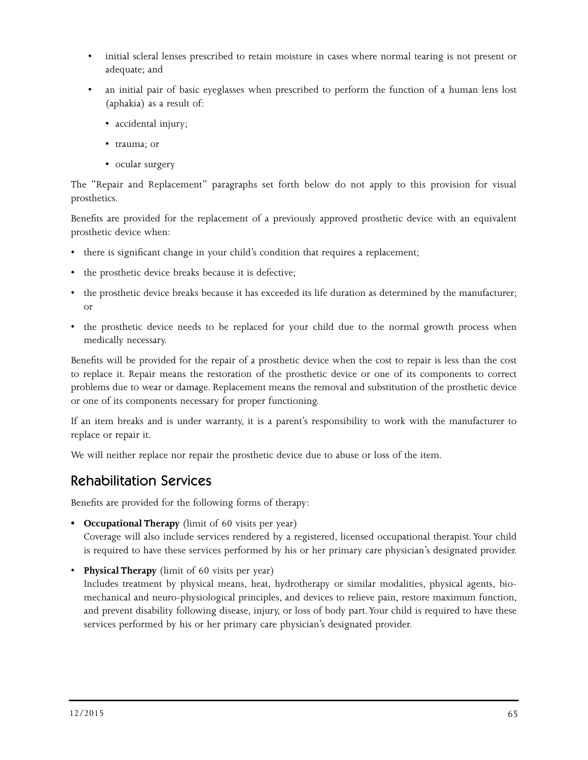- initial scleral lenses prescribed to retain moisture in cases where normal tearing is not present or adequate; and
- an initial pair of basic eyeglasses when prescribed to perform the function of a human lens lost (aphakia) as a result of:
  - accidental injury;
  - trauma; or
  - ocular surgery

The "Repair and Replacement" paragraphs set forth below do not apply to this provision for visual prosthetics.

Benefits are provided for the replacement of a previously approved prosthetic device with an equivalent prosthetic device when:

- there is significant change in your child's condition that requires a replacement;
- the prosthetic device breaks because it is defective;
- the prosthetic device breaks because it has exceeded its life duration as determined by the manufacturer; or
- the prosthetic device needs to be replaced for your child due to the normal growth process when medically necessary.

Benefits will be provided for the repair of a prosthetic device when the cost to repair is less than the cost to replace it. Repair means the restoration of the prosthetic device or one of its components to correct problems due to wear or damage. Replacement means the removal and substitution of the prosthetic device or one of its components necessary for proper functioning.

If an item breaks and is under warranty, it is a parent's responsibility to work with the manufacturer to replace or repair it.

We will neither replace nor repair the prosthetic device due to abuse or loss of the item.

## Rehabilitation Services

Benefits are provided for the following forms of therapy:

- **Occupational Therapy** (limit of 60 visits per year)
  Coverage will also include services rendered by a registered, licensed occupational therapist. Your child is required to have these services performed by his or her primary care physician's designated provider.
- **Physical Therapy** (limit of 60 visits per year)
  Includes treatment by physical means, heat, hydrotherapy or similar modalities, physical agents, bio-mechanical and neuro-physiological principles, and devices to relieve pain, restore maximum function, and prevent disability following disease, injury, or loss of body part. Your child is required to have these services performed by his or her primary care physician's designated provider.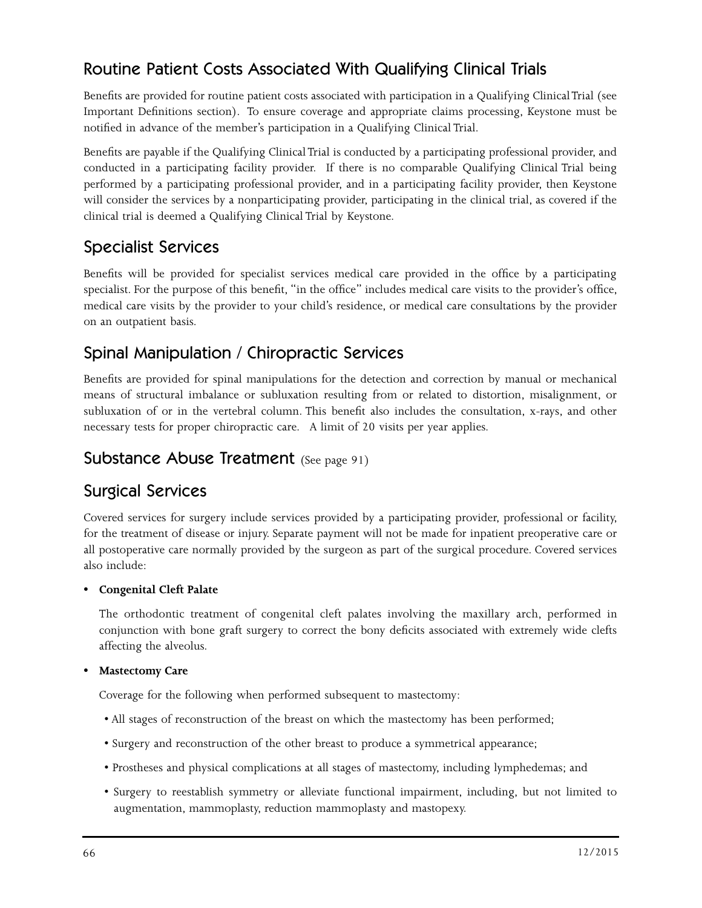## Routine Patient Costs Associated With Qualifying Clinical Trials

Benefits are provided for routine patient costs associated with participation in a Qualifying Clinical Trial (see Important Definitions section). To ensure coverage and appropriate claims processing, Keystone must be notified in advance of the member's participation in a Qualifying Clinical Trial.

Benefits are payable if the Qualifying Clinical Trial is conducted by a participating professional provider, and conducted in a participating facility provider. If there is no comparable Qualifying Clinical Trial being performed by a participating professional provider, and in a participating facility provider, then Keystone will consider the services by a nonparticipating provider, participating in the clinical trial, as covered if the clinical trial is deemed a Qualifying Clinical Trial by Keystone.

## Specialist Services

Benefits will be provided for specialist services medical care provided in the office by a participating specialist. For the purpose of this benefit, "in the office" includes medical care visits to the provider's office, medical care visits by the provider to your child's residence, or medical care consultations by the provider on an outpatient basis.

## Spinal Manipulation / Chiropractic Services

Benefits are provided for spinal manipulations for the detection and correction by manual or mechanical means of structural imbalance or subluxation resulting from or related to distortion, misalignment, or subluxation of or in the vertebral column. This benefit also includes the consultation, x-rays, and other necessary tests for proper chiropractic care. A limit of 20 visits per year applies.

## Substance Abuse Treatment (See page 91)

## Surgical Services

Covered services for surgery include services provided by a participating provider, professional or facility, for the treatment of disease or injury. Separate payment will not be made for inpatient preoperative care or all postoperative care normally provided by the surgeon as part of the surgical procedure. Covered services also include:

- **Congenital Cleft Palate**

  The orthodontic treatment of congenital cleft palates involving the maxillary arch, performed in conjunction with bone graft surgery to correct the bony deficits associated with extremely wide clefts affecting the alveolus.

- **Mastectomy Care**

  Coverage for the following when performed subsequent to mastectomy:

  - All stages of reconstruction of the breast on which the mastectomy has been performed;
  - Surgery and reconstruction of the other breast to produce a symmetrical appearance;
  - Prostheses and physical complications at all stages of mastectomy, including lymphedemas; and
  - Surgery to reestablish symmetry or alleviate functional impairment, including, but not limited to augmentation, mammoplasty, reduction mammoplasty and mastopexy.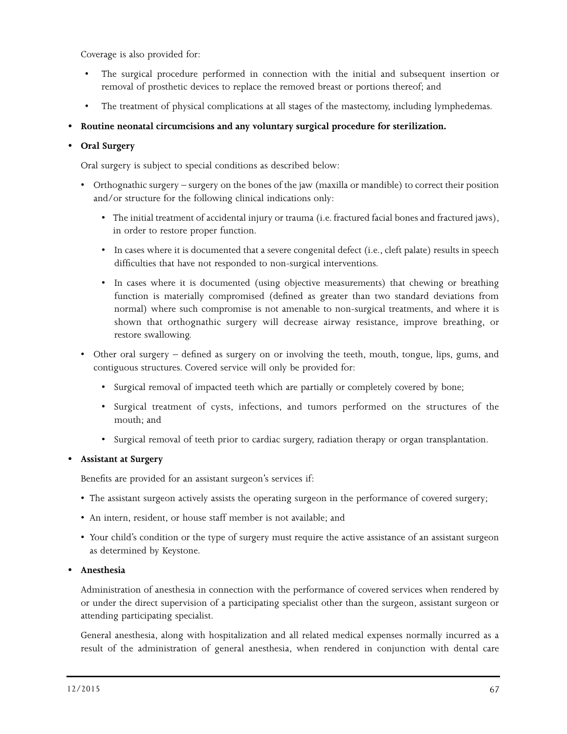Coverage is also provided for:

- The surgical procedure performed in connection with the initial and subsequent insertion or removal of prosthetic devices to replace the removed breast or portions thereof; and
- The treatment of physical complications at all stages of the mastectomy, including lymphedemas.

- **Routine neonatal circumcisions and any voluntary surgical procedure for sterilization.**
- **Oral Surgery**

  Oral surgery is subject to special conditions as described below:

  - Orthognathic surgery – surgery on the bones of the jaw (maxilla or mandible) to correct their position and/or structure for the following clinical indications only:
    - The initial treatment of accidental injury or trauma (i.e. fractured facial bones and fractured jaws), in order to restore proper function.
    - In cases where it is documented that a severe congenital defect (i.e., cleft palate) results in speech difficulties that have not responded to non-surgical interventions.
    - In cases where it is documented (using objective measurements) that chewing or breathing function is materially compromised (defined as greater than two standard deviations from normal) where such compromise is not amenable to non-surgical treatments, and where it is shown that orthognathic surgery will decrease airway resistance, improve breathing, or restore swallowing.
  - Other oral surgery – defined as surgery on or involving the teeth, mouth, tongue, lips, gums, and contiguous structures. Covered service will only be provided for:
    - Surgical removal of impacted teeth which are partially or completely covered by bone;
    - Surgical treatment of cysts, infections, and tumors performed on the structures of the mouth; and
    - Surgical removal of teeth prior to cardiac surgery, radiation therapy or organ transplantation.

- **Assistant at Surgery**

  Benefits are provided for an assistant surgeon's services if:

  - The assistant surgeon actively assists the operating surgeon in the performance of covered surgery;
  - An intern, resident, or house staff member is not available; and
  - Your child's condition or the type of surgery must require the active assistance of an assistant surgeon as determined by Keystone.

- **Anesthesia**

  Administration of anesthesia in connection with the performance of covered services when rendered by or under the direct supervision of a participating specialist other than the surgeon, assistant surgeon or attending participating specialist.

  General anesthesia, along with hospitalization and all related medical expenses normally incurred as a result of the administration of general anesthesia, when rendered in conjunction with dental care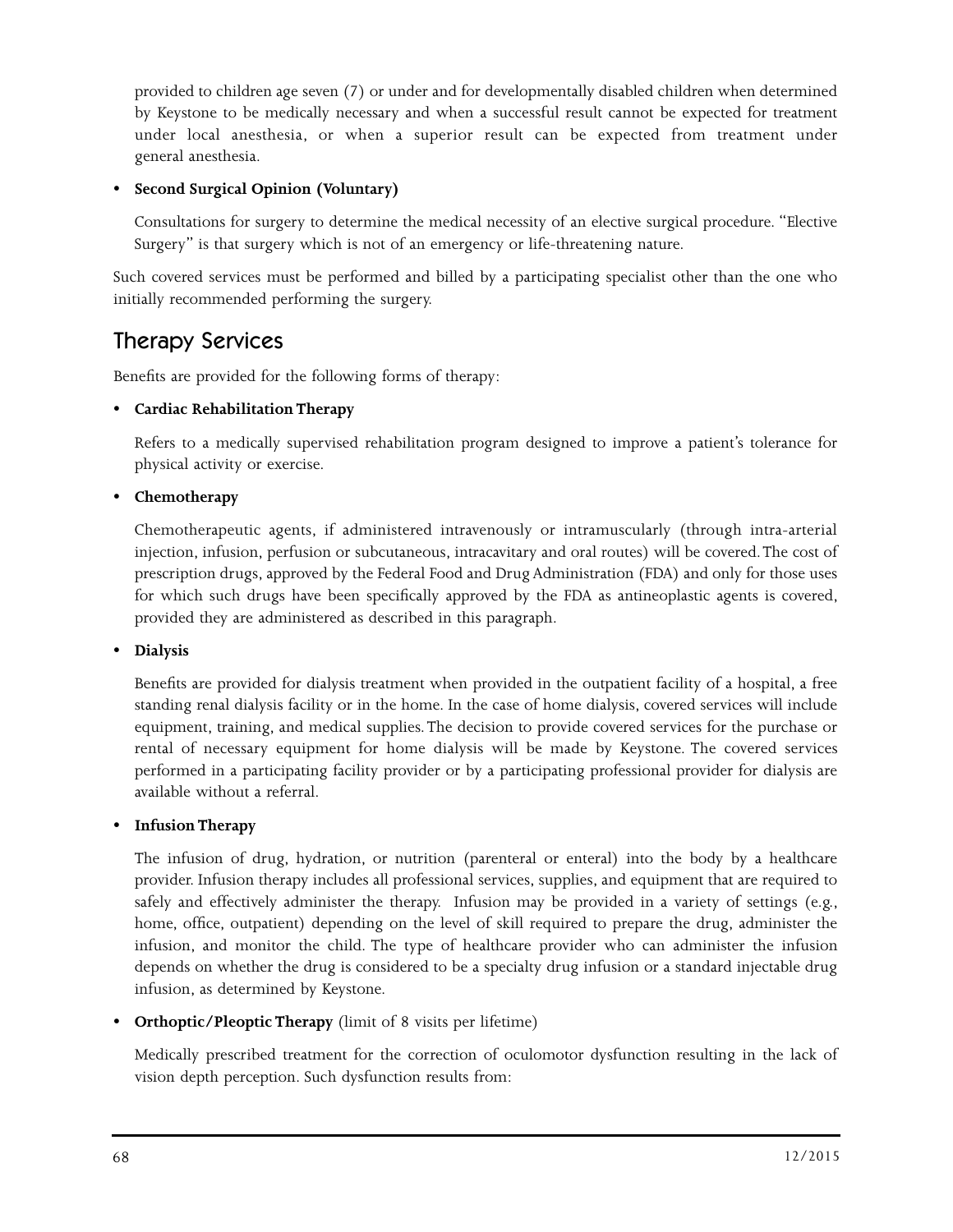provided to children age seven (7) or under and for developmentally disabled children when determined by Keystone to be medically necessary and when a successful result cannot be expected for treatment under local anesthesia, or when a superior result can be expected from treatment under general anesthesia.

- **Second Surgical Opinion (Voluntary)**

  Consultations for surgery to determine the medical necessity of an elective surgical procedure. "Elective Surgery" is that surgery which is not of an emergency or life-threatening nature.

Such covered services must be performed and billed by a participating specialist other than the one who initially recommended performing the surgery.

## Therapy Services

Benefits are provided for the following forms of therapy:

- **Cardiac Rehabilitation Therapy**

  Refers to a medically supervised rehabilitation program designed to improve a patient's tolerance for physical activity or exercise.

- **Chemotherapy**

  Chemotherapeutic agents, if administered intravenously or intramuscularly (through intra-arterial injection, infusion, perfusion or subcutaneous, intracavitary and oral routes) will be covered. The cost of prescription drugs, approved by the Federal Food and Drug Administration (FDA) and only for those uses for which such drugs have been specifically approved by the FDA as antineoplastic agents is covered, provided they are administered as described in this paragraph.

- **Dialysis**

  Benefits are provided for dialysis treatment when provided in the outpatient facility of a hospital, a free standing renal dialysis facility or in the home. In the case of home dialysis, covered services will include equipment, training, and medical supplies. The decision to provide covered services for the purchase or rental of necessary equipment for home dialysis will be made by Keystone. The covered services performed in a participating facility provider or by a participating professional provider for dialysis are available without a referral.

- **Infusion Therapy**

  The infusion of drug, hydration, or nutrition (parenteral or enteral) into the body by a healthcare provider. Infusion therapy includes all professional services, supplies, and equipment that are required to safely and effectively administer the therapy. Infusion may be provided in a variety of settings (e.g., home, office, outpatient) depending on the level of skill required to prepare the drug, administer the infusion, and monitor the child. The type of healthcare provider who can administer the infusion depends on whether the drug is considered to be a specialty drug infusion or a standard injectable drug infusion, as determined by Keystone.

- **Orthoptic/Pleoptic Therapy** (limit of 8 visits per lifetime)

  Medically prescribed treatment for the correction of oculomotor dysfunction resulting in the lack of vision depth perception. Such dysfunction results from: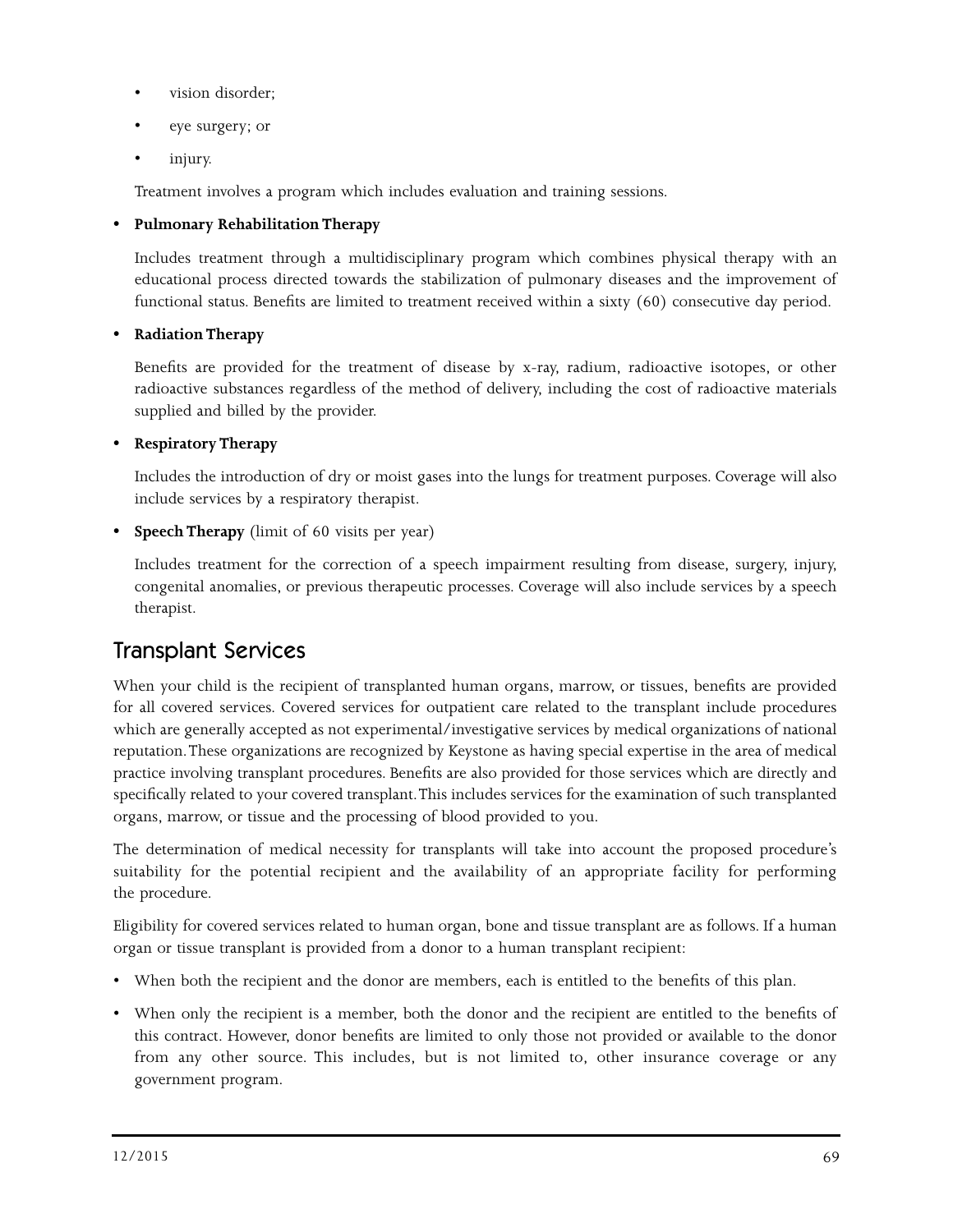- vision disorder;
- eye surgery; or
- injury.

Treatment involves a program which includes evaluation and training sessions.

- **Pulmonary Rehabilitation Therapy**

  Includes treatment through a multidisciplinary program which combines physical therapy with an educational process directed towards the stabilization of pulmonary diseases and the improvement of functional status. Benefits are limited to treatment received within a sixty (60) consecutive day period.

- **Radiation Therapy**

  Benefits are provided for the treatment of disease by x-ray, radium, radioactive isotopes, or other radioactive substances regardless of the method of delivery, including the cost of radioactive materials supplied and billed by the provider.

- **Respiratory Therapy**

  Includes the introduction of dry or moist gases into the lungs for treatment purposes. Coverage will also include services by a respiratory therapist.

- **Speech Therapy** (limit of 60 visits per year)

  Includes treatment for the correction of a speech impairment resulting from disease, surgery, injury, congenital anomalies, or previous therapeutic processes. Coverage will also include services by a speech therapist.

## Transplant Services

When your child is the recipient of transplanted human organs, marrow, or tissues, benefits are provided for all covered services. Covered services for outpatient care related to the transplant include procedures which are generally accepted as not experimental/investigative services by medical organizations of national reputation. These organizations are recognized by Keystone as having special expertise in the area of medical practice involving transplant procedures. Benefits are also provided for those services which are directly and specifically related to your covered transplant. This includes services for the examination of such transplanted organs, marrow, or tissue and the processing of blood provided to you.

The determination of medical necessity for transplants will take into account the proposed procedure's suitability for the potential recipient and the availability of an appropriate facility for performing the procedure.

Eligibility for covered services related to human organ, bone and tissue transplant are as follows. If a human organ or tissue transplant is provided from a donor to a human transplant recipient:

- When both the recipient and the donor are members, each is entitled to the benefits of this plan.
- When only the recipient is a member, both the donor and the recipient are entitled to the benefits of this contract. However, donor benefits are limited to only those not provided or available to the donor from any other source. This includes, but is not limited to, other insurance coverage or any government program.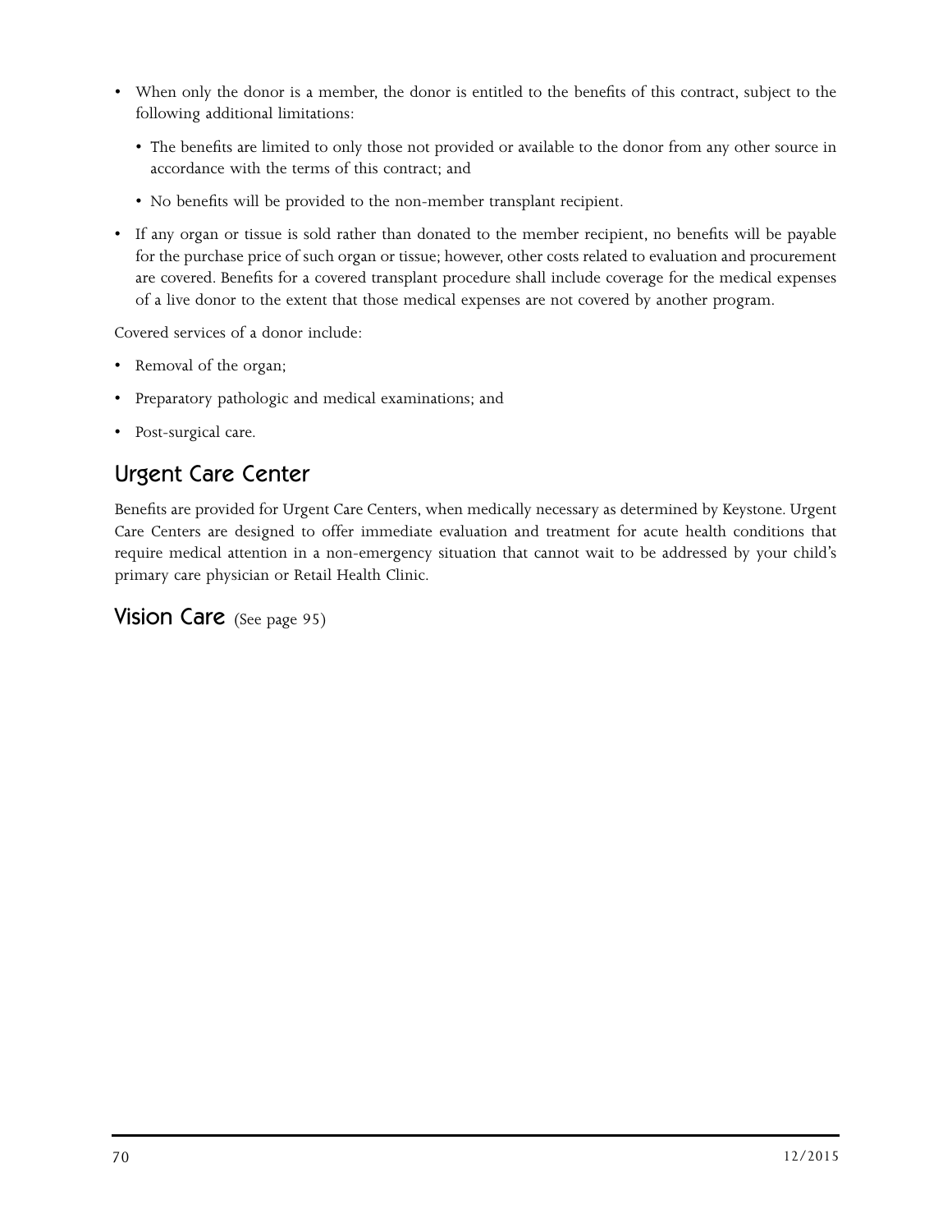- When only the donor is a member, the donor is entitled to the benefits of this contract, subject to the following additional limitations:
  - The benefits are limited to only those not provided or available to the donor from any other source in accordance with the terms of this contract; and
  - No benefits will be provided to the non-member transplant recipient.
- If any organ or tissue is sold rather than donated to the member recipient, no benefits will be payable for the purchase price of such organ or tissue; however, other costs related to evaluation and procurement are covered. Benefits for a covered transplant procedure shall include coverage for the medical expenses of a live donor to the extent that those medical expenses are not covered by another program.

Covered services of a donor include:

- Removal of the organ;
- Preparatory pathologic and medical examinations; and
- Post-surgical care.

## Urgent Care Center

Benefits are provided for Urgent Care Centers, when medically necessary as determined by Keystone. Urgent Care Centers are designed to offer immediate evaluation and treatment for acute health conditions that require medical attention in a non-emergency situation that cannot wait to be addressed by your child's primary care physician or Retail Health Clinic.

## Vision Care (See page 95)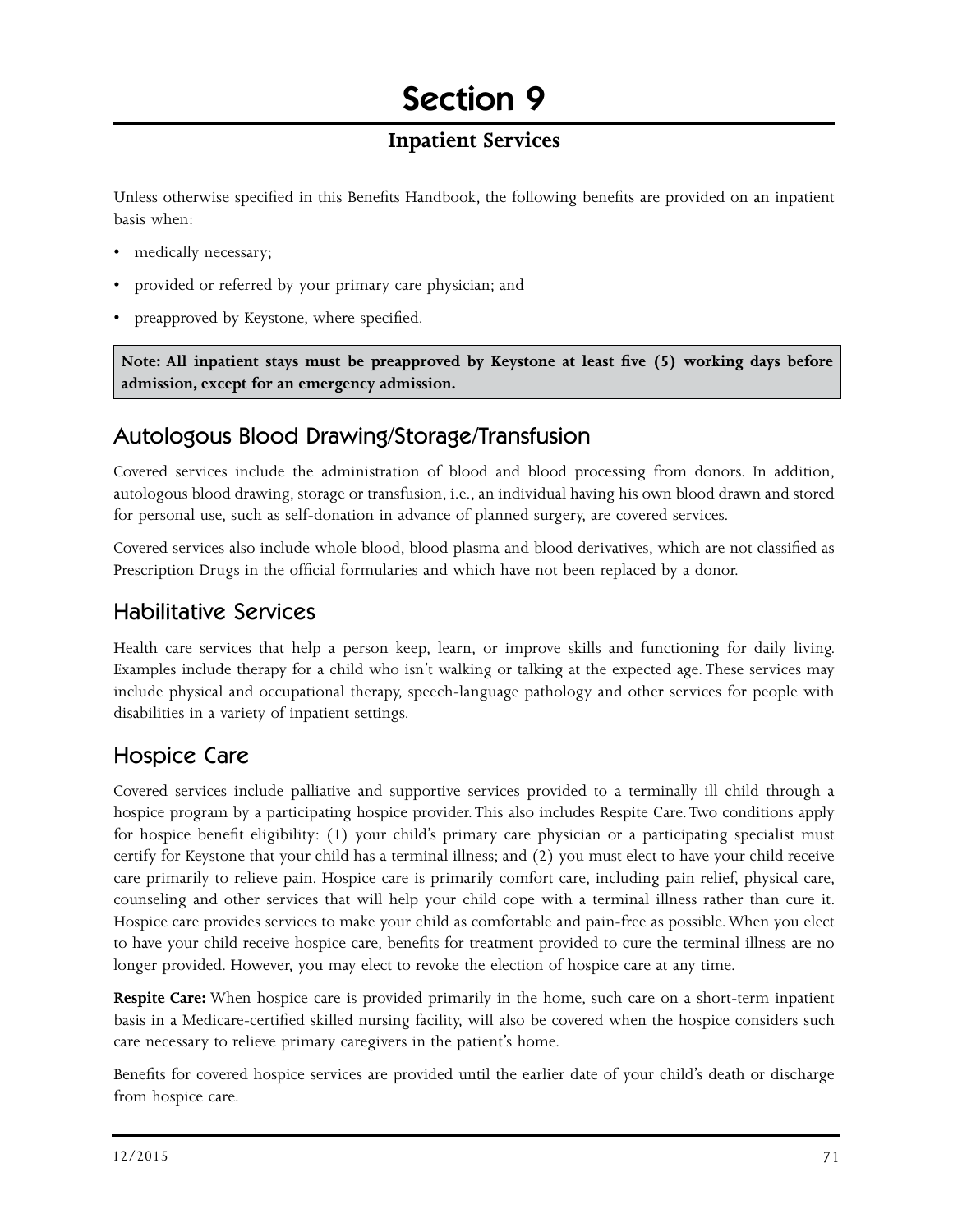# Section 9

## Inpatient Services

Unless otherwise specified in this Benefits Handbook, the following benefits are provided on an inpatient basis when:

- medically necessary;
- provided or referred by your primary care physician; and
- preapproved by Keystone, where specified.

**Note: All inpatient stays must be preapproved by Keystone at least five (5) working days before admission, except for an emergency admission.**

### Autologous Blood Drawing/Storage/Transfusion

Covered services include the administration of blood and blood processing from donors. In addition, autologous blood drawing, storage or transfusion, i.e., an individual having his own blood drawn and stored for personal use, such as self-donation in advance of planned surgery, are covered services.

Covered services also include whole blood, blood plasma and blood derivatives, which are not classified as Prescription Drugs in the official formularies and which have not been replaced by a donor.

### Habilitative Services

Health care services that help a person keep, learn, or improve skills and functioning for daily living. Examples include therapy for a child who isn't walking or talking at the expected age. These services may include physical and occupational therapy, speech-language pathology and other services for people with disabilities in a variety of inpatient settings.

### Hospice Care

Covered services include palliative and supportive services provided to a terminally ill child through a hospice program by a participating hospice provider. This also includes Respite Care. Two conditions apply for hospice benefit eligibility: (1) your child's primary care physician or a participating specialist must certify for Keystone that your child has a terminal illness; and (2) you must elect to have your child receive care primarily to relieve pain. Hospice care is primarily comfort care, including pain relief, physical care, counseling and other services that will help your child cope with a terminal illness rather than cure it. Hospice care provides services to make your child as comfortable and pain-free as possible. When you elect to have your child receive hospice care, benefits for treatment provided to cure the terminal illness are no longer provided. However, you may elect to revoke the election of hospice care at any time.

**Respite Care:** When hospice care is provided primarily in the home, such care on a short-term inpatient basis in a Medicare-certified skilled nursing facility, will also be covered when the hospice considers such care necessary to relieve primary caregivers in the patient's home.

Benefits for covered hospice services are provided until the earlier date of your child's death or discharge from hospice care.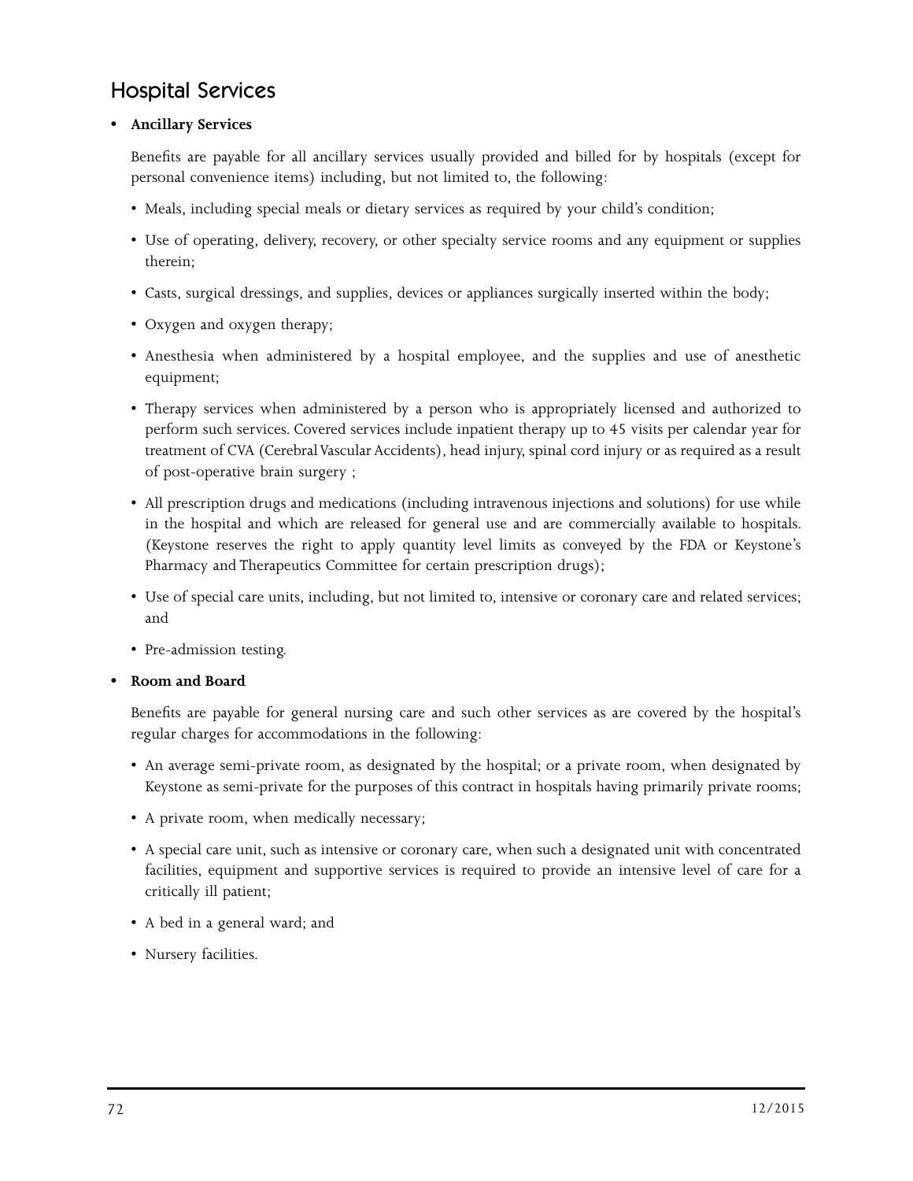## Hospital Services

- **Ancillary Services**

  Benefits are payable for all ancillary services usually provided and billed for by hospitals (except for personal convenience items) including, but not limited to, the following:

  - Meals, including special meals or dietary services as required by your child's condition;
  - Use of operating, delivery, recovery, or other specialty service rooms and any equipment or supplies therein;
  - Casts, surgical dressings, and supplies, devices or appliances surgically inserted within the body;
  - Oxygen and oxygen therapy;
  - Anesthesia when administered by a hospital employee, and the supplies and use of anesthetic equipment;
  - Therapy services when administered by a person who is appropriately licensed and authorized to perform such services. Covered services include inpatient therapy up to 45 visits per calendar year for treatment of CVA (Cerebral Vascular Accidents), head injury, spinal cord injury or as required as a result of post-operative brain surgery ;
  - All prescription drugs and medications (including intravenous injections and solutions) for use while in the hospital and which are released for general use and are commercially available to hospitals. (Keystone reserves the right to apply quantity level limits as conveyed by the FDA or Keystone's Pharmacy and Therapeutics Committee for certain prescription drugs);
  - Use of special care units, including, but not limited to, intensive or coronary care and related services; and
  - Pre-admission testing.

- **Room and Board**

  Benefits are payable for general nursing care and such other services as are covered by the hospital's regular charges for accommodations in the following:

  - An average semi-private room, as designated by the hospital; or a private room, when designated by Keystone as semi-private for the purposes of this contract in hospitals having primarily private rooms;
  - A private room, when medically necessary;
  - A special care unit, such as intensive or coronary care, when such a designated unit with concentrated facilities, equipment and supportive services is required to provide an intensive level of care for a critically ill patient;
  - A bed in a general ward; and
  - Nursery facilities.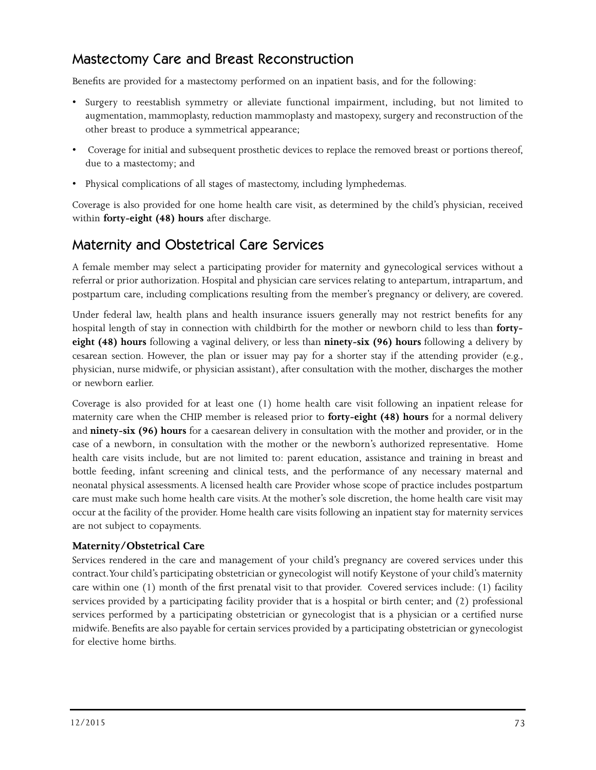## Mastectomy Care and Breast Reconstruction

Benefits are provided for a mastectomy performed on an inpatient basis, and for the following:

- Surgery to reestablish symmetry or alleviate functional impairment, including, but not limited to augmentation, mammoplasty, reduction mammoplasty and mastopexy, surgery and reconstruction of the other breast to produce a symmetrical appearance;
- Coverage for initial and subsequent prosthetic devices to replace the removed breast or portions thereof, due to a mastectomy; and
- Physical complications of all stages of mastectomy, including lymphedemas.

Coverage is also provided for one home health care visit, as determined by the child's physician, received within **forty-eight (48) hours** after discharge.

## Maternity and Obstetrical Care Services

A female member may select a participating provider for maternity and gynecological services without a referral or prior authorization. Hospital and physician care services relating to antepartum, intrapartum, and postpartum care, including complications resulting from the member's pregnancy or delivery, are covered.

Under federal law, health plans and health insurance issuers generally may not restrict benefits for any hospital length of stay in connection with childbirth for the mother or newborn child to less than **forty-eight (48) hours** following a vaginal delivery, or less than **ninety-six (96) hours** following a delivery by cesarean section. However, the plan or issuer may pay for a shorter stay if the attending provider (e.g., physician, nurse midwife, or physician assistant), after consultation with the mother, discharges the mother or newborn earlier.

Coverage is also provided for at least one (1) home health care visit following an inpatient release for maternity care when the CHIP member is released prior to **forty-eight (48) hours** for a normal delivery and **ninety-six (96) hours** for a caesarean delivery in consultation with the mother and provider, or in the case of a newborn, in consultation with the mother or the newborn's authorized representative. Home health care visits include, but are not limited to: parent education, assistance and training in breast and bottle feeding, infant screening and clinical tests, and the performance of any necessary maternal and neonatal physical assessments. A licensed health care Provider whose scope of practice includes postpartum care must make such home health care visits. At the mother's sole discretion, the home health care visit may occur at the facility of the provider. Home health care visits following an inpatient stay for maternity services are not subject to copayments.

### Maternity/Obstetrical Care

Services rendered in the care and management of your child's pregnancy are covered services under this contract. Your child's participating obstetrician or gynecologist will notify Keystone of your child's maternity care within one (1) month of the first prenatal visit to that provider. Covered services include: (1) facility services provided by a participating facility provider that is a hospital or birth center; and (2) professional services performed by a participating obstetrician or gynecologist that is a physician or a certified nurse midwife. Benefits are also payable for certain services provided by a participating obstetrician or gynecologist for elective home births.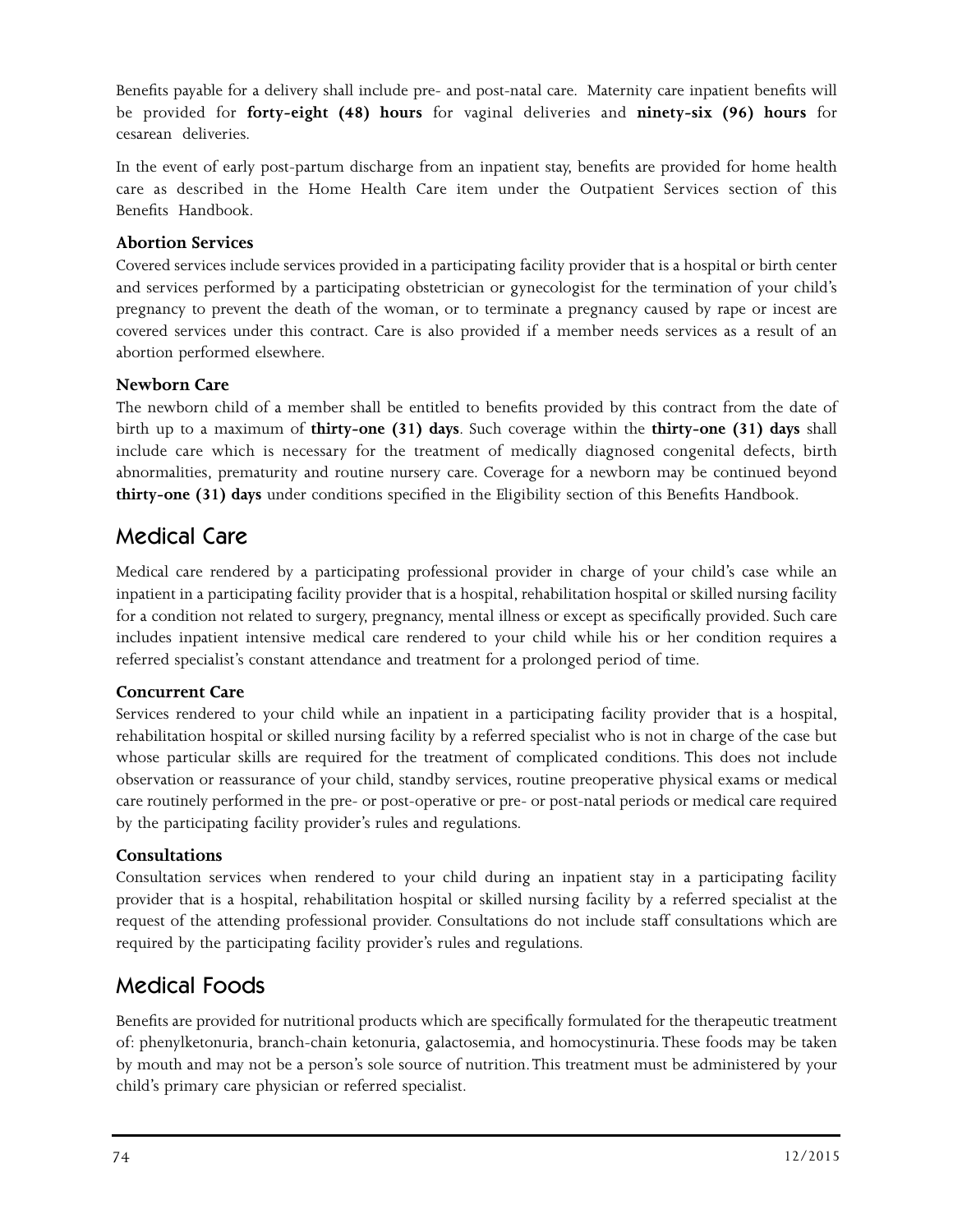Benefits payable for a delivery shall include pre- and post-natal care. Maternity care inpatient benefits will be provided for **forty-eight (48) hours** for vaginal deliveries and **ninety-six (96) hours** for cesarean deliveries.

In the event of early post-partum discharge from an inpatient stay, benefits are provided for home health care as described in the Home Health Care item under the Outpatient Services section of this Benefits Handbook.

### Abortion Services

Covered services include services provided in a participating facility provider that is a hospital or birth center and services performed by a participating obstetrician or gynecologist for the termination of your child's pregnancy to prevent the death of the woman, or to terminate a pregnancy caused by rape or incest are covered services under this contract. Care is also provided if a member needs services as a result of an abortion performed elsewhere.

### Newborn Care

The newborn child of a member shall be entitled to benefits provided by this contract from the date of birth up to a maximum of **thirty-one (31) days**. Such coverage within the **thirty-one (31) days** shall include care which is necessary for the treatment of medically diagnosed congenital defects, birth abnormalities, prematurity and routine nursery care. Coverage for a newborn may be continued beyond **thirty-one (31) days** under conditions specified in the Eligibility section of this Benefits Handbook.

## Medical Care

Medical care rendered by a participating professional provider in charge of your child's case while an inpatient in a participating facility provider that is a hospital, rehabilitation hospital or skilled nursing facility for a condition not related to surgery, pregnancy, mental illness or except as specifically provided. Such care includes inpatient intensive medical care rendered to your child while his or her condition requires a referred specialist's constant attendance and treatment for a prolonged period of time.

### Concurrent Care

Services rendered to your child while an inpatient in a participating facility provider that is a hospital, rehabilitation hospital or skilled nursing facility by a referred specialist who is not in charge of the case but whose particular skills are required for the treatment of complicated conditions. This does not include observation or reassurance of your child, standby services, routine preoperative physical exams or medical care routinely performed in the pre- or post-operative or pre- or post-natal periods or medical care required by the participating facility provider's rules and regulations.

### Consultations

Consultation services when rendered to your child during an inpatient stay in a participating facility provider that is a hospital, rehabilitation hospital or skilled nursing facility by a referred specialist at the request of the attending professional provider. Consultations do not include staff consultations which are required by the participating facility provider's rules and regulations.

## Medical Foods

Benefits are provided for nutritional products which are specifically formulated for the therapeutic treatment of: phenylketonuria, branch-chain ketonuria, galactosemia, and homocystinuria. These foods may be taken by mouth and may not be a person's sole source of nutrition. This treatment must be administered by your child's primary care physician or referred specialist.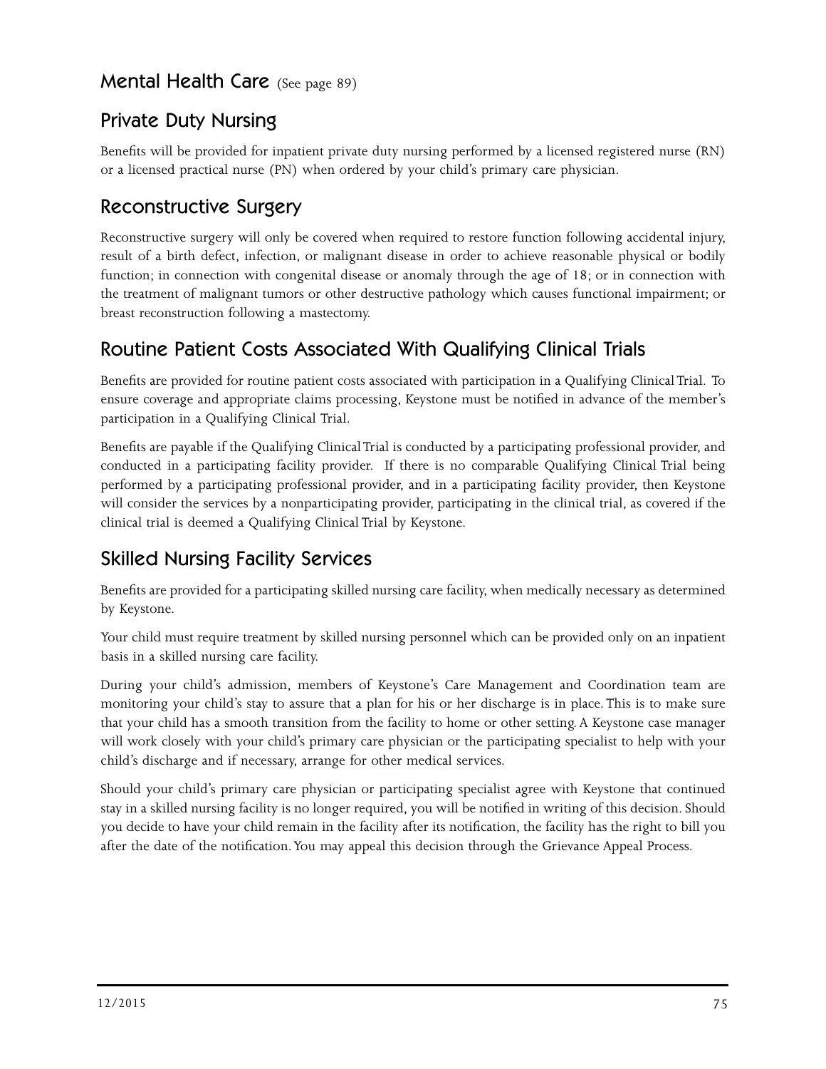## Mental Health Care (See page 89)

## Private Duty Nursing

Benefits will be provided for inpatient private duty nursing performed by a licensed registered nurse (RN) or a licensed practical nurse (PN) when ordered by your child's primary care physician.

## Reconstructive Surgery

Reconstructive surgery will only be covered when required to restore function following accidental injury, result of a birth defect, infection, or malignant disease in order to achieve reasonable physical or bodily function; in connection with congenital disease or anomaly through the age of 18; or in connection with the treatment of malignant tumors or other destructive pathology which causes functional impairment; or breast reconstruction following a mastectomy.

## Routine Patient Costs Associated With Qualifying Clinical Trials

Benefits are provided for routine patient costs associated with participation in a Qualifying Clinical Trial. To ensure coverage and appropriate claims processing, Keystone must be notified in advance of the member's participation in a Qualifying Clinical Trial.

Benefits are payable if the Qualifying Clinical Trial is conducted by a participating professional provider, and conducted in a participating facility provider. If there is no comparable Qualifying Clinical Trial being performed by a participating professional provider, and in a participating facility provider, then Keystone will consider the services by a nonparticipating provider, participating in the clinical trial, as covered if the clinical trial is deemed a Qualifying Clinical Trial by Keystone.

## Skilled Nursing Facility Services

Benefits are provided for a participating skilled nursing care facility, when medically necessary as determined by Keystone.

Your child must require treatment by skilled nursing personnel which can be provided only on an inpatient basis in a skilled nursing care facility.

During your child's admission, members of Keystone's Care Management and Coordination team are monitoring your child's stay to assure that a plan for his or her discharge is in place. This is to make sure that your child has a smooth transition from the facility to home or other setting. A Keystone case manager will work closely with your child's primary care physician or the participating specialist to help with your child's discharge and if necessary, arrange for other medical services.

Should your child's primary care physician or participating specialist agree with Keystone that continued stay in a skilled nursing facility is no longer required, you will be notified in writing of this decision. Should you decide to have your child remain in the facility after its notification, the facility has the right to bill you after the date of the notification. You may appeal this decision through the Grievance Appeal Process.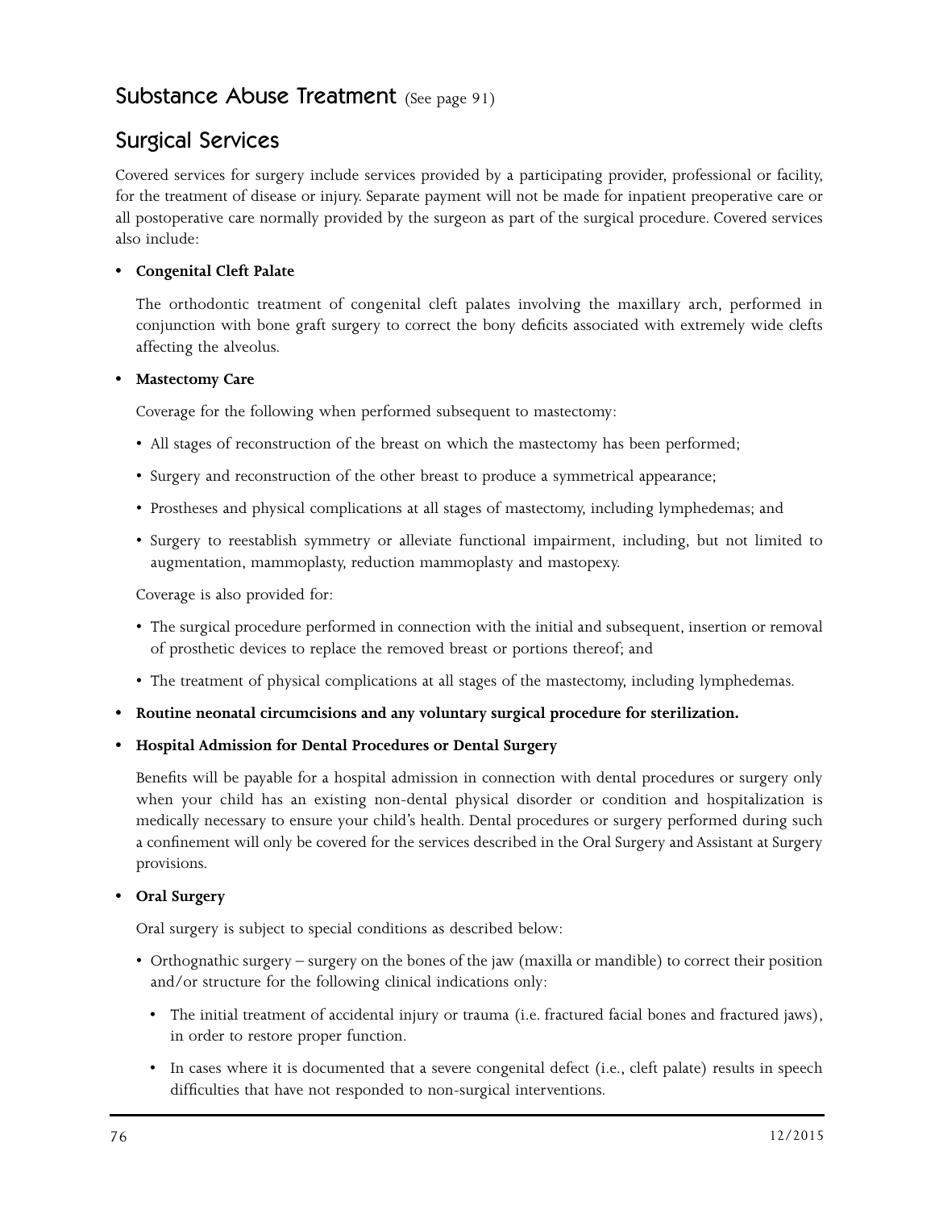## Substance Abuse Treatment (See page 91)

## Surgical Services

Covered services for surgery include services provided by a participating provider, professional or facility, for the treatment of disease or injury. Separate payment will not be made for inpatient preoperative care or all postoperative care normally provided by the surgeon as part of the surgical procedure. Covered services also include:

- **Congenital Cleft Palate**

  The orthodontic treatment of congenital cleft palates involving the maxillary arch, performed in conjunction with bone graft surgery to correct the bony deficits associated with extremely wide clefts affecting the alveolus.

- **Mastectomy Care**

  Coverage for the following when performed subsequent to mastectomy:

  - All stages of reconstruction of the breast on which the mastectomy has been performed;
  - Surgery and reconstruction of the other breast to produce a symmetrical appearance;
  - Prostheses and physical complications at all stages of mastectomy, including lymphedemas; and
  - Surgery to reestablish symmetry or alleviate functional impairment, including, but not limited to augmentation, mammoplasty, reduction mammoplasty and mastopexy.

  Coverage is also provided for:

  - The surgical procedure performed in connection with the initial and subsequent, insertion or removal of prosthetic devices to replace the removed breast or portions thereof; and
  - The treatment of physical complications at all stages of the mastectomy, including lymphedemas.

- **Routine neonatal circumcisions and any voluntary surgical procedure for sterilization.**

- **Hospital Admission for Dental Procedures or Dental Surgery**

  Benefits will be payable for a hospital admission in connection with dental procedures or surgery only when your child has an existing non-dental physical disorder or condition and hospitalization is medically necessary to ensure your child's health. Dental procedures or surgery performed during such a confinement will only be covered for the services described in the Oral Surgery and Assistant at Surgery provisions.

- **Oral Surgery**

  Oral surgery is subject to special conditions as described below:

  - Orthognathic surgery – surgery on the bones of the jaw (maxilla or mandible) to correct their position and/or structure for the following clinical indications only:
    - The initial treatment of accidental injury or trauma (i.e. fractured facial bones and fractured jaws), in order to restore proper function.
    - In cases where it is documented that a severe congenital defect (i.e., cleft palate) results in speech difficulties that have not responded to non-surgical interventions.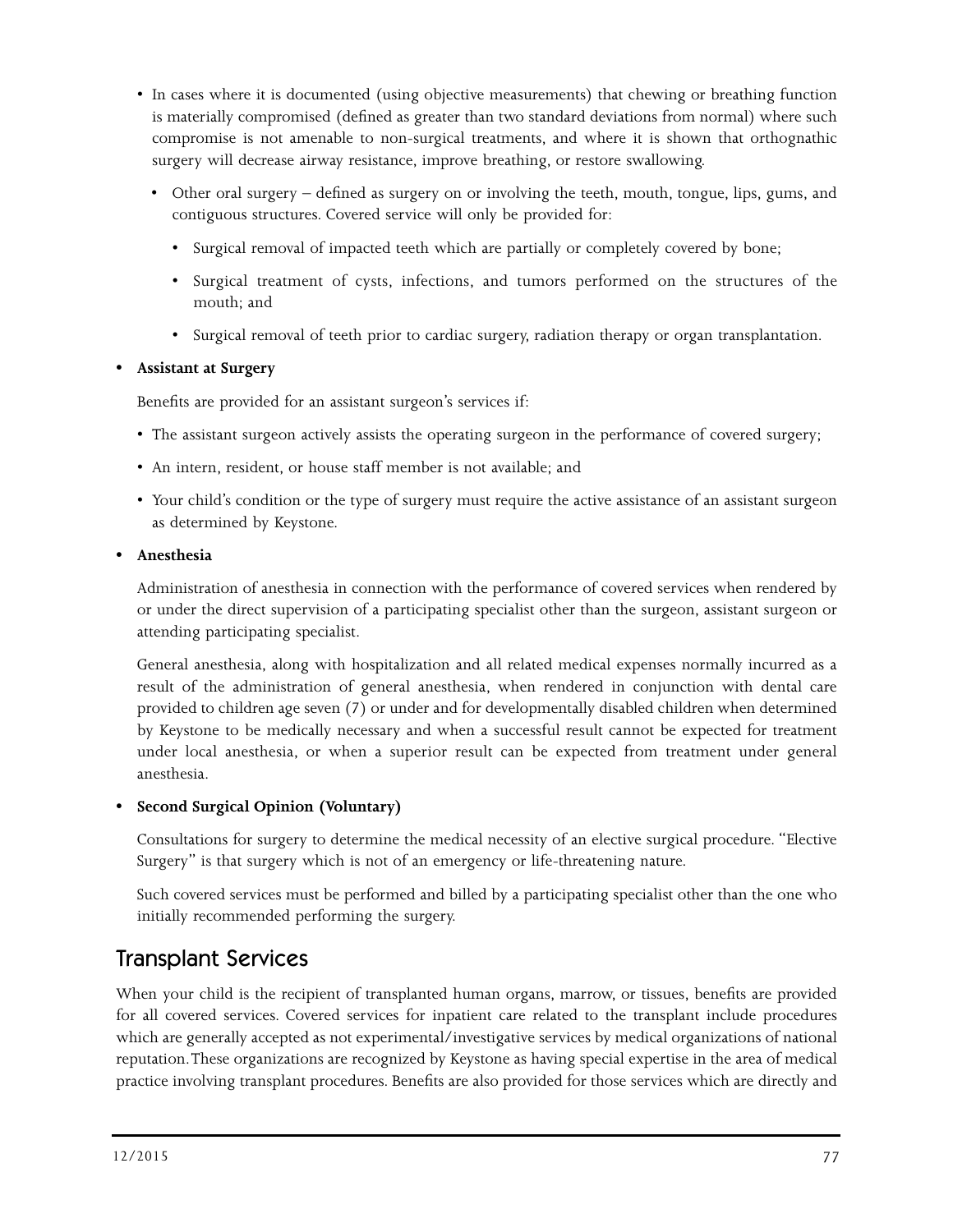- In cases where it is documented (using objective measurements) that chewing or breathing function is materially compromised (defined as greater than two standard deviations from normal) where such compromise is not amenable to non-surgical treatments, and where it is shown that orthognathic surgery will decrease airway resistance, improve breathing, or restore swallowing.

  - Other oral surgery – defined as surgery on or involving the teeth, mouth, tongue, lips, gums, and contiguous structures. Covered service will only be provided for:

    - Surgical removal of impacted teeth which are partially or completely covered by bone;
    - Surgical treatment of cysts, infections, and tumors performed on the structures of the mouth; and
    - Surgical removal of teeth prior to cardiac surgery, radiation therapy or organ transplantation.

- **Assistant at Surgery**

  Benefits are provided for an assistant surgeon's services if:

  - The assistant surgeon actively assists the operating surgeon in the performance of covered surgery;
  - An intern, resident, or house staff member is not available; and
  - Your child's condition or the type of surgery must require the active assistance of an assistant surgeon as determined by Keystone.

- **Anesthesia**

  Administration of anesthesia in connection with the performance of covered services when rendered by or under the direct supervision of a participating specialist other than the surgeon, assistant surgeon or attending participating specialist.

  General anesthesia, along with hospitalization and all related medical expenses normally incurred as a result of the administration of general anesthesia, when rendered in conjunction with dental care provided to children age seven (7) or under and for developmentally disabled children when determined by Keystone to be medically necessary and when a successful result cannot be expected for treatment under local anesthesia, or when a superior result can be expected from treatment under general anesthesia.

- **Second Surgical Opinion (Voluntary)**

  Consultations for surgery to determine the medical necessity of an elective surgical procedure. "Elective Surgery" is that surgery which is not of an emergency or life-threatening nature.

  Such covered services must be performed and billed by a participating specialist other than the one who initially recommended performing the surgery.

## Transplant Services

When your child is the recipient of transplanted human organs, marrow, or tissues, benefits are provided for all covered services. Covered services for inpatient care related to the transplant include procedures which are generally accepted as not experimental/investigative services by medical organizations of national reputation. These organizations are recognized by Keystone as having special expertise in the area of medical practice involving transplant procedures. Benefits are also provided for those services which are directly and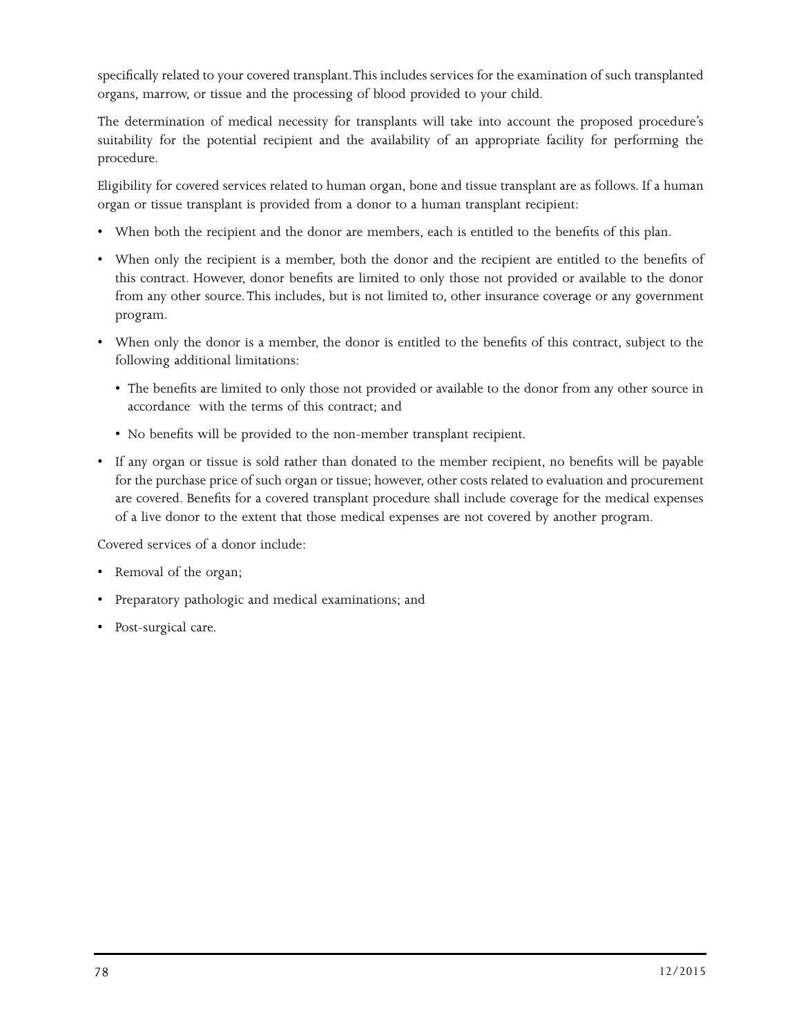specifically related to your covered transplant. This includes services for the examination of such transplanted organs, marrow, or tissue and the processing of blood provided to your child.

The determination of medical necessity for transplants will take into account the proposed procedure's suitability for the potential recipient and the availability of an appropriate facility for performing the procedure.

Eligibility for covered services related to human organ, bone and tissue transplant are as follows. If a human organ or tissue transplant is provided from a donor to a human transplant recipient:

- When both the recipient and the donor are members, each is entitled to the benefits of this plan.
- When only the recipient is a member, both the donor and the recipient are entitled to the benefits of this contract. However, donor benefits are limited to only those not provided or available to the donor from any other source. This includes, but is not limited to, other insurance coverage or any government program.
- When only the donor is a member, the donor is entitled to the benefits of this contract, subject to the following additional limitations:
  - The benefits are limited to only those not provided or available to the donor from any other source in accordance with the terms of this contract; and
  - No benefits will be provided to the non-member transplant recipient.
- If any organ or tissue is sold rather than donated to the member recipient, no benefits will be payable for the purchase price of such organ or tissue; however, other costs related to evaluation and procurement are covered. Benefits for a covered transplant procedure shall include coverage for the medical expenses of a live donor to the extent that those medical expenses are not covered by another program.

Covered services of a donor include:

- Removal of the organ;
- Preparatory pathologic and medical examinations; and
- Post-surgical care.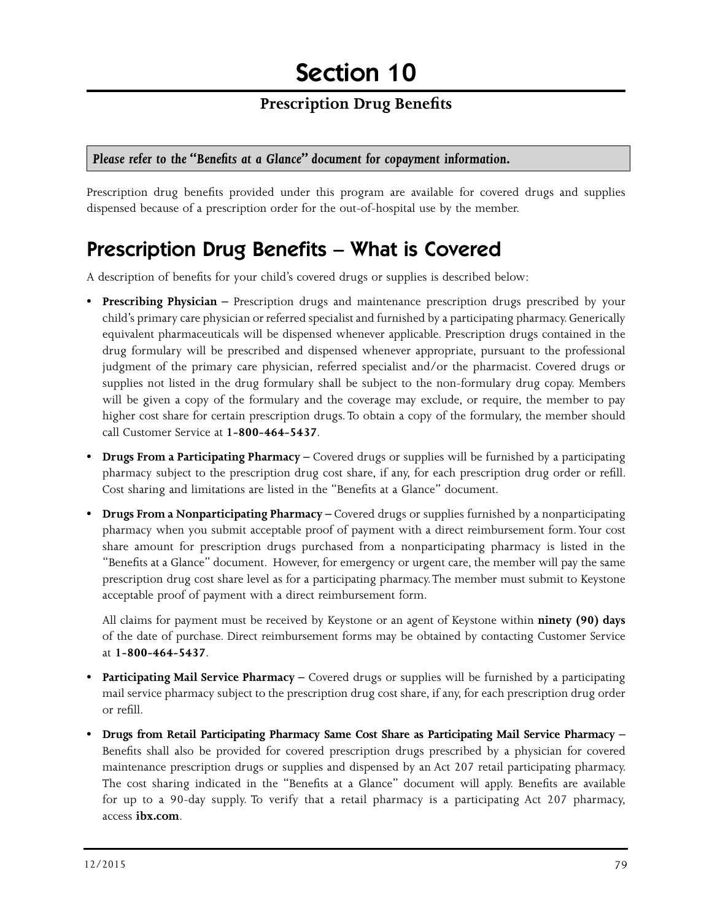# Section 10

## Prescription Drug Benefits

*Please refer to the "Benefits at a Glance" document for copayment information.*

Prescription drug benefits provided under this program are available for covered drugs and supplies dispensed because of a prescription order for the out-of-hospital use by the member.

## Prescription Drug Benefits – What is Covered

A description of benefits for your child's covered drugs or supplies is described below:

- **Prescribing Physician** – Prescription drugs and maintenance prescription drugs prescribed by your child's primary care physician or referred specialist and furnished by a participating pharmacy. Generically equivalent pharmaceuticals will be dispensed whenever applicable. Prescription drugs contained in the drug formulary will be prescribed and dispensed whenever appropriate, pursuant to the professional judgment of the primary care physician, referred specialist and/or the pharmacist. Covered drugs or supplies not listed in the drug formulary shall be subject to the non-formulary drug copay. Members will be given a copy of the formulary and the coverage may exclude, or require, the member to pay higher cost share for certain prescription drugs. To obtain a copy of the formulary, the member should call Customer Service at **1-800-464-5437**.
- **Drugs From a Participating Pharmacy** – Covered drugs or supplies will be furnished by a participating pharmacy subject to the prescription drug cost share, if any, for each prescription drug order or refill. Cost sharing and limitations are listed in the "Benefits at a Glance" document.
- **Drugs From a Nonparticipating Pharmacy** – Covered drugs or supplies furnished by a nonparticipating pharmacy when you submit acceptable proof of payment with a direct reimbursement form. Your cost share amount for prescription drugs purchased from a nonparticipating pharmacy is listed in the "Benefits at a Glance" document. However, for emergency or urgent care, the member will pay the same prescription drug cost share level as for a participating pharmacy. The member must submit to Keystone acceptable proof of payment with a direct reimbursement form.

  All claims for payment must be received by Keystone or an agent of Keystone within **ninety (90) days** of the date of purchase. Direct reimbursement forms may be obtained by contacting Customer Service at **1-800-464-5437**.
- **Participating Mail Service Pharmacy** – Covered drugs or supplies will be furnished by a participating mail service pharmacy subject to the prescription drug cost share, if any, for each prescription drug order or refill.
- **Drugs from Retail Participating Pharmacy Same Cost Share as Participating Mail Service Pharmacy** – Benefits shall also be provided for covered prescription drugs prescribed by a physician for covered maintenance prescription drugs or supplies and dispensed by an Act 207 retail participating pharmacy. The cost sharing indicated in the "Benefits at a Glance" document will apply. Benefits are available for up to a 90-day supply. To verify that a retail pharmacy is a participating Act 207 pharmacy, access **ibx.com**.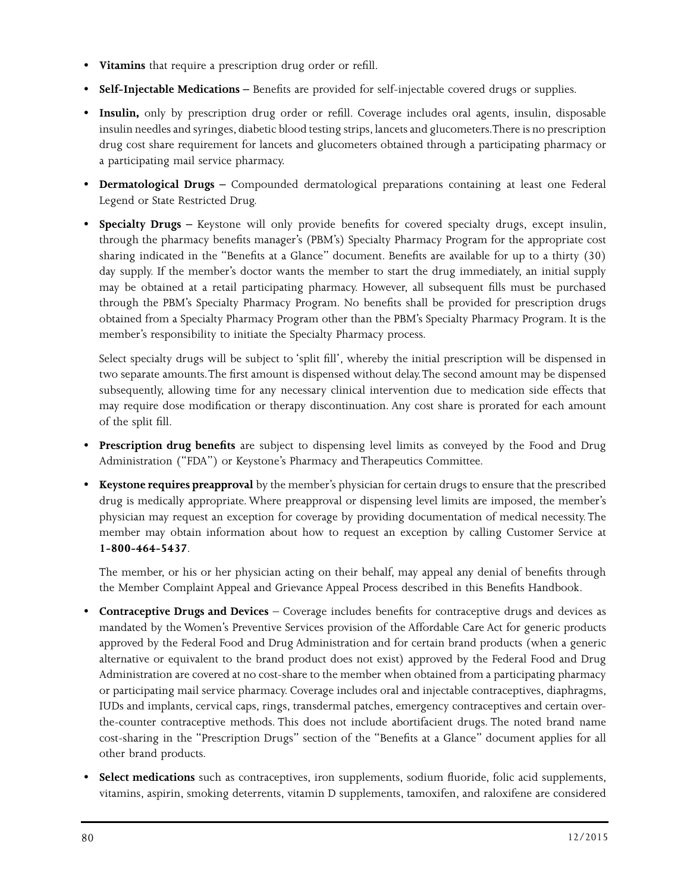- **Vitamins** that require a prescription drug order or refill.
- **Self-Injectable Medications –** Benefits are provided for self-injectable covered drugs or supplies.
- **Insulin,** only by prescription drug order or refill. Coverage includes oral agents, insulin, disposable insulin needles and syringes, diabetic blood testing strips, lancets and glucometers. There is no prescription drug cost share requirement for lancets and glucometers obtained through a participating pharmacy or a participating mail service pharmacy.
- **Dermatological Drugs –** Compounded dermatological preparations containing at least one Federal Legend or State Restricted Drug.
- **Specialty Drugs –** Keystone will only provide benefits for covered specialty drugs, except insulin, through the pharmacy benefits manager's (PBM's) Specialty Pharmacy Program for the appropriate cost sharing indicated in the "Benefits at a Glance" document. Benefits are available for up to a thirty (30) day supply. If the member's doctor wants the member to start the drug immediately, an initial supply may be obtained at a retail participating pharmacy. However, all subsequent fills must be purchased through the PBM's Specialty Pharmacy Program. No benefits shall be provided for prescription drugs obtained from a Specialty Pharmacy Program other than the PBM's Specialty Pharmacy Program. It is the member's responsibility to initiate the Specialty Pharmacy process.

  Select specialty drugs will be subject to 'split fill', whereby the initial prescription will be dispensed in two separate amounts. The first amount is dispensed without delay. The second amount may be dispensed subsequently, allowing time for any necessary clinical intervention due to medication side effects that may require dose modification or therapy discontinuation. Any cost share is prorated for each amount of the split fill.
- **Prescription drug benefits** are subject to dispensing level limits as conveyed by the Food and Drug Administration ("FDA") or Keystone's Pharmacy and Therapeutics Committee.
- **Keystone requires preapproval** by the member's physician for certain drugs to ensure that the prescribed drug is medically appropriate. Where preapproval or dispensing level limits are imposed, the member's physician may request an exception for coverage by providing documentation of medical necessity. The member may obtain information about how to request an exception by calling Customer Service at **1-800-464-5437**.

  The member, or his or her physician acting on their behalf, may appeal any denial of benefits through the Member Complaint Appeal and Grievance Appeal Process described in this Benefits Handbook.
- **Contraceptive Drugs and Devices** – Coverage includes benefits for contraceptive drugs and devices as mandated by the Women's Preventive Services provision of the Affordable Care Act for generic products approved by the Federal Food and Drug Administration and for certain brand products (when a generic alternative or equivalent to the brand product does not exist) approved by the Federal Food and Drug Administration are covered at no cost-share to the member when obtained from a participating pharmacy or participating mail service pharmacy. Coverage includes oral and injectable contraceptives, diaphragms, IUDs and implants, cervical caps, rings, transdermal patches, emergency contraceptives and certain over-the-counter contraceptive methods. This does not include abortifacient drugs. The noted brand name cost-sharing in the "Prescription Drugs" section of the "Benefits at a Glance" document applies for all other brand products.
- **Select medications** such as contraceptives, iron supplements, sodium fluoride, folic acid supplements, vitamins, aspirin, smoking deterrents, vitamin D supplements, tamoxifen, and raloxifene are considered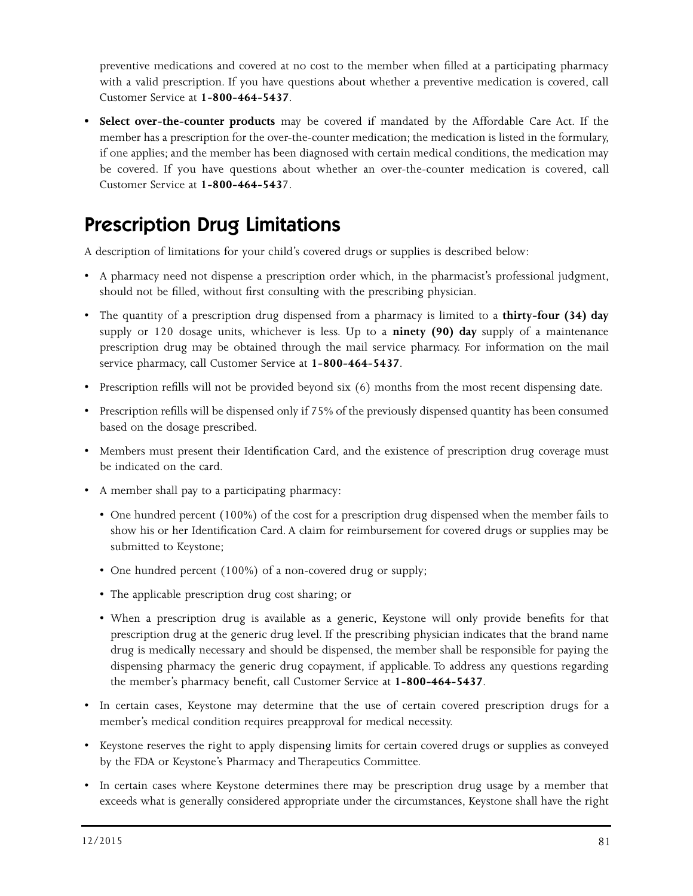preventive medications and covered at no cost to the member when filled at a participating pharmacy with a valid prescription. If you have questions about whether a preventive medication is covered, call Customer Service at **1-800-464-5437**.

- **Select over-the-counter products** may be covered if mandated by the Affordable Care Act. If the member has a prescription for the over-the-counter medication; the medication is listed in the formulary, if one applies; and the member has been diagnosed with certain medical conditions, the medication may be covered. If you have questions about whether an over-the-counter medication is covered, call Customer Service at **1-800-464-543**7.

## Prescription Drug Limitations

A description of limitations for your child's covered drugs or supplies is described below:

- A pharmacy need not dispense a prescription order which, in the pharmacist's professional judgment, should not be filled, without first consulting with the prescribing physician.
- The quantity of a prescription drug dispensed from a pharmacy is limited to a **thirty-four (34) day** supply or 120 dosage units, whichever is less. Up to a **ninety (90) day** supply of a maintenance prescription drug may be obtained through the mail service pharmacy. For information on the mail service pharmacy, call Customer Service at **1-800-464-5437**.
- Prescription refills will not be provided beyond six (6) months from the most recent dispensing date.
- Prescription refills will be dispensed only if 75% of the previously dispensed quantity has been consumed based on the dosage prescribed.
- Members must present their Identification Card, and the existence of prescription drug coverage must be indicated on the card.
- A member shall pay to a participating pharmacy:
  - One hundred percent (100%) of the cost for a prescription drug dispensed when the member fails to show his or her Identification Card. A claim for reimbursement for covered drugs or supplies may be submitted to Keystone;
  - One hundred percent (100%) of a non-covered drug or supply;
  - The applicable prescription drug cost sharing; or
  - When a prescription drug is available as a generic, Keystone will only provide benefits for that prescription drug at the generic drug level. If the prescribing physician indicates that the brand name drug is medically necessary and should be dispensed, the member shall be responsible for paying the dispensing pharmacy the generic drug copayment, if applicable. To address any questions regarding the member's pharmacy benefit, call Customer Service at **1-800-464-5437**.
- In certain cases, Keystone may determine that the use of certain covered prescription drugs for a member's medical condition requires preapproval for medical necessity.
- Keystone reserves the right to apply dispensing limits for certain covered drugs or supplies as conveyed by the FDA or Keystone's Pharmacy and Therapeutics Committee.
- In certain cases where Keystone determines there may be prescription drug usage by a member that exceeds what is generally considered appropriate under the circumstances, Keystone shall have the right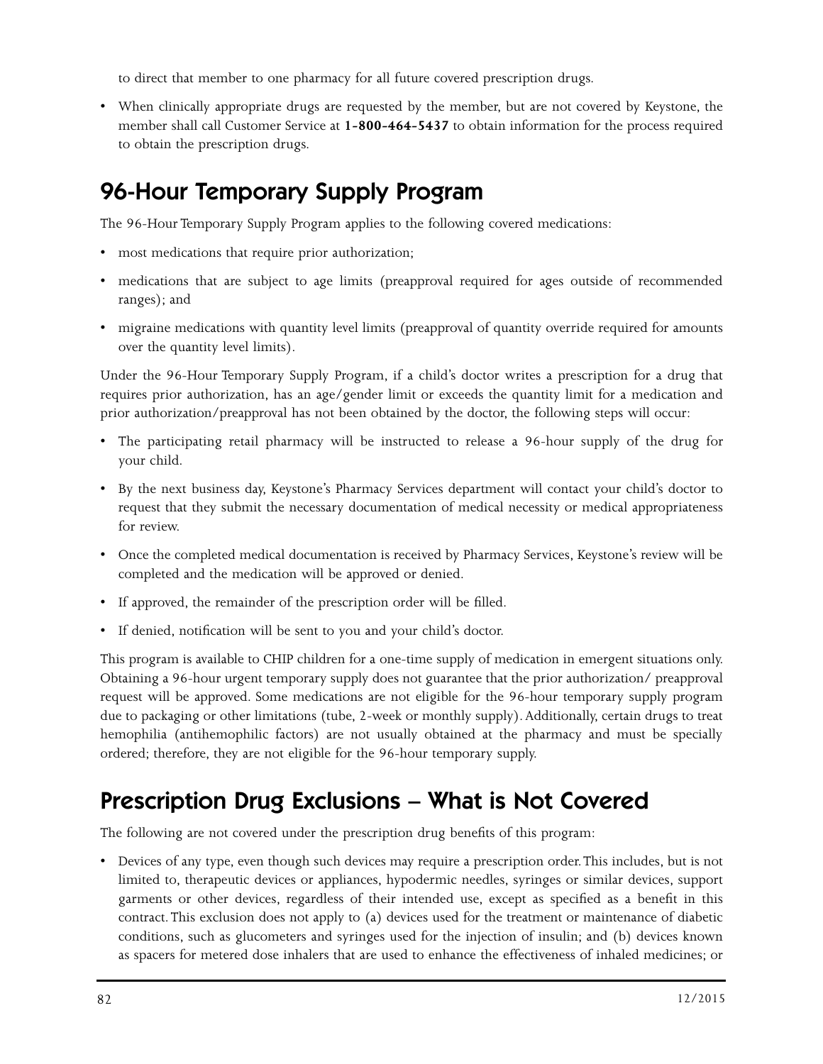to direct that member to one pharmacy for all future covered prescription drugs.

- When clinically appropriate drugs are requested by the member, but are not covered by Keystone, the member shall call Customer Service at **1-800-464-5437** to obtain information for the process required to obtain the prescription drugs.

## 96-Hour Temporary Supply Program

The 96-Hour Temporary Supply Program applies to the following covered medications:

- most medications that require prior authorization;
- medications that are subject to age limits (preapproval required for ages outside of recommended ranges); and
- migraine medications with quantity level limits (preapproval of quantity override required for amounts over the quantity level limits).

Under the 96-Hour Temporary Supply Program, if a child's doctor writes a prescription for a drug that requires prior authorization, has an age/gender limit or exceeds the quantity limit for a medication and prior authorization/preapproval has not been obtained by the doctor, the following steps will occur:

- The participating retail pharmacy will be instructed to release a 96-hour supply of the drug for your child.
- By the next business day, Keystone's Pharmacy Services department will contact your child's doctor to request that they submit the necessary documentation of medical necessity or medical appropriateness for review.
- Once the completed medical documentation is received by Pharmacy Services, Keystone's review will be completed and the medication will be approved or denied.
- If approved, the remainder of the prescription order will be filled.
- If denied, notification will be sent to you and your child's doctor.

This program is available to CHIP children for a one-time supply of medication in emergent situations only. Obtaining a 96-hour urgent temporary supply does not guarantee that the prior authorization/ preapproval request will be approved. Some medications are not eligible for the 96-hour temporary supply program due to packaging or other limitations (tube, 2-week or monthly supply). Additionally, certain drugs to treat hemophilia (antihemophilic factors) are not usually obtained at the pharmacy and must be specially ordered; therefore, they are not eligible for the 96-hour temporary supply.

## Prescription Drug Exclusions – What is Not Covered

The following are not covered under the prescription drug benefits of this program:

- Devices of any type, even though such devices may require a prescription order. This includes, but is not limited to, therapeutic devices or appliances, hypodermic needles, syringes or similar devices, support garments or other devices, regardless of their intended use, except as specified as a benefit in this contract. This exclusion does not apply to (a) devices used for the treatment or maintenance of diabetic conditions, such as glucometers and syringes used for the injection of insulin; and (b) devices known as spacers for metered dose inhalers that are used to enhance the effectiveness of inhaled medicines; or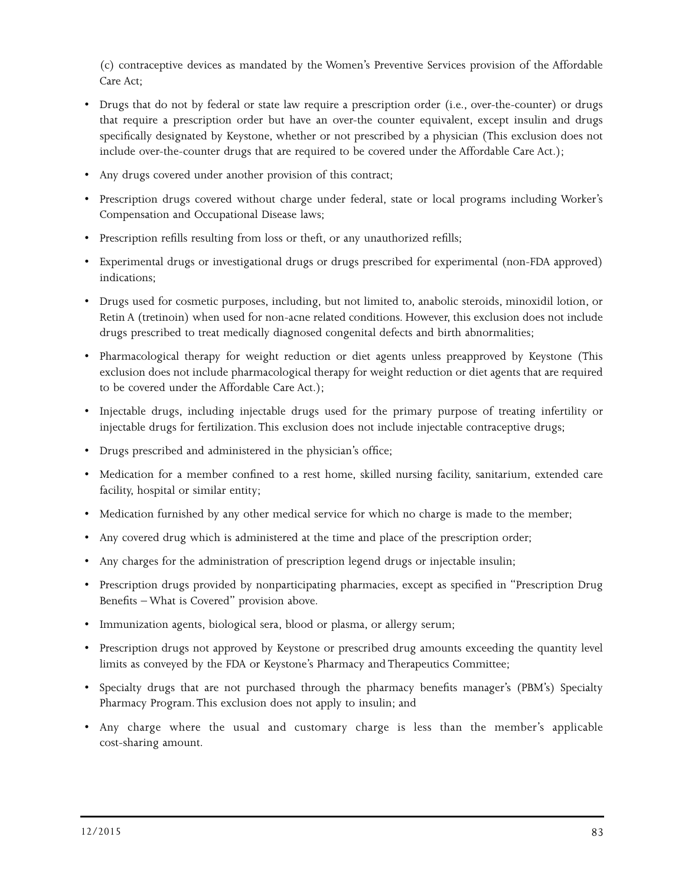(c) contraceptive devices as mandated by the Women's Preventive Services provision of the Affordable Care Act;

- Drugs that do not by federal or state law require a prescription order (i.e., over-the-counter) or drugs that require a prescription order but have an over-the counter equivalent, except insulin and drugs specifically designated by Keystone, whether or not prescribed by a physician (This exclusion does not include over-the-counter drugs that are required to be covered under the Affordable Care Act.);
- Any drugs covered under another provision of this contract;
- Prescription drugs covered without charge under federal, state or local programs including Worker's Compensation and Occupational Disease laws;
- Prescription refills resulting from loss or theft, or any unauthorized refills;
- Experimental drugs or investigational drugs or drugs prescribed for experimental (non-FDA approved) indications;
- Drugs used for cosmetic purposes, including, but not limited to, anabolic steroids, minoxidil lotion, or Retin A (tretinoin) when used for non-acne related conditions. However, this exclusion does not include drugs prescribed to treat medically diagnosed congenital defects and birth abnormalities;
- Pharmacological therapy for weight reduction or diet agents unless preapproved by Keystone (This exclusion does not include pharmacological therapy for weight reduction or diet agents that are required to be covered under the Affordable Care Act.);
- Injectable drugs, including injectable drugs used for the primary purpose of treating infertility or injectable drugs for fertilization. This exclusion does not include injectable contraceptive drugs;
- Drugs prescribed and administered in the physician's office;
- Medication for a member confined to a rest home, skilled nursing facility, sanitarium, extended care facility, hospital or similar entity;
- Medication furnished by any other medical service for which no charge is made to the member;
- Any covered drug which is administered at the time and place of the prescription order;
- Any charges for the administration of prescription legend drugs or injectable insulin;
- Prescription drugs provided by nonparticipating pharmacies, except as specified in "Prescription Drug Benefits – What is Covered" provision above.
- Immunization agents, biological sera, blood or plasma, or allergy serum;
- Prescription drugs not approved by Keystone or prescribed drug amounts exceeding the quantity level limits as conveyed by the FDA or Keystone's Pharmacy and Therapeutics Committee;
- Specialty drugs that are not purchased through the pharmacy benefits manager's (PBM's) Specialty Pharmacy Program. This exclusion does not apply to insulin; and
- Any charge where the usual and customary charge is less than the member's applicable cost-sharing amount.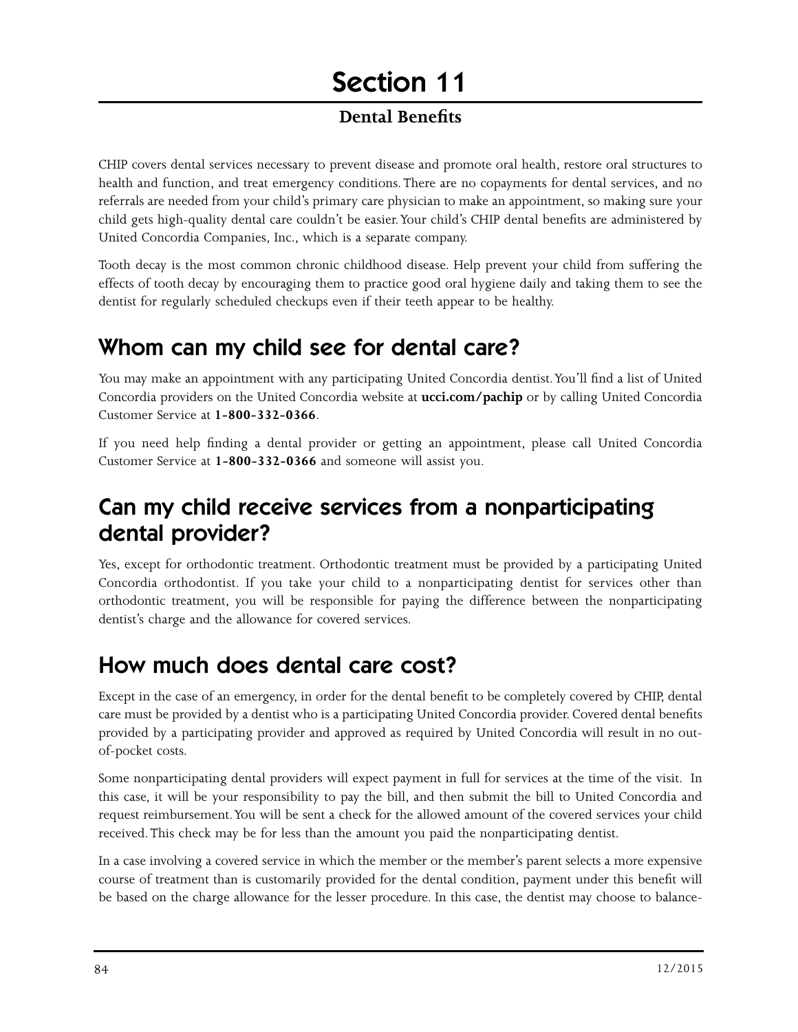# Section 11

## Dental Benefits

CHIP covers dental services necessary to prevent disease and promote oral health, restore oral structures to health and function, and treat emergency conditions. There are no copayments for dental services, and no referrals are needed from your child's primary care physician to make an appointment, so making sure your child gets high-quality dental care couldn't be easier. Your child's CHIP dental benefits are administered by United Concordia Companies, Inc., which is a separate company.

Tooth decay is the most common chronic childhood disease. Help prevent your child from suffering the effects of tooth decay by encouraging them to practice good oral hygiene daily and taking them to see the dentist for regularly scheduled checkups even if their teeth appear to be healthy.

## Whom can my child see for dental care?

You may make an appointment with any participating United Concordia dentist. You'll find a list of United Concordia providers on the United Concordia website at **ucci.com/pachip** or by calling United Concordia Customer Service at **1-800-332-0366**.

If you need help finding a dental provider or getting an appointment, please call United Concordia Customer Service at **1-800-332-0366** and someone will assist you.

## Can my child receive services from a nonparticipating dental provider?

Yes, except for orthodontic treatment. Orthodontic treatment must be provided by a participating United Concordia orthodontist. If you take your child to a nonparticipating dentist for services other than orthodontic treatment, you will be responsible for paying the difference between the nonparticipating dentist's charge and the allowance for covered services.

## How much does dental care cost?

Except in the case of an emergency, in order for the dental benefit to be completely covered by CHIP, dental care must be provided by a dentist who is a participating United Concordia provider. Covered dental benefits provided by a participating provider and approved as required by United Concordia will result in no out-of-pocket costs.

Some nonparticipating dental providers will expect payment in full for services at the time of the visit. In this case, it will be your responsibility to pay the bill, and then submit the bill to United Concordia and request reimbursement. You will be sent a check for the allowed amount of the covered services your child received. This check may be for less than the amount you paid the nonparticipating dentist.

In a case involving a covered service in which the member or the member's parent selects a more expensive course of treatment than is customarily provided for the dental condition, payment under this benefit will be based on the charge allowance for the lesser procedure. In this case, the dentist may choose to balance-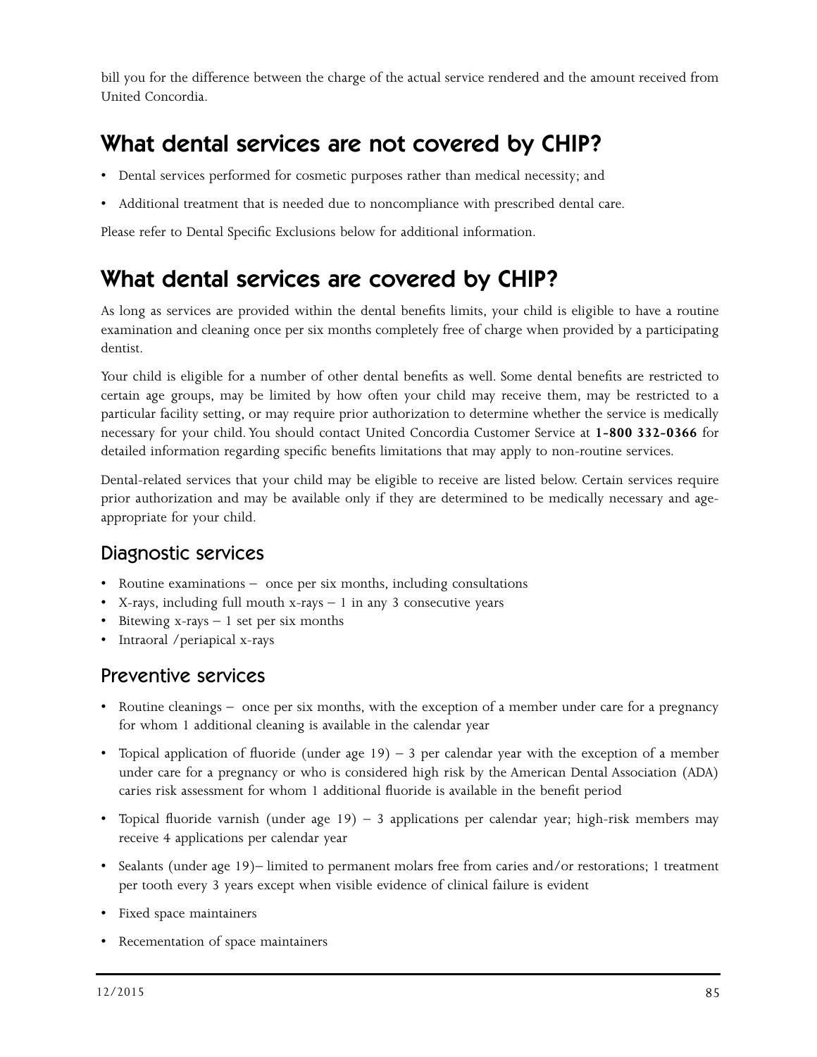bill you for the difference between the charge of the actual service rendered and the amount received from United Concordia.

## What dental services are not covered by CHIP?

- Dental services performed for cosmetic purposes rather than medical necessity; and
- Additional treatment that is needed due to noncompliance with prescribed dental care.

Please refer to Dental Specific Exclusions below for additional information.

## What dental services are covered by CHIP?

As long as services are provided within the dental benefits limits, your child is eligible to have a routine examination and cleaning once per six months completely free of charge when provided by a participating dentist.

Your child is eligible for a number of other dental benefits as well. Some dental benefits are restricted to certain age groups, may be limited by how often your child may receive them, may be restricted to a particular facility setting, or may require prior authorization to determine whether the service is medically necessary for your child. You should contact United Concordia Customer Service at **1-800 332-0366** for detailed information regarding specific benefits limitations that may apply to non-routine services.

Dental-related services that your child may be eligible to receive are listed below. Certain services require prior authorization and may be available only if they are determined to be medically necessary and age-appropriate for your child.

### Diagnostic services

- Routine examinations – once per six months, including consultations
- X-rays, including full mouth x-rays – 1 in any 3 consecutive years
- Bitewing x-rays – 1 set per six months
- Intraoral /periapical x-rays

### Preventive services

- Routine cleanings – once per six months, with the exception of a member under care for a pregnancy for whom 1 additional cleaning is available in the calendar year
- Topical application of fluoride (under age 19) – 3 per calendar year with the exception of a member under care for a pregnancy or who is considered high risk by the American Dental Association (ADA) caries risk assessment for whom 1 additional fluoride is available in the benefit period
- Topical fluoride varnish (under age 19) – 3 applications per calendar year; high-risk members may receive 4 applications per calendar year
- Sealants (under age 19)– limited to permanent molars free from caries and/or restorations; 1 treatment per tooth every 3 years except when visible evidence of clinical failure is evident
- Fixed space maintainers
- Recementation of space maintainers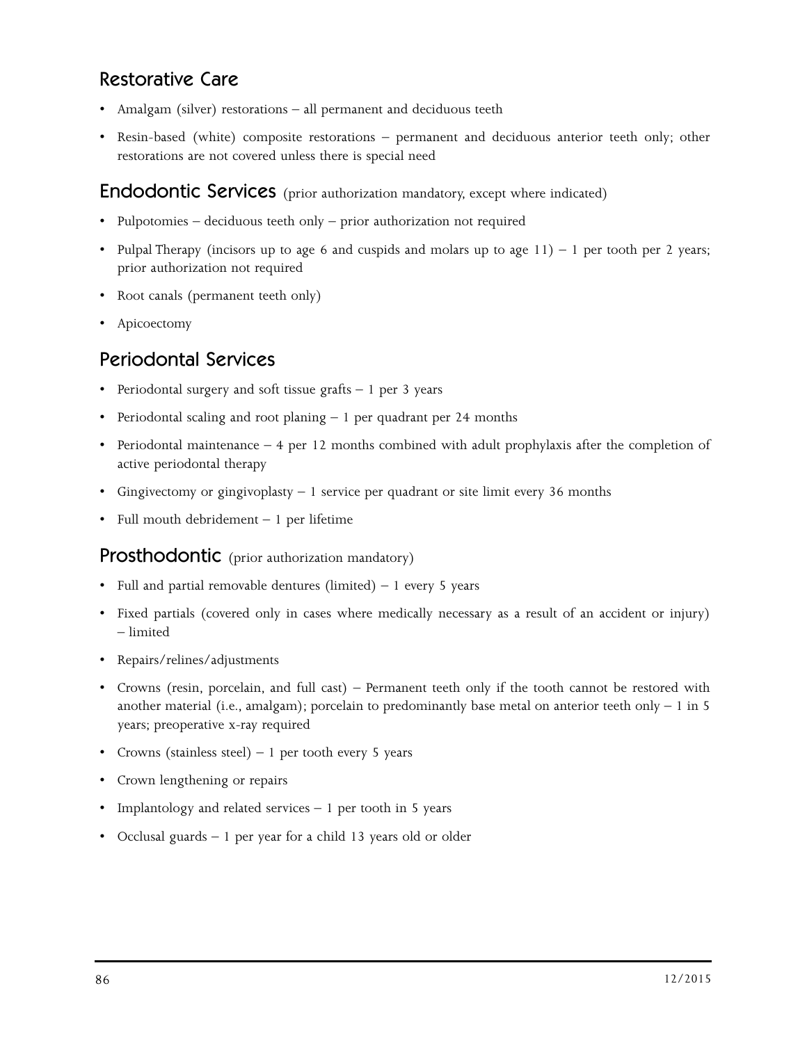## Restorative Care

- Amalgam (silver) restorations – all permanent and deciduous teeth
- Resin-based (white) composite restorations – permanent and deciduous anterior teeth only; other restorations are not covered unless there is special need

## Endodontic Services (prior authorization mandatory, except where indicated)

- Pulpotomies – deciduous teeth only – prior authorization not required
- Pulpal Therapy (incisors up to age 6 and cuspids and molars up to age 11) – 1 per tooth per 2 years; prior authorization not required
- Root canals (permanent teeth only)
- Apicoectomy

## Periodontal Services

- Periodontal surgery and soft tissue grafts – 1 per 3 years
- Periodontal scaling and root planing – 1 per quadrant per 24 months
- Periodontal maintenance – 4 per 12 months combined with adult prophylaxis after the completion of active periodontal therapy
- Gingivectomy or gingivoplasty – 1 service per quadrant or site limit every 36 months
- Full mouth debridement – 1 per lifetime

## Prosthodontic (prior authorization mandatory)

- Full and partial removable dentures (limited) – 1 every 5 years
- Fixed partials (covered only in cases where medically necessary as a result of an accident or injury) – limited
- Repairs/relines/adjustments
- Crowns (resin, porcelain, and full cast) – Permanent teeth only if the tooth cannot be restored with another material (i.e., amalgam); porcelain to predominantly base metal on anterior teeth only – 1 in 5 years; preoperative x-ray required
- Crowns (stainless steel) – 1 per tooth every 5 years
- Crown lengthening or repairs
- Implantology and related services – 1 per tooth in 5 years
- Occlusal guards – 1 per year for a child 13 years old or older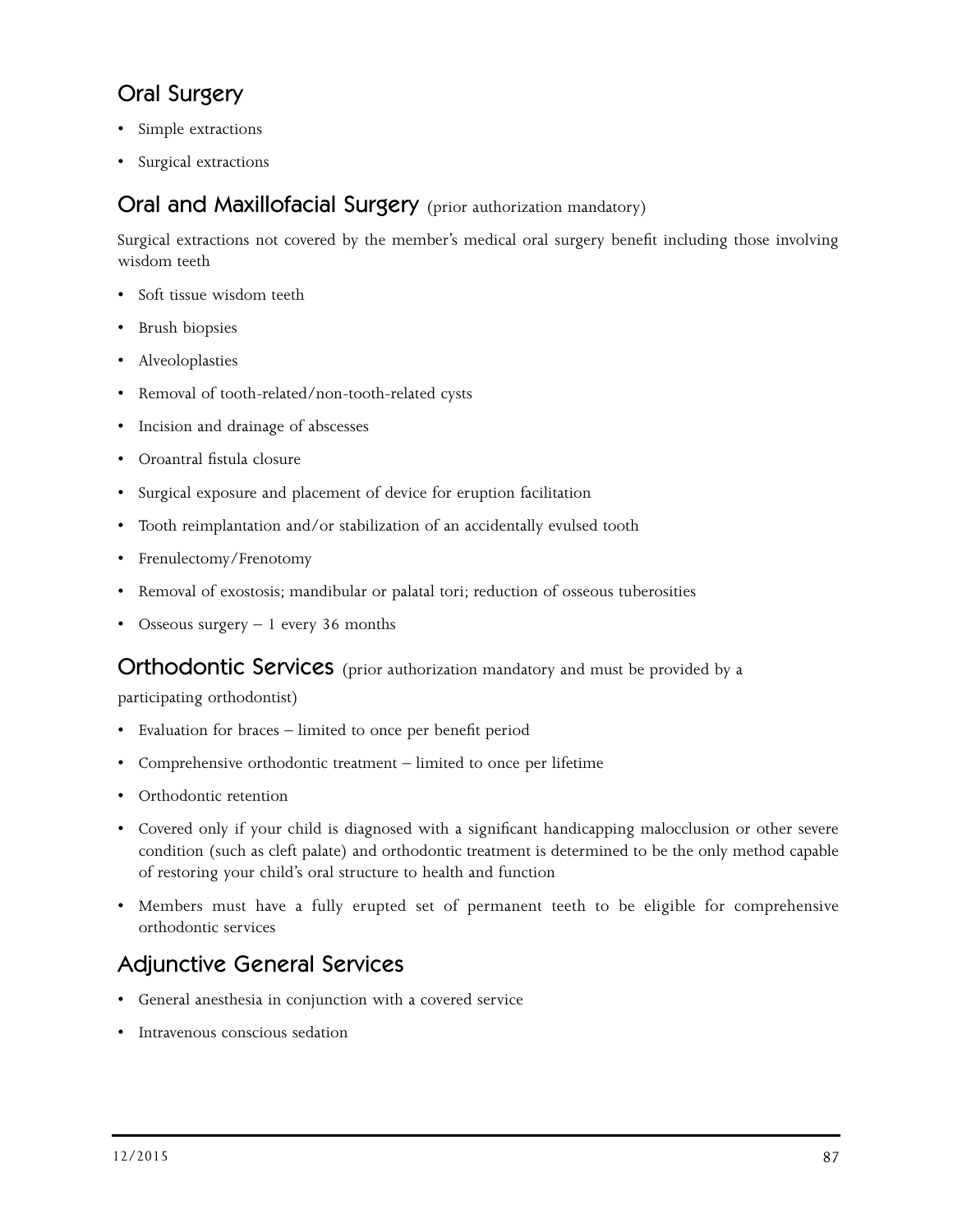## Oral Surgery

- Simple extractions
- Surgical extractions

## Oral and Maxillofacial Surgery (prior authorization mandatory)

Surgical extractions not covered by the member's medical oral surgery benefit including those involving wisdom teeth

- Soft tissue wisdom teeth
- Brush biopsies
- Alveoloplasties
- Removal of tooth-related/non-tooth-related cysts
- Incision and drainage of abscesses
- Oroantral fistula closure
- Surgical exposure and placement of device for eruption facilitation
- Tooth reimplantation and/or stabilization of an accidentally evulsed tooth
- Frenulectomy/Frenotomy
- Removal of exostosis; mandibular or palatal tori; reduction of osseous tuberosities
- Osseous surgery – 1 every 36 months

## Orthodontic Services (prior authorization mandatory and must be provided by a participating orthodontist)

- Evaluation for braces – limited to once per benefit period
- Comprehensive orthodontic treatment – limited to once per lifetime
- Orthodontic retention
- Covered only if your child is diagnosed with a significant handicapping malocclusion or other severe condition (such as cleft palate) and orthodontic treatment is determined to be the only method capable of restoring your child's oral structure to health and function
- Members must have a fully erupted set of permanent teeth to be eligible for comprehensive orthodontic services

## Adjunctive General Services

- General anesthesia in conjunction with a covered service
- Intravenous conscious sedation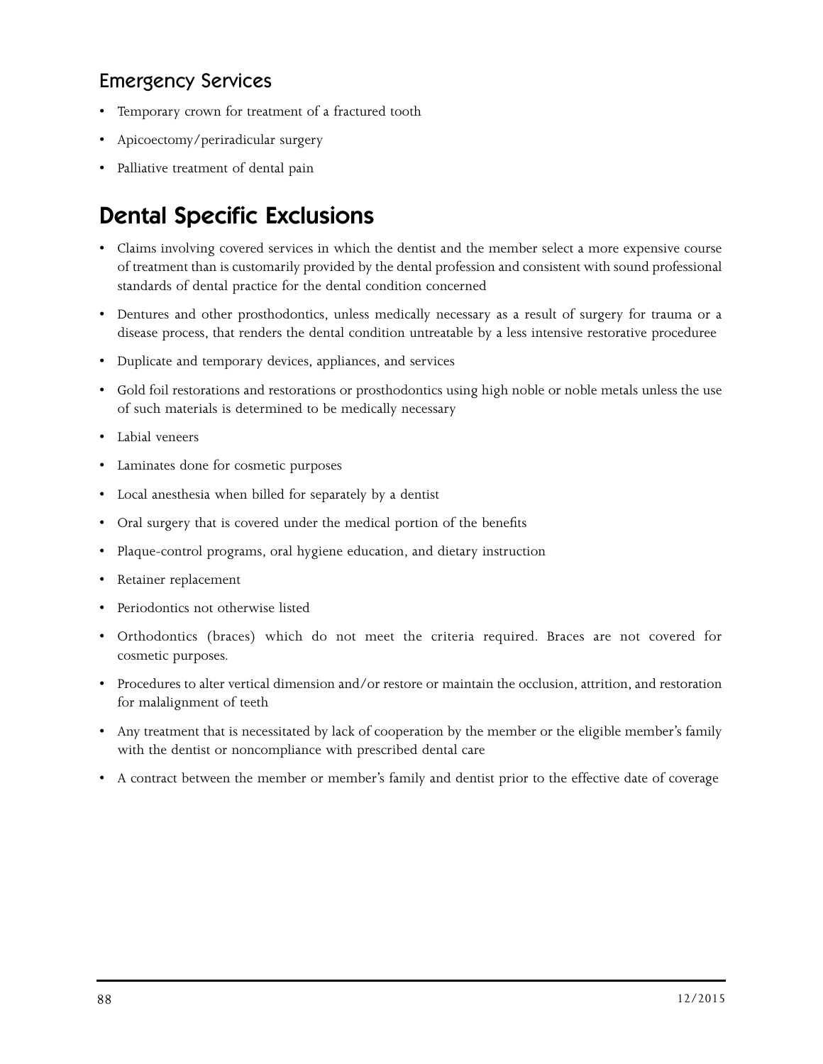### Emergency Services

- Temporary crown for treatment of a fractured tooth
- Apicoectomy/periradicular surgery
- Palliative treatment of dental pain

## Dental Specific Exclusions

- Claims involving covered services in which the dentist and the member select a more expensive course of treatment than is customarily provided by the dental profession and consistent with sound professional standards of dental practice for the dental condition concerned
- Dentures and other prosthodontics, unless medically necessary as a result of surgery for trauma or a disease process, that renders the dental condition untreatable by a less intensive restorative proceduree
- Duplicate and temporary devices, appliances, and services
- Gold foil restorations and restorations or prosthodontics using high noble or noble metals unless the use of such materials is determined to be medically necessary
- Labial veneers
- Laminates done for cosmetic purposes
- Local anesthesia when billed for separately by a dentist
- Oral surgery that is covered under the medical portion of the benefits
- Plaque-control programs, oral hygiene education, and dietary instruction
- Retainer replacement
- Periodontics not otherwise listed
- Orthodontics (braces) which do not meet the criteria required. Braces are not covered for cosmetic purposes.
- Procedures to alter vertical dimension and/or restore or maintain the occlusion, attrition, and restoration for malalignment of teeth
- Any treatment that is necessitated by lack of cooperation by the member or the eligible member's family with the dentist or noncompliance with prescribed dental care
- A contract between the member or member's family and dentist prior to the effective date of coverage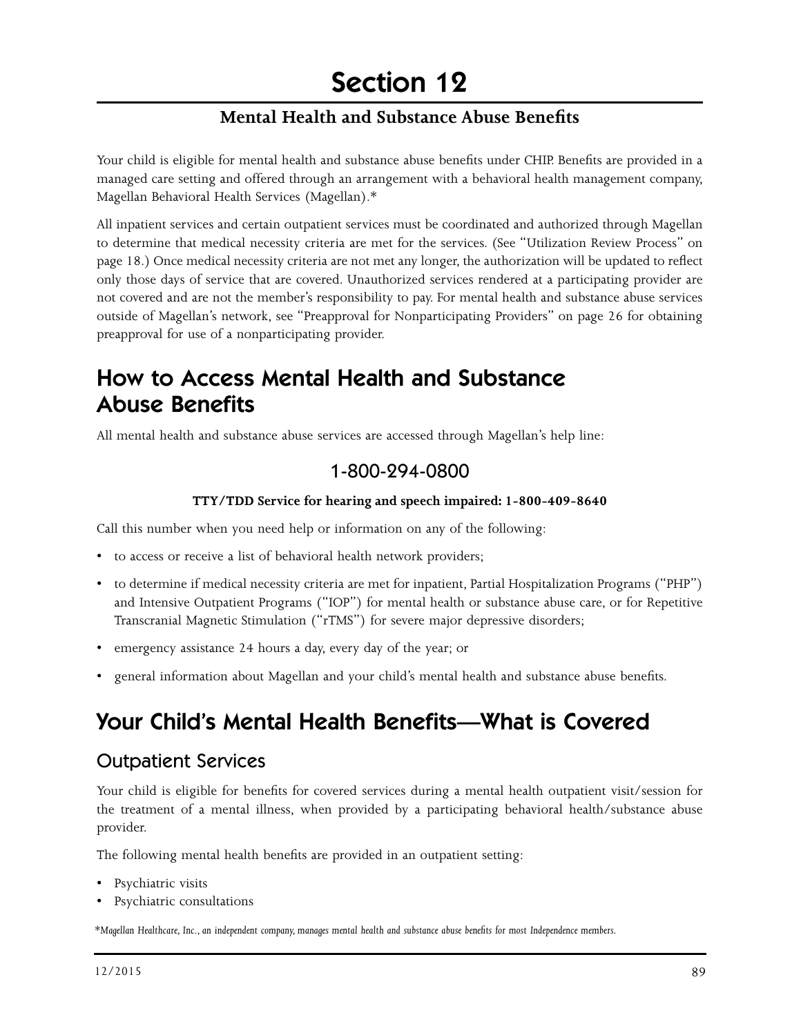# Section 12

## Mental Health and Substance Abuse Benefits

Your child is eligible for mental health and substance abuse benefits under CHIP. Benefits are provided in a managed care setting and offered through an arrangement with a behavioral health management company, Magellan Behavioral Health Services (Magellan).*

All inpatient services and certain outpatient services must be coordinated and authorized through Magellan to determine that medical necessity criteria are met for the services. (See "Utilization Review Process" on page 18.) Once medical necessity criteria are not met any longer, the authorization will be updated to reflect only those days of service that are covered. Unauthorized services rendered at a participating provider are not covered and are not the member's responsibility to pay. For mental health and substance abuse services outside of Magellan's network, see "Preapproval for Nonparticipating Providers" on page 26 for obtaining preapproval for use of a nonparticipating provider.

## How to Access Mental Health and Substance Abuse Benefits

All mental health and substance abuse services are accessed through Magellan's help line:

**1-800-294-0800**

**TTY/TDD Service for hearing and speech impaired: 1-800-409-8640**

Call this number when you need help or information on any of the following:

- to access or receive a list of behavioral health network providers;
- to determine if medical necessity criteria are met for inpatient, Partial Hospitalization Programs ("PHP") and Intensive Outpatient Programs ("IOP") for mental health or substance abuse care, or for Repetitive Transcranial Magnetic Stimulation ("rTMS") for severe major depressive disorders;
- emergency assistance 24 hours a day, every day of the year; or
- general information about Magellan and your child's mental health and substance abuse benefits.

## Your Child's Mental Health Benefits—What is Covered

### Outpatient Services

Your child is eligible for benefits for covered services during a mental health outpatient visit/session for the treatment of a mental illness, when provided by a participating behavioral health/substance abuse provider.

The following mental health benefits are provided in an outpatient setting:

- Psychiatric visits
- Psychiatric consultations

*\*Magellan Healthcare, Inc., an independent company, manages mental health and substance abuse benefits for most Independence members.*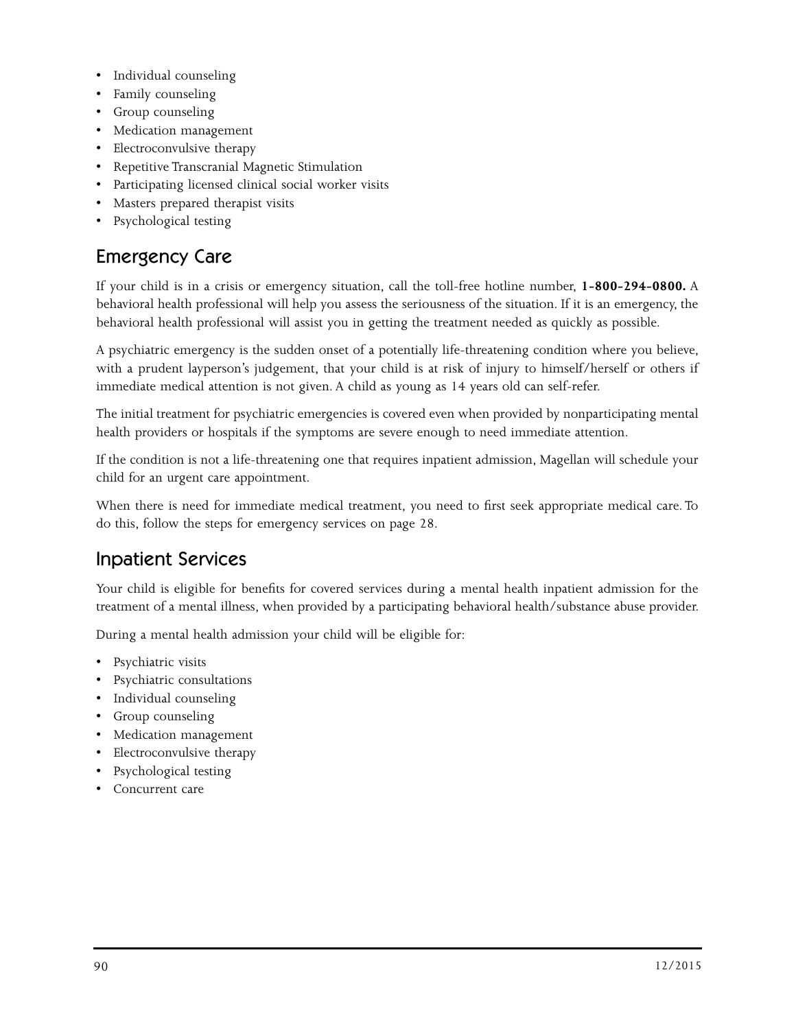- Individual counseling
- Family counseling
- Group counseling
- Medication management
- Electroconvulsive therapy
- Repetitive Transcranial Magnetic Stimulation
- Participating licensed clinical social worker visits
- Masters prepared therapist visits
- Psychological testing

## Emergency Care

If your child is in a crisis or emergency situation, call the toll-free hotline number, **1-800-294-0800.** A behavioral health professional will help you assess the seriousness of the situation. If it is an emergency, the behavioral health professional will assist you in getting the treatment needed as quickly as possible.

A psychiatric emergency is the sudden onset of a potentially life-threatening condition where you believe, with a prudent layperson's judgement, that your child is at risk of injury to himself/herself or others if immediate medical attention is not given. A child as young as 14 years old can self-refer.

The initial treatment for psychiatric emergencies is covered even when provided by nonparticipating mental health providers or hospitals if the symptoms are severe enough to need immediate attention.

If the condition is not a life-threatening one that requires inpatient admission, Magellan will schedule your child for an urgent care appointment.

When there is need for immediate medical treatment, you need to first seek appropriate medical care. To do this, follow the steps for emergency services on page 28.

## Inpatient Services

Your child is eligible for benefits for covered services during a mental health inpatient admission for the treatment of a mental illness, when provided by a participating behavioral health/substance abuse provider.

During a mental health admission your child will be eligible for:

- Psychiatric visits
- Psychiatric consultations
- Individual counseling
- Group counseling
- Medication management
- Electroconvulsive therapy
- Psychological testing
- Concurrent care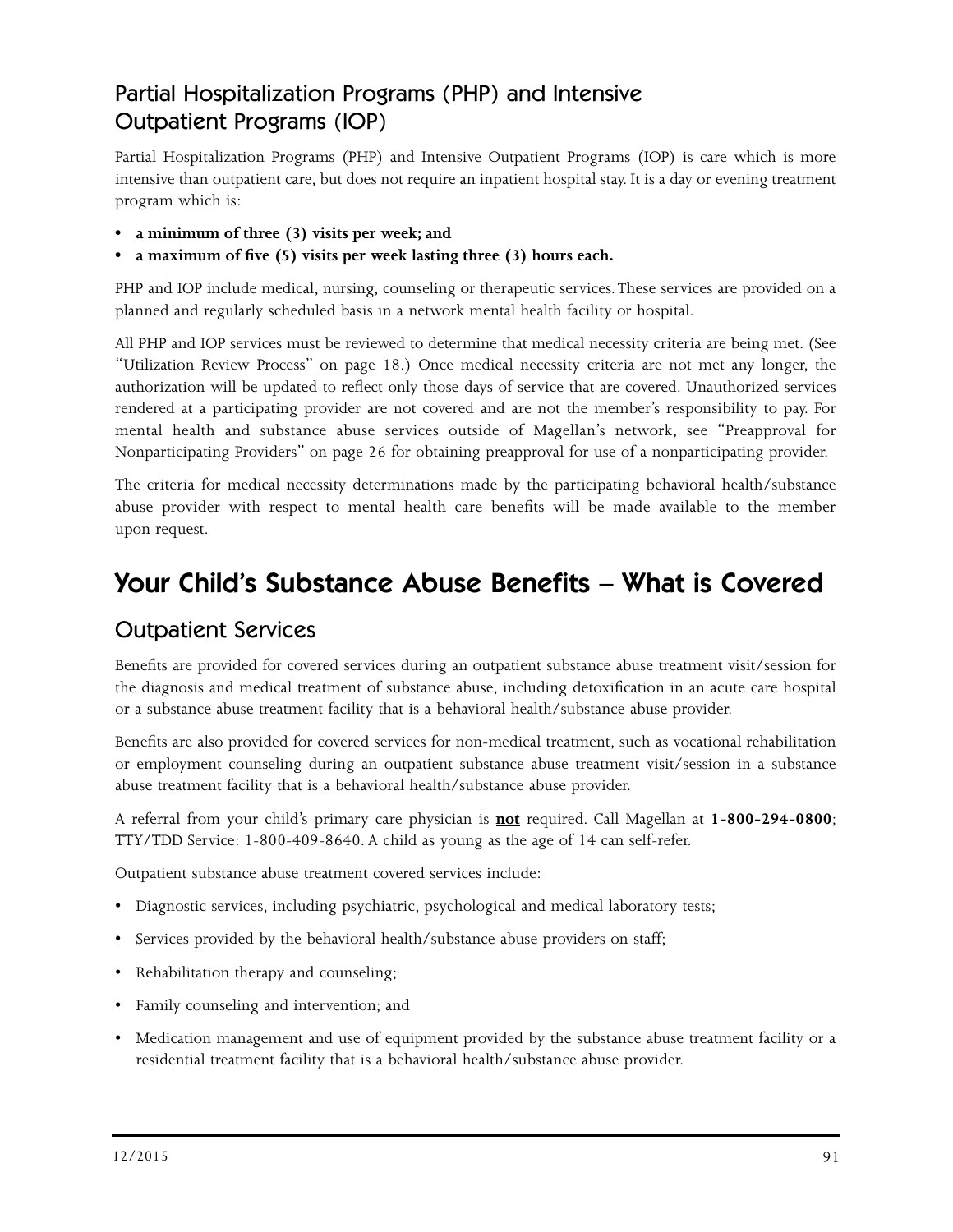## Partial Hospitalization Programs (PHP) and Intensive Outpatient Programs (IOP)

Partial Hospitalization Programs (PHP) and Intensive Outpatient Programs (IOP) is care which is more intensive than outpatient care, but does not require an inpatient hospital stay. It is a day or evening treatment program which is:

- **a minimum of three (3) visits per week; and**
- **a maximum of five (5) visits per week lasting three (3) hours each.**

PHP and IOP include medical, nursing, counseling or therapeutic services. These services are provided on a planned and regularly scheduled basis in a network mental health facility or hospital.

All PHP and IOP services must be reviewed to determine that medical necessity criteria are being met. (See "Utilization Review Process" on page 18.) Once medical necessity criteria are not met any longer, the authorization will be updated to reflect only those days of service that are covered. Unauthorized services rendered at a participating provider are not covered and are not the member's responsibility to pay. For mental health and substance abuse services outside of Magellan's network, see "Preapproval for Nonparticipating Providers" on page 26 for obtaining preapproval for use of a nonparticipating provider.

The criteria for medical necessity determinations made by the participating behavioral health/substance abuse provider with respect to mental health care benefits will be made available to the member upon request.

# Your Child's Substance Abuse Benefits – What is Covered

## Outpatient Services

Benefits are provided for covered services during an outpatient substance abuse treatment visit/session for the diagnosis and medical treatment of substance abuse, including detoxification in an acute care hospital or a substance abuse treatment facility that is a behavioral health/substance abuse provider.

Benefits are also provided for covered services for non-medical treatment, such as vocational rehabilitation or employment counseling during an outpatient substance abuse treatment visit/session in a substance abuse treatment facility that is a behavioral health/substance abuse provider.

A referral from your child's primary care physician is **not** required. Call Magellan at **1-800-294-0800**; TTY/TDD Service: 1-800-409-8640. A child as young as the age of 14 can self-refer.

Outpatient substance abuse treatment covered services include:

- Diagnostic services, including psychiatric, psychological and medical laboratory tests;
- Services provided by the behavioral health/substance abuse providers on staff;
- Rehabilitation therapy and counseling;
- Family counseling and intervention; and
- Medication management and use of equipment provided by the substance abuse treatment facility or a residential treatment facility that is a behavioral health/substance abuse provider.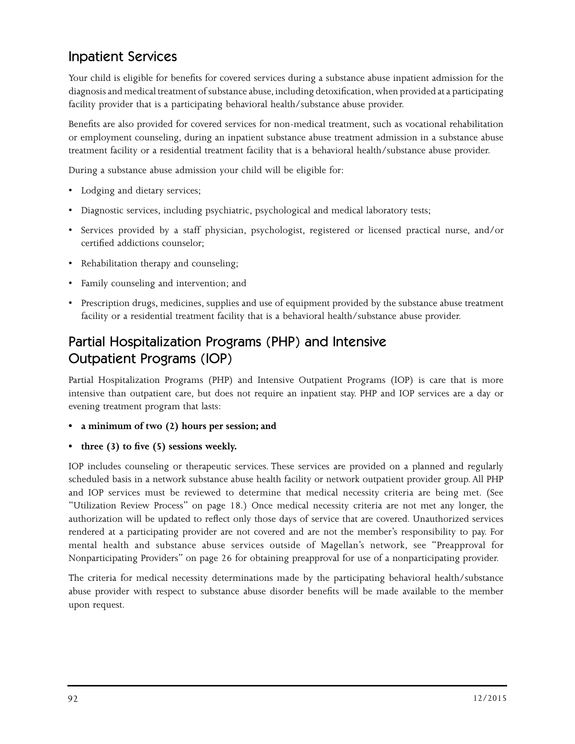## Inpatient Services

Your child is eligible for benefits for covered services during a substance abuse inpatient admission for the diagnosis and medical treatment of substance abuse, including detoxification, when provided at a participating facility provider that is a participating behavioral health/substance abuse provider.

Benefits are also provided for covered services for non-medical treatment, such as vocational rehabilitation or employment counseling, during an inpatient substance abuse treatment admission in a substance abuse treatment facility or a residential treatment facility that is a behavioral health/substance abuse provider.

During a substance abuse admission your child will be eligible for:

- Lodging and dietary services;
- Diagnostic services, including psychiatric, psychological and medical laboratory tests;
- Services provided by a staff physician, psychologist, registered or licensed practical nurse, and/or certified addictions counselor;
- Rehabilitation therapy and counseling;
- Family counseling and intervention; and
- Prescription drugs, medicines, supplies and use of equipment provided by the substance abuse treatment facility or a residential treatment facility that is a behavioral health/substance abuse provider.

## Partial Hospitalization Programs (PHP) and Intensive Outpatient Programs (IOP)

Partial Hospitalization Programs (PHP) and Intensive Outpatient Programs (IOP) is care that is more intensive than outpatient care, but does not require an inpatient stay. PHP and IOP services are a day or evening treatment program that lasts:

- **a minimum of two (2) hours per session; and**
- **three (3) to five (5) sessions weekly.**

IOP includes counseling or therapeutic services. These services are provided on a planned and regularly scheduled basis in a network substance abuse health facility or network outpatient provider group. All PHP and IOP services must be reviewed to determine that medical necessity criteria are being met. (See "Utilization Review Process" on page 18.) Once medical necessity criteria are not met any longer, the authorization will be updated to reflect only those days of service that are covered. Unauthorized services rendered at a participating provider are not covered and are not the member's responsibility to pay. For mental health and substance abuse services outside of Magellan's network, see "Preapproval for Nonparticipating Providers" on page 26 for obtaining preapproval for use of a nonparticipating provider.

The criteria for medical necessity determinations made by the participating behavioral health/substance abuse provider with respect to substance abuse disorder benefits will be made available to the member upon request.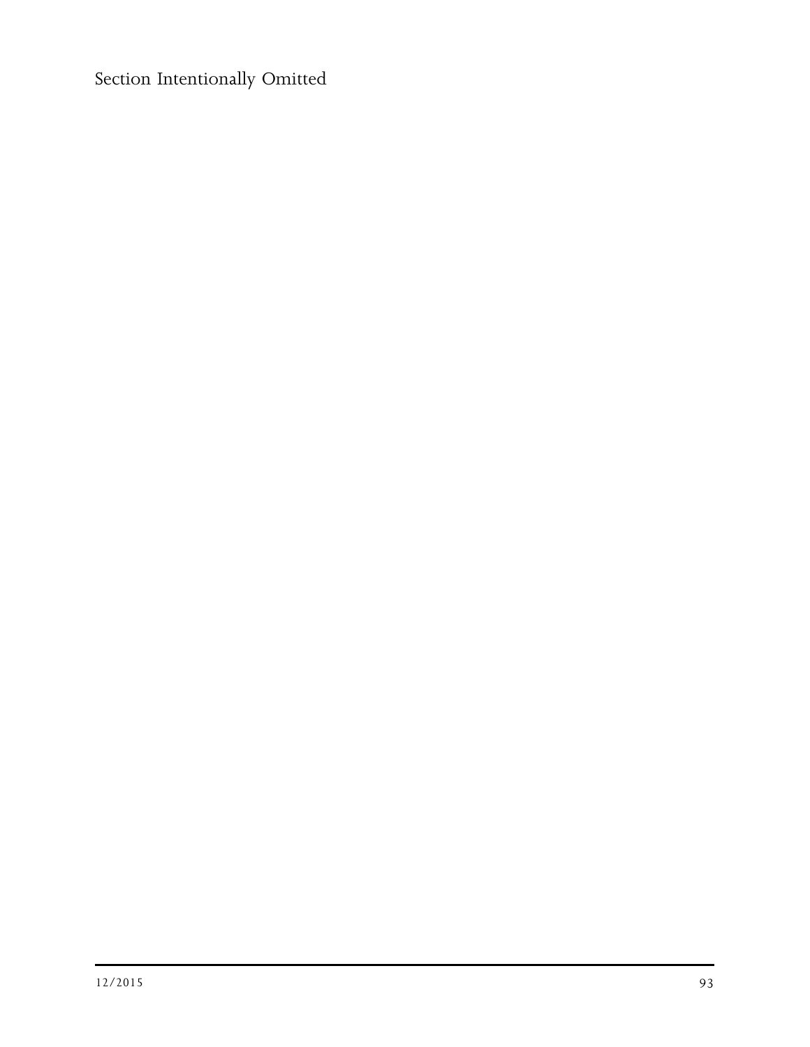Section Intentionally Omitted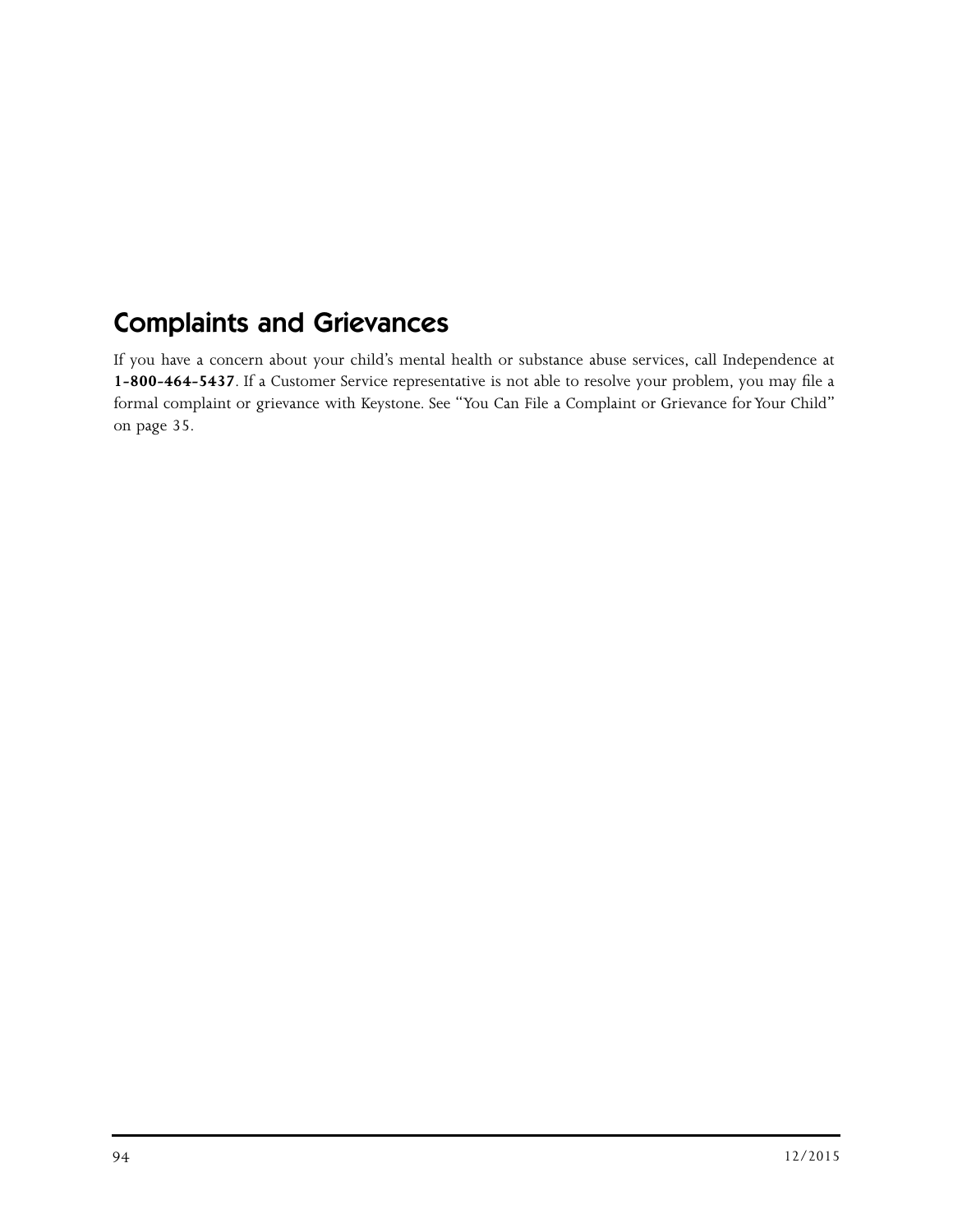## Complaints and Grievances

If you have a concern about your child's mental health or substance abuse services, call Independence at **1-800-464-5437**. If a Customer Service representative is not able to resolve your problem, you may file a formal complaint or grievance with Keystone. See "You Can File a Complaint or Grievance for Your Child" on page 35.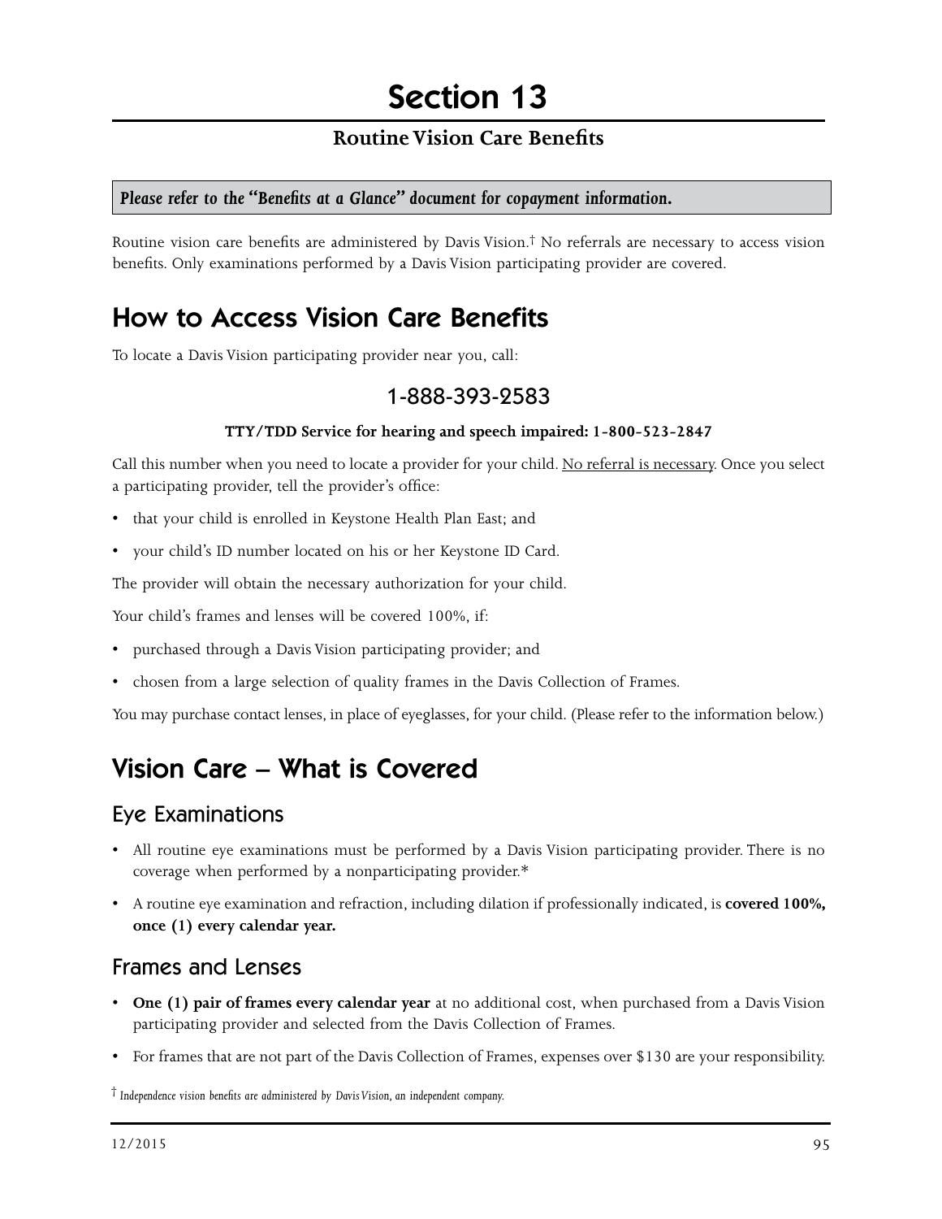# Section 13

## Routine Vision Care Benefits

***Please refer to the "Benefits at a Glance" document for copayment information.***

Routine vision care benefits are administered by Davis Vision.† No referrals are necessary to access vision benefits. Only examinations performed by a Davis Vision participating provider are covered.

# How to Access Vision Care Benefits

To locate a Davis Vision participating provider near you, call:

### 1-888-393-2583

**TTY/TDD Service for hearing and speech impaired: 1-800-523-2847**

Call this number when you need to locate a provider for your child. <u>No referral is necessary</u>. Once you select a participating provider, tell the provider's office:

- that your child is enrolled in Keystone Health Plan East; and
- your child's ID number located on his or her Keystone ID Card.

The provider will obtain the necessary authorization for your child.

Your child's frames and lenses will be covered 100%, if:

- purchased through a Davis Vision participating provider; and
- chosen from a large selection of quality frames in the Davis Collection of Frames.

You may purchase contact lenses, in place of eyeglasses, for your child. (Please refer to the information below.)

# Vision Care – What is Covered

## Eye Examinations

- All routine eye examinations must be performed by a Davis Vision participating provider. There is no coverage when performed by a nonparticipating provider.*
- A routine eye examination and refraction, including dilation if professionally indicated, is **covered 100%, once (1) every calendar year.**

## Frames and Lenses

- **One (1) pair of frames every calendar year** at no additional cost, when purchased from a Davis Vision participating provider and selected from the Davis Collection of Frames.
- For frames that are not part of the Davis Collection of Frames, expenses over $130 are your responsibility.

† *Independence vision benefits are administered by Davis Vision, an independent company.*

12/2015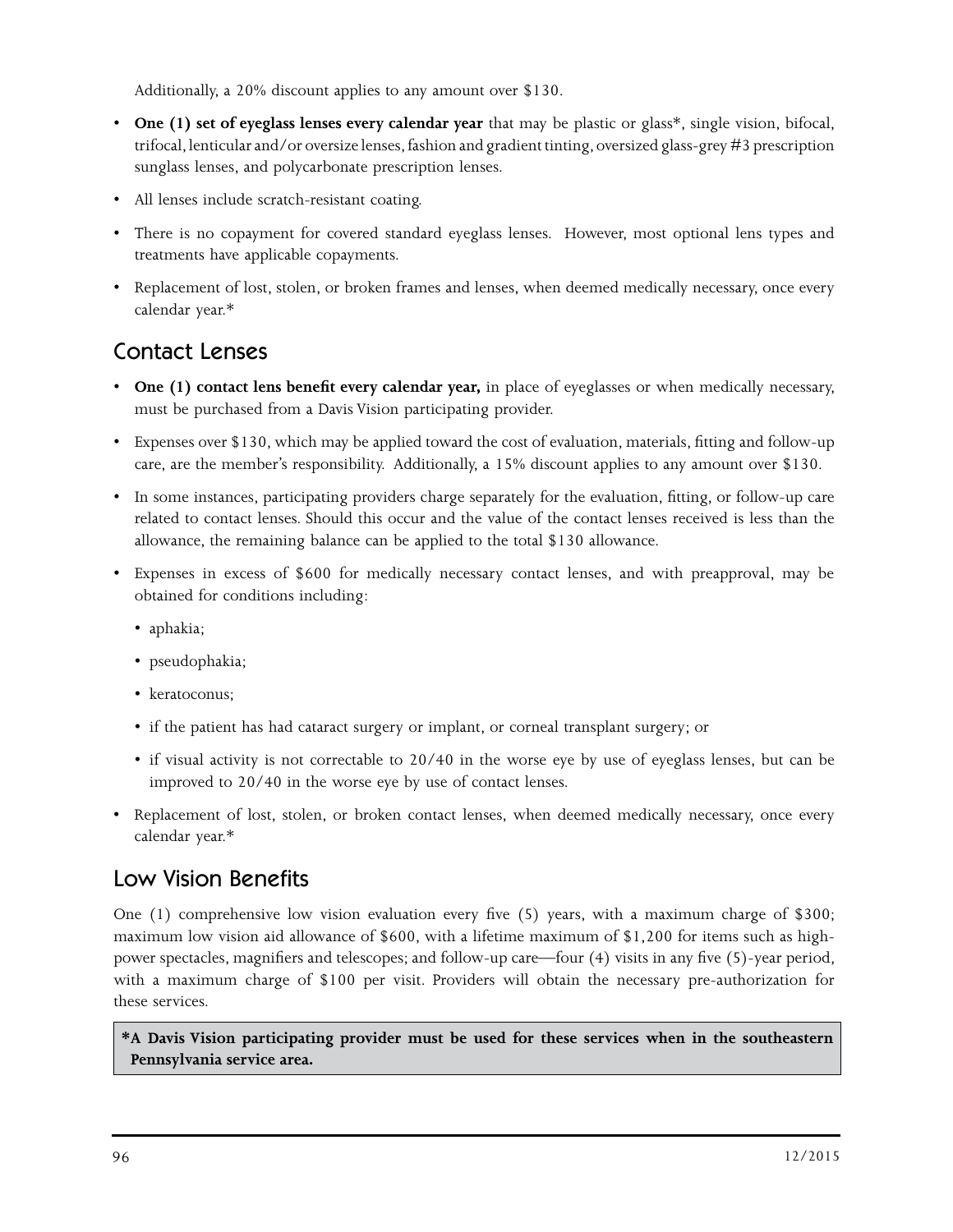Additionally, a 20% discount applies to any amount over $130.

- **One (1) set of eyeglass lenses every calendar year** that may be plastic or glass*, single vision, bifocal, trifocal, lenticular and/or oversize lenses, fashion and gradient tinting, oversized glass-grey #3 prescription sunglass lenses, and polycarbonate prescription lenses.
- All lenses include scratch-resistant coating.
- There is no copayment for covered standard eyeglass lenses. However, most optional lens types and treatments have applicable copayments.
- Replacement of lost, stolen, or broken frames and lenses, when deemed medically necessary, once every calendar year.*

## Contact Lenses

- **One (1) contact lens benefit every calendar year,** in place of eyeglasses or when medically necessary, must be purchased from a Davis Vision participating provider.
- Expenses over $130, which may be applied toward the cost of evaluation, materials, fitting and follow-up care, are the member's responsibility. Additionally, a 15% discount applies to any amount over $130.
- In some instances, participating providers charge separately for the evaluation, fitting, or follow-up care related to contact lenses. Should this occur and the value of the contact lenses received is less than the allowance, the remaining balance can be applied to the total $130 allowance.
- Expenses in excess of $600 for medically necessary contact lenses, and with preapproval, may be obtained for conditions including:
  - aphakia;
  - pseudophakia;
  - keratoconus;
  - if the patient has had cataract surgery or implant, or corneal transplant surgery; or
  - if visual activity is not correctable to 20/40 in the worse eye by use of eyeglass lenses, but can be improved to 20/40 in the worse eye by use of contact lenses.
- Replacement of lost, stolen, or broken contact lenses, when deemed medically necessary, once every calendar year.*

## Low Vision Benefits

One (1) comprehensive low vision evaluation every five (5) years, with a maximum charge of $300; maximum low vision aid allowance of $600, with a lifetime maximum of $1,200 for items such as high-power spectacles, magnifiers and telescopes; and follow-up care—four (4) visits in any five (5)-year period, with a maximum charge of $100 per visit. Providers will obtain the necessary pre-authorization for these services.

**\*A Davis Vision participating provider must be used for these services when in the southeastern Pennsylvania service area.**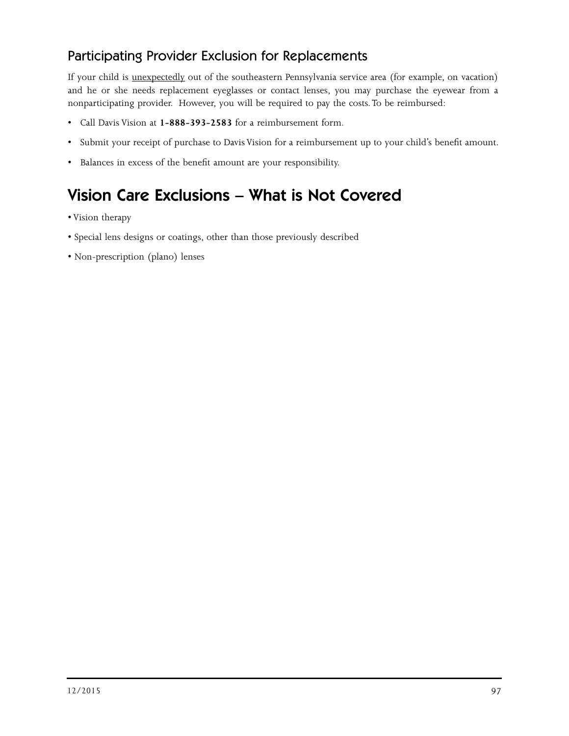### Participating Provider Exclusion for Replacements

If your child is <u>unexpectedly</u> out of the southeastern Pennsylvania service area (for example, on vacation) and he or she needs replacement eyeglasses or contact lenses, you may purchase the eyewear from a nonparticipating provider. However, you will be required to pay the costs. To be reimbursed:

- Call Davis Vision at **1-888-393-2583** for a reimbursement form.
- Submit your receipt of purchase to Davis Vision for a reimbursement up to your child's benefit amount.
- Balances in excess of the benefit amount are your responsibility.

## Vision Care Exclusions – What is Not Covered

- Vision therapy
- Special lens designs or coatings, other than those previously described
- Non-prescription (plano) lenses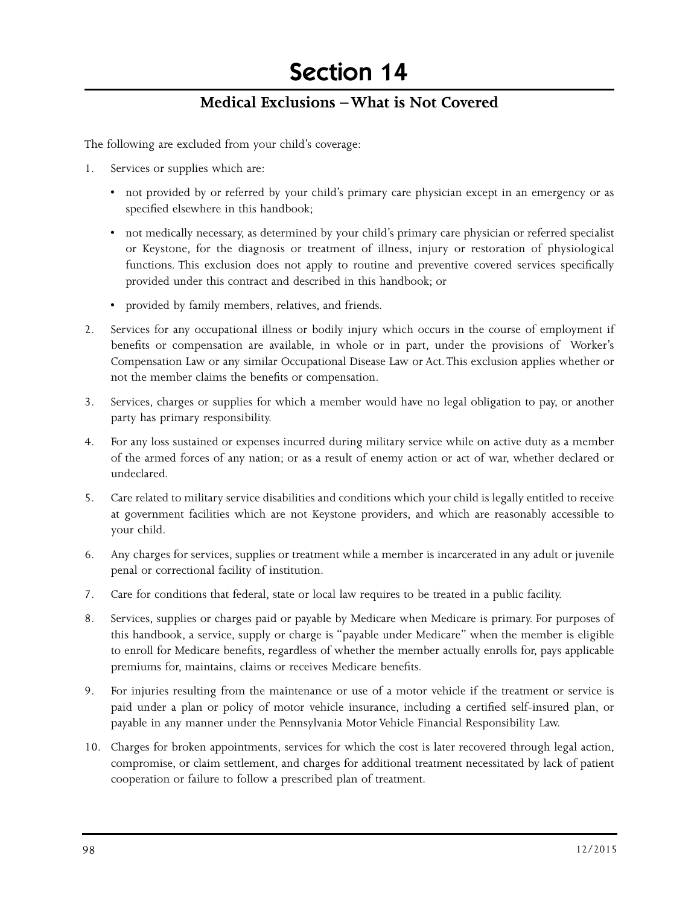# Section 14

## Medical Exclusions – What is Not Covered

The following are excluded from your child's coverage:

1. Services or supplies which are:

   - not provided by or referred by your child's primary care physician except in an emergency or as specified elsewhere in this handbook;
   - not medically necessary, as determined by your child's primary care physician or referred specialist or Keystone, for the diagnosis or treatment of illness, injury or restoration of physiological functions. This exclusion does not apply to routine and preventive covered services specifically provided under this contract and described in this handbook; or
   - provided by family members, relatives, and friends.

2. Services for any occupational illness or bodily injury which occurs in the course of employment if benefits or compensation are available, in whole or in part, under the provisions of Worker's Compensation Law or any similar Occupational Disease Law or Act. This exclusion applies whether or not the member claims the benefits or compensation.

3. Services, charges or supplies for which a member would have no legal obligation to pay, or another party has primary responsibility.

4. For any loss sustained or expenses incurred during military service while on active duty as a member of the armed forces of any nation; or as a result of enemy action or act of war, whether declared or undeclared.

5. Care related to military service disabilities and conditions which your child is legally entitled to receive at government facilities which are not Keystone providers, and which are reasonably accessible to your child.

6. Any charges for services, supplies or treatment while a member is incarcerated in any adult or juvenile penal or correctional facility of institution.

7. Care for conditions that federal, state or local law requires to be treated in a public facility.

8. Services, supplies or charges paid or payable by Medicare when Medicare is primary. For purposes of this handbook, a service, supply or charge is "payable under Medicare" when the member is eligible to enroll for Medicare benefits, regardless of whether the member actually enrolls for, pays applicable premiums for, maintains, claims or receives Medicare benefits.

9. For injuries resulting from the maintenance or use of a motor vehicle if the treatment or service is paid under a plan or policy of motor vehicle insurance, including a certified self-insured plan, or payable in any manner under the Pennsylvania Motor Vehicle Financial Responsibility Law.

10. Charges for broken appointments, services for which the cost is later recovered through legal action, compromise, or claim settlement, and charges for additional treatment necessitated by lack of patient cooperation or failure to follow a prescribed plan of treatment.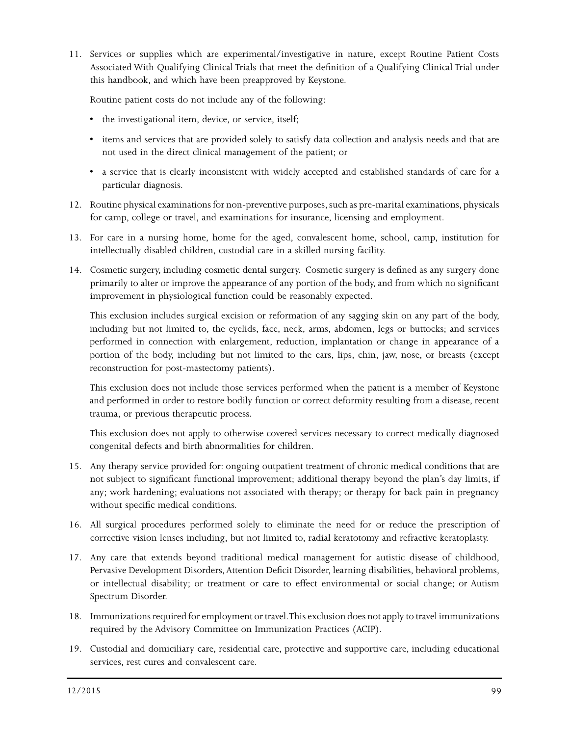11. Services or supplies which are experimental/investigative in nature, except Routine Patient Costs Associated With Qualifying Clinical Trials that meet the definition of a Qualifying Clinical Trial under this handbook, and which have been preapproved by Keystone.

    Routine patient costs do not include any of the following:

    - the investigational item, device, or service, itself;
    - items and services that are provided solely to satisfy data collection and analysis needs and that are not used in the direct clinical management of the patient; or
    - a service that is clearly inconsistent with widely accepted and established standards of care for a particular diagnosis.

12. Routine physical examinations for non-preventive purposes, such as pre-marital examinations, physicals for camp, college or travel, and examinations for insurance, licensing and employment.

13. For care in a nursing home, home for the aged, convalescent home, school, camp, institution for intellectually disabled children, custodial care in a skilled nursing facility.

14. Cosmetic surgery, including cosmetic dental surgery. Cosmetic surgery is defined as any surgery done primarily to alter or improve the appearance of any portion of the body, and from which no significant improvement in physiological function could be reasonably expected.

    This exclusion includes surgical excision or reformation of any sagging skin on any part of the body, including but not limited to, the eyelids, face, neck, arms, abdomen, legs or buttocks; and services performed in connection with enlargement, reduction, implantation or change in appearance of a portion of the body, including but not limited to the ears, lips, chin, jaw, nose, or breasts (except reconstruction for post-mastectomy patients).

    This exclusion does not include those services performed when the patient is a member of Keystone and performed in order to restore bodily function or correct deformity resulting from a disease, recent trauma, or previous therapeutic process.

    This exclusion does not apply to otherwise covered services necessary to correct medically diagnosed congenital defects and birth abnormalities for children.

15. Any therapy service provided for: ongoing outpatient treatment of chronic medical conditions that are not subject to significant functional improvement; additional therapy beyond the plan's day limits, if any; work hardening; evaluations not associated with therapy; or therapy for back pain in pregnancy without specific medical conditions.

16. All surgical procedures performed solely to eliminate the need for or reduce the prescription of corrective vision lenses including, but not limited to, radial keratotomy and refractive keratoplasty.

17. Any care that extends beyond traditional medical management for autistic disease of childhood, Pervasive Development Disorders, Attention Deficit Disorder, learning disabilities, behavioral problems, or intellectual disability; or treatment or care to effect environmental or social change; or Autism Spectrum Disorder.

18. Immunizations required for employment or travel. This exclusion does not apply to travel immunizations required by the Advisory Committee on Immunization Practices (ACIP).

19. Custodial and domiciliary care, residential care, protective and supportive care, including educational services, rest cures and convalescent care.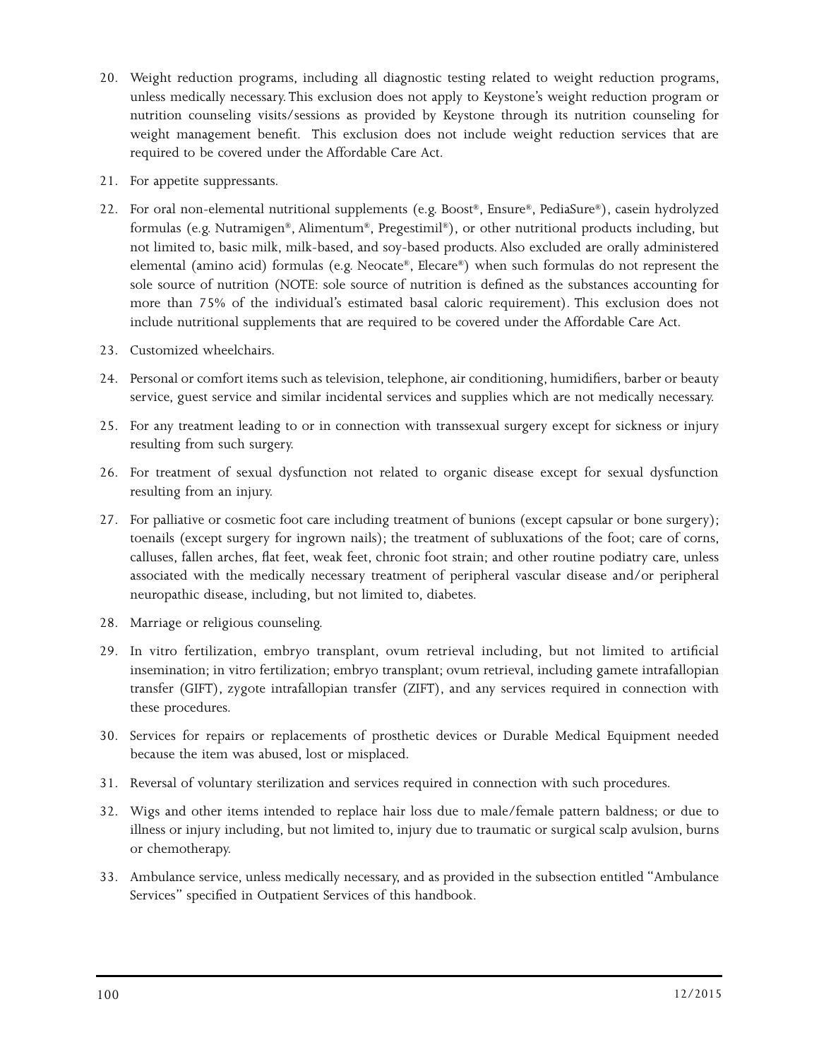20. Weight reduction programs, including all diagnostic testing related to weight reduction programs, unless medically necessary. This exclusion does not apply to Keystone's weight reduction program or nutrition counseling visits/sessions as provided by Keystone through its nutrition counseling for weight management benefit. This exclusion does not include weight reduction services that are required to be covered under the Affordable Care Act.
21. For appetite suppressants.
22. For oral non-elemental nutritional supplements (e.g. Boost®, Ensure®, PediaSure®), casein hydrolyzed formulas (e.g. Nutramigen®, Alimentum®, Pregestimil®), or other nutritional products including, but not limited to, basic milk, milk-based, and soy-based products. Also excluded are orally administered elemental (amino acid) formulas (e.g. Neocate®, Elecare®) when such formulas do not represent the sole source of nutrition (NOTE: sole source of nutrition is defined as the substances accounting for more than 75% of the individual's estimated basal caloric requirement). This exclusion does not include nutritional supplements that are required to be covered under the Affordable Care Act.
23. Customized wheelchairs.
24. Personal or comfort items such as television, telephone, air conditioning, humidifiers, barber or beauty service, guest service and similar incidental services and supplies which are not medically necessary.
25. For any treatment leading to or in connection with transsexual surgery except for sickness or injury resulting from such surgery.
26. For treatment of sexual dysfunction not related to organic disease except for sexual dysfunction resulting from an injury.
27. For palliative or cosmetic foot care including treatment of bunions (except capsular or bone surgery); toenails (except surgery for ingrown nails); the treatment of subluxations of the foot; care of corns, calluses, fallen arches, flat feet, weak feet, chronic foot strain; and other routine podiatry care, unless associated with the medically necessary treatment of peripheral vascular disease and/or peripheral neuropathic disease, including, but not limited to, diabetes.
28. Marriage or religious counseling.
29. In vitro fertilization, embryo transplant, ovum retrieval including, but not limited to artificial insemination; in vitro fertilization; embryo transplant; ovum retrieval, including gamete intrafallopian transfer (GIFT), zygote intrafallopian transfer (ZIFT), and any services required in connection with these procedures.
30. Services for repairs or replacements of prosthetic devices or Durable Medical Equipment needed because the item was abused, lost or misplaced.
31. Reversal of voluntary sterilization and services required in connection with such procedures.
32. Wigs and other items intended to replace hair loss due to male/female pattern baldness; or due to illness or injury including, but not limited to, injury due to traumatic or surgical scalp avulsion, burns or chemotherapy.
33. Ambulance service, unless medically necessary, and as provided in the subsection entitled "Ambulance Services" specified in Outpatient Services of this handbook.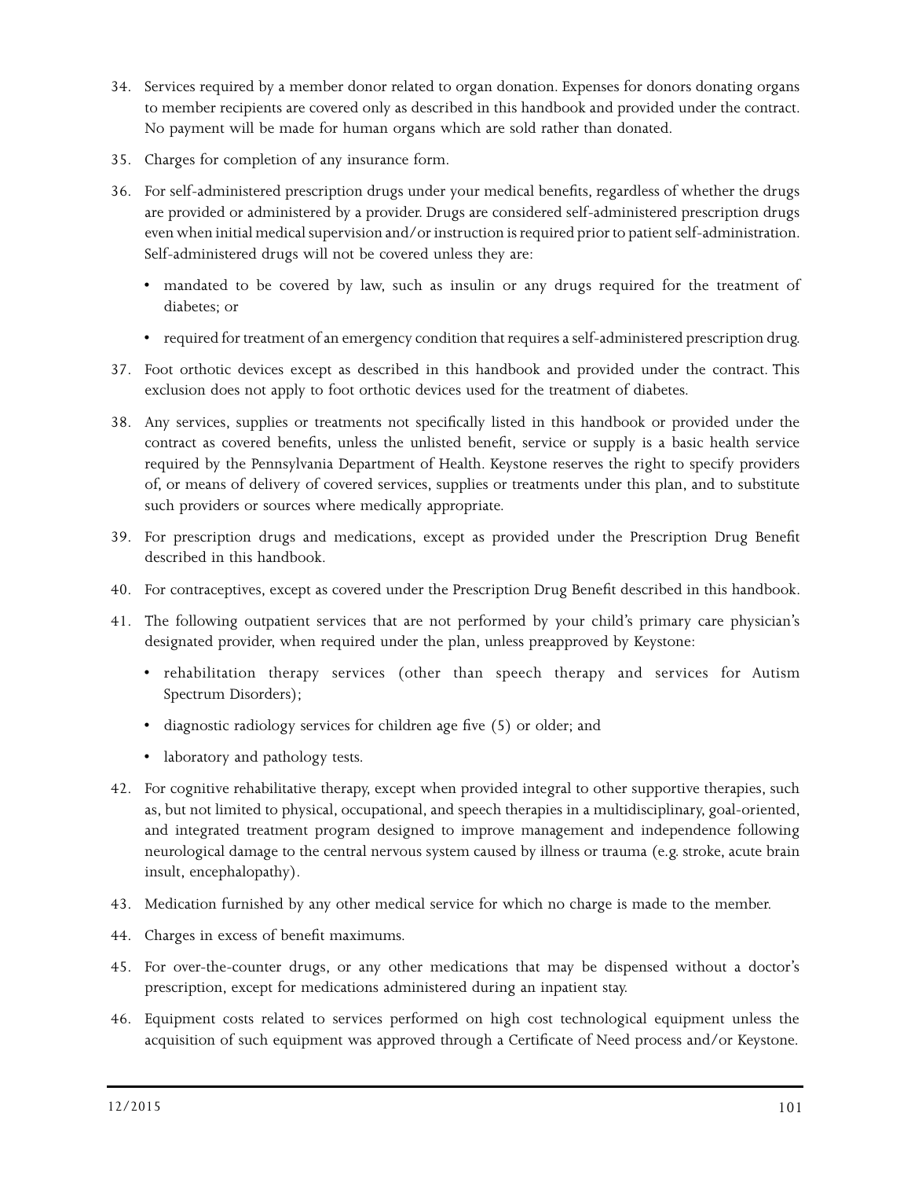34. Services required by a member donor related to organ donation. Expenses for donors donating organs to member recipients are covered only as described in this handbook and provided under the contract. No payment will be made for human organs which are sold rather than donated.

35. Charges for completion of any insurance form.

36. For self-administered prescription drugs under your medical benefits, regardless of whether the drugs are provided or administered by a provider. Drugs are considered self-administered prescription drugs even when initial medical supervision and/or instruction is required prior to patient self-administration. Self-administered drugs will not be covered unless they are:

    - mandated to be covered by law, such as insulin or any drugs required for the treatment of diabetes; or
    - required for treatment of an emergency condition that requires a self-administered prescription drug.

37. Foot orthotic devices except as described in this handbook and provided under the contract. This exclusion does not apply to foot orthotic devices used for the treatment of diabetes.

38. Any services, supplies or treatments not specifically listed in this handbook or provided under the contract as covered benefits, unless the unlisted benefit, service or supply is a basic health service required by the Pennsylvania Department of Health. Keystone reserves the right to specify providers of, or means of delivery of covered services, supplies or treatments under this plan, and to substitute such providers or sources where medically appropriate.

39. For prescription drugs and medications, except as provided under the Prescription Drug Benefit described in this handbook.

40. For contraceptives, except as covered under the Prescription Drug Benefit described in this handbook.

41. The following outpatient services that are not performed by your child's primary care physician's designated provider, when required under the plan, unless preapproved by Keystone:

    - rehabilitation therapy services (other than speech therapy and services for Autism Spectrum Disorders);
    - diagnostic radiology services for children age five (5) or older; and
    - laboratory and pathology tests.

42. For cognitive rehabilitative therapy, except when provided integral to other supportive therapies, such as, but not limited to physical, occupational, and speech therapies in a multidisciplinary, goal-oriented, and integrated treatment program designed to improve management and independence following neurological damage to the central nervous system caused by illness or trauma (e.g. stroke, acute brain insult, encephalopathy).

43. Medication furnished by any other medical service for which no charge is made to the member.

44. Charges in excess of benefit maximums.

45. For over-the-counter drugs, or any other medications that may be dispensed without a doctor's prescription, except for medications administered during an inpatient stay.

46. Equipment costs related to services performed on high cost technological equipment unless the acquisition of such equipment was approved through a Certificate of Need process and/or Keystone.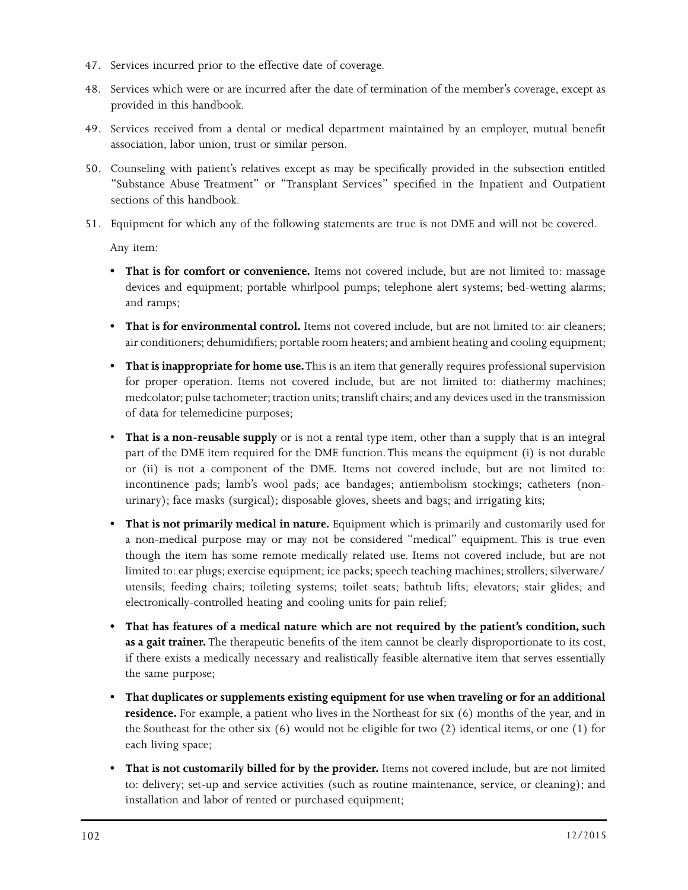47. Services incurred prior to the effective date of coverage.

48. Services which were or are incurred after the date of termination of the member's coverage, except as provided in this handbook.

49. Services received from a dental or medical department maintained by an employer, mutual benefit association, labor union, trust or similar person.

50. Counseling with patient's relatives except as may be specifically provided in the subsection entitled "Substance Abuse Treatment" or "Transplant Services" specified in the Inpatient and Outpatient sections of this handbook.

51. Equipment for which any of the following statements are true is not DME and will not be covered.

    Any item:

    - **That is for comfort or convenience.** Items not covered include, but are not limited to: massage devices and equipment; portable whirlpool pumps; telephone alert systems; bed-wetting alarms; and ramps;

    - **That is for environmental control.** Items not covered include, but are not limited to: air cleaners; air conditioners; dehumidifiers; portable room heaters; and ambient heating and cooling equipment;

    - **That is inappropriate for home use.** This is an item that generally requires professional supervision for proper operation. Items not covered include, but are not limited to: diathermy machines; medcolator; pulse tachometer; traction units; translift chairs; and any devices used in the transmission of data for telemedicine purposes;

    - **That is a non-reusable supply** or is not a rental type item, other than a supply that is an integral part of the DME item required for the DME function. This means the equipment (i) is not durable or (ii) is not a component of the DME. Items not covered include, but are not limited to: incontinence pads; lamb's wool pads; ace bandages; antiembolism stockings; catheters (non-urinary); face masks (surgical); disposable gloves, sheets and bags; and irrigating kits;

    - **That is not primarily medical in nature.** Equipment which is primarily and customarily used for a non-medical purpose may or may not be considered "medical" equipment. This is true even though the item has some remote medically related use. Items not covered include, but are not limited to: ear plugs; exercise equipment; ice packs; speech teaching machines; strollers; silverware/utensils; feeding chairs; toileting systems; toilet seats; bathtub lifts; elevators; stair glides; and electronically-controlled heating and cooling units for pain relief;

    - **That has features of a medical nature which are not required by the patient's condition, such as a gait trainer.** The therapeutic benefits of the item cannot be clearly disproportionate to its cost, if there exists a medically necessary and realistically feasible alternative item that serves essentially the same purpose;

    - **That duplicates or supplements existing equipment for use when traveling or for an additional residence.** For example, a patient who lives in the Northeast for six (6) months of the year, and in the Southeast for the other six (6) would not be eligible for two (2) identical items, or one (1) for each living space;

    - **That is not customarily billed for by the provider.** Items not covered include, but are not limited to: delivery; set-up and service activities (such as routine maintenance, service, or cleaning); and installation and labor of rented or purchased equipment;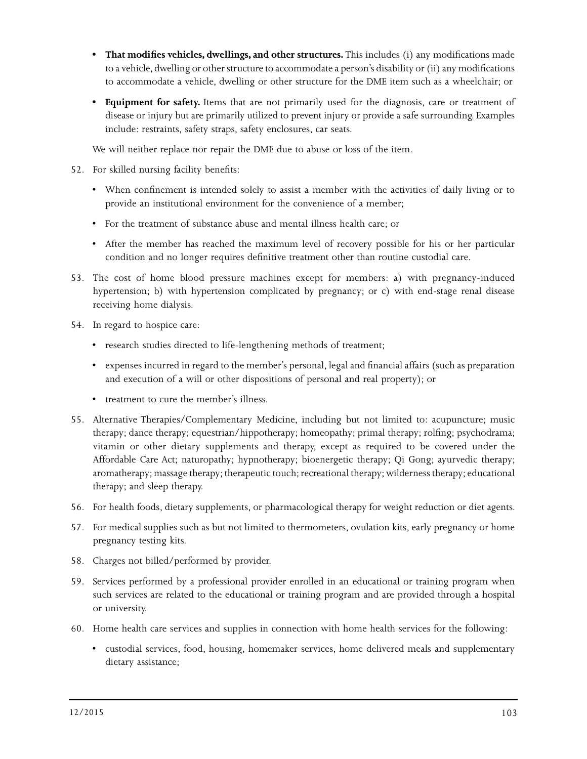- **That modifies vehicles, dwellings, and other structures.** This includes (i) any modifications made to a vehicle, dwelling or other structure to accommodate a person's disability or (ii) any modifications to accommodate a vehicle, dwelling or other structure for the DME item such as a wheelchair; or
- **Equipment for safety.** Items that are not primarily used for the diagnosis, care or treatment of disease or injury but are primarily utilized to prevent injury or provide a safe surrounding. Examples include: restraints, safety straps, safety enclosures, car seats.

We will neither replace nor repair the DME due to abuse or loss of the item.

52. For skilled nursing facility benefits:
    - When confinement is intended solely to assist a member with the activities of daily living or to provide an institutional environment for the convenience of a member;
    - For the treatment of substance abuse and mental illness health care; or
    - After the member has reached the maximum level of recovery possible for his or her particular condition and no longer requires definitive treatment other than routine custodial care.
53. The cost of home blood pressure machines except for members: a) with pregnancy-induced hypertension; b) with hypertension complicated by pregnancy; or c) with end-stage renal disease receiving home dialysis.
54. In regard to hospice care:
    - research studies directed to life-lengthening methods of treatment;
    - expenses incurred in regard to the member's personal, legal and financial affairs (such as preparation and execution of a will or other dispositions of personal and real property); or
    - treatment to cure the member's illness.
55. Alternative Therapies/Complementary Medicine, including but not limited to: acupuncture; music therapy; dance therapy; equestrian/hippotherapy; homeopathy; primal therapy; rolfing; psychodrama; vitamin or other dietary supplements and therapy, except as required to be covered under the Affordable Care Act; naturopathy; hypnotherapy; bioenergetic therapy; Qi Gong; ayurvedic therapy; aromatherapy; massage therapy; therapeutic touch; recreational therapy; wilderness therapy; educational therapy; and sleep therapy.
56. For health foods, dietary supplements, or pharmacological therapy for weight reduction or diet agents.
57. For medical supplies such as but not limited to thermometers, ovulation kits, early pregnancy or home pregnancy testing kits.
58. Charges not billed/performed by provider.
59. Services performed by a professional provider enrolled in an educational or training program when such services are related to the educational or training program and are provided through a hospital or university.
60. Home health care services and supplies in connection with home health services for the following:
    - custodial services, food, housing, homemaker services, home delivered meals and supplementary dietary assistance;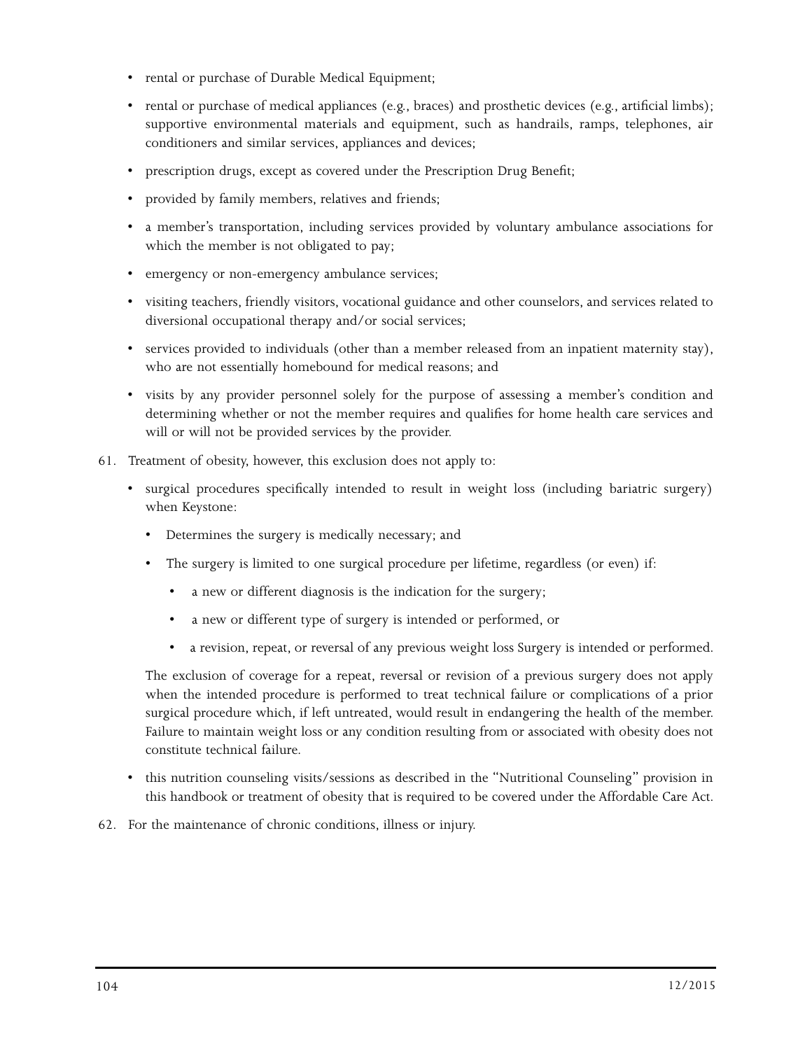- rental or purchase of Durable Medical Equipment;
- rental or purchase of medical appliances (e.g., braces) and prosthetic devices (e.g., artificial limbs); supportive environmental materials and equipment, such as handrails, ramps, telephones, air conditioners and similar services, appliances and devices;
- prescription drugs, except as covered under the Prescription Drug Benefit;
- provided by family members, relatives and friends;
- a member's transportation, including services provided by voluntary ambulance associations for which the member is not obligated to pay;
- emergency or non-emergency ambulance services;
- visiting teachers, friendly visitors, vocational guidance and other counselors, and services related to diversional occupational therapy and/or social services;
- services provided to individuals (other than a member released from an inpatient maternity stay), who are not essentially homebound for medical reasons; and
- visits by any provider personnel solely for the purpose of assessing a member's condition and determining whether or not the member requires and qualifies for home health care services and will or will not be provided services by the provider.

61. Treatment of obesity, however, this exclusion does not apply to:
    - surgical procedures specifically intended to result in weight loss (including bariatric surgery) when Keystone:
        - Determines the surgery is medically necessary; and
        - The surgery is limited to one surgical procedure per lifetime, regardless (or even) if:
            - a new or different diagnosis is the indication for the surgery;
            - a new or different type of surgery is intended or performed, or
            - a revision, repeat, or reversal of any previous weight loss Surgery is intended or performed.

      The exclusion of coverage for a repeat, reversal or revision of a previous surgery does not apply when the intended procedure is performed to treat technical failure or complications of a prior surgical procedure which, if left untreated, would result in endangering the health of the member. Failure to maintain weight loss or any condition resulting from or associated with obesity does not constitute technical failure.
    - this nutrition counseling visits/sessions as described in the "Nutritional Counseling" provision in this handbook or treatment of obesity that is required to be covered under the Affordable Care Act.

62. For the maintenance of chronic conditions, illness or injury.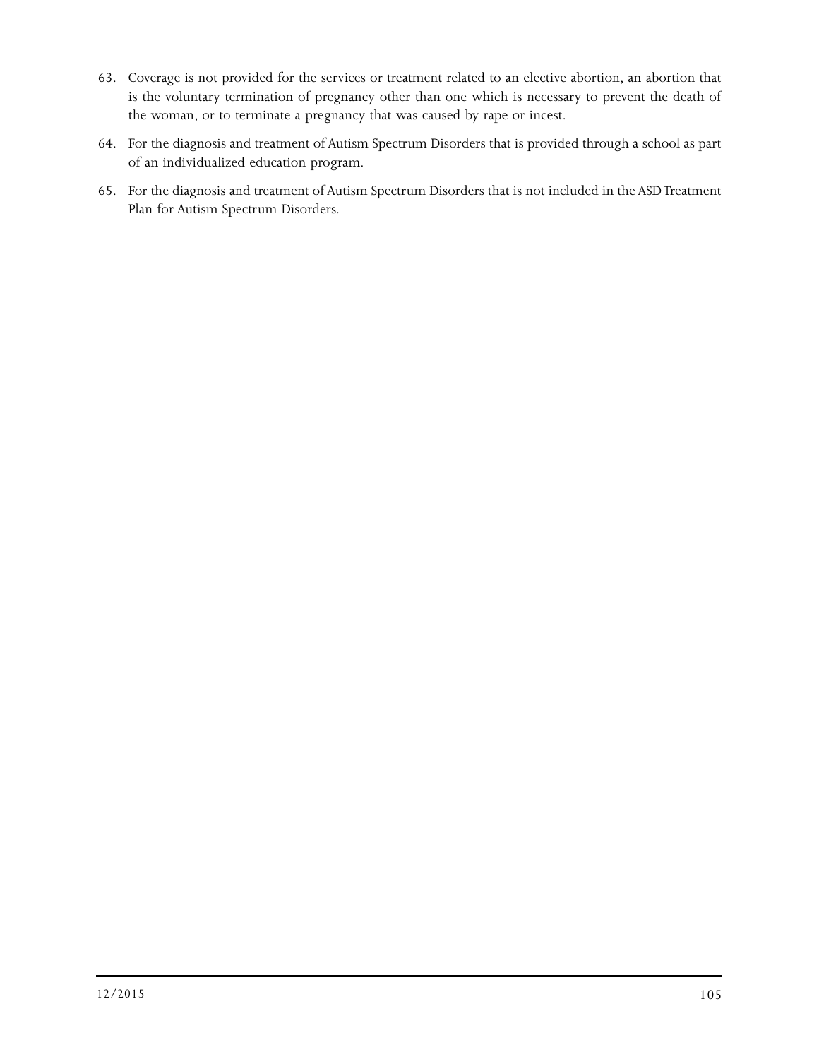63. Coverage is not provided for the services or treatment related to an elective abortion, an abortion that is the voluntary termination of pregnancy other than one which is necessary to prevent the death of the woman, or to terminate a pregnancy that was caused by rape or incest.

64. For the diagnosis and treatment of Autism Spectrum Disorders that is provided through a school as part of an individualized education program.

65. For the diagnosis and treatment of Autism Spectrum Disorders that is not included in the ASD Treatment Plan for Autism Spectrum Disorders.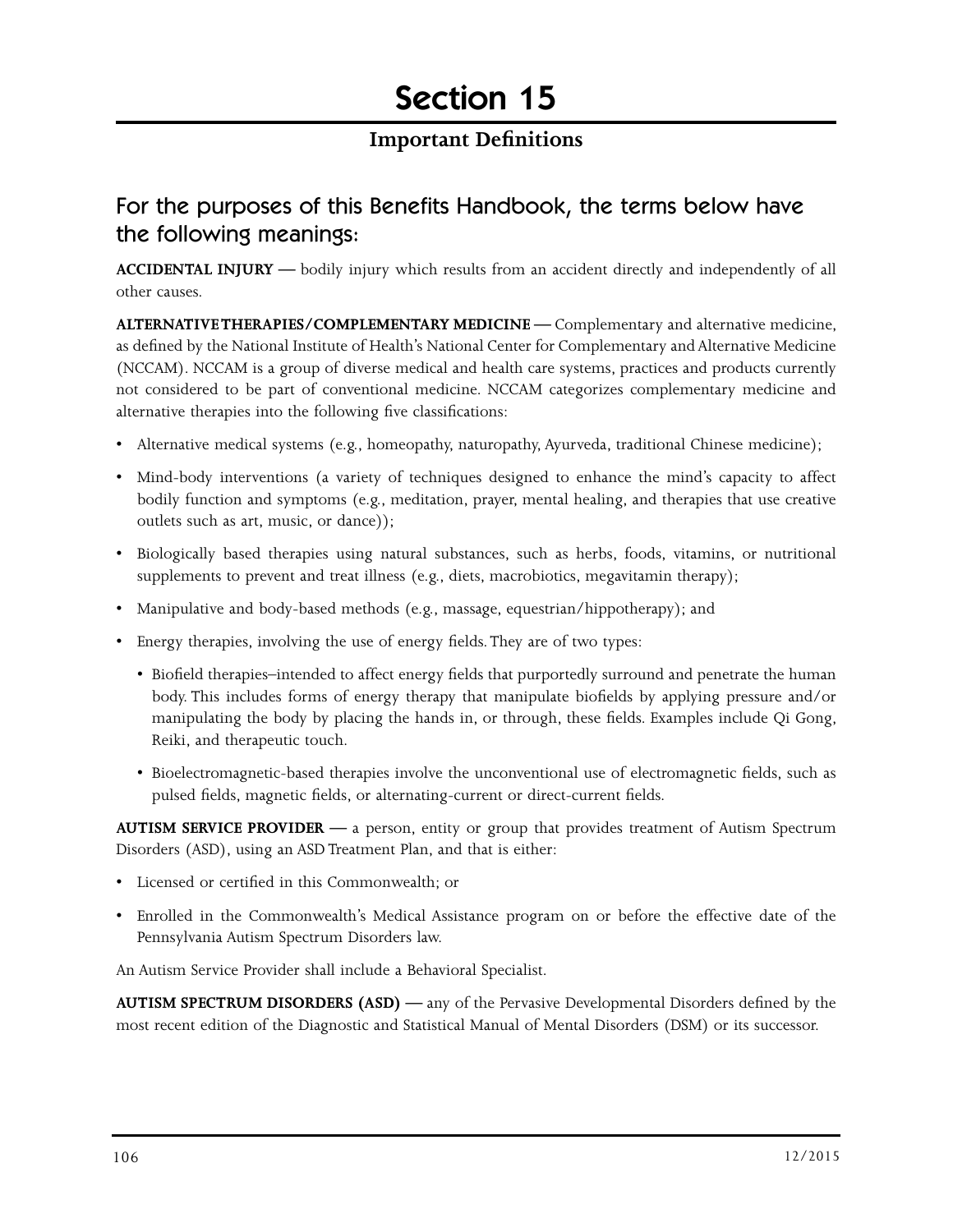# Section 15

## Important Definitions

### For the purposes of this Benefits Handbook, the terms below have the following meanings:

**ACCIDENTAL INJURY —** bodily injury which results from an accident directly and independently of all other causes.

**ALTERNATIVE THERAPIES/COMPLEMENTARY MEDICINE —** Complementary and alternative medicine, as defined by the National Institute of Health's National Center for Complementary and Alternative Medicine (NCCAM). NCCAM is a group of diverse medical and health care systems, practices and products currently not considered to be part of conventional medicine. NCCAM categorizes complementary medicine and alternative therapies into the following five classifications:

- Alternative medical systems (e.g., homeopathy, naturopathy, Ayurveda, traditional Chinese medicine);
- Mind-body interventions (a variety of techniques designed to enhance the mind's capacity to affect bodily function and symptoms (e.g., meditation, prayer, mental healing, and therapies that use creative outlets such as art, music, or dance));
- Biologically based therapies using natural substances, such as herbs, foods, vitamins, or nutritional supplements to prevent and treat illness (e.g., diets, macrobiotics, megavitamin therapy);
- Manipulative and body-based methods (e.g., massage, equestrian/hippotherapy); and
- Energy therapies, involving the use of energy fields. They are of two types:
  - Biofield therapies–intended to affect energy fields that purportedly surround and penetrate the human body. This includes forms of energy therapy that manipulate biofields by applying pressure and/or manipulating the body by placing the hands in, or through, these fields. Examples include Qi Gong, Reiki, and therapeutic touch.
  - Bioelectromagnetic-based therapies involve the unconventional use of electromagnetic fields, such as pulsed fields, magnetic fields, or alternating-current or direct-current fields.

**AUTISM SERVICE PROVIDER —** a person, entity or group that provides treatment of Autism Spectrum Disorders (ASD), using an ASD Treatment Plan, and that is either:

- Licensed or certified in this Commonwealth; or
- Enrolled in the Commonwealth's Medical Assistance program on or before the effective date of the Pennsylvania Autism Spectrum Disorders law.

An Autism Service Provider shall include a Behavioral Specialist.

**AUTISM SPECTRUM DISORDERS (ASD) —** any of the Pervasive Developmental Disorders defined by the most recent edition of the Diagnostic and Statistical Manual of Mental Disorders (DSM) or its successor.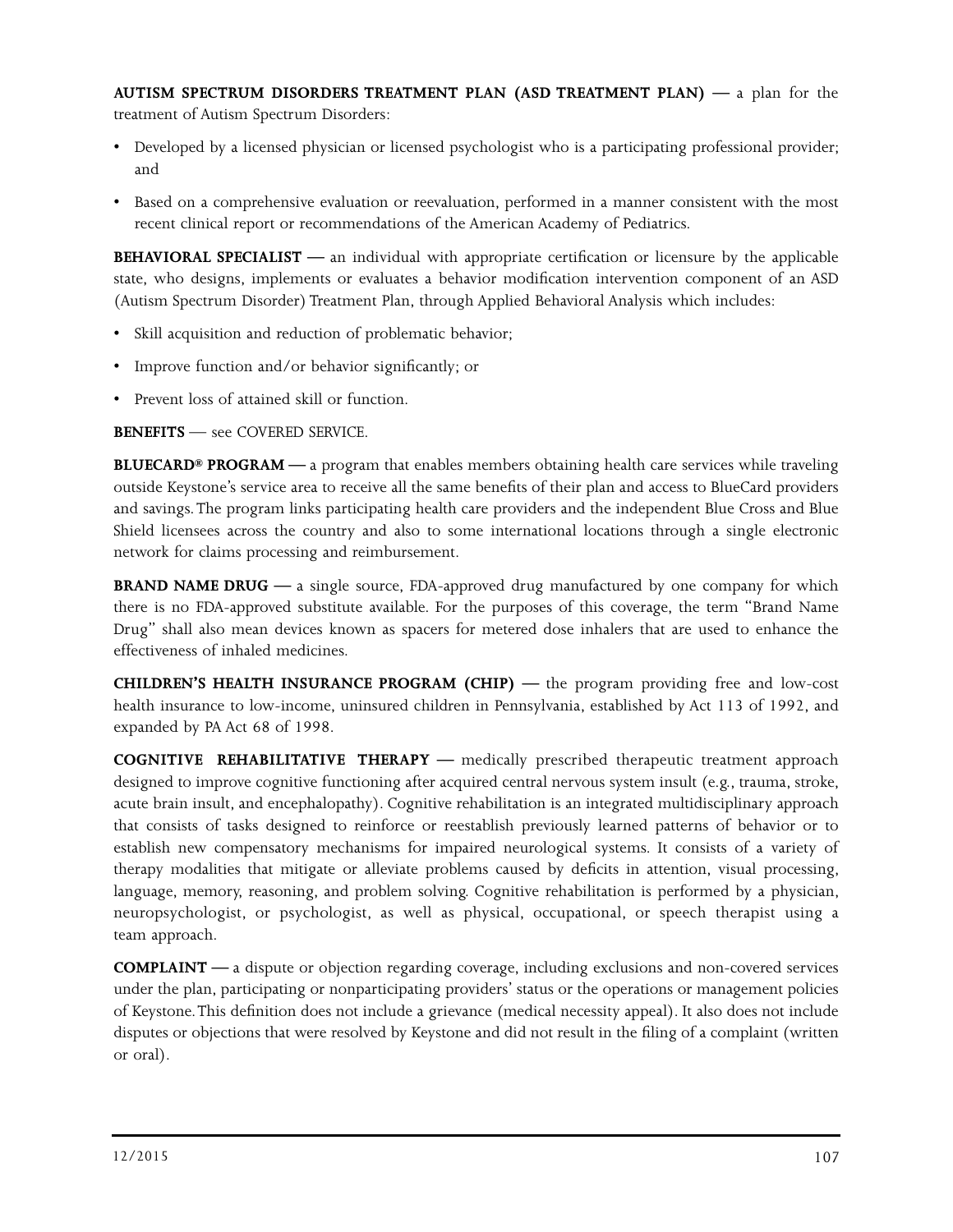**AUTISM SPECTRUM DISORDERS TREATMENT PLAN (ASD TREATMENT PLAN) —** a plan for the treatment of Autism Spectrum Disorders:

- Developed by a licensed physician or licensed psychologist who is a participating professional provider; and
- Based on a comprehensive evaluation or reevaluation, performed in a manner consistent with the most recent clinical report or recommendations of the American Academy of Pediatrics.

**BEHAVIORAL SPECIALIST —** an individual with appropriate certification or licensure by the applicable state, who designs, implements or evaluates a behavior modification intervention component of an ASD (Autism Spectrum Disorder) Treatment Plan, through Applied Behavioral Analysis which includes:

- Skill acquisition and reduction of problematic behavior;
- Improve function and/or behavior significantly; or
- Prevent loss of attained skill or function.

**BENEFITS** — see COVERED SERVICE.

**BLUECARD® PROGRAM —** a program that enables members obtaining health care services while traveling outside Keystone's service area to receive all the same benefits of their plan and access to BlueCard providers and savings. The program links participating health care providers and the independent Blue Cross and Blue Shield licensees across the country and also to some international locations through a single electronic network for claims processing and reimbursement.

**BRAND NAME DRUG —** a single source, FDA-approved drug manufactured by one company for which there is no FDA-approved substitute available. For the purposes of this coverage, the term "Brand Name Drug" shall also mean devices known as spacers for metered dose inhalers that are used to enhance the effectiveness of inhaled medicines.

**CHILDREN'S HEALTH INSURANCE PROGRAM (CHIP) —** the program providing free and low-cost health insurance to low-income, uninsured children in Pennsylvania, established by Act 113 of 1992, and expanded by PA Act 68 of 1998.

**COGNITIVE REHABILITATIVE THERAPY —** medically prescribed therapeutic treatment approach designed to improve cognitive functioning after acquired central nervous system insult (e.g., trauma, stroke, acute brain insult, and encephalopathy). Cognitive rehabilitation is an integrated multidisciplinary approach that consists of tasks designed to reinforce or reestablish previously learned patterns of behavior or to establish new compensatory mechanisms for impaired neurological systems. It consists of a variety of therapy modalities that mitigate or alleviate problems caused by deficits in attention, visual processing, language, memory, reasoning, and problem solving. Cognitive rehabilitation is performed by a physician, neuropsychologist, or psychologist, as well as physical, occupational, or speech therapist using a team approach.

**COMPLAINT —** a dispute or objection regarding coverage, including exclusions and non-covered services under the plan, participating or nonparticipating providers' status or the operations or management policies of Keystone. This definition does not include a grievance (medical necessity appeal). It also does not include disputes or objections that were resolved by Keystone and did not result in the filing of a complaint (written or oral).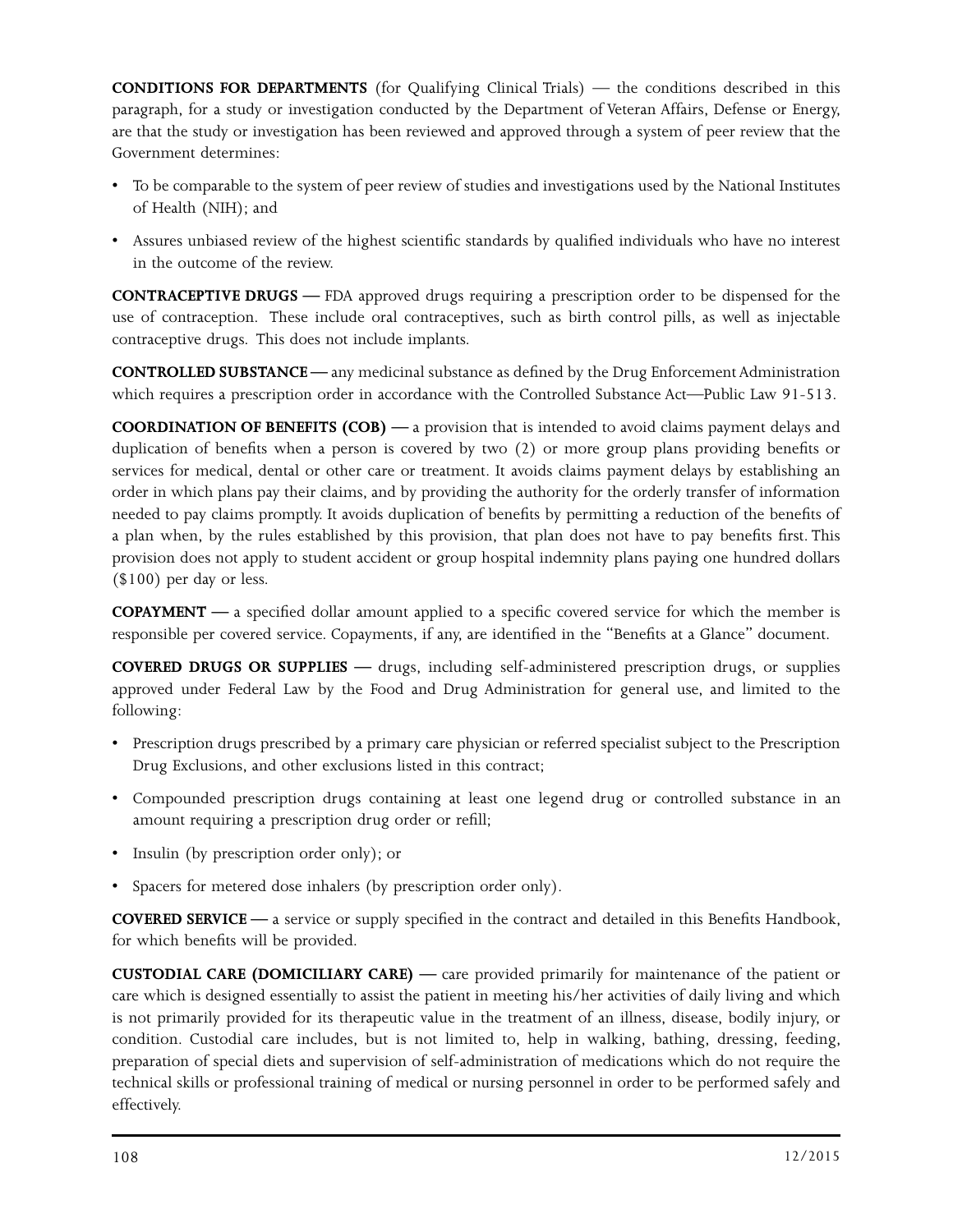**CONDITIONS FOR DEPARTMENTS** (for Qualifying Clinical Trials) — the conditions described in this paragraph, for a study or investigation conducted by the Department of Veteran Affairs, Defense or Energy, are that the study or investigation has been reviewed and approved through a system of peer review that the Government determines:

- To be comparable to the system of peer review of studies and investigations used by the National Institutes of Health (NIH); and
- Assures unbiased review of the highest scientific standards by qualified individuals who have no interest in the outcome of the review.

**CONTRACEPTIVE DRUGS —** FDA approved drugs requiring a prescription order to be dispensed for the use of contraception. These include oral contraceptives, such as birth control pills, as well as injectable contraceptive drugs. This does not include implants.

**CONTROLLED SUBSTANCE —** any medicinal substance as defined by the Drug Enforcement Administration which requires a prescription order in accordance with the Controlled Substance Act—Public Law 91-513.

**COORDINATION OF BENEFITS (COB) —** a provision that is intended to avoid claims payment delays and duplication of benefits when a person is covered by two (2) or more group plans providing benefits or services for medical, dental or other care or treatment. It avoids claims payment delays by establishing an order in which plans pay their claims, and by providing the authority for the orderly transfer of information needed to pay claims promptly. It avoids duplication of benefits by permitting a reduction of the benefits of a plan when, by the rules established by this provision, that plan does not have to pay benefits first. This provision does not apply to student accident or group hospital indemnity plans paying one hundred dollars ($100) per day or less.

**COPAYMENT —** a specified dollar amount applied to a specific covered service for which the member is responsible per covered service. Copayments, if any, are identified in the "Benefits at a Glance" document.

**COVERED DRUGS OR SUPPLIES —** drugs, including self-administered prescription drugs, or supplies approved under Federal Law by the Food and Drug Administration for general use, and limited to the following:

- Prescription drugs prescribed by a primary care physician or referred specialist subject to the Prescription Drug Exclusions, and other exclusions listed in this contract;
- Compounded prescription drugs containing at least one legend drug or controlled substance in an amount requiring a prescription drug order or refill;
- Insulin (by prescription order only); or
- Spacers for metered dose inhalers (by prescription order only).

**COVERED SERVICE —** a service or supply specified in the contract and detailed in this Benefits Handbook, for which benefits will be provided.

**CUSTODIAL CARE (DOMICILIARY CARE) —** care provided primarily for maintenance of the patient or care which is designed essentially to assist the patient in meeting his/her activities of daily living and which is not primarily provided for its therapeutic value in the treatment of an illness, disease, bodily injury, or condition. Custodial care includes, but is not limited to, help in walking, bathing, dressing, feeding, preparation of special diets and supervision of self-administration of medications which do not require the technical skills or professional training of medical or nursing personnel in order to be performed safely and effectively.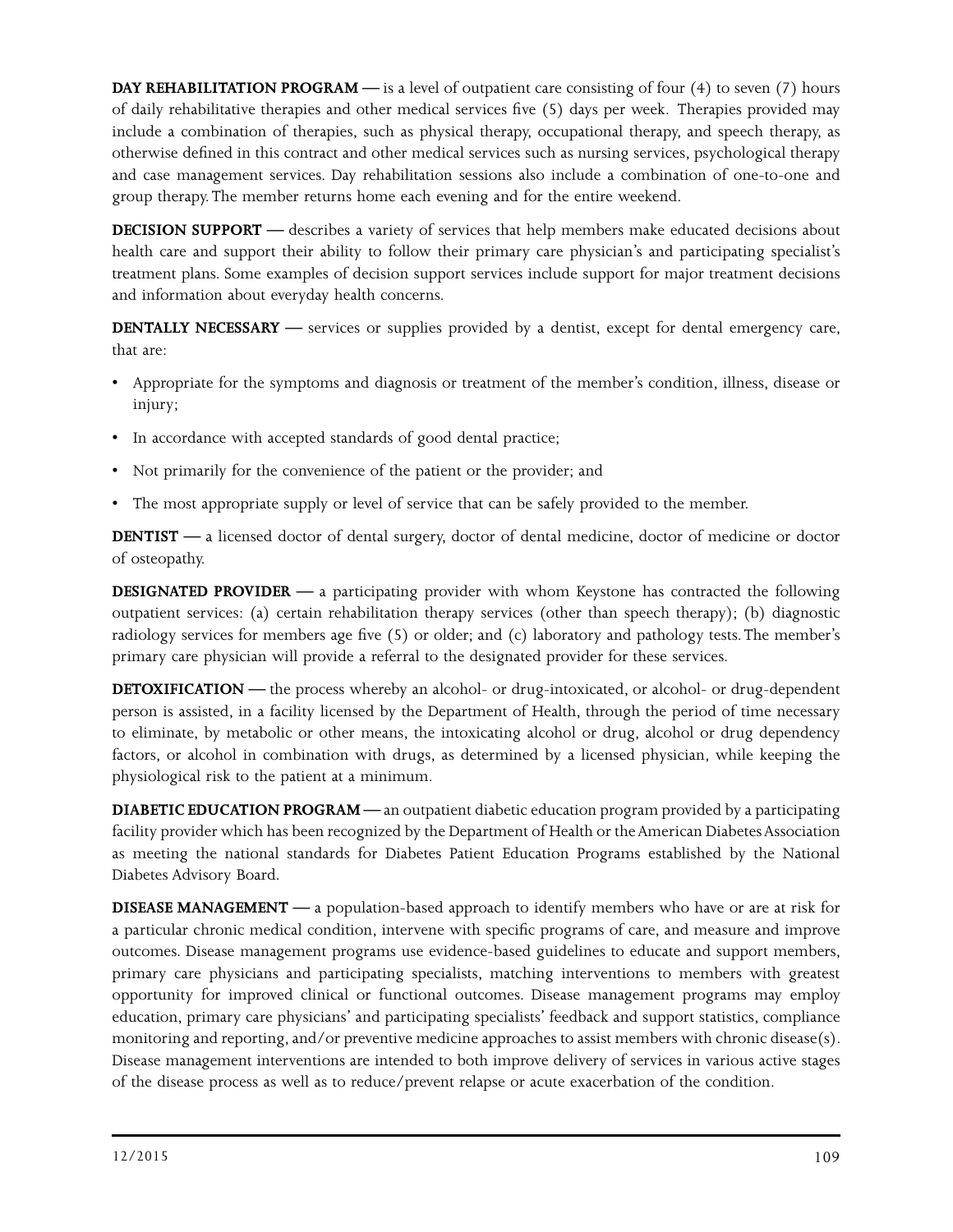**DAY REHABILITATION PROGRAM —** is a level of outpatient care consisting of four (4) to seven (7) hours of daily rehabilitative therapies and other medical services five (5) days per week. Therapies provided may include a combination of therapies, such as physical therapy, occupational therapy, and speech therapy, as otherwise defined in this contract and other medical services such as nursing services, psychological therapy and case management services. Day rehabilitation sessions also include a combination of one-to-one and group therapy. The member returns home each evening and for the entire weekend.

**DECISION SUPPORT —** describes a variety of services that help members make educated decisions about health care and support their ability to follow their primary care physician's and participating specialist's treatment plans. Some examples of decision support services include support for major treatment decisions and information about everyday health concerns.

**DENTALLY NECESSARY —** services or supplies provided by a dentist, except for dental emergency care, that are:

- Appropriate for the symptoms and diagnosis or treatment of the member's condition, illness, disease or injury;
- In accordance with accepted standards of good dental practice;
- Not primarily for the convenience of the patient or the provider; and
- The most appropriate supply or level of service that can be safely provided to the member.

**DENTIST —** a licensed doctor of dental surgery, doctor of dental medicine, doctor of medicine or doctor of osteopathy.

**DESIGNATED PROVIDER —** a participating provider with whom Keystone has contracted the following outpatient services: (a) certain rehabilitation therapy services (other than speech therapy); (b) diagnostic radiology services for members age five (5) or older; and (c) laboratory and pathology tests. The member's primary care physician will provide a referral to the designated provider for these services.

**DETOXIFICATION —** the process whereby an alcohol- or drug-intoxicated, or alcohol- or drug-dependent person is assisted, in a facility licensed by the Department of Health, through the period of time necessary to eliminate, by metabolic or other means, the intoxicating alcohol or drug, alcohol or drug dependency factors, or alcohol in combination with drugs, as determined by a licensed physician, while keeping the physiological risk to the patient at a minimum.

**DIABETIC EDUCATION PROGRAM —** an outpatient diabetic education program provided by a participating facility provider which has been recognized by the Department of Health or the American Diabetes Association as meeting the national standards for Diabetes Patient Education Programs established by the National Diabetes Advisory Board.

**DISEASE MANAGEMENT —** a population-based approach to identify members who have or are at risk for a particular chronic medical condition, intervene with specific programs of care, and measure and improve outcomes. Disease management programs use evidence-based guidelines to educate and support members, primary care physicians and participating specialists, matching interventions to members with greatest opportunity for improved clinical or functional outcomes. Disease management programs may employ education, primary care physicians' and participating specialists' feedback and support statistics, compliance monitoring and reporting, and/or preventive medicine approaches to assist members with chronic disease(s). Disease management interventions are intended to both improve delivery of services in various active stages of the disease process as well as to reduce/prevent relapse or acute exacerbation of the condition.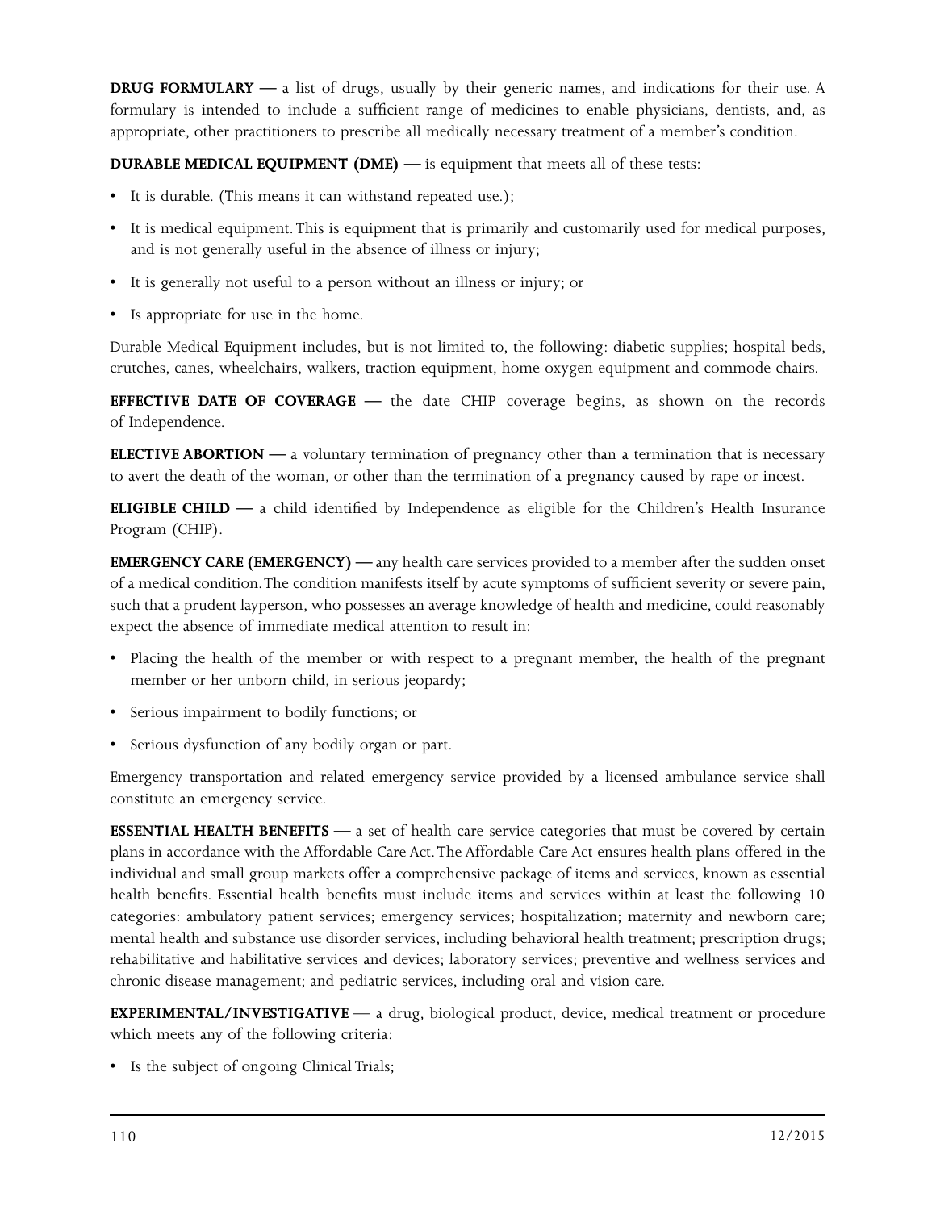**DRUG FORMULARY —** a list of drugs, usually by their generic names, and indications for their use. A formulary is intended to include a sufficient range of medicines to enable physicians, dentists, and, as appropriate, other practitioners to prescribe all medically necessary treatment of a member's condition.

**DURABLE MEDICAL EQUIPMENT (DME) —** is equipment that meets all of these tests:

- It is durable. (This means it can withstand repeated use.);
- It is medical equipment. This is equipment that is primarily and customarily used for medical purposes, and is not generally useful in the absence of illness or injury;
- It is generally not useful to a person without an illness or injury; or
- Is appropriate for use in the home.

Durable Medical Equipment includes, but is not limited to, the following: diabetic supplies; hospital beds, crutches, canes, wheelchairs, walkers, traction equipment, home oxygen equipment and commode chairs.

**EFFECTIVE DATE OF COVERAGE —** the date CHIP coverage begins, as shown on the records of Independence.

**ELECTIVE ABORTION —** a voluntary termination of pregnancy other than a termination that is necessary to avert the death of the woman, or other than the termination of a pregnancy caused by rape or incest.

**ELIGIBLE CHILD —** a child identified by Independence as eligible for the Children's Health Insurance Program (CHIP).

**EMERGENCY CARE (EMERGENCY) —** any health care services provided to a member after the sudden onset of a medical condition. The condition manifests itself by acute symptoms of sufficient severity or severe pain, such that a prudent layperson, who possesses an average knowledge of health and medicine, could reasonably expect the absence of immediate medical attention to result in:

- Placing the health of the member or with respect to a pregnant member, the health of the pregnant member or her unborn child, in serious jeopardy;
- Serious impairment to bodily functions; or
- Serious dysfunction of any bodily organ or part.

Emergency transportation and related emergency service provided by a licensed ambulance service shall constitute an emergency service.

**ESSENTIAL HEALTH BENEFITS —** a set of health care service categories that must be covered by certain plans in accordance with the Affordable Care Act. The Affordable Care Act ensures health plans offered in the individual and small group markets offer a comprehensive package of items and services, known as essential health benefits. Essential health benefits must include items and services within at least the following 10 categories: ambulatory patient services; emergency services; hospitalization; maternity and newborn care; mental health and substance use disorder services, including behavioral health treatment; prescription drugs; rehabilitative and habilitative services and devices; laboratory services; preventive and wellness services and chronic disease management; and pediatric services, including oral and vision care.

**EXPERIMENTAL/INVESTIGATIVE —** a drug, biological product, device, medical treatment or procedure which meets any of the following criteria:

- Is the subject of ongoing Clinical Trials;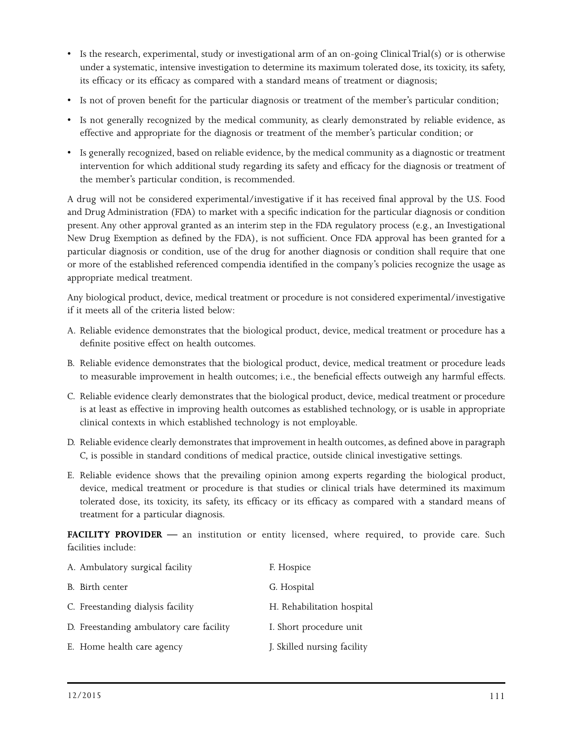- Is the research, experimental, study or investigational arm of an on-going Clinical Trial(s) or is otherwise under a systematic, intensive investigation to determine its maximum tolerated dose, its toxicity, its safety, its efficacy or its efficacy as compared with a standard means of treatment or diagnosis;
- Is not of proven benefit for the particular diagnosis or treatment of the member's particular condition;
- Is not generally recognized by the medical community, as clearly demonstrated by reliable evidence, as effective and appropriate for the diagnosis or treatment of the member's particular condition; or
- Is generally recognized, based on reliable evidence, by the medical community as a diagnostic or treatment intervention for which additional study regarding its safety and efficacy for the diagnosis or treatment of the member's particular condition, is recommended.

A drug will not be considered experimental/investigative if it has received final approval by the U.S. Food and Drug Administration (FDA) to market with a specific indication for the particular diagnosis or condition present. Any other approval granted as an interim step in the FDA regulatory process (e.g., an Investigational New Drug Exemption as defined by the FDA), is not sufficient. Once FDA approval has been granted for a particular diagnosis or condition, use of the drug for another diagnosis or condition shall require that one or more of the established referenced compendia identified in the company's policies recognize the usage as appropriate medical treatment.

Any biological product, device, medical treatment or procedure is not considered experimental/investigative if it meets all of the criteria listed below:

A. Reliable evidence demonstrates that the biological product, device, medical treatment or procedure has a definite positive effect on health outcomes.

B. Reliable evidence demonstrates that the biological product, device, medical treatment or procedure leads to measurable improvement in health outcomes; i.e., the beneficial effects outweigh any harmful effects.

C. Reliable evidence clearly demonstrates that the biological product, device, medical treatment or procedure is at least as effective in improving health outcomes as established technology, or is usable in appropriate clinical contexts in which established technology is not employable.

D. Reliable evidence clearly demonstrates that improvement in health outcomes, as defined above in paragraph C, is possible in standard conditions of medical practice, outside clinical investigative settings.

E. Reliable evidence shows that the prevailing opinion among experts regarding the biological product, device, medical treatment or procedure is that studies or clinical trials have determined its maximum tolerated dose, its toxicity, its safety, its efficacy or its efficacy as compared with a standard means of treatment for a particular diagnosis.

**FACILITY PROVIDER —** an institution or entity licensed, where required, to provide care. Such facilities include:

A. Ambulatory surgical facility

B. Birth center

C. Freestanding dialysis facility

D. Freestanding ambulatory care facility

E. Home health care agency

F. Hospice

G. Hospital

H. Rehabilitation hospital

I. Short procedure unit

J. Skilled nursing facility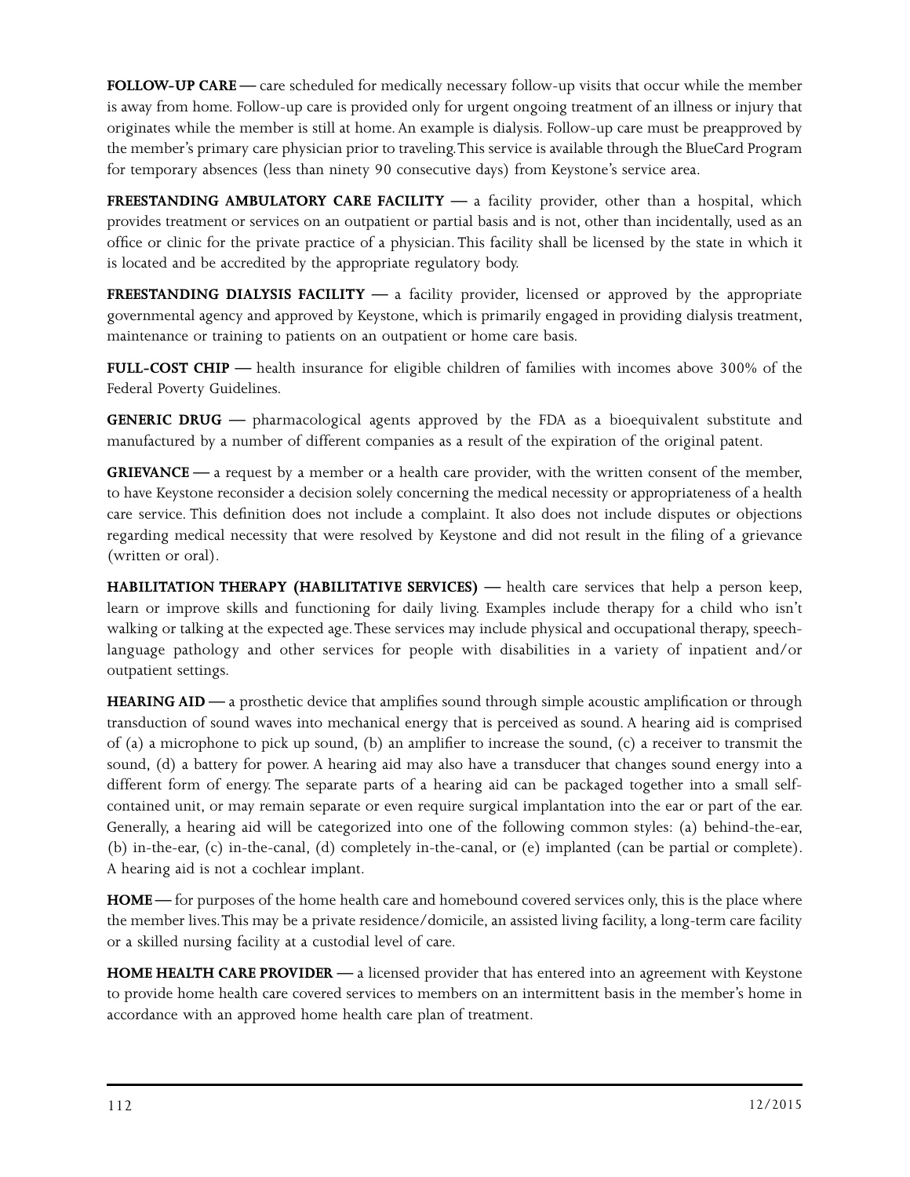**FOLLOW-UP CARE** — care scheduled for medically necessary follow-up visits that occur while the member is away from home. Follow-up care is provided only for urgent ongoing treatment of an illness or injury that originates while the member is still at home. An example is dialysis. Follow-up care must be preapproved by the member's primary care physician prior to traveling. This service is available through the BlueCard Program for temporary absences (less than ninety 90 consecutive days) from Keystone's service area.

**FREESTANDING AMBULATORY CARE FACILITY** — a facility provider, other than a hospital, which provides treatment or services on an outpatient or partial basis and is not, other than incidentally, used as an office or clinic for the private practice of a physician. This facility shall be licensed by the state in which it is located and be accredited by the appropriate regulatory body.

**FREESTANDING DIALYSIS FACILITY** — a facility provider, licensed or approved by the appropriate governmental agency and approved by Keystone, which is primarily engaged in providing dialysis treatment, maintenance or training to patients on an outpatient or home care basis.

**FULL-COST CHIP** — health insurance for eligible children of families with incomes above 300% of the Federal Poverty Guidelines.

**GENERIC DRUG** — pharmacological agents approved by the FDA as a bioequivalent substitute and manufactured by a number of different companies as a result of the expiration of the original patent.

**GRIEVANCE** — a request by a member or a health care provider, with the written consent of the member, to have Keystone reconsider a decision solely concerning the medical necessity or appropriateness of a health care service. This definition does not include a complaint. It also does not include disputes or objections regarding medical necessity that were resolved by Keystone and did not result in the filing of a grievance (written or oral).

**HABILITATION THERAPY (HABILITATIVE SERVICES)** — health care services that help a person keep, learn or improve skills and functioning for daily living. Examples include therapy for a child who isn't walking or talking at the expected age. These services may include physical and occupational therapy, speech-language pathology and other services for people with disabilities in a variety of inpatient and/or outpatient settings.

**HEARING AID** — a prosthetic device that amplifies sound through simple acoustic amplification or through transduction of sound waves into mechanical energy that is perceived as sound. A hearing aid is comprised of (a) a microphone to pick up sound, (b) an amplifier to increase the sound, (c) a receiver to transmit the sound, (d) a battery for power. A hearing aid may also have a transducer that changes sound energy into a different form of energy. The separate parts of a hearing aid can be packaged together into a small self-contained unit, or may remain separate or even require surgical implantation into the ear or part of the ear. Generally, a hearing aid will be categorized into one of the following common styles: (a) behind-the-ear, (b) in-the-ear, (c) in-the-canal, (d) completely in-the-canal, or (e) implanted (can be partial or complete). A hearing aid is not a cochlear implant.

**HOME** — for purposes of the home health care and homebound covered services only, this is the place where the member lives. This may be a private residence/domicile, an assisted living facility, a long-term care facility or a skilled nursing facility at a custodial level of care.

**HOME HEALTH CARE PROVIDER** — a licensed provider that has entered into an agreement with Keystone to provide home health care covered services to members on an intermittent basis in the member's home in accordance with an approved home health care plan of treatment.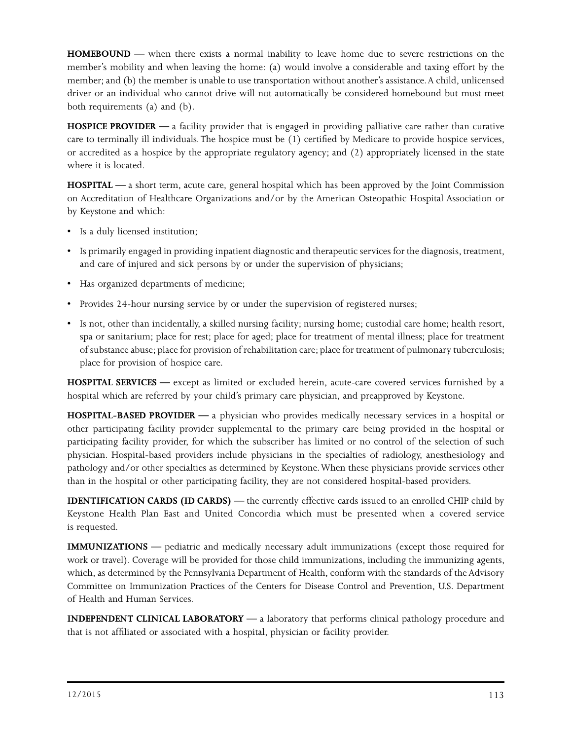**HOMEBOUND —** when there exists a normal inability to leave home due to severe restrictions on the member's mobility and when leaving the home: (a) would involve a considerable and taxing effort by the member; and (b) the member is unable to use transportation without another's assistance. A child, unlicensed driver or an individual who cannot drive will not automatically be considered homebound but must meet both requirements (a) and (b).

**HOSPICE PROVIDER —** a facility provider that is engaged in providing palliative care rather than curative care to terminally ill individuals. The hospice must be (1) certified by Medicare to provide hospice services, or accredited as a hospice by the appropriate regulatory agency; and (2) appropriately licensed in the state where it is located.

**HOSPITAL —** a short term, acute care, general hospital which has been approved by the Joint Commission on Accreditation of Healthcare Organizations and/or by the American Osteopathic Hospital Association or by Keystone and which:

- Is a duly licensed institution;
- Is primarily engaged in providing inpatient diagnostic and therapeutic services for the diagnosis, treatment, and care of injured and sick persons by or under the supervision of physicians;
- Has organized departments of medicine;
- Provides 24-hour nursing service by or under the supervision of registered nurses;
- Is not, other than incidentally, a skilled nursing facility; nursing home; custodial care home; health resort, spa or sanitarium; place for rest; place for aged; place for treatment of mental illness; place for treatment of substance abuse; place for provision of rehabilitation care; place for treatment of pulmonary tuberculosis; place for provision of hospice care.

**HOSPITAL SERVICES —** except as limited or excluded herein, acute-care covered services furnished by a hospital which are referred by your child's primary care physician, and preapproved by Keystone.

**HOSPITAL-BASED PROVIDER —** a physician who provides medically necessary services in a hospital or other participating facility provider supplemental to the primary care being provided in the hospital or participating facility provider, for which the subscriber has limited or no control of the selection of such physician. Hospital-based providers include physicians in the specialties of radiology, anesthesiology and pathology and/or other specialties as determined by Keystone. When these physicians provide services other than in the hospital or other participating facility, they are not considered hospital-based providers.

**IDENTIFICATION CARDS (ID CARDS) —** the currently effective cards issued to an enrolled CHIP child by Keystone Health Plan East and United Concordia which must be presented when a covered service is requested.

**IMMUNIZATIONS —** pediatric and medically necessary adult immunizations (except those required for work or travel). Coverage will be provided for those child immunizations, including the immunizing agents, which, as determined by the Pennsylvania Department of Health, conform with the standards of the Advisory Committee on Immunization Practices of the Centers for Disease Control and Prevention, U.S. Department of Health and Human Services.

**INDEPENDENT CLINICAL LABORATORY —** a laboratory that performs clinical pathology procedure and that is not affiliated or associated with a hospital, physician or facility provider.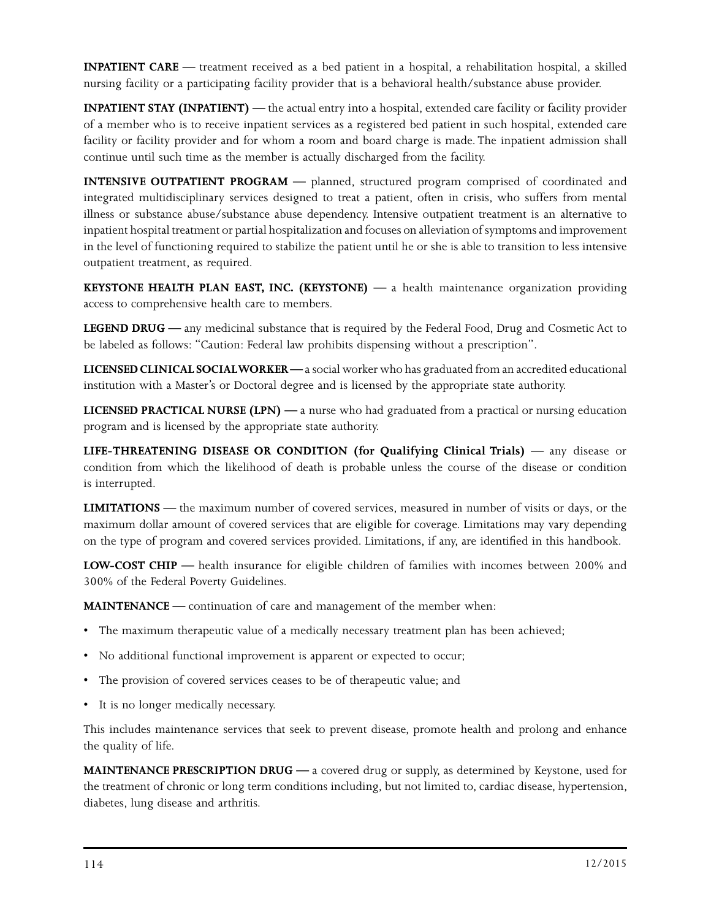**INPATIENT CARE —** treatment received as a bed patient in a hospital, a rehabilitation hospital, a skilled nursing facility or a participating facility provider that is a behavioral health/substance abuse provider.

**INPATIENT STAY (INPATIENT) —** the actual entry into a hospital, extended care facility or facility provider of a member who is to receive inpatient services as a registered bed patient in such hospital, extended care facility or facility provider and for whom a room and board charge is made. The inpatient admission shall continue until such time as the member is actually discharged from the facility.

**INTENSIVE OUTPATIENT PROGRAM —** planned, structured program comprised of coordinated and integrated multidisciplinary services designed to treat a patient, often in crisis, who suffers from mental illness or substance abuse/substance abuse dependency. Intensive outpatient treatment is an alternative to inpatient hospital treatment or partial hospitalization and focuses on alleviation of symptoms and improvement in the level of functioning required to stabilize the patient until he or she is able to transition to less intensive outpatient treatment, as required.

**KEYSTONE HEALTH PLAN EAST, INC. (KEYSTONE) —** a health maintenance organization providing access to comprehensive health care to members.

**LEGEND DRUG —** any medicinal substance that is required by the Federal Food, Drug and Cosmetic Act to be labeled as follows: "Caution: Federal law prohibits dispensing without a prescription".

**LICENSED CLINICAL SOCIAL WORKER —** a social worker who has graduated from an accredited educational institution with a Master's or Doctoral degree and is licensed by the appropriate state authority.

**LICENSED PRACTICAL NURSE (LPN) —** a nurse who had graduated from a practical or nursing education program and is licensed by the appropriate state authority.

**LIFE-THREATENING DISEASE OR CONDITION (for Qualifying Clinical Trials) —** any disease or condition from which the likelihood of death is probable unless the course of the disease or condition is interrupted.

**LIMITATIONS —** the maximum number of covered services, measured in number of visits or days, or the maximum dollar amount of covered services that are eligible for coverage. Limitations may vary depending on the type of program and covered services provided. Limitations, if any, are identified in this handbook.

**LOW-COST CHIP —** health insurance for eligible children of families with incomes between 200% and 300% of the Federal Poverty Guidelines.

**MAINTENANCE —** continuation of care and management of the member when:

- The maximum therapeutic value of a medically necessary treatment plan has been achieved;
- No additional functional improvement is apparent or expected to occur;
- The provision of covered services ceases to be of therapeutic value; and
- It is no longer medically necessary.

This includes maintenance services that seek to prevent disease, promote health and prolong and enhance the quality of life.

**MAINTENANCE PRESCRIPTION DRUG —** a covered drug or supply, as determined by Keystone, used for the treatment of chronic or long term conditions including, but not limited to, cardiac disease, hypertension, diabetes, lung disease and arthritis.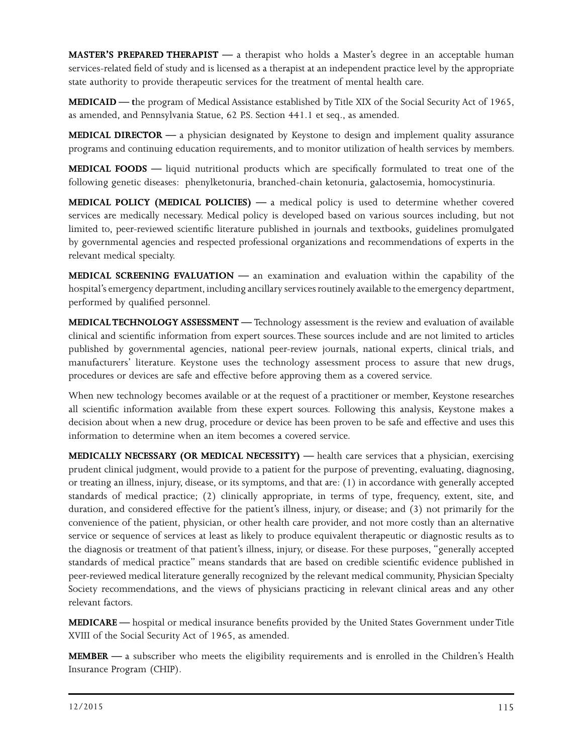**MASTER'S PREPARED THERAPIST —** a therapist who holds a Master's degree in an acceptable human services-related field of study and is licensed as a therapist at an independent practice level by the appropriate state authority to provide therapeutic services for the treatment of mental health care.

**MEDICAID — t**he program of Medical Assistance established by Title XIX of the Social Security Act of 1965, as amended, and Pennsylvania Statue, 62 P.S. Section 441.1 et seq., as amended.

**MEDICAL DIRECTOR —** a physician designated by Keystone to design and implement quality assurance programs and continuing education requirements, and to monitor utilization of health services by members.

**MEDICAL FOODS —** liquid nutritional products which are specifically formulated to treat one of the following genetic diseases: phenylketonuria, branched-chain ketonuria, galactosemia, homocystinuria.

**MEDICAL POLICY (MEDICAL POLICIES) —** a medical policy is used to determine whether covered services are medically necessary. Medical policy is developed based on various sources including, but not limited to, peer-reviewed scientific literature published in journals and textbooks, guidelines promulgated by governmental agencies and respected professional organizations and recommendations of experts in the relevant medical specialty.

**MEDICAL SCREENING EVALUATION —** an examination and evaluation within the capability of the hospital's emergency department, including ancillary services routinely available to the emergency department, performed by qualified personnel.

**MEDICAL TECHNOLOGY ASSESSMENT —** Technology assessment is the review and evaluation of available clinical and scientific information from expert sources. These sources include and are not limited to articles published by governmental agencies, national peer-review journals, national experts, clinical trials, and manufacturers' literature. Keystone uses the technology assessment process to assure that new drugs, procedures or devices are safe and effective before approving them as a covered service.

When new technology becomes available or at the request of a practitioner or member, Keystone researches all scientific information available from these expert sources. Following this analysis, Keystone makes a decision about when a new drug, procedure or device has been proven to be safe and effective and uses this information to determine when an item becomes a covered service.

**MEDICALLY NECESSARY (OR MEDICAL NECESSITY) —** health care services that a physician, exercising prudent clinical judgment, would provide to a patient for the purpose of preventing, evaluating, diagnosing, or treating an illness, injury, disease, or its symptoms, and that are: (1) in accordance with generally accepted standards of medical practice; (2) clinically appropriate, in terms of type, frequency, extent, site, and duration, and considered effective for the patient's illness, injury, or disease; and (3) not primarily for the convenience of the patient, physician, or other health care provider, and not more costly than an alternative service or sequence of services at least as likely to produce equivalent therapeutic or diagnostic results as to the diagnosis or treatment of that patient's illness, injury, or disease. For these purposes, "generally accepted standards of medical practice" means standards that are based on credible scientific evidence published in peer-reviewed medical literature generally recognized by the relevant medical community, Physician Specialty Society recommendations, and the views of physicians practicing in relevant clinical areas and any other relevant factors.

**MEDICARE —** hospital or medical insurance benefits provided by the United States Government under Title XVIII of the Social Security Act of 1965, as amended.

**MEMBER —** a subscriber who meets the eligibility requirements and is enrolled in the Children's Health Insurance Program (CHIP).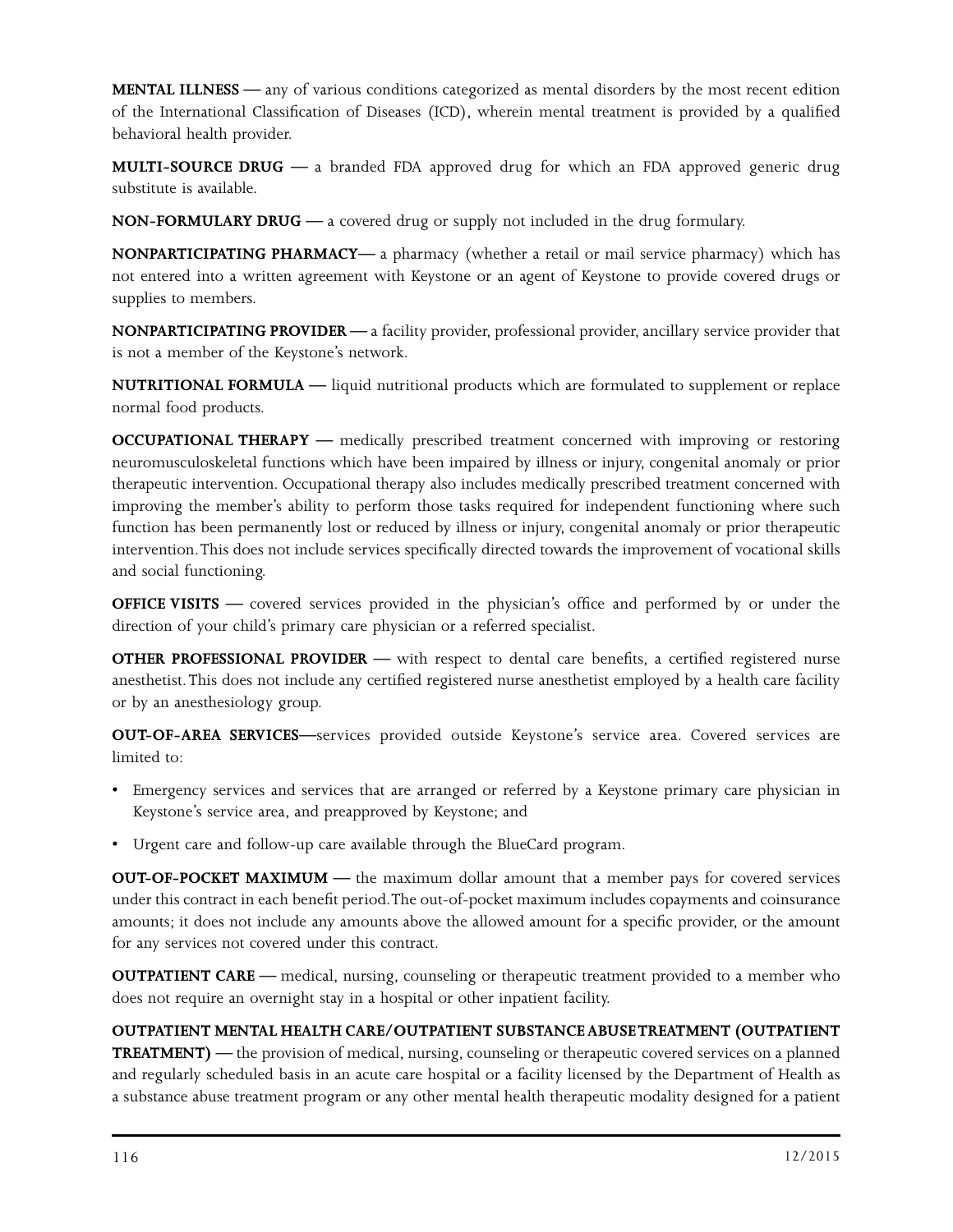**MENTAL ILLNESS —** any of various conditions categorized as mental disorders by the most recent edition of the International Classification of Diseases (ICD), wherein mental treatment is provided by a qualified behavioral health provider.

**MULTI-SOURCE DRUG —** a branded FDA approved drug for which an FDA approved generic drug substitute is available.

**NON-FORMULARY DRUG —** a covered drug or supply not included in the drug formulary.

**NONPARTICIPATING PHARMACY—** a pharmacy (whether a retail or mail service pharmacy) which has not entered into a written agreement with Keystone or an agent of Keystone to provide covered drugs or supplies to members.

**NONPARTICIPATING PROVIDER —** a facility provider, professional provider, ancillary service provider that is not a member of the Keystone's network.

**NUTRITIONAL FORMULA —** liquid nutritional products which are formulated to supplement or replace normal food products.

**OCCUPATIONAL THERAPY —** medically prescribed treatment concerned with improving or restoring neuromusculoskeletal functions which have been impaired by illness or injury, congenital anomaly or prior therapeutic intervention. Occupational therapy also includes medically prescribed treatment concerned with improving the member's ability to perform those tasks required for independent functioning where such function has been permanently lost or reduced by illness or injury, congenital anomaly or prior therapeutic intervention. This does not include services specifically directed towards the improvement of vocational skills and social functioning.

**OFFICE VISITS —** covered services provided in the physician's office and performed by or under the direction of your child's primary care physician or a referred specialist.

**OTHER PROFESSIONAL PROVIDER —** with respect to dental care benefits, a certified registered nurse anesthetist. This does not include any certified registered nurse anesthetist employed by a health care facility or by an anesthesiology group.

**OUT-OF-AREA SERVICES—**services provided outside Keystone's service area. Covered services are limited to:

- Emergency services and services that are arranged or referred by a Keystone primary care physician in Keystone's service area, and preapproved by Keystone; and
- Urgent care and follow-up care available through the BlueCard program.

**OUT-OF-POCKET MAXIMUM —** the maximum dollar amount that a member pays for covered services under this contract in each benefit period. The out-of-pocket maximum includes copayments and coinsurance amounts; it does not include any amounts above the allowed amount for a specific provider, or the amount for any services not covered under this contract.

**OUTPATIENT CARE —** medical, nursing, counseling or therapeutic treatment provided to a member who does not require an overnight stay in a hospital or other inpatient facility.

**OUTPATIENT MENTAL HEALTH CARE/OUTPATIENT SUBSTANCE ABUSE TREATMENT (OUTPATIENT TREATMENT) —** the provision of medical, nursing, counseling or therapeutic covered services on a planned and regularly scheduled basis in an acute care hospital or a facility licensed by the Department of Health as a substance abuse treatment program or any other mental health therapeutic modality designed for a patient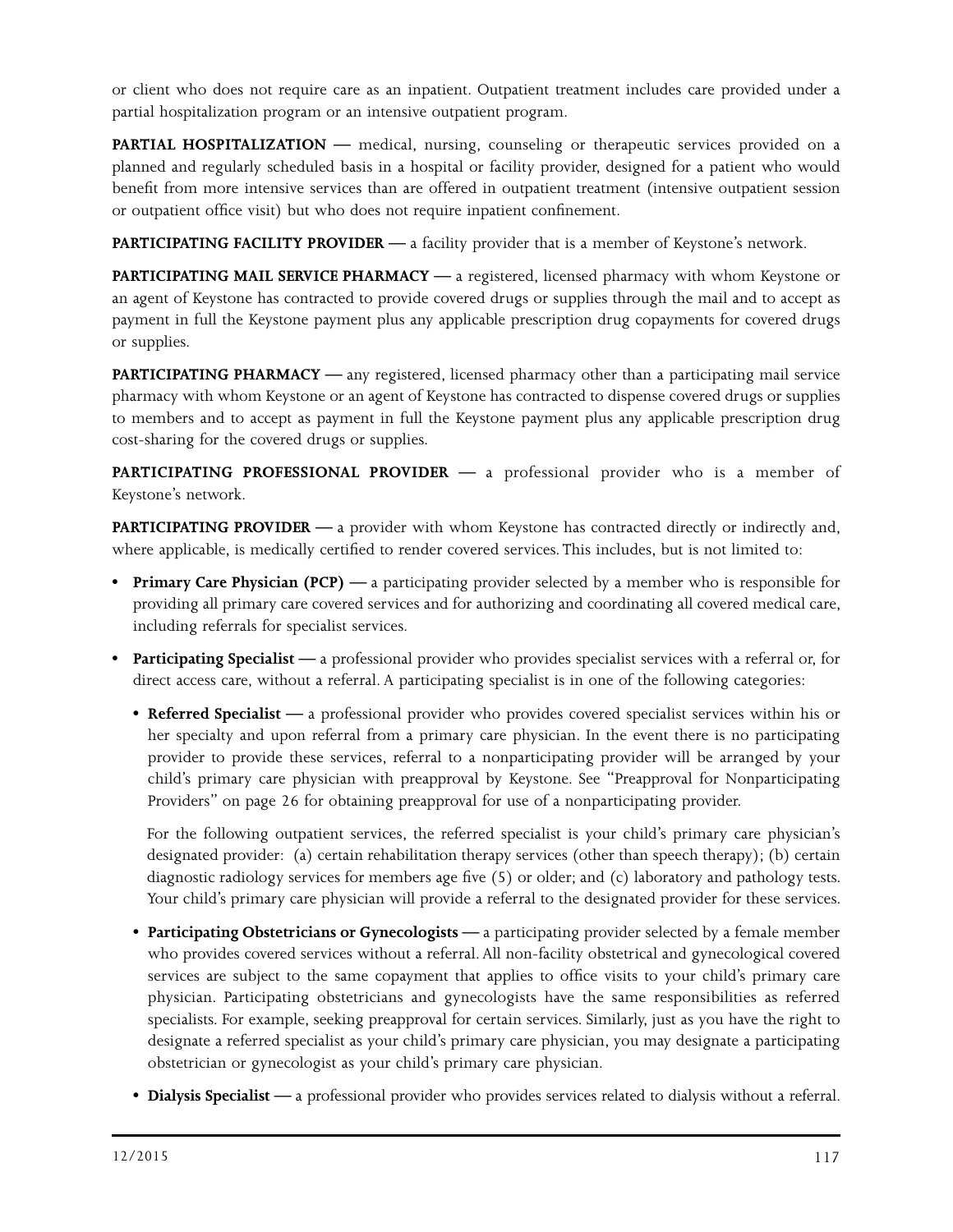or client who does not require care as an inpatient. Outpatient treatment includes care provided under a partial hospitalization program or an intensive outpatient program.

**PARTIAL HOSPITALIZATION —** medical, nursing, counseling or therapeutic services provided on a planned and regularly scheduled basis in a hospital or facility provider, designed for a patient who would benefit from more intensive services than are offered in outpatient treatment (intensive outpatient session or outpatient office visit) but who does not require inpatient confinement.

**PARTICIPATING FACILITY PROVIDER —** a facility provider that is a member of Keystone's network.

**PARTICIPATING MAIL SERVICE PHARMACY —** a registered, licensed pharmacy with whom Keystone or an agent of Keystone has contracted to provide covered drugs or supplies through the mail and to accept as payment in full the Keystone payment plus any applicable prescription drug copayments for covered drugs or supplies.

**PARTICIPATING PHARMACY —** any registered, licensed pharmacy other than a participating mail service pharmacy with whom Keystone or an agent of Keystone has contracted to dispense covered drugs or supplies to members and to accept as payment in full the Keystone payment plus any applicable prescription drug cost-sharing for the covered drugs or supplies.

**PARTICIPATING PROFESSIONAL PROVIDER —** a professional provider who is a member of Keystone's network.

**PARTICIPATING PROVIDER —** a provider with whom Keystone has contracted directly or indirectly and, where applicable, is medically certified to render covered services. This includes, but is not limited to:

- **Primary Care Physician (PCP) —** a participating provider selected by a member who is responsible for providing all primary care covered services and for authorizing and coordinating all covered medical care, including referrals for specialist services.
- **Participating Specialist —** a professional provider who provides specialist services with a referral or, for direct access care, without a referral. A participating specialist is in one of the following categories:
  - **Referred Specialist —** a professional provider who provides covered specialist services within his or her specialty and upon referral from a primary care physician. In the event there is no participating provider to provide these services, referral to a nonparticipating provider will be arranged by your child's primary care physician with preapproval by Keystone. See "Preapproval for Nonparticipating Providers" on page 26 for obtaining preapproval for use of a nonparticipating provider.

    For the following outpatient services, the referred specialist is your child's primary care physician's designated provider: (a) certain rehabilitation therapy services (other than speech therapy); (b) certain diagnostic radiology services for members age five (5) or older; and (c) laboratory and pathology tests. Your child's primary care physician will provide a referral to the designated provider for these services.
  - **Participating Obstetricians or Gynecologists —** a participating provider selected by a female member who provides covered services without a referral. All non-facility obstetrical and gynecological covered services are subject to the same copayment that applies to office visits to your child's primary care physician. Participating obstetricians and gynecologists have the same responsibilities as referred specialists. For example, seeking preapproval for certain services. Similarly, just as you have the right to designate a referred specialist as your child's primary care physician, you may designate a participating obstetrician or gynecologist as your child's primary care physician.
  - **Dialysis Specialist —** a professional provider who provides services related to dialysis without a referral.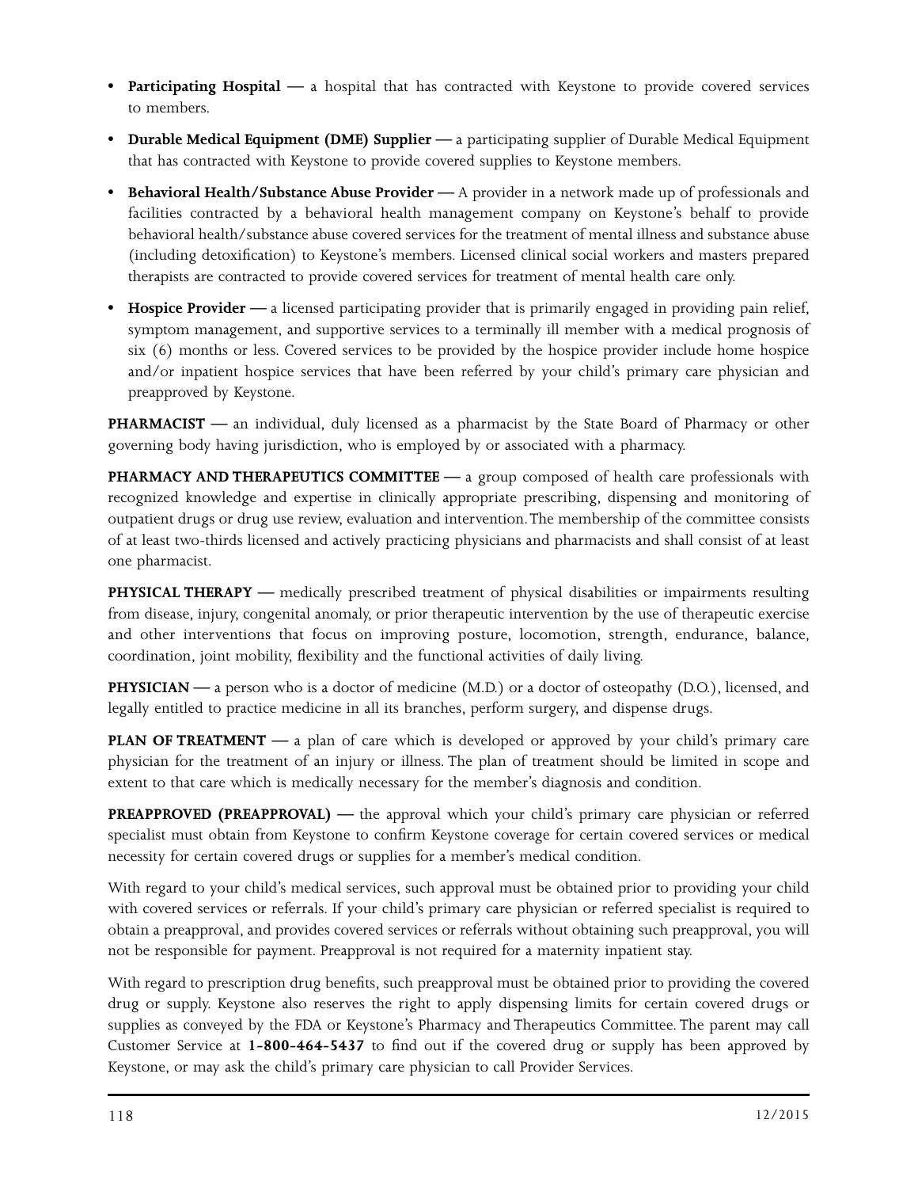- **Participating Hospital** — a hospital that has contracted with Keystone to provide covered services to members.
- **Durable Medical Equipment (DME) Supplier** — a participating supplier of Durable Medical Equipment that has contracted with Keystone to provide covered supplies to Keystone members.
- **Behavioral Health/Substance Abuse Provider** — A provider in a network made up of professionals and facilities contracted by a behavioral health management company on Keystone's behalf to provide behavioral health/substance abuse covered services for the treatment of mental illness and substance abuse (including detoxification) to Keystone's members. Licensed clinical social workers and masters prepared therapists are contracted to provide covered services for treatment of mental health care only.
- **Hospice Provider** — a licensed participating provider that is primarily engaged in providing pain relief, symptom management, and supportive services to a terminally ill member with a medical prognosis of six (6) months or less. Covered services to be provided by the hospice provider include home hospice and/or inpatient hospice services that have been referred by your child's primary care physician and preapproved by Keystone.

**PHARMACIST** — an individual, duly licensed as a pharmacist by the State Board of Pharmacy or other governing body having jurisdiction, who is employed by or associated with a pharmacy.

**PHARMACY AND THERAPEUTICS COMMITTEE** — a group composed of health care professionals with recognized knowledge and expertise in clinically appropriate prescribing, dispensing and monitoring of outpatient drugs or drug use review, evaluation and intervention. The membership of the committee consists of at least two-thirds licensed and actively practicing physicians and pharmacists and shall consist of at least one pharmacist.

**PHYSICAL THERAPY** — medically prescribed treatment of physical disabilities or impairments resulting from disease, injury, congenital anomaly, or prior therapeutic intervention by the use of therapeutic exercise and other interventions that focus on improving posture, locomotion, strength, endurance, balance, coordination, joint mobility, flexibility and the functional activities of daily living.

**PHYSICIAN** — a person who is a doctor of medicine (M.D.) or a doctor of osteopathy (D.O.), licensed, and legally entitled to practice medicine in all its branches, perform surgery, and dispense drugs.

**PLAN OF TREATMENT** — a plan of care which is developed or approved by your child's primary care physician for the treatment of an injury or illness. The plan of treatment should be limited in scope and extent to that care which is medically necessary for the member's diagnosis and condition.

**PREAPPROVED (PREAPPROVAL)** — the approval which your child's primary care physician or referred specialist must obtain from Keystone to confirm Keystone coverage for certain covered services or medical necessity for certain covered drugs or supplies for a member's medical condition.

With regard to your child's medical services, such approval must be obtained prior to providing your child with covered services or referrals. If your child's primary care physician or referred specialist is required to obtain a preapproval, and provides covered services or referrals without obtaining such preapproval, you will not be responsible for payment. Preapproval is not required for a maternity inpatient stay.

With regard to prescription drug benefits, such preapproval must be obtained prior to providing the covered drug or supply. Keystone also reserves the right to apply dispensing limits for certain covered drugs or supplies as conveyed by the FDA or Keystone's Pharmacy and Therapeutics Committee. The parent may call Customer Service at **1-800-464-5437** to find out if the covered drug or supply has been approved by Keystone, or may ask the child's primary care physician to call Provider Services.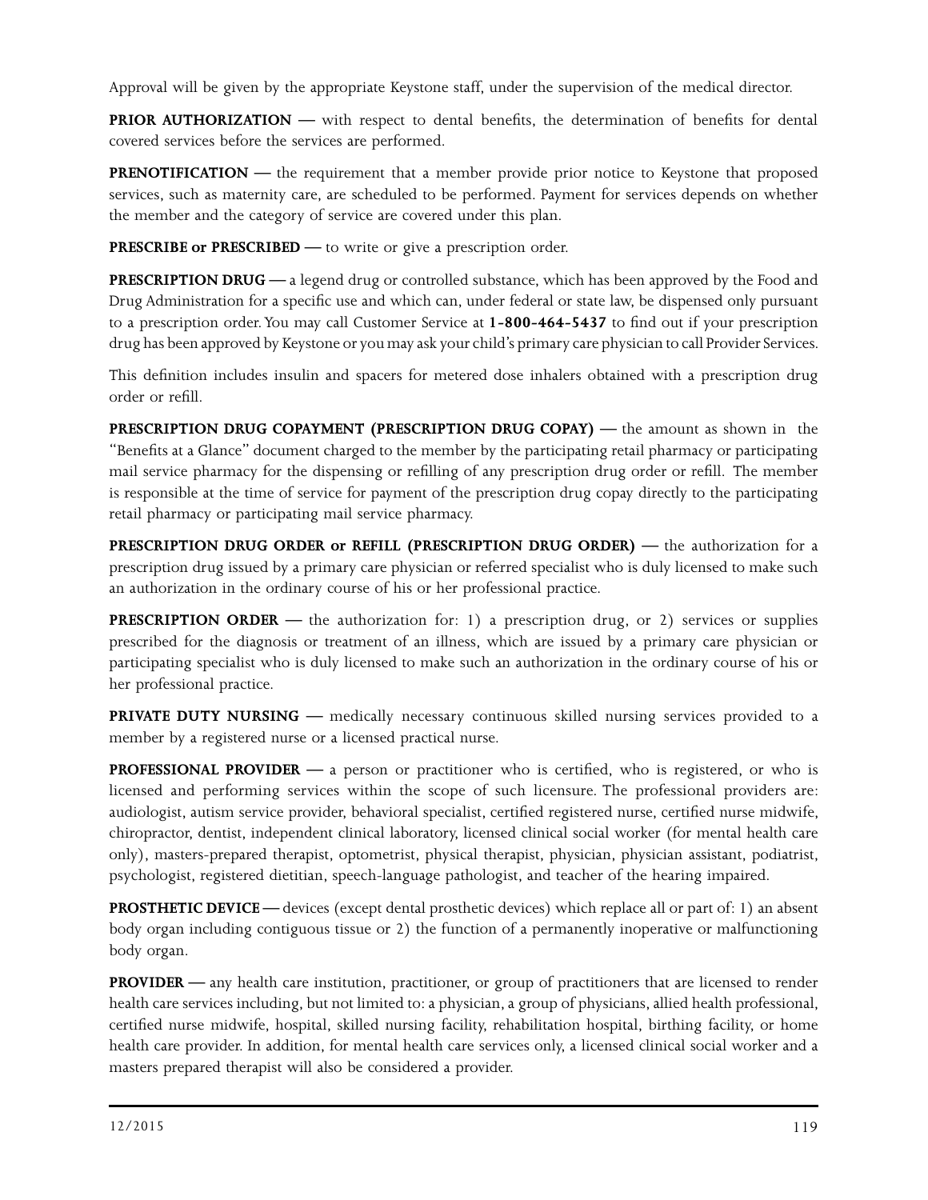Approval will be given by the appropriate Keystone staff, under the supervision of the medical director.

**PRIOR AUTHORIZATION —** with respect to dental benefits, the determination of benefits for dental covered services before the services are performed.

**PRENOTIFICATION —** the requirement that a member provide prior notice to Keystone that proposed services, such as maternity care, are scheduled to be performed. Payment for services depends on whether the member and the category of service are covered under this plan.

**PRESCRIBE or PRESCRIBED —** to write or give a prescription order.

**PRESCRIPTION DRUG —** a legend drug or controlled substance, which has been approved by the Food and Drug Administration for a specific use and which can, under federal or state law, be dispensed only pursuant to a prescription order. You may call Customer Service at **1-800-464-5437** to find out if your prescription drug has been approved by Keystone or you may ask your child's primary care physician to call Provider Services.

This definition includes insulin and spacers for metered dose inhalers obtained with a prescription drug order or refill.

**PRESCRIPTION DRUG COPAYMENT (PRESCRIPTION DRUG COPAY) —** the amount as shown in the "Benefits at a Glance" document charged to the member by the participating retail pharmacy or participating mail service pharmacy for the dispensing or refilling of any prescription drug order or refill. The member is responsible at the time of service for payment of the prescription drug copay directly to the participating retail pharmacy or participating mail service pharmacy.

**PRESCRIPTION DRUG ORDER or REFILL (PRESCRIPTION DRUG ORDER) —** the authorization for a prescription drug issued by a primary care physician or referred specialist who is duly licensed to make such an authorization in the ordinary course of his or her professional practice.

**PRESCRIPTION ORDER —** the authorization for: 1) a prescription drug, or 2) services or supplies prescribed for the diagnosis or treatment of an illness, which are issued by a primary care physician or participating specialist who is duly licensed to make such an authorization in the ordinary course of his or her professional practice.

**PRIVATE DUTY NURSING —** medically necessary continuous skilled nursing services provided to a member by a registered nurse or a licensed practical nurse.

**PROFESSIONAL PROVIDER —** a person or practitioner who is certified, who is registered, or who is licensed and performing services within the scope of such licensure. The professional providers are: audiologist, autism service provider, behavioral specialist, certified registered nurse, certified nurse midwife, chiropractor, dentist, independent clinical laboratory, licensed clinical social worker (for mental health care only), masters-prepared therapist, optometrist, physical therapist, physician, physician assistant, podiatrist, psychologist, registered dietitian, speech-language pathologist, and teacher of the hearing impaired.

**PROSTHETIC DEVICE —** devices (except dental prosthetic devices) which replace all or part of: 1) an absent body organ including contiguous tissue or 2) the function of a permanently inoperative or malfunctioning body organ.

**PROVIDER —** any health care institution, practitioner, or group of practitioners that are licensed to render health care services including, but not limited to: a physician, a group of physicians, allied health professional, certified nurse midwife, hospital, skilled nursing facility, rehabilitation hospital, birthing facility, or home health care provider. In addition, for mental health care services only, a licensed clinical social worker and a masters prepared therapist will also be considered a provider.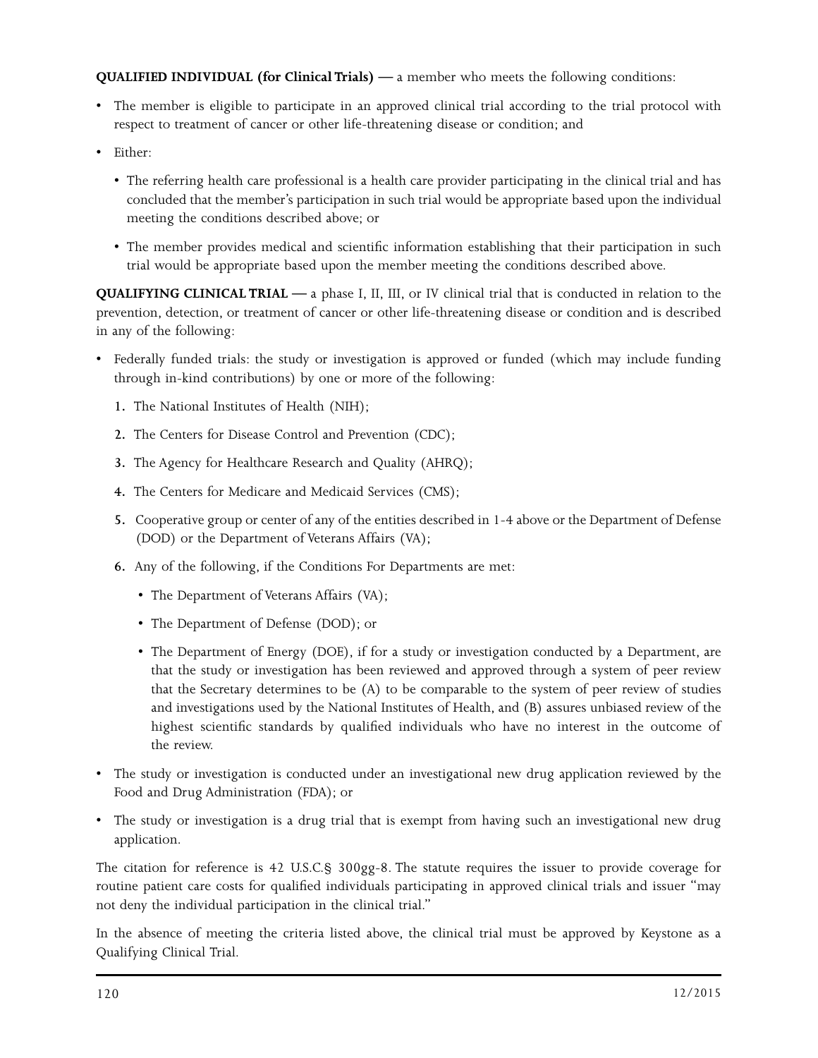**QUALIFIED INDIVIDUAL (for Clinical Trials)** — a member who meets the following conditions:

- The member is eligible to participate in an approved clinical trial according to the trial protocol with respect to treatment of cancer or other life-threatening disease or condition; and
- Either:
  - The referring health care professional is a health care provider participating in the clinical trial and has concluded that the member's participation in such trial would be appropriate based upon the individual meeting the conditions described above; or
  - The member provides medical and scientific information establishing that their participation in such trial would be appropriate based upon the member meeting the conditions described above.

**QUALIFYING CLINICAL TRIAL** — a phase I, II, III, or IV clinical trial that is conducted in relation to the prevention, detection, or treatment of cancer or other life-threatening disease or condition and is described in any of the following:

- Federally funded trials: the study or investigation is approved or funded (which may include funding through in-kind contributions) by one or more of the following:
  1. The National Institutes of Health (NIH);
  2. The Centers for Disease Control and Prevention (CDC);
  3. The Agency for Healthcare Research and Quality (AHRQ);
  4. The Centers for Medicare and Medicaid Services (CMS);
  5. Cooperative group or center of any of the entities described in 1-4 above or the Department of Defense (DOD) or the Department of Veterans Affairs (VA);
  6. Any of the following, if the Conditions For Departments are met:
     - The Department of Veterans Affairs (VA);
     - The Department of Defense (DOD); or
     - The Department of Energy (DOE), if for a study or investigation conducted by a Department, are that the study or investigation has been reviewed and approved through a system of peer review that the Secretary determines to be (A) to be comparable to the system of peer review of studies and investigations used by the National Institutes of Health, and (B) assures unbiased review of the highest scientific standards by qualified individuals who have no interest in the outcome of the review.
- The study or investigation is conducted under an investigational new drug application reviewed by the Food and Drug Administration (FDA); or
- The study or investigation is a drug trial that is exempt from having such an investigational new drug application.

The citation for reference is 42 U.S.C.§ 300gg-8. The statute requires the issuer to provide coverage for routine patient care costs for qualified individuals participating in approved clinical trials and issuer "may not deny the individual participation in the clinical trial."

In the absence of meeting the criteria listed above, the clinical trial must be approved by Keystone as a Qualifying Clinical Trial.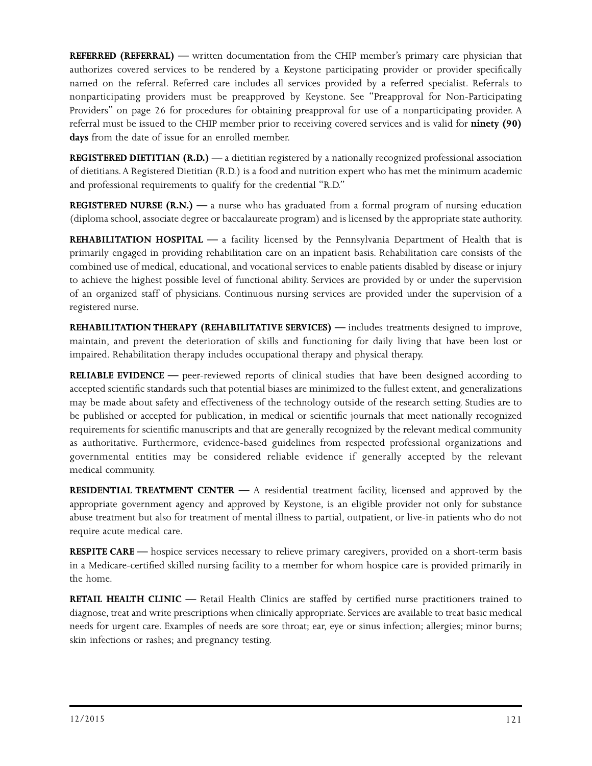**REFERRED (REFERRAL) —** written documentation from the CHIP member's primary care physician that authorizes covered services to be rendered by a Keystone participating provider or provider specifically named on the referral. Referred care includes all services provided by a referred specialist. Referrals to nonparticipating providers must be preapproved by Keystone. See "Preapproval for Non-Participating Providers" on page 26 for procedures for obtaining preapproval for use of a nonparticipating provider. A referral must be issued to the CHIP member prior to receiving covered services and is valid for **ninety (90) days** from the date of issue for an enrolled member.

**REGISTERED DIETITIAN (R.D.) —** a dietitian registered by a nationally recognized professional association of dietitians. A Registered Dietitian (R.D.) is a food and nutrition expert who has met the minimum academic and professional requirements to qualify for the credential "R.D."

**REGISTERED NURSE (R.N.) —** a nurse who has graduated from a formal program of nursing education (diploma school, associate degree or baccalaureate program) and is licensed by the appropriate state authority.

**REHABILITATION HOSPITAL —** a facility licensed by the Pennsylvania Department of Health that is primarily engaged in providing rehabilitation care on an inpatient basis. Rehabilitation care consists of the combined use of medical, educational, and vocational services to enable patients disabled by disease or injury to achieve the highest possible level of functional ability. Services are provided by or under the supervision of an organized staff of physicians. Continuous nursing services are provided under the supervision of a registered nurse.

**REHABILITATION THERAPY (REHABILITATIVE SERVICES) —** includes treatments designed to improve, maintain, and prevent the deterioration of skills and functioning for daily living that have been lost or impaired. Rehabilitation therapy includes occupational therapy and physical therapy.

**RELIABLE EVIDENCE —** peer-reviewed reports of clinical studies that have been designed according to accepted scientific standards such that potential biases are minimized to the fullest extent, and generalizations may be made about safety and effectiveness of the technology outside of the research setting. Studies are to be published or accepted for publication, in medical or scientific journals that meet nationally recognized requirements for scientific manuscripts and that are generally recognized by the relevant medical community as authoritative. Furthermore, evidence-based guidelines from respected professional organizations and governmental entities may be considered reliable evidence if generally accepted by the relevant medical community.

**RESIDENTIAL TREATMENT CENTER —** A residential treatment facility, licensed and approved by the appropriate government agency and approved by Keystone, is an eligible provider not only for substance abuse treatment but also for treatment of mental illness to partial, outpatient, or live-in patients who do not require acute medical care.

**RESPITE CARE —** hospice services necessary to relieve primary caregivers, provided on a short-term basis in a Medicare-certified skilled nursing facility to a member for whom hospice care is provided primarily in the home.

**RETAIL HEALTH CLINIC —** Retail Health Clinics are staffed by certified nurse practitioners trained to diagnose, treat and write prescriptions when clinically appropriate. Services are available to treat basic medical needs for urgent care. Examples of needs are sore throat; ear, eye or sinus infection; allergies; minor burns; skin infections or rashes; and pregnancy testing.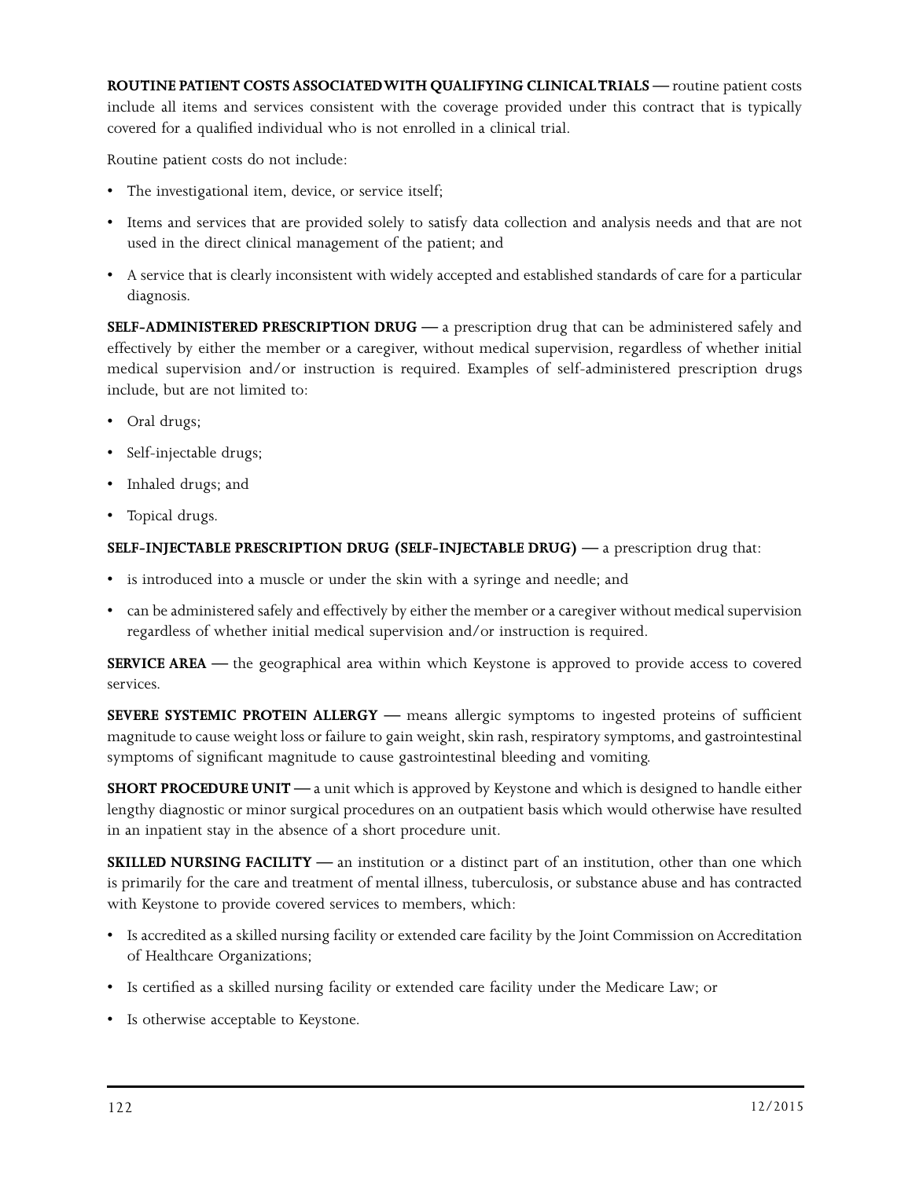**ROUTINE PATIENT COSTS ASSOCIATED WITH QUALIFYING CLINICAL TRIALS —** routine patient costs include all items and services consistent with the coverage provided under this contract that is typically covered for a qualified individual who is not enrolled in a clinical trial.

Routine patient costs do not include:

- The investigational item, device, or service itself;
- Items and services that are provided solely to satisfy data collection and analysis needs and that are not used in the direct clinical management of the patient; and
- A service that is clearly inconsistent with widely accepted and established standards of care for a particular diagnosis.

**SELF-ADMINISTERED PRESCRIPTION DRUG —** a prescription drug that can be administered safely and effectively by either the member or a caregiver, without medical supervision, regardless of whether initial medical supervision and/or instruction is required. Examples of self-administered prescription drugs include, but are not limited to:

- Oral drugs;
- Self-injectable drugs;
- Inhaled drugs; and
- Topical drugs.

**SELF-INJECTABLE PRESCRIPTION DRUG (SELF-INJECTABLE DRUG) —** a prescription drug that:

- is introduced into a muscle or under the skin with a syringe and needle; and
- can be administered safely and effectively by either the member or a caregiver without medical supervision regardless of whether initial medical supervision and/or instruction is required.

**SERVICE AREA —** the geographical area within which Keystone is approved to provide access to covered services.

**SEVERE SYSTEMIC PROTEIN ALLERGY —** means allergic symptoms to ingested proteins of sufficient magnitude to cause weight loss or failure to gain weight, skin rash, respiratory symptoms, and gastrointestinal symptoms of significant magnitude to cause gastrointestinal bleeding and vomiting.

**SHORT PROCEDURE UNIT —** a unit which is approved by Keystone and which is designed to handle either lengthy diagnostic or minor surgical procedures on an outpatient basis which would otherwise have resulted in an inpatient stay in the absence of a short procedure unit.

**SKILLED NURSING FACILITY —** an institution or a distinct part of an institution, other than one which is primarily for the care and treatment of mental illness, tuberculosis, or substance abuse and has contracted with Keystone to provide covered services to members, which:

- Is accredited as a skilled nursing facility or extended care facility by the Joint Commission on Accreditation of Healthcare Organizations;
- Is certified as a skilled nursing facility or extended care facility under the Medicare Law; or
- Is otherwise acceptable to Keystone.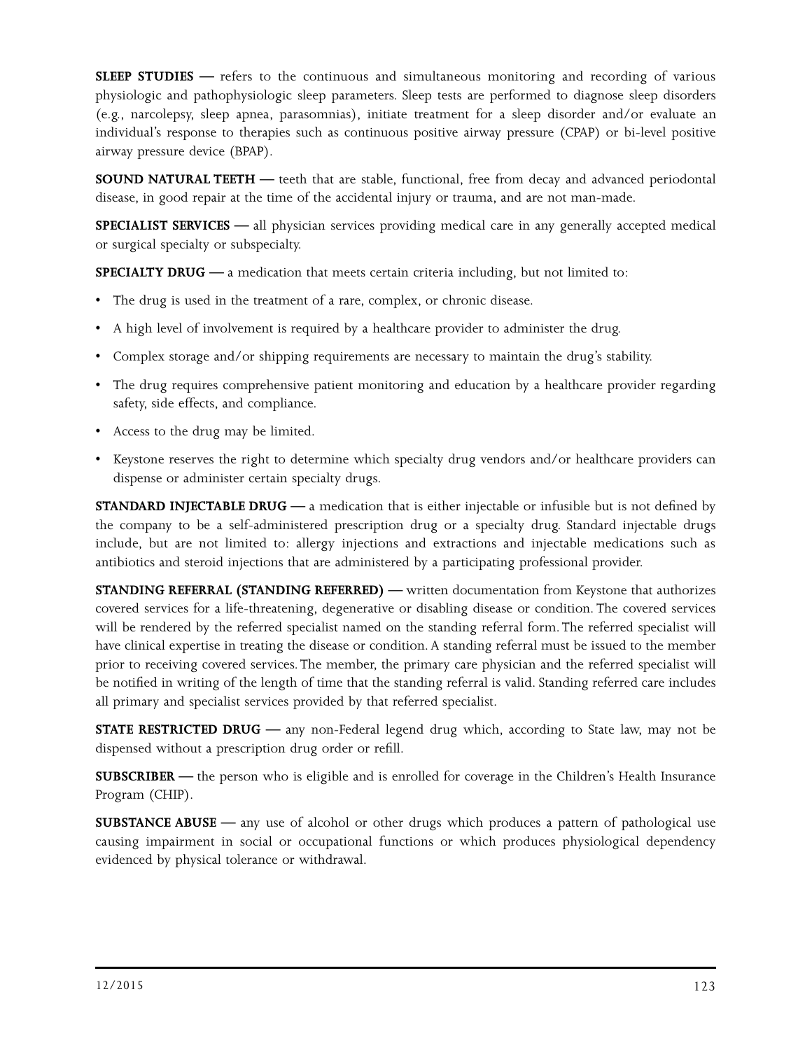**SLEEP STUDIES —** refers to the continuous and simultaneous monitoring and recording of various physiologic and pathophysiologic sleep parameters. Sleep tests are performed to diagnose sleep disorders (e.g., narcolepsy, sleep apnea, parasomnias), initiate treatment for a sleep disorder and/or evaluate an individual's response to therapies such as continuous positive airway pressure (CPAP) or bi-level positive airway pressure device (BPAP).

**SOUND NATURAL TEETH —** teeth that are stable, functional, free from decay and advanced periodontal disease, in good repair at the time of the accidental injury or trauma, and are not man-made.

**SPECIALIST SERVICES —** all physician services providing medical care in any generally accepted medical or surgical specialty or subspecialty.

**SPECIALTY DRUG —** a medication that meets certain criteria including, but not limited to:

- The drug is used in the treatment of a rare, complex, or chronic disease.
- A high level of involvement is required by a healthcare provider to administer the drug.
- Complex storage and/or shipping requirements are necessary to maintain the drug's stability.
- The drug requires comprehensive patient monitoring and education by a healthcare provider regarding safety, side effects, and compliance.
- Access to the drug may be limited.
- Keystone reserves the right to determine which specialty drug vendors and/or healthcare providers can dispense or administer certain specialty drugs.

**STANDARD INJECTABLE DRUG —** a medication that is either injectable or infusible but is not defined by the company to be a self-administered prescription drug or a specialty drug. Standard injectable drugs include, but are not limited to: allergy injections and extractions and injectable medications such as antibiotics and steroid injections that are administered by a participating professional provider.

**STANDING REFERRAL (STANDING REFERRED) —** written documentation from Keystone that authorizes covered services for a life-threatening, degenerative or disabling disease or condition. The covered services will be rendered by the referred specialist named on the standing referral form. The referred specialist will have clinical expertise in treating the disease or condition. A standing referral must be issued to the member prior to receiving covered services. The member, the primary care physician and the referred specialist will be notified in writing of the length of time that the standing referral is valid. Standing referred care includes all primary and specialist services provided by that referred specialist.

**STATE RESTRICTED DRUG —** any non-Federal legend drug which, according to State law, may not be dispensed without a prescription drug order or refill.

**SUBSCRIBER —** the person who is eligible and is enrolled for coverage in the Children's Health Insurance Program (CHIP).

**SUBSTANCE ABUSE —** any use of alcohol or other drugs which produces a pattern of pathological use causing impairment in social or occupational functions or which produces physiological dependency evidenced by physical tolerance or withdrawal.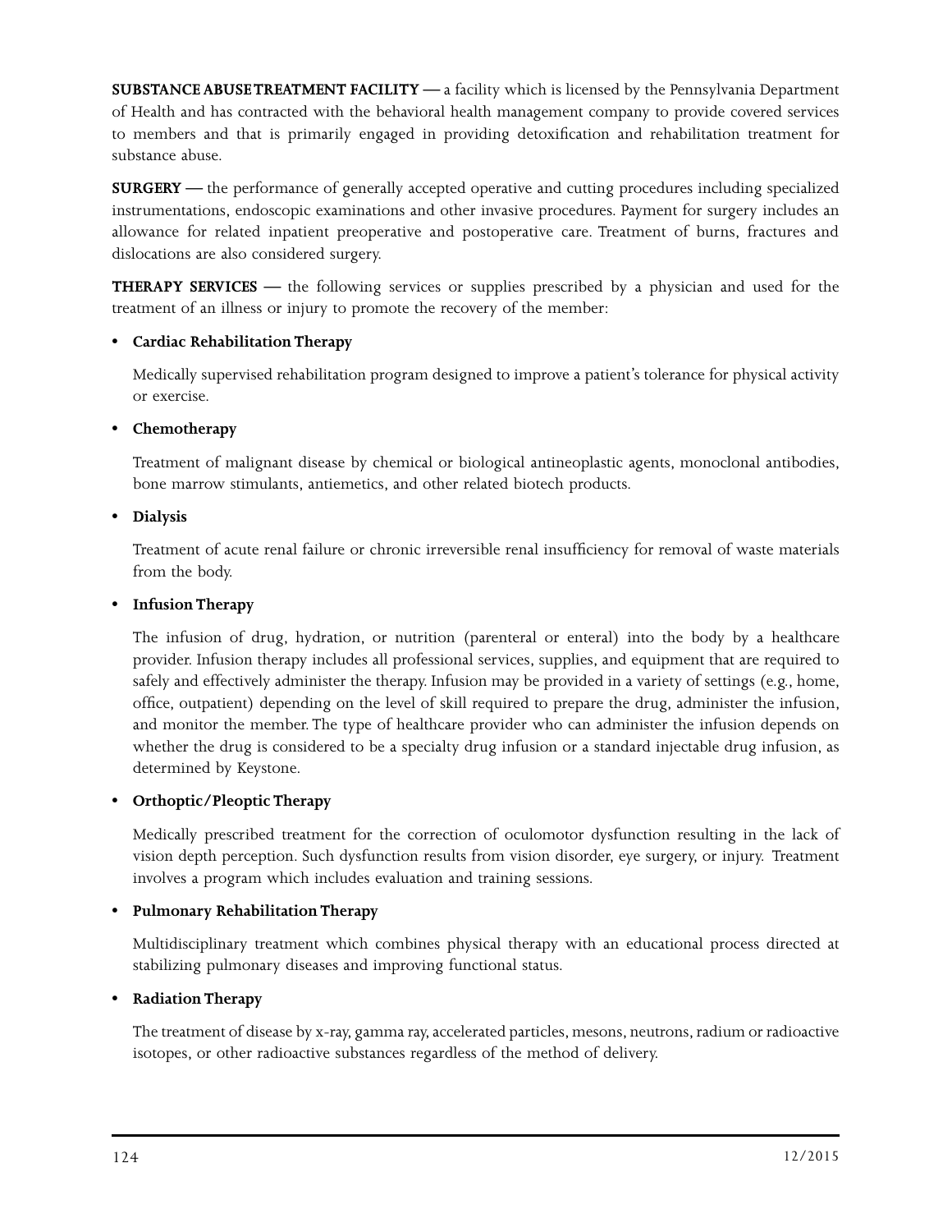**SUBSTANCE ABUSE TREATMENT FACILITY —** a facility which is licensed by the Pennsylvania Department of Health and has contracted with the behavioral health management company to provide covered services to members and that is primarily engaged in providing detoxification and rehabilitation treatment for substance abuse.

**SURGERY —** the performance of generally accepted operative and cutting procedures including specialized instrumentations, endoscopic examinations and other invasive procedures. Payment for surgery includes an allowance for related inpatient preoperative and postoperative care. Treatment of burns, fractures and dislocations are also considered surgery.

**THERAPY SERVICES —** the following services or supplies prescribed by a physician and used for the treatment of an illness or injury to promote the recovery of the member:

- **Cardiac Rehabilitation Therapy**

  Medically supervised rehabilitation program designed to improve a patient's tolerance for physical activity or exercise.

- **Chemotherapy**

  Treatment of malignant disease by chemical or biological antineoplastic agents, monoclonal antibodies, bone marrow stimulants, antiemetics, and other related biotech products.

- **Dialysis**

  Treatment of acute renal failure or chronic irreversible renal insufficiency for removal of waste materials from the body.

- **Infusion Therapy**

  The infusion of drug, hydration, or nutrition (parenteral or enteral) into the body by a healthcare provider. Infusion therapy includes all professional services, supplies, and equipment that are required to safely and effectively administer the therapy. Infusion may be provided in a variety of settings (e.g., home, office, outpatient) depending on the level of skill required to prepare the drug, administer the infusion, and monitor the member. The type of healthcare provider who can administer the infusion depends on whether the drug is considered to be a specialty drug infusion or a standard injectable drug infusion, as determined by Keystone.

- **Orthoptic/Pleoptic Therapy**

  Medically prescribed treatment for the correction of oculomotor dysfunction resulting in the lack of vision depth perception. Such dysfunction results from vision disorder, eye surgery, or injury. Treatment involves a program which includes evaluation and training sessions.

- **Pulmonary Rehabilitation Therapy**

  Multidisciplinary treatment which combines physical therapy with an educational process directed at stabilizing pulmonary diseases and improving functional status.

- **Radiation Therapy**

  The treatment of disease by x-ray, gamma ray, accelerated particles, mesons, neutrons, radium or radioactive isotopes, or other radioactive substances regardless of the method of delivery.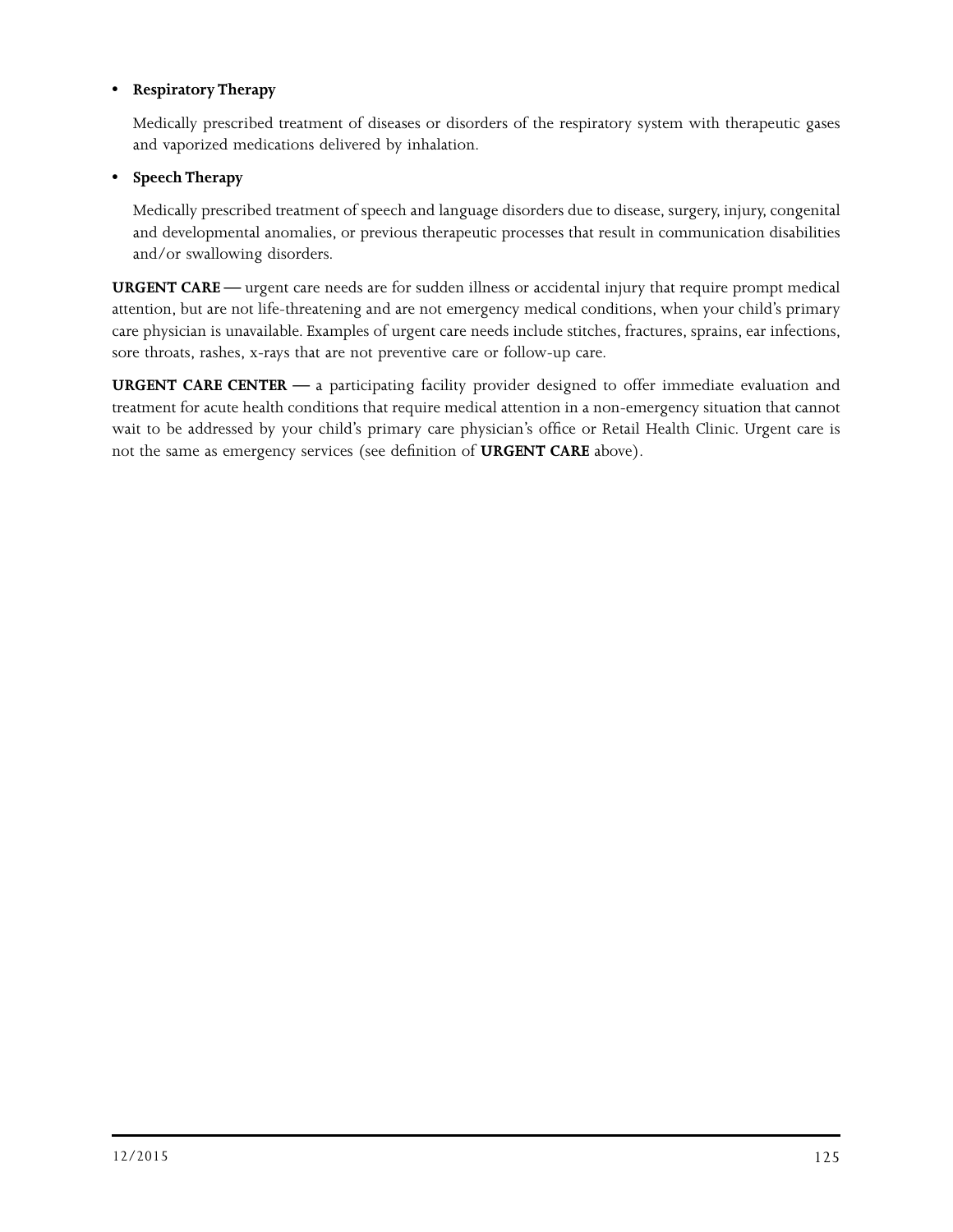- **Respiratory Therapy**

  Medically prescribed treatment of diseases or disorders of the respiratory system with therapeutic gases and vaporized medications delivered by inhalation.

- **Speech Therapy**

  Medically prescribed treatment of speech and language disorders due to disease, surgery, injury, congenital and developmental anomalies, or previous therapeutic processes that result in communication disabilities and/or swallowing disorders.

**URGENT CARE —** urgent care needs are for sudden illness or accidental injury that require prompt medical attention, but are not life-threatening and are not emergency medical conditions, when your child's primary care physician is unavailable. Examples of urgent care needs include stitches, fractures, sprains, ear infections, sore throats, rashes, x-rays that are not preventive care or follow-up care.

**URGENT CARE CENTER —** a participating facility provider designed to offer immediate evaluation and treatment for acute health conditions that require medical attention in a non-emergency situation that cannot wait to be addressed by your child's primary care physician's office or Retail Health Clinic. Urgent care is not the same as emergency services (see definition of **URGENT CARE** above).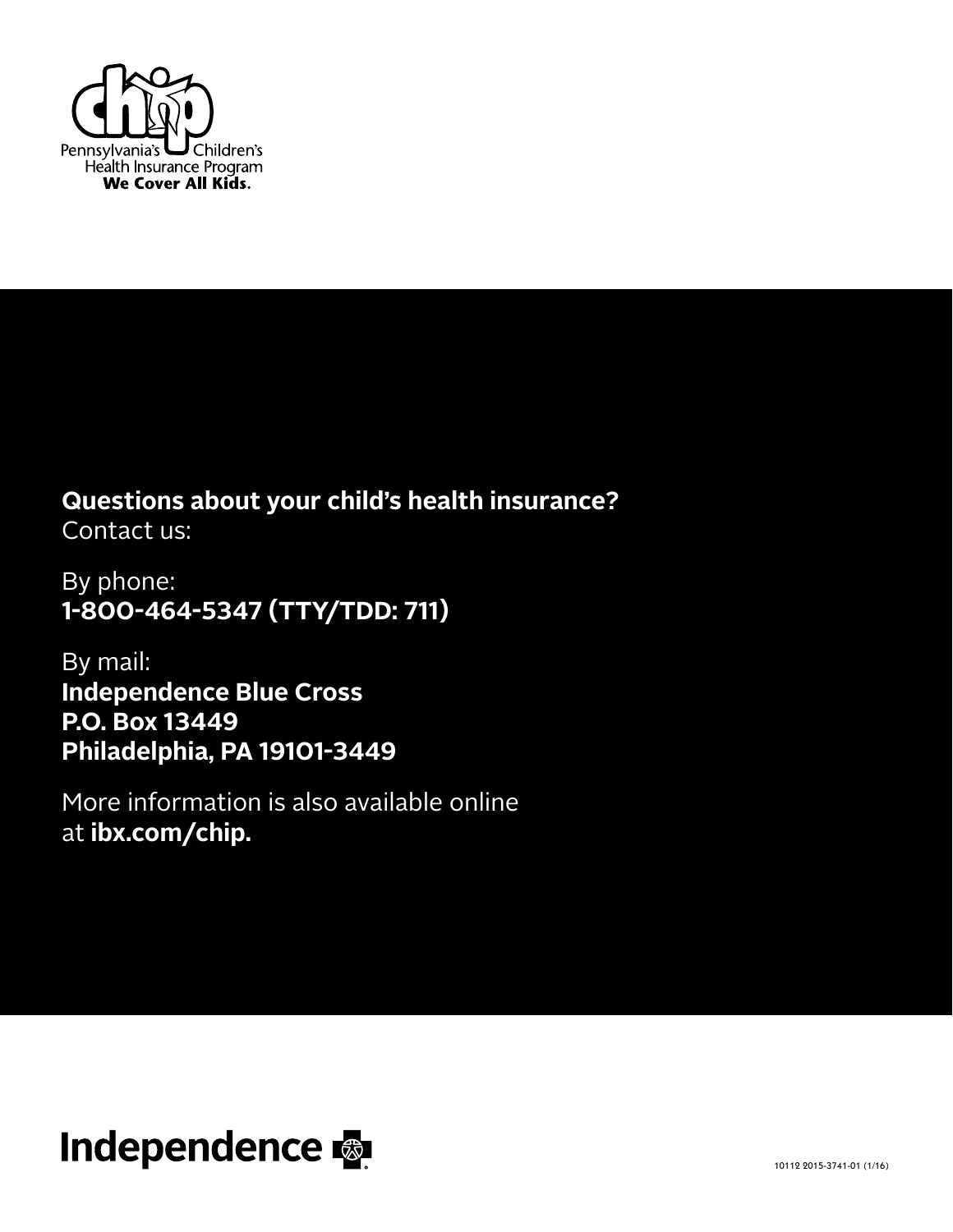Pennsylvania's Children's Health Insurance Program
**We Cover All Kids.**

**Questions about your child's health insurance?**
Contact us:

By phone:
**1-800-464-5347 (TTY/TDD: 711)**

By mail:
**Independence Blue Cross**
**P.O. Box 13449**
**Philadelphia, PA 19101-3449**

More information is also available online at **ibx.com/chip.**

Independence

10112 2015-3741-01 (1/16)